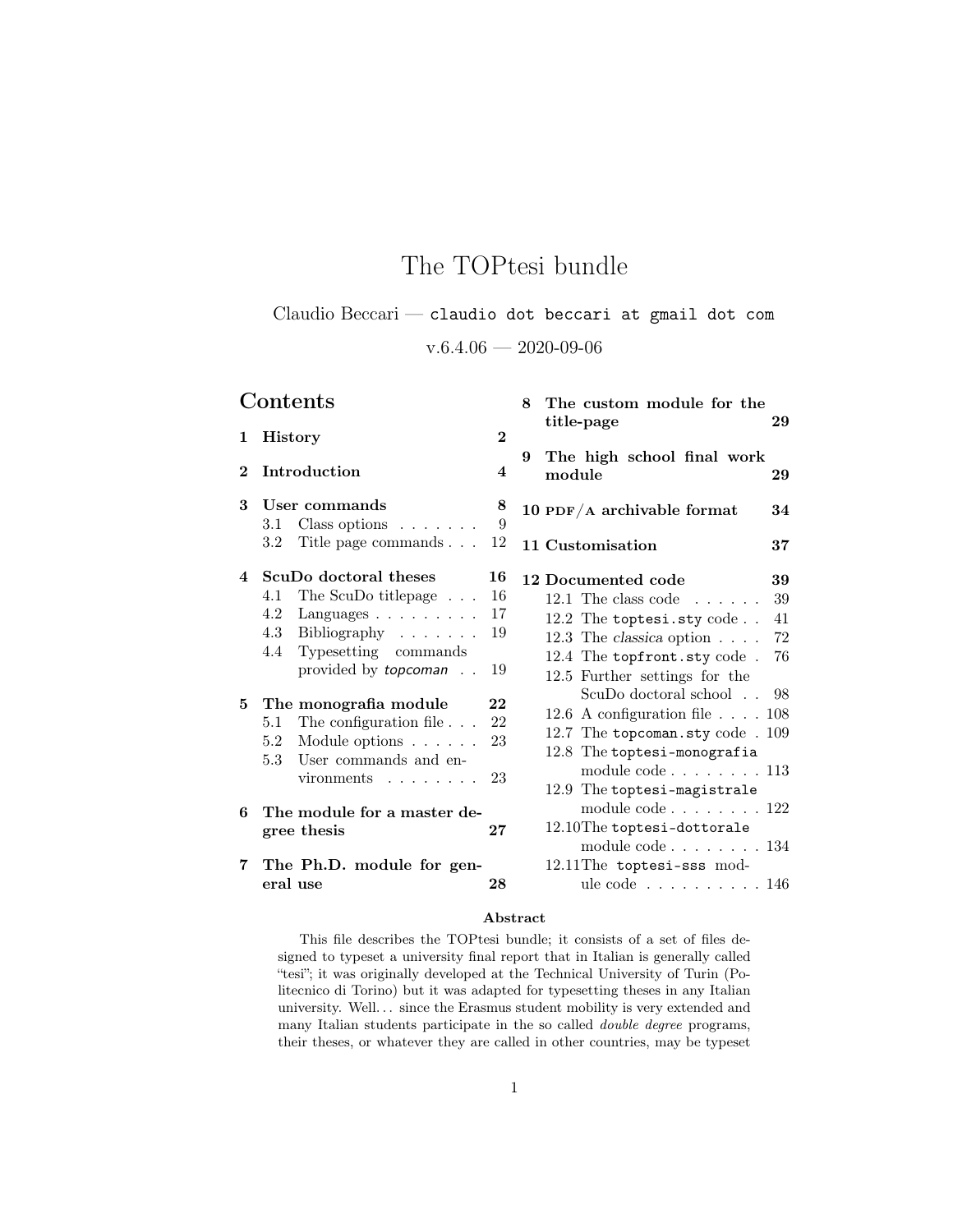# The TOPtesi bundle

Claudio Beccari — `claudio dot beccari at gmail dot com`

v.6.4.06 — 2020-09-06

## Contents

- **1 History** — **2**
- **2 Introduction** — **4**
- **3 User commands** — **8**
  - 3.1 Class options — 9
  - 3.2 Title page commands — 12
- **4 ScuDo doctoral theses** — **16**
  - 4.1 The ScuDo titlepage — 16
  - 4.2 Languages — 17
  - 4.3 Bibliography — 19
  - 4.4 Typesetting commands provided by *topcoman* — 19
- **5 The monografia module** — **22**
  - 5.1 The configuration file — 22
  - 5.2 Module options — 23
  - 5.3 User commands and environments — 23
- **6 The module for a master degree thesis** — **27**
- **7 The Ph.D. module for general use** — **28**
- **8 The custom module for the title-page** — **29**
- **9 The high school final work module** — **29**
- **10 PDF/A archivable format** — **34**
- **11 Customisation** — **37**
- **12 Documented code** — **39**
  - 12.1 The class code — 39
  - 12.2 The `toptesi.sty` code — 41
  - 12.3 The *classica* option — 72
  - 12.4 The `topfront.sty` code — 76
  - 12.5 Further settings for the ScuDo doctoral school — 98
  - 12.6 A configuration file — 108
  - 12.7 The `topcoman.sty` code — 109
  - 12.8 The `toptesi-monografia` module code — 113
  - 12.9 The `toptesi-magistrale` module code — 122
  - 12.10 The `toptesi-dottorale` module code — 134
  - 12.11 The `toptesi-sss` module code — 146

**Abstract**

This file describes the TOPtesi bundle; it consists of a set of files designed to typeset a university final report that in Italian is generally called "tesi"; it was originally developed at the Technical University of Turin (Politecnico di Torino) but it was adapted for typesetting theses in any Italian university. Well... since the Erasmus student mobility is very extended and many Italian students participate in the so called *double degree* programs, their theses, or whatever they are called in other countries, may be typeset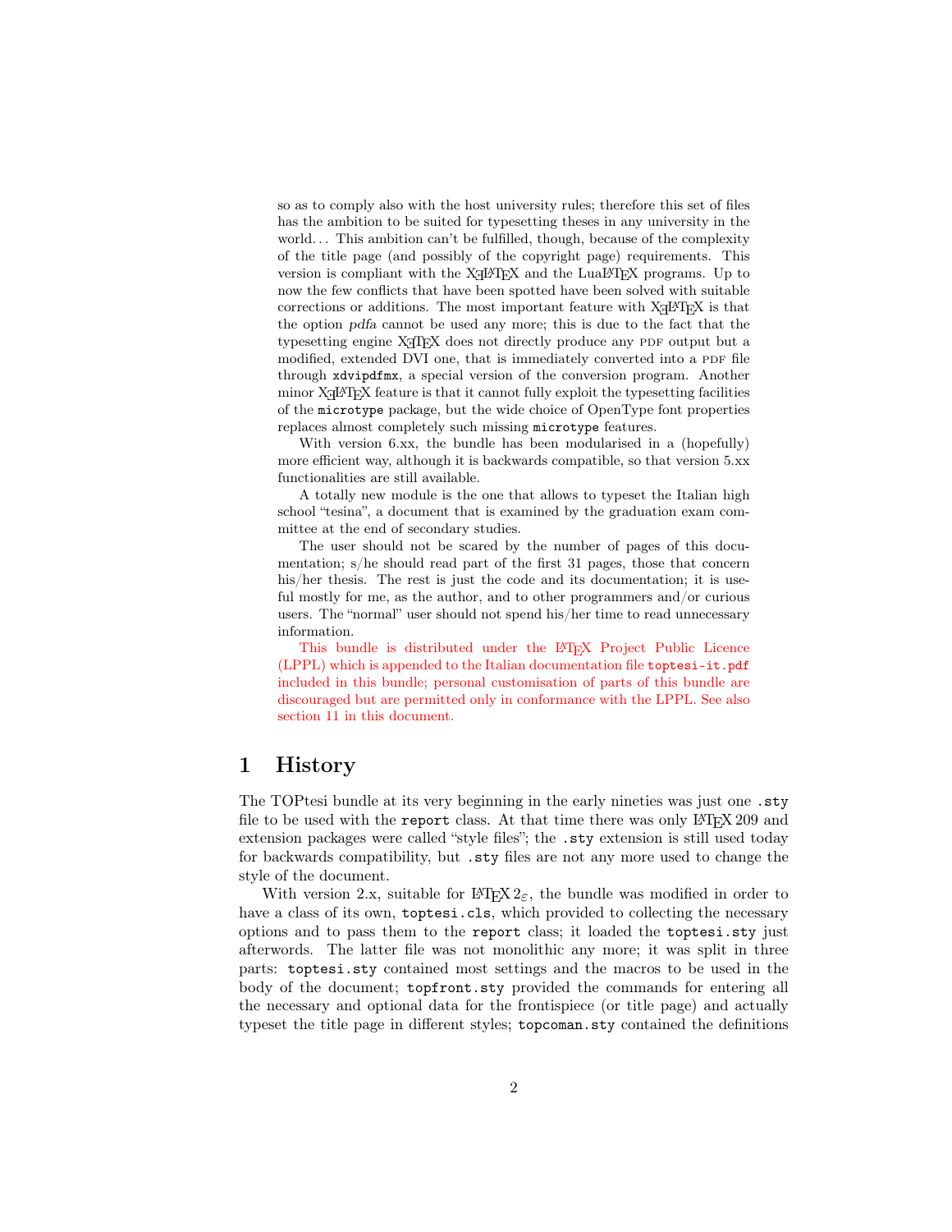so as to comply also with the host university rules; therefore this set of files has the ambition to be suited for typesetting theses in any university in the world... This ambition can't be fulfilled, though, because of the complexity of the title page (and possibly of the copyright page) requirements. This version is compliant with the XeLaTeX and the LuaLaTeX programs. Up to now the few conflicts that have been spotted have been solved with suitable corrections or additions. The most important feature with XeLaTeX is that the option *pdfa* cannot be used any more; this is due to the fact that the typesetting engine XeTeX does not directly produce any PDF output but a modified, extended DVI one, that is immediately converted into a PDF file through `xdvipdfmx`, a special version of the conversion program. Another minor XeLaTeX feature is that it cannot fully exploit the typesetting facilities of the `microtype` package, but the wide choice of OpenType font properties replaces almost completely such missing `microtype` features.

With version 6.xx, the bundle has been modularised in a (hopefully) more efficient way, although it is backwards compatible, so that version 5.xx functionalities are still available.

A totally new module is the one that allows to typeset the Italian high school "tesina", a document that is examined by the graduation exam committee at the end of secondary studies.

The user should not be scared by the number of pages of this documentation; s/he should read part of the first 31 pages, those that concern his/her thesis. The rest is just the code and its documentation; it is useful mostly for me, as the author, and to other programmers and/or curious users. The "normal" user should not spend his/her time to read unnecessary information.

This bundle is distributed under the LaTeX Project Public Licence (LPPL) which is appended to the Italian documentation file `toptesi-it.pdf` included in this bundle; personal customisation of parts of this bundle are discouraged but are permitted only in conformance with the LPPL. See also section 11 in this document.

# 1 History

The TOPtesi bundle at its very beginning in the early nineties was just one `.sty` file to be used with the `report` class. At that time there was only LaTeX 209 and extension packages were called "style files"; the `.sty` extension is still used today for backwards compatibility, but `.sty` files are not any more used to change the style of the document.

With version 2.x, suitable for LaTeX $2_\varepsilon$, the bundle was modified in order to have a class of its own, `toptesi.cls`, which provided to collecting the necessary options and to pass them to the `report` class; it loaded the `toptesi.sty` just afterwords. The latter file was not monolithic any more; it was split in three parts: `toptesi.sty` contained most settings and the macros to be used in the body of the document; `topfront.sty` provided the commands for entering all the necessary and optional data for the frontispiece (or title page) and actually typeset the title page in different styles; `topcoman.sty` contained the definitions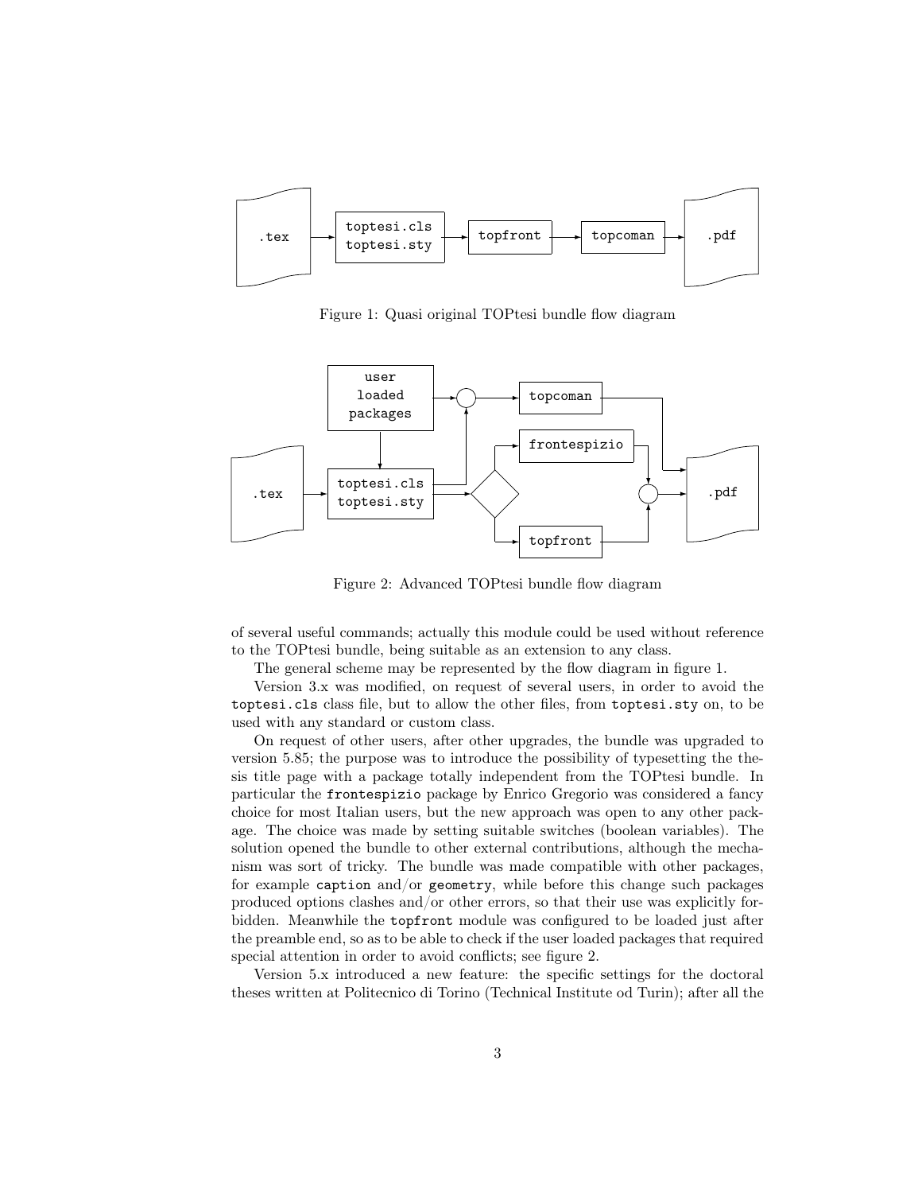Figure 1: Quasi original TOPtesi bundle flow diagram

Figure 2: Advanced TOPtesi bundle flow diagram

of several useful commands; actually this module could be used without reference to the TOPtesi bundle, being suitable as an extension to any class.

The general scheme may be represented by the flow diagram in figure 1.

Version 3.x was modified, on request of several users, in order to avoid the `toptesi.cls` class file, but to allow the other files, from `toptesi.sty` on, to be used with any standard or custom class.

On request of other users, after other upgrades, the bundle was upgraded to version 5.85; the purpose was to introduce the possibility of typesetting the thesis title page with a package totally independent from the TOPtesi bundle. In particular the `frontespizio` package by Enrico Gregorio was considered a fancy choice for most Italian users, but the new approach was open to any other package. The choice was made by setting suitable switches (boolean variables). The solution opened the bundle to other external contributions, although the mechanism was sort of tricky. The bundle was made compatible with other packages, for example `caption` and/or `geometry`, while before this change such packages produced options clashes and/or other errors, so that their use was explicitly forbidden. Meanwhile the `topfront` module was configured to be loaded just after the preamble end, so as to be able to check if the user loaded packages that required special attention in order to avoid conflicts; see figure 2.

Version 5.x introduced a new feature: the specific settings for the doctoral theses written at Politecnico di Torino (Technical Institute od Turin); after all the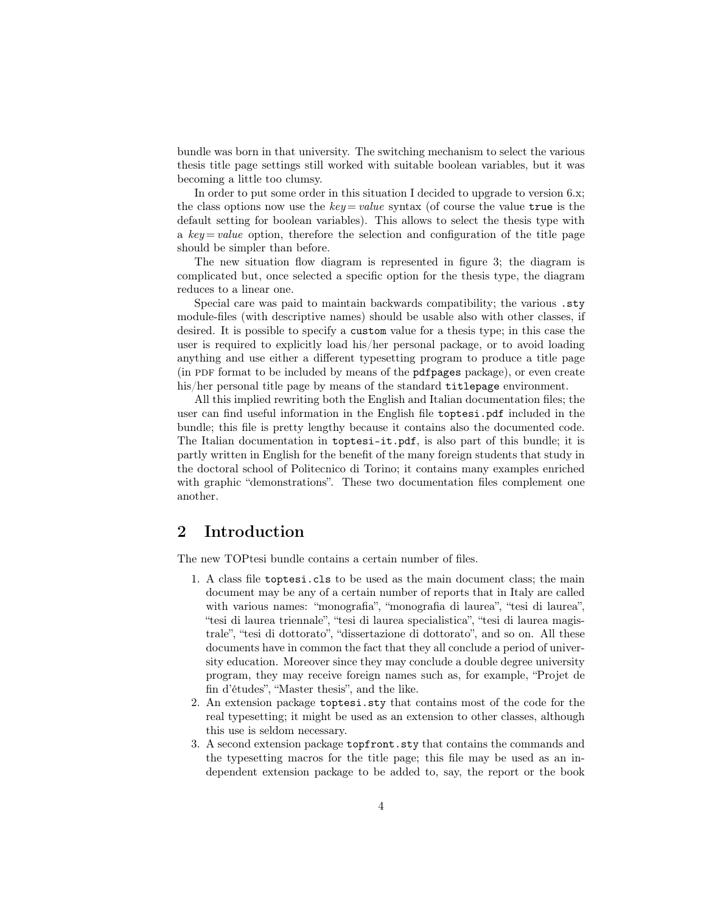bundle was born in that university. The switching mechanism to select the various thesis title page settings still worked with suitable boolean variables, but it was becoming a little too clumsy.

In order to put some order in this situation I decided to upgrade to version 6.x; the class options now use the *key*= *value* syntax (of course the value `true` is the default setting for boolean variables). This allows to select the thesis type with a *key*= *value* option, therefore the selection and configuration of the title page should be simpler than before.

The new situation flow diagram is represented in figure 3; the diagram is complicated but, once selected a specific option for the thesis type, the diagram reduces to a linear one.

Special care was paid to maintain backwards compatibility; the various `.sty` module-files (with descriptive names) should be usable also with other classes, if desired. It is possible to specify a `custom` value for a thesis type; in this case the user is required to explicitly load his/her personal package, or to avoid loading anything and use either a different typesetting program to produce a title page (in PDF format to be included by means of the `pdfpages` package), or even create his/her personal title page by means of the standard `titlepage` environment.

All this implied rewriting both the English and Italian documentation files; the user can find useful information in the English file `toptesi.pdf` included in the bundle; this file is pretty lengthy because it contains also the documented code. The Italian documentation in `toptesi-it.pdf`, is also part of this bundle; it is partly written in English for the benefit of the many foreign students that study in the doctoral school of Politecnico di Torino; it contains many examples enriched with graphic “demonstrations”. These two documentation files complement one another.

## 2 Introduction

The new TOPtesi bundle contains a certain number of files.

1. A class file `toptesi.cls` to be used as the main document class; the main document may be any of a certain number of reports that in Italy are called with various names: “monografia”, “monografia di laurea”, “tesi di laurea”, “tesi di laurea triennale”, “tesi di laurea specialistica”, “tesi di laurea magistrale”, “tesi di dottorato”, “dissertazione di dottorato”, and so on. All these documents have in common the fact that they all conclude a period of university education. Moreover since they may conclude a double degree university program, they may receive foreign names such as, for example, “Projet de fin d’études”, “Master thesis”, and the like.
2. An extension package `toptesi.sty` that contains most of the code for the real typesetting; it might be used as an extension to other classes, although this use is seldom necessary.
3. A second extension package `topfront.sty` that contains the commands and the typesetting macros for the title page; this file may be used as an independent extension package to be added to, say, the report or the book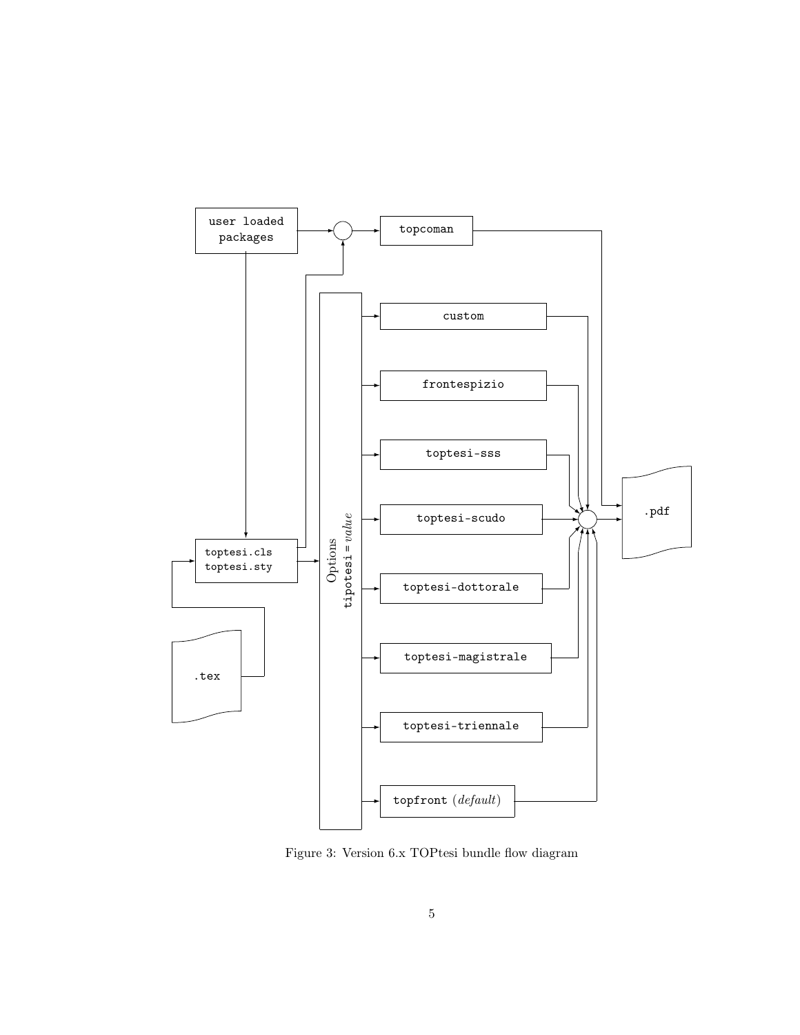Figure 3: Version 6.x TOPtesi bundle flow diagram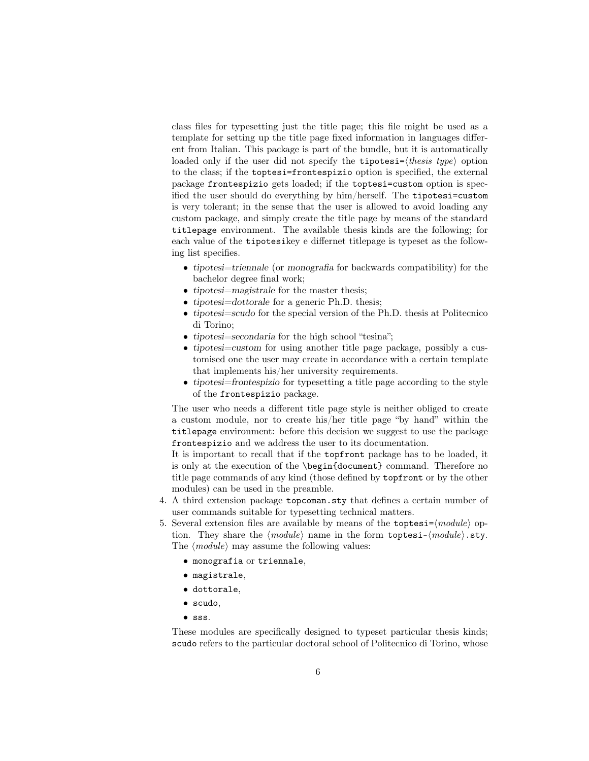class files for typesetting just the title page; this file might be used as a template for setting up the title page fixed information in languages different from Italian. This package is part of the bundle, but it is automatically loaded only if the user did not specify the `tipotesi=`⟨*thesis type*⟩ option to the class; if the `toptesi=frontespizio` option is specified, the external package `frontespizio` gets loaded; if the `toptesi=custom` option is specified the user should do everything by him/herself. The `tipotesi=custom` is very tolerant; in the sense that the user is allowed to avoid loading any custom package, and simply create the title page by means of the standard `titlepage` environment. The available thesis kinds are the following; for each value of the `tipotesi`key e differnet titlepage is typeset as the following list specifies.

- *tipotesi*=*triennale* (or *monografia* for backwards compatibility) for the bachelor degree final work;
- *tipotesi*=*magistrale* for the master thesis;
- *tipotesi*=*dottorale* for a generic Ph.D. thesis;
- *tipotesi*=*scudo* for the special version of the Ph.D. thesis at Politecnico di Torino;
- *tipotesi*=*secondaria* for the high school "tesina";
- *tipotesi*=*custom* for using another title page package, possibly a customised one the user may create in accordance with a certain template that implements his/her university requirements.
- *tipotesi*=*frontespizio* for typesetting a title page according to the style of the `frontespizio` package.

The user who needs a different title page style is neither obliged to create a custom module, nor to create his/her title page "by hand" within the `titlepage` environment: before this decision we suggest to use the package `frontespizio` and we address the user to its documentation.
It is important to recall that if the `topfront` package has to be loaded, it is only at the execution of the `\begin{document}` command. Therefore no title page commands of any kind (those defined by `topfront` or by the other modules) can be used in the preamble.

4. A third extension package `topcoman.sty` that defines a certain number of user commands suitable for typesetting technical matters.
5. Several extension files are available by means of the `toptesi=`⟨*module*⟩ option. They share the ⟨*module*⟩ name in the form `toptesi-`⟨*module*⟩`.sty`. The ⟨*module*⟩ may assume the following values:

   - `monografia` or `triennale`,
   - `magistrale`,
   - `dottorale`,
   - `scudo`,
   - `sss`.

   These modules are specifically designed to typeset particular thesis kinds; `scudo` refers to the particular doctoral school of Politecnico di Torino, whose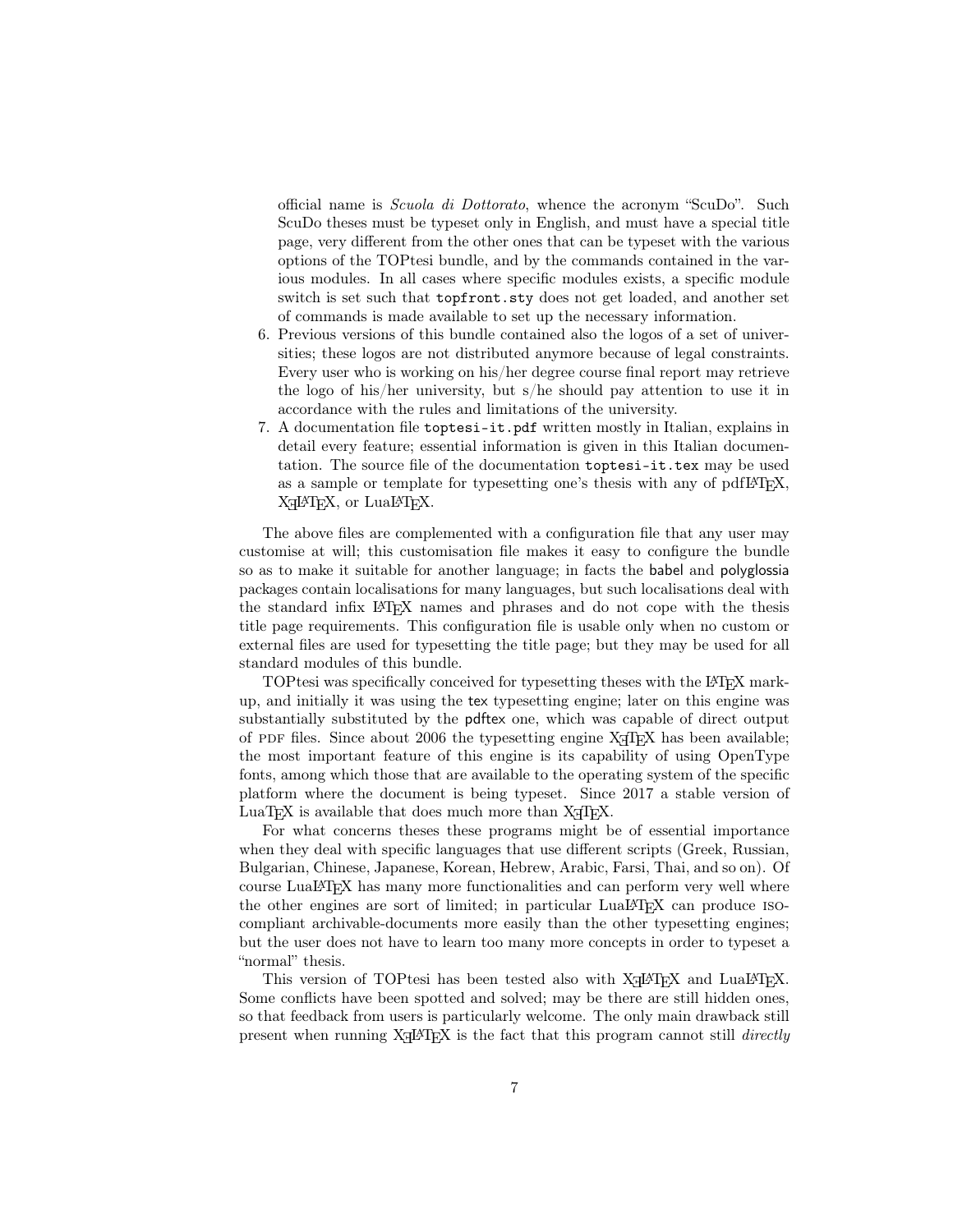official name is *Scuola di Dottorato*, whence the acronym "ScuDo". Such ScuDo theses must be typeset only in English, and must have a special title page, very different from the other ones that can be typeset with the various options of the TOPtesi bundle, and by the commands contained in the various modules. In all cases where specific modules exists, a specific module switch is set such that `topfront.sty` does not get loaded, and another set of commands is made available to set up the necessary information.

6. Previous versions of this bundle contained also the logos of a set of universities; these logos are not distributed anymore because of legal constraints. Every user who is working on his/her degree course final report may retrieve the logo of his/her university, but s/he should pay attention to use it in accordance with the rules and limitations of the university.
7. A documentation file `toptesi-it.pdf` written mostly in Italian, explains in detail every feature; essential information is given in this Italian documentation. The source file of the documentation `toptesi-it.tex` may be used as a sample or template for typesetting one's thesis with any of pdfLaTeX, XeLaTeX, or LuaLaTeX.

The above files are complemented with a configuration file that any user may customise at will; this customisation file makes it easy to configure the bundle so as to make it suitable for another language; in facts the babel and polyglossia packages contain localisations for many languages, but such localisations deal with the standard infix LaTeX names and phrases and do not cope with the thesis title page requirements. This configuration file is usable only when no custom or external files are used for typesetting the title page; but they may be used for all standard modules of this bundle.

TOPtesi was specifically conceived for typesetting theses with the LaTeX markup, and initially it was using the tex typesetting engine; later on this engine was substantially substituted by the pdftex one, which was capable of direct output of PDF files. Since about 2006 the typesetting engine XeTeX has been available; the most important feature of this engine is its capability of using OpenType fonts, among which those that are available to the operating system of the specific platform where the document is being typeset. Since 2017 a stable version of LuaTeX is available that does much more than XeTeX.

For what concerns theses these programs might be of essential importance when they deal with specific languages that use different scripts (Greek, Russian, Bulgarian, Chinese, Japanese, Korean, Hebrew, Arabic, Farsi, Thai, and so on). Of course LuaLaTeX has many more functionalities and can perform very well where the other engines are sort of limited; in particular LuaLaTeX can produce ISO-compliant archivable-documents more easily than the other typesetting engines; but the user does not have to learn too many more concepts in order to typeset a "normal" thesis.

This version of TOPtesi has been tested also with XeLaTeX and LuaLaTeX. Some conflicts have been spotted and solved; may be there are still hidden ones, so that feedback from users is particularly welcome. The only main drawback still present when running XeLaTeX is the fact that this program cannot still *directly*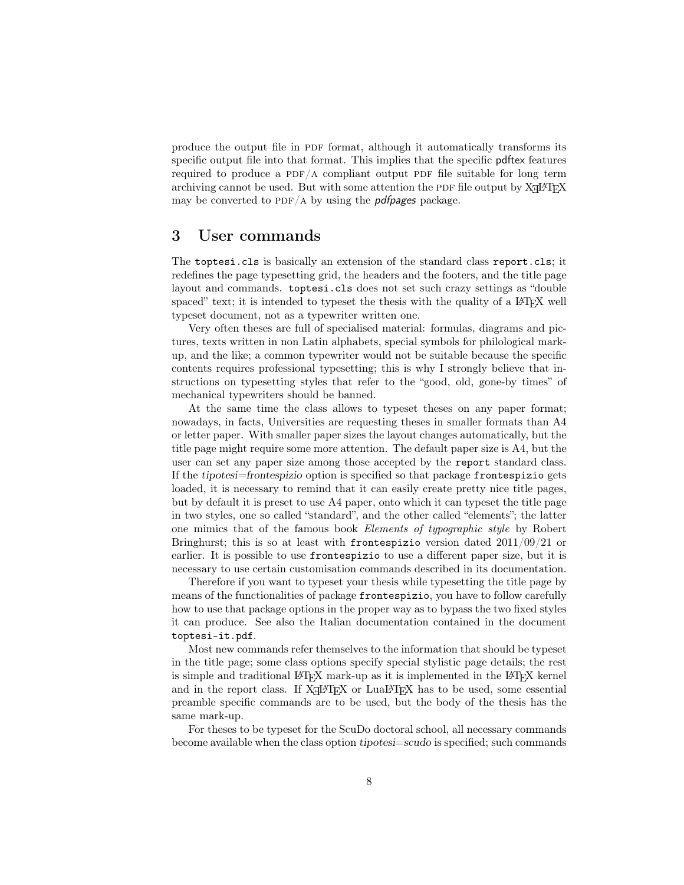produce the output file in PDF format, although it automatically transforms its specific output file into that format. This implies that the specific pdftex features required to produce a PDF/A compliant output PDF file suitable for long term archiving cannot be used. But with some attention the PDF file output by XeLaTeX may be converted to PDF/A by using the *pdfpages* package.

## 3 User commands

The `toptesi.cls` is basically an extension of the standard class `report.cls`; it redefines the page typesetting grid, the headers and the footers, and the title page layout and commands. `toptesi.cls` does not set such crazy settings as "double spaced" text; it is intended to typeset the thesis with the quality of a LaTeX well typeset document, not as a typewriter written one.

Very often theses are full of specialised material: formulas, diagrams and pictures, texts written in non Latin alphabets, special symbols for philological markup, and the like; a common typewriter would not be suitable because the specific contents requires professional typesetting; this is why I strongly believe that instructions on typesetting styles that refer to the "good, old, gone-by times" of mechanical typewriters should be banned.

At the same time the class allows to typeset theses on any paper format; nowadays, in facts, Universities are requesting theses in smaller formats than A4 or letter paper. With smaller paper sizes the layout changes automatically, but the title page might require some more attention. The default paper size is A4, but the user can set any paper size among those accepted by the `report` standard class. If the *tipotesi=frontespizio* option is specified so that package `frontespizio` gets loaded, it is necessary to remind that it can easily create pretty nice title pages, but by default it is preset to use A4 paper, onto which it can typeset the title page in two styles, one so called "standard", and the other called "elements"; the latter one mimics that of the famous book *Elements of typographic style* by Robert Bringhurst; this is so at least with `frontespizio` version dated 2011/09/21 or earlier. It is possible to use `frontespizio` to use a different paper size, but it is necessary to use certain customisation commands described in its documentation.

Therefore if you want to typeset your thesis while typesetting the title page by means of the functionalities of package `frontespizio`, you have to follow carefully how to use that package options in the proper way as to bypass the two fixed styles it can produce. See also the Italian documentation contained in the document `toptesi-it.pdf`.

Most new commands refer themselves to the information that should be typeset in the title page; some class options specify special stylistic page details; the rest is simple and traditional LaTeX mark-up as it is implemented in the LaTeX kernel and in the report class. If XeLaTeX or LuaLaTeX has to be used, some essential preamble specific commands are to be used, but the body of the thesis has the same mark-up.

For theses to be typeset for the ScuDo doctoral school, all necessary commands become available when the class option *tipotesi=scudo* is specified; such commands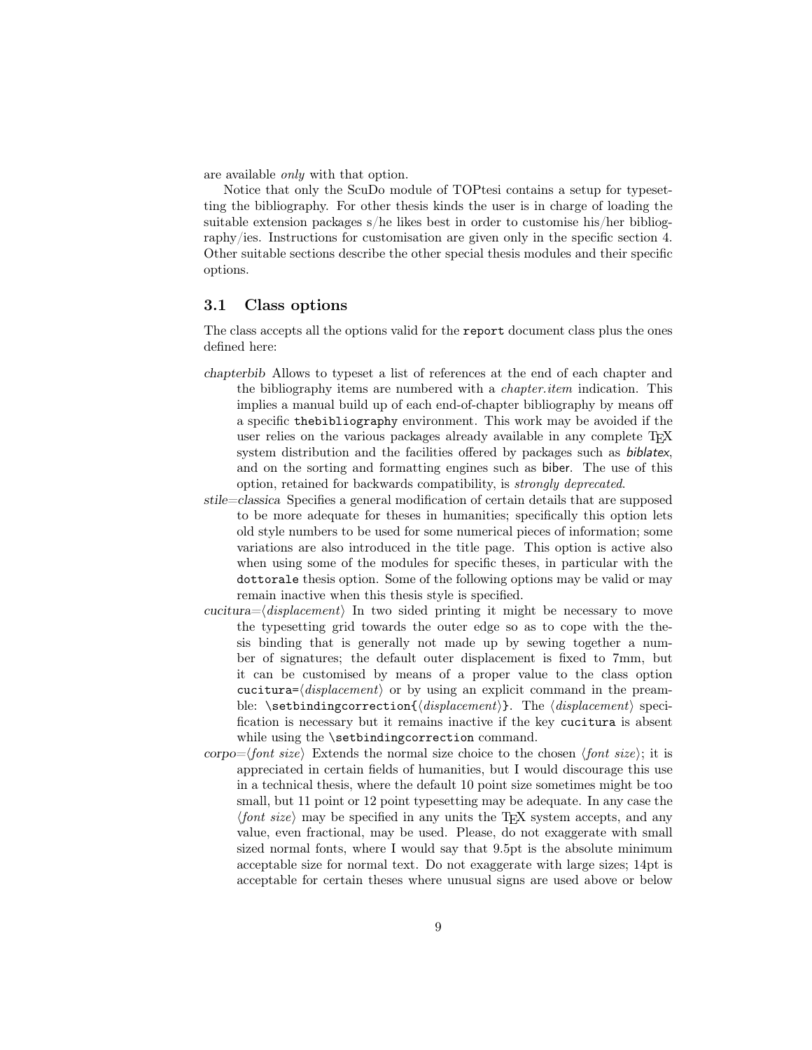are available *only* with that option.

Notice that only the ScuDo module of TOPtesi contains a setup for typesetting the bibliography. For other thesis kinds the user is in charge of loading the suitable extension packages s/he likes best in order to customise his/her bibliography/ies. Instructions for customisation are given only in the specific section 4. Other suitable sections describe the other special thesis modules and their specific options.

## 3.1 Class options

The class accepts all the options valid for the `report` document class plus the ones defined here:

*chapterbib* Allows to typeset a list of references at the end of each chapter and the bibliography items are numbered with a *chapter.item* indication. This implies a manual build up of each end-of-chapter bibliography by means off a specific `thebibliography` environment. This work may be avoided if the user relies on the various packages already available in any complete TEX system distribution and the facilities offered by packages such as *biblatex*, and on the sorting and formatting engines such as biber. The use of this option, retained for backwards compatibility, is *strongly deprecated*.

*stile=classica* Specifies a general modification of certain details that are supposed to be more adequate for theses in humanities; specifically this option lets old style numbers to be used for some numerical pieces of information; some variations are also introduced in the title page. This option is active also when using some of the modules for specific theses, in particular with the `dottorale` thesis option. Some of the following options may be valid or may remain inactive when this thesis style is specified.

*cucitura=⟨displacement⟩* In two sided printing it might be necessary to move the typesetting grid towards the outer edge so as to cope with the thesis binding that is generally not made up by sewing together a number of signatures; the default outer displacement is fixed to 7mm, but it can be customised by means of a proper value to the class option `cucitura=`⟨*displacement*⟩ or by using an explicit command in the preamble: `\setbindingcorrection{`⟨*displacement*⟩`}`. The ⟨*displacement*⟩ specification is necessary but it remains inactive if the key `cucitura` is absent while using the `\setbindingcorrection` command.

*corpo=⟨font size⟩* Extends the normal size choice to the chosen ⟨*font size*⟩; it is appreciated in certain fields of humanities, but I would discourage this use in a technical thesis, where the default 10 point size sometimes might be too small, but 11 point or 12 point typesetting may be adequate. In any case the ⟨*font size*⟩ may be specified in any units the TEX system accepts, and any value, even fractional, may be used. Please, do not exaggerate with small sized normal fonts, where I would say that 9.5pt is the absolute minimum acceptable size for normal text. Do not exaggerate with large sizes; 14pt is acceptable for certain theses where unusual signs are used above or below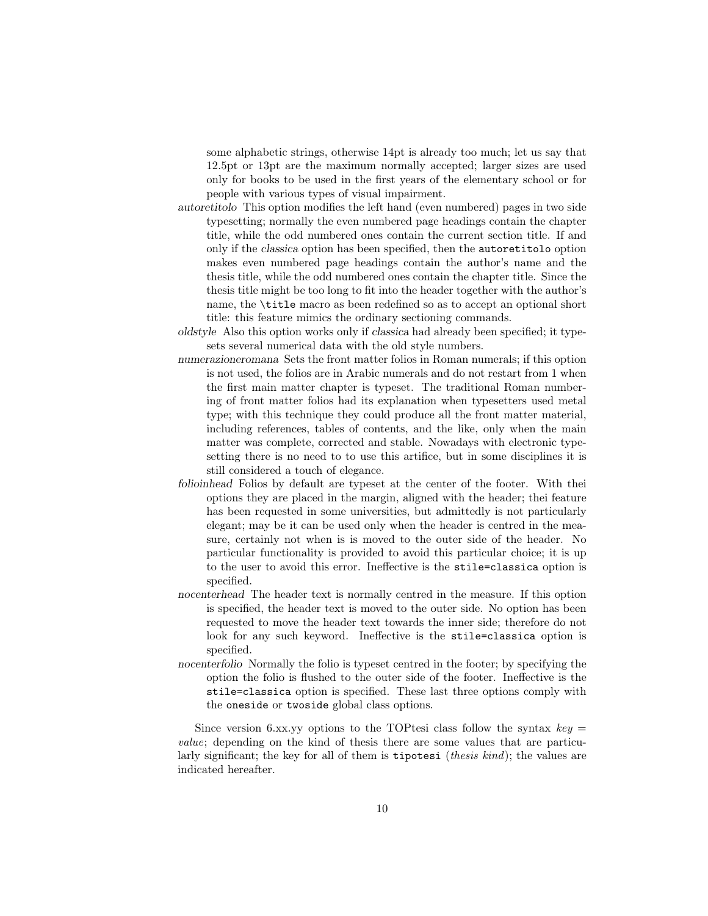some alphabetic strings, otherwise 14pt is already too much; let us say that 12.5pt or 13pt are the maximum normally accepted; larger sizes are used only for books to be used in the first years of the elementary school or for people with various types of visual impairment.

*autoretitolo* This option modifies the left hand (even numbered) pages in two side typesetting; normally the even numbered page headings contain the chapter title, while the odd numbered ones contain the current section title. If and only if the *classica* option has been specified, then the `autoretitolo` option makes even numbered page headings contain the author's name and the thesis title, while the odd numbered ones contain the chapter title. Since the thesis title might be too long to fit into the header together with the author's name, the `\title` macro as been redefined so as to accept an optional short title: this feature mimics the ordinary sectioning commands.

*oldstyle* Also this option works only if *classica* had already been specified; it typesets several numerical data with the old style numbers.

*numerazioneromana* Sets the front matter folios in Roman numerals; if this option is not used, the folios are in Arabic numerals and do not restart from 1 when the first main matter chapter is typeset. The traditional Roman numbering of front matter folios had its explanation when typesetters used metal type; with this technique they could produce all the front matter material, including references, tables of contents, and the like, only when the main matter was complete, corrected and stable. Nowadays with electronic typesetting there is no need to to use this artifice, but in some disciplines it is still considered a touch of elegance.

*folioinhead* Folios by default are typeset at the center of the footer. With thei options they are placed in the margin, aligned with the header; thei feature has been requested in some universities, but admittedly is not particularly elegant; may be it can be used only when the header is centred in the measure, certainly not when is is moved to the outer side of the header. No particular functionality is provided to avoid this particular choice; it is up to the user to avoid this error. Ineffective is the `stile=classica` option is specified.

*nocenterhead* The header text is normally centred in the measure. If this option is specified, the header text is moved to the outer side. No option has been requested to move the header text towards the inner side; therefore do not look for any such keyword. Ineffective is the `stile=classica` option is specified.

*nocenterfolio* Normally the folio is typeset centred in the footer; by specifying the option the folio is flushed to the outer side of the footer. Ineffective is the `stile=classica` option is specified. These last three options comply with the `oneside` or `twoside` global class options.

Since version 6.xx.yy options to the TOPtesi class follow the syntax *key* = *value*; depending on the kind of thesis there are some values that are particularly significant; the key for all of them is `tipotesi` (*thesis kind*); the values are indicated hereafter.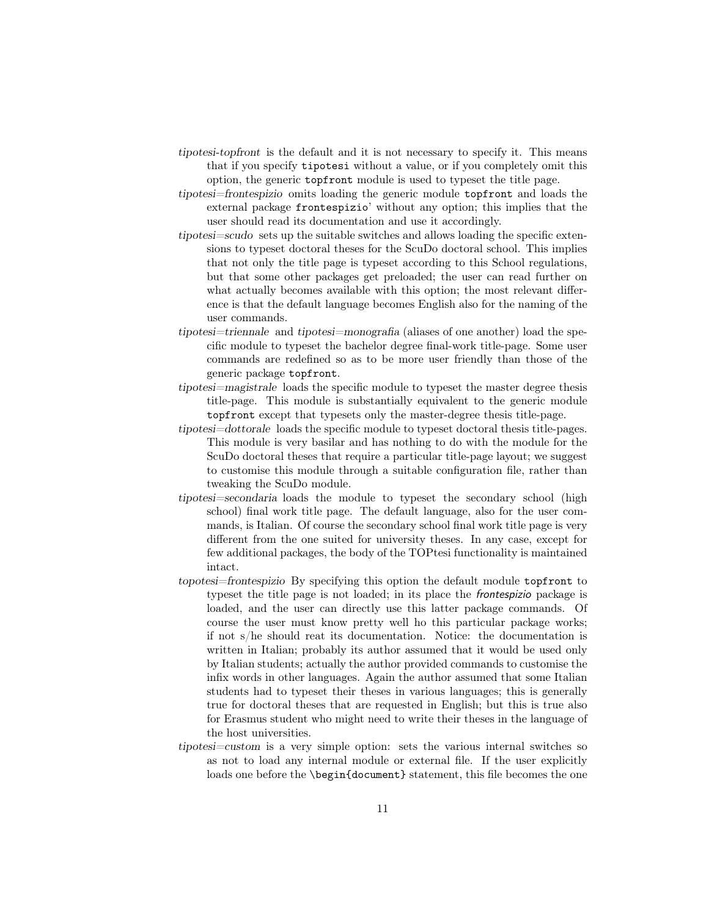*tipotesi-topfront* is the default and it is not necessary to specify it. This means that if you specify `tipotesi` without a value, or if you completely omit this option, the generic `topfront` module is used to typeset the title page.

*tipotesi=frontespizio* omits loading the generic module `topfront` and loads the external package `frontespizio`' without any option; this implies that the user should read its documentation and use it accordingly.

*tipotesi=scudo* sets up the suitable switches and allows loading the specific extensions to typeset doctoral theses for the ScuDo doctoral school. This implies that not only the title page is typeset according to this School regulations, but that some other packages get preloaded; the user can read further on what actually becomes available with this option; the most relevant difference is that the default language becomes English also for the naming of the user commands.

*tipotesi=triennale* and *tipotesi=monografia* (aliases of one another) load the specific module to typeset the bachelor degree final-work title-page. Some user commands are redefined so as to be more user friendly than those of the generic package `topfront`.

*tipotesi=magistrale* loads the specific module to typeset the master degree thesis title-page. This module is substantially equivalent to the generic module `topfront` except that typesets only the master-degree thesis title-page.

*tipotesi=dottorale* loads the specific module to typeset doctoral thesis title-pages. This module is very basilar and has nothing to do with the module for the ScuDo doctoral theses that require a particular title-page layout; we suggest to customise this module through a suitable configuration file, rather than tweaking the ScuDo module.

*tipotesi=secondaria* loads the module to typeset the secondary school (high school) final work title page. The default language, also for the user commands, is Italian. Of course the secondary school final work title page is very different from the one suited for university theses. In any case, except for few additional packages, the body of the TOPtesi functionality is maintained intact.

*topotesi=frontespizio* By specifying this option the default module `topfront` to typeset the title page is not loaded; in its place the *frontespizio* package is loaded, and the user can directly use this latter package commands. Of course the user must know pretty well ho this particular package works; if not s/he should reat its documentation. Notice: the documentation is written in Italian; probably its author assumed that it would be used only by Italian students; actually the author provided commands to customise the infix words in other languages. Again the author assumed that some Italian students had to typeset their theses in various languages; this is generally true for doctoral theses that are requested in English; but this is true also for Erasmus student who might need to write their theses in the language of the host universities.

*tipotesi=custom* is a very simple option: sets the various internal switches so as not to load any internal module or external file. If the user explicitly loads one before the `\begin{document}` statement, this file becomes the one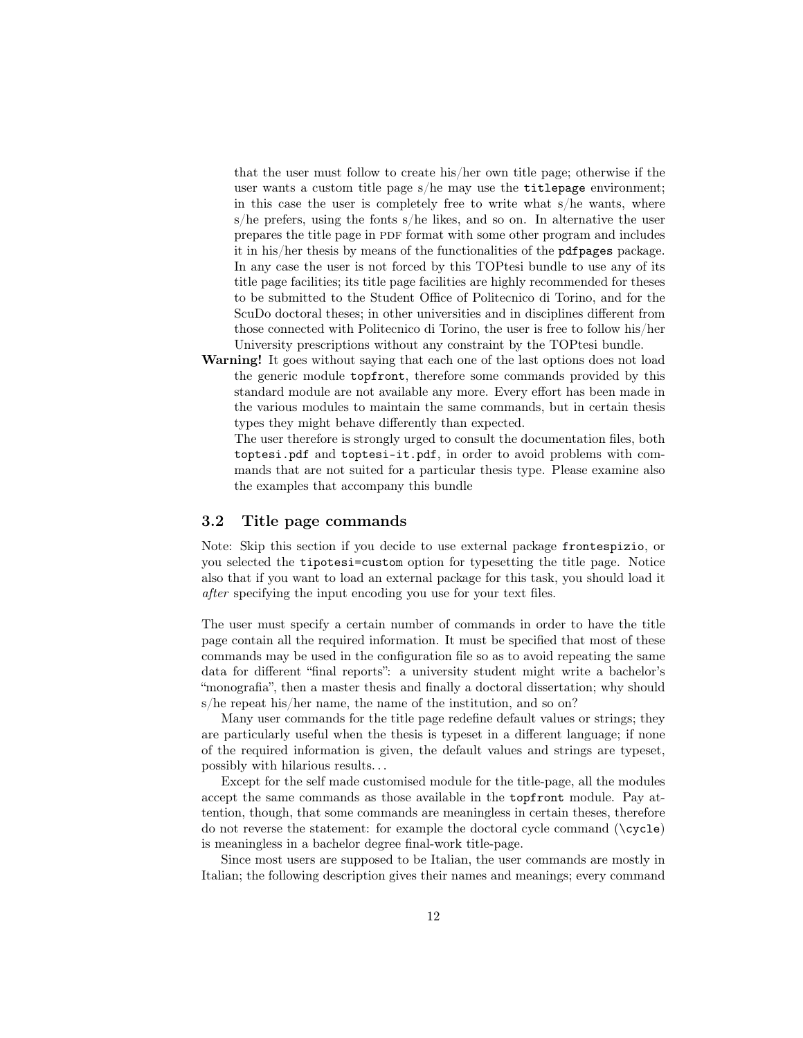that the user must follow to create his/her own title page; otherwise if the user wants a custom title page s/he may use the `titlepage` environment; in this case the user is completely free to write what s/he wants, where s/he prefers, using the fonts s/he likes, and so on. In alternative the user prepares the title page in PDF format with some other program and includes it in his/her thesis by means of the functionalities of the `pdfpages` package. In any case the user is not forced by this TOPtesi bundle to use any of its title page facilities; its title page facilities are highly recommended for theses to be submitted to the Student Office of Politecnico di Torino, and for the ScuDo doctoral theses; in other universities and in disciplines different from those connected with Politecnico di Torino, the user is free to follow his/her University prescriptions without any constraint by the TOPtesi bundle.

**Warning!** It goes without saying that each one of the last options does not load the generic module `topfront`, therefore some commands provided by this standard module are not available any more. Every effort has been made in the various modules to maintain the same commands, but in certain thesis types they might behave differently than expected.

The user therefore is strongly urged to consult the documentation files, both `toptesi.pdf` and `toptesi-it.pdf`, in order to avoid problems with commands that are not suited for a particular thesis type. Please examine also the examples that accompany this bundle

### 3.2 Title page commands

Note: Skip this section if you decide to use external package `frontespizio`, or you selected the `tipotesi=custom` option for typesetting the title page. Notice also that if you want to load an external package for this task, you should load it *after* specifying the input encoding you use for your text files.

The user must specify a certain number of commands in order to have the title page contain all the required information. It must be specified that most of these commands may be used in the configuration file so as to avoid repeating the same data for different "final reports": a university student might write a bachelor's "monografia", then a master thesis and finally a doctoral dissertation; why should s/he repeat his/her name, the name of the institution, and so on?

Many user commands for the title page redefine default values or strings; they are particularly useful when the thesis is typeset in a different language; if none of the required information is given, the default values and strings are typeset, possibly with hilarious results. . .

Except for the self made customised module for the title-page, all the modules accept the same commands as those available in the `topfront` module. Pay attention, though, that some commands are meaningless in certain theses, therefore do not reverse the statement: for example the doctoral cycle command (`\cycle`) is meaningless in a bachelor degree final-work title-page.

Since most users are supposed to be Italian, the user commands are mostly in Italian; the following description gives their names and meanings; every command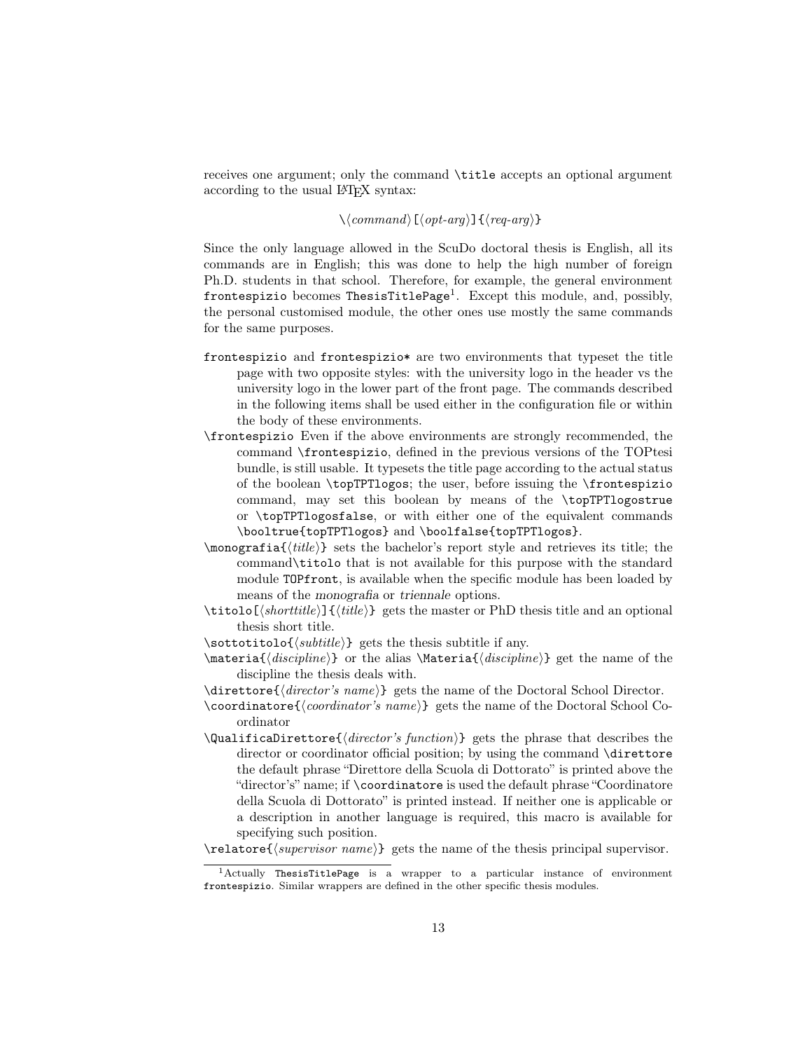receives one argument; only the command `\title` accepts an optional argument according to the usual LaTeX syntax:

`\⟨command⟩[⟨opt-arg⟩]{⟨req-arg⟩}`

Since the only language allowed in the ScuDo doctoral thesis is English, all its commands are in English; this was done to help the high number of foreign Ph.D. students in that school. Therefore, for example, the general environment `frontespizio` becomes `ThesisTitlePage`[1]. Except this module, and, possibly, the personal customised module, the other ones use mostly the same commands for the same purposes.

`frontespizio` and `frontespizio*` are two environments that typeset the title page with two opposite styles: with the university logo in the header vs the university logo in the lower part of the front page. The commands described in the following items shall be used either in the configuration file or within the body of these environments.

`\frontespizio` Even if the above environments are strongly recommended, the command `\frontespizio`, defined in the previous versions of the TOPtesi bundle, is still usable. It typesets the title page according to the actual status of the boolean `\topTPTlogos`; the user, before issuing the `\frontespizio` command, may set this boolean by means of the `\topTPTlogostrue` or `\topTPTlogosfalse`, or with either one of the equivalent commands `\booltrue{topTPTlogos}` and `\boolfalse{topTPTlogos}`.

`\monografia{⟨title⟩}` sets the bachelor's report style and retrieves its title; the command`\titolo` that is not available for this purpose with the standard module `TOPfront`, is available when the specific module has been loaded by means of the *monografia* or *triennale* options.

`\titolo[⟨shorttitle⟩]{⟨title⟩}` gets the master or PhD thesis title and an optional thesis short title.

`\sottotitolo{⟨subtitle⟩}` gets the thesis subtitle if any.

`\materia{⟨discipline⟩}` or the alias `\Materia{⟨discipline⟩}` get the name of the discipline the thesis deals with.

`\direttore{⟨director's name⟩}` gets the name of the Doctoral School Director.

`\coordinatore{⟨coordinator's name⟩}` gets the name of the Doctoral School Coordinator

`\QualificaDirettore{⟨director's function⟩}` gets the phrase that describes the director or coordinator official position; by using the command `\direttore` the default phrase "Direttore della Scuola di Dottorato" is printed above the "director's" name; if `\coordinatore` is used the default phrase "Coordinatore della Scuola di Dottorato" is printed instead. If neither one is applicable or a description in another language is required, this macro is available for specifying such position.

`\relatore{⟨supervisor name⟩}` gets the name of the thesis principal supervisor.

[1] Actually `ThesisTitlePage` is a wrapper to a particular instance of environment `frontespizio`. Similar wrappers are defined in the other specific thesis modules.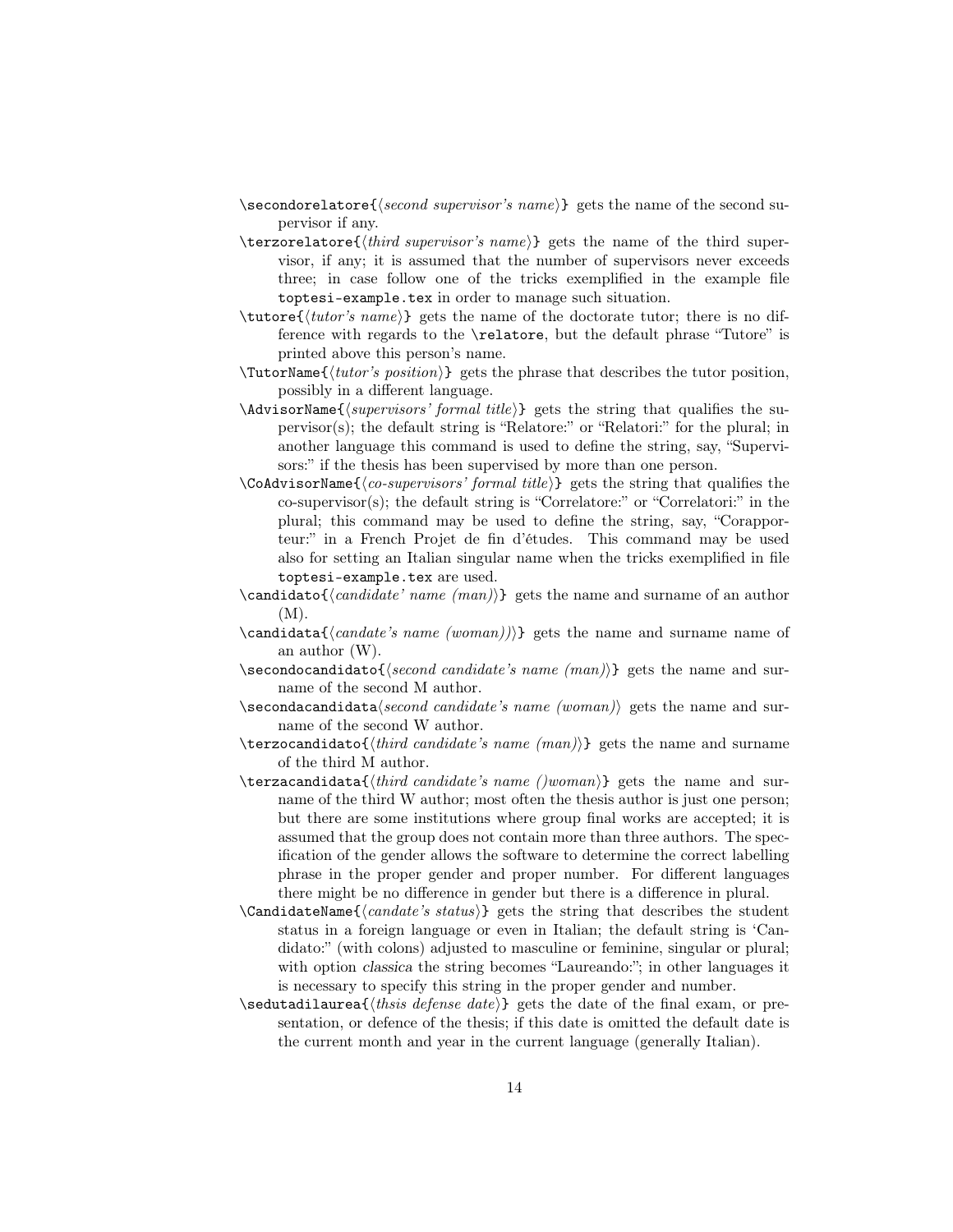`\secondorelatore{⟨second supervisor's name⟩}` gets the name of the second supervisor if any.

`\terzorelatore{⟨third supervisor's name⟩}` gets the name of the third supervisor, if any; it is assumed that the number of supervisors never exceeds three; in case follow one of the tricks exemplified in the example file `toptesi-example.tex` in order to manage such situation.

`\tutore{⟨tutor's name⟩}` gets the name of the doctorate tutor; there is no difference with regards to the `\relatore`, but the default phrase "Tutore" is printed above this person's name.

`\TutorName{⟨tutor's position⟩}` gets the phrase that describes the tutor position, possibly in a different language.

`\AdvisorName{⟨supervisors' formal title⟩}` gets the string that qualifies the supervisor(s); the default string is "Relatore:" or "Relatori:" for the plural; in another language this command is used to define the string, say, "Supervisors:" if the thesis has been supervised by more than one person.

`\CoAdvisorName{⟨co-supervisors' formal title⟩}` gets the string that qualifies the co-supervisor(s); the default string is "Correlatore:" or "Correlatori:" in the plural; this command may be used to define the string, say, "Corapporteur:" in a French Projet de fin d'études. This command may be used also for setting an Italian singular name when the tricks exemplified in file `toptesi-example.tex` are used.

`\candidato{⟨candidate' name (man)⟩}` gets the name and surname of an author (M).

`\candidata{⟨candate's name (woman))⟩}` gets the name and surname name of an author (W).

`\secondocandidato{⟨second candidate's name (man)⟩}` gets the name and surname of the second M author.

`\secondacandidata⟨second candidate's name (woman)⟩` gets the name and surname of the second W author.

`\terzocandidato{⟨third candidate's name (man)⟩}` gets the name and surname of the third M author.

`\terzacandidata{⟨third candidate's name ()woman⟩}` gets the name and surname of the third W author; most often the thesis author is just one person; but there are some institutions where group final works are accepted; it is assumed that the group does not contain more than three authors. The specification of the gender allows the software to determine the correct labelling phrase in the proper gender and proper number. For different languages there might be no difference in gender but there is a difference in plural.

`\CandidateName{⟨candate's status⟩}` gets the string that describes the student status in a foreign language or even in Italian; the default string is 'Candidato:" (with colons) adjusted to masculine or feminine, singular or plural; with option *classica* the string becomes "Laureando:"; in other languages it is necessary to specify this string in the proper gender and number.

`\sedutadilaurea{⟨thsis defense date⟩}` gets the date of the final exam, or presentation, or defence of the thesis; if this date is omitted the default date is the current month and year in the current language (generally Italian).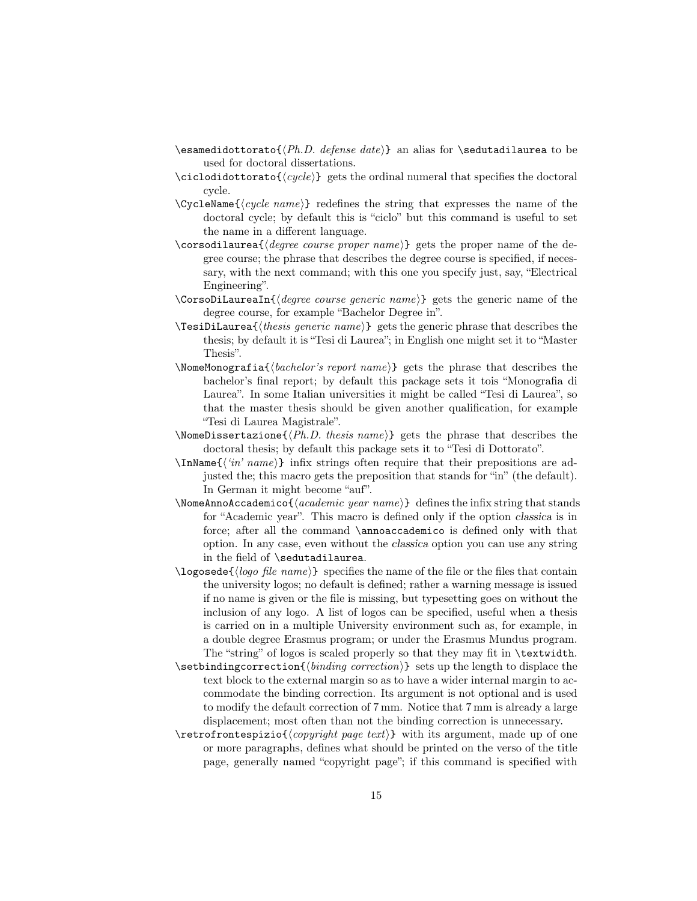`\esamedidottorato{⟨Ph.D. defense date⟩}` an alias for `\sedutadilaurea` to be used for doctoral dissertations.

`\ciclodidottorato{⟨cycle⟩}` gets the ordinal numeral that specifies the doctoral cycle.

`\CycleName{⟨cycle name⟩}` redefines the string that expresses the name of the doctoral cycle; by default this is "ciclo" but this command is useful to set the name in a different language.

`\corsodilaurea{⟨degree course proper name⟩}` gets the proper name of the degree course; the phrase that describes the degree course is specified, if necessary, with the next command; with this one you specify just, say, "Electrical Engineering".

`\CorsoDiLaureaIn{⟨degree course generic name⟩}` gets the generic name of the degree course, for example "Bachelor Degree in".

`\TesiDiLaurea{⟨thesis generic name⟩}` gets the generic phrase that describes the thesis; by default it is "Tesi di Laurea"; in English one might set it to "Master Thesis".

`\NomeMonografia{⟨bachelor's report name⟩}` gets the phrase that describes the bachelor's final report; by default this package sets it tois "Monografia di Laurea". In some Italian universities it might be called "Tesi di Laurea", so that the master thesis should be given another qualification, for example "Tesi di Laurea Magistrale".

`\NomeDissertazione{⟨Ph.D. thesis name⟩}` gets the phrase that describes the doctoral thesis; by default this package sets it to "Tesi di Dottorato".

`\InName{⟨'in' name⟩}` infix strings often require that their prepositions are adjusted the; this macro gets the preposition that stands for "in" (the default). In German it might become "auf".

`\NomeAnnoAccademico{⟨academic year name⟩}` defines the infix string that stands for "Academic year". This macro is defined only if the option *classica* is in force; after all the command `\annoaccademico` is defined only with that option. In any case, even without the *classica* option you can use any string in the field of `\sedutadilaurea`.

`\logosede{⟨logo file name⟩}` specifies the name of the file or the files that contain the university logos; no default is defined; rather a warning message is issued if no name is given or the file is missing, but typesetting goes on without the inclusion of any logo. A list of logos can be specified, useful when a thesis is carried on in a multiple University environment such as, for example, in a double degree Erasmus program; or under the Erasmus Mundus program. The "string" of logos is scaled properly so that they may fit in `\textwidth`.

`\setbindingcorrection{⟨binding correction⟩}` sets up the length to displace the text block to the external margin so as to have a wider internal margin to accommodate the binding correction. Its argument is not optional and is used to modify the default correction of 7 mm. Notice that 7 mm is already a large displacement; most often than not the binding correction is unnecessary.

`\retrofrontespizio{⟨copyright page text⟩}` with its argument, made up of one or more paragraphs, defines what should be printed on the verso of the title page, generally named "copyright page"; if this command is specified with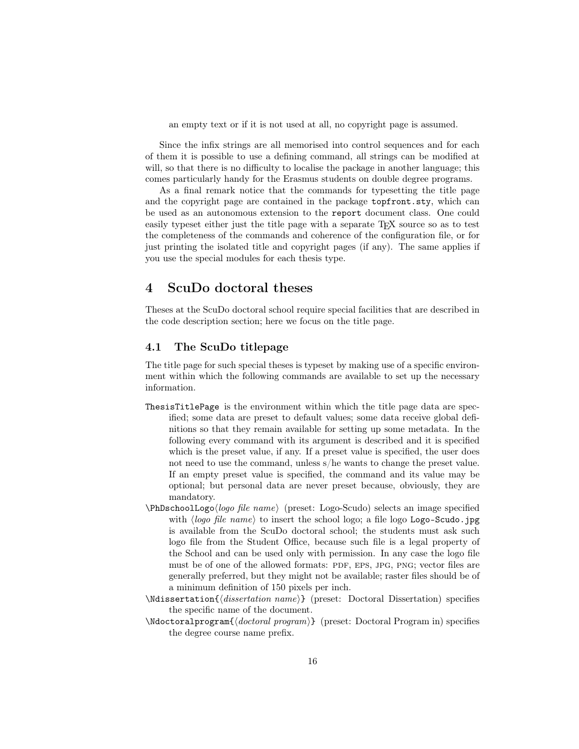an empty text or if it is not used at all, no copyright page is assumed.

Since the infix strings are all memorised into control sequences and for each of them it is possible to use a defining command, all strings can be modified at will, so that there is no difficulty to localise the package in another language; this comes particularly handy for the Erasmus students on double degree programs.

As a final remark notice that the commands for typesetting the title page and the copyright page are contained in the package `topfront.sty`, which can be used as an autonomous extension to the `report` document class. One could easily typeset either just the title page with a separate TeX source so as to test the completeness of the commands and coherence of the configuration file, or for just printing the isolated title and copyright pages (if any). The same applies if you use the special modules for each thesis type.

## 4 ScuDo doctoral theses

Theses at the ScuDo doctoral school require special facilities that are described in the code description section; here we focus on the title page.

### 4.1 The ScuDo titlepage

The title page for such special theses is typeset by making use of a specific environment within which the following commands are available to set up the necessary information.

`ThesisTitlePage` is the environment within which the title page data are specified; some data are preset to default values; some data receive global definitions so that they remain available for setting up some metadata. In the following every command with its argument is described and it is specified which is the preset value, if any. If a preset value is specified, the user does not need to use the command, unless s/he wants to change the preset value. If an empty preset value is specified, the command and its value may be optional; but personal data are never preset because, obviously, they are mandatory.

`\PhDschoolLogo`⟨*logo file name*⟩ (preset: Logo-Scudo) selects an image specified with ⟨*logo file name*⟩ to insert the school logo; a file logo `Logo-Scudo.jpg` is available from the ScuDo doctoral school; the students must ask such logo file from the Student Office, because such file is a legal property of the School and can be used only with permission. In any case the logo file must be of one of the allowed formats: PDF, EPS, JPG, PNG; vector files are generally preferred, but they might not be available; raster files should be of a minimum definition of 150 pixels per inch.

`\Ndissertation{`⟨*dissertation name*⟩`}` (preset: Doctoral Dissertation) specifies the specific name of the document.

`\Ndoctoralprogram{`⟨*doctoral program*⟩`}` (preset: Doctoral Program in) specifies the degree course name prefix.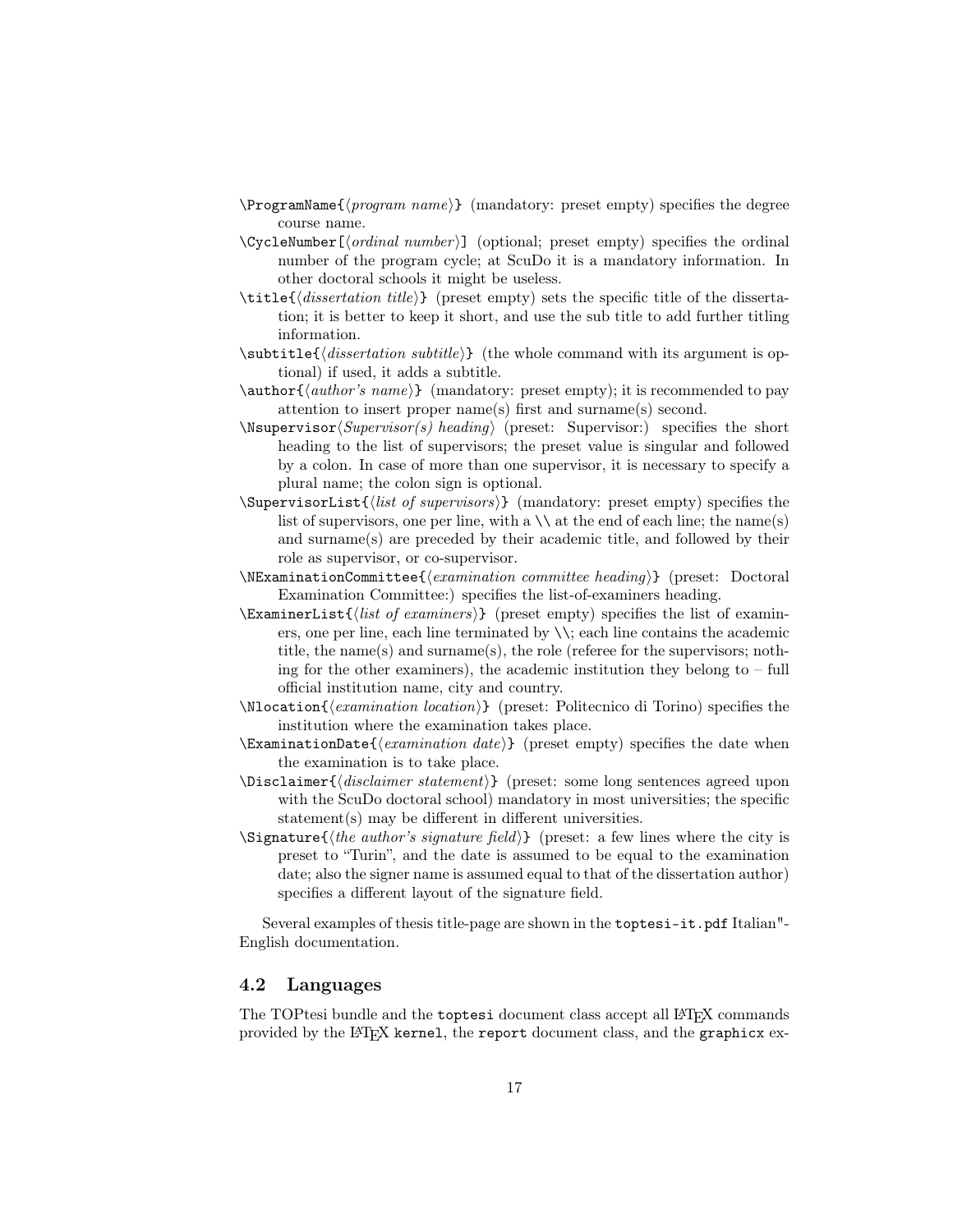`\ProgramName{⟨program name⟩}` (mandatory: preset empty) specifies the degree course name.

`\CycleNumber[⟨ordinal number⟩]` (optional; preset empty) specifies the ordinal number of the program cycle; at ScuDo it is a mandatory information. In other doctoral schools it might be useless.

`\title{⟨dissertation title⟩}` (preset empty) sets the specific title of the dissertation; it is better to keep it short, and use the sub title to add further titling information.

`\subtitle{⟨dissertation subtitle⟩}` (the whole command with its argument is optional) if used, it adds a subtitle.

`\author{⟨author's name⟩}` (mandatory: preset empty); it is recommended to pay attention to insert proper name(s) first and surname(s) second.

`\Nsupervisor⟨Supervisor(s) heading⟩` (preset: Supervisor:) specifies the short heading to the list of supervisors; the preset value is singular and followed by a colon. In case of more than one supervisor, it is necessary to specify a plural name; the colon sign is optional.

`\SupervisorList{⟨list of supervisors⟩}` (mandatory: preset empty) specifies the list of supervisors, one per line, with a `\\` at the end of each line; the name(s) and surname(s) are preceded by their academic title, and followed by their role as supervisor, or co-supervisor.

`\NExaminationCommittee{⟨examination committee heading⟩}` (preset: Doctoral Examination Committee:) specifies the list-of-examiners heading.

`\ExaminerList{⟨list of examiners⟩}` (preset empty) specifies the list of examiners, one per line, each line terminated by `\\`; each line contains the academic title, the name(s) and surname(s), the role (referee for the supervisors; nothing for the other examiners), the academic institution they belong to – full official institution name, city and country.

`\Nlocation{⟨examination location⟩}` (preset: Politecnico di Torino) specifies the institution where the examination takes place.

`\ExaminationDate{⟨examination date⟩}` (preset empty) specifies the date when the examination is to take place.

`\Disclaimer{⟨disclaimer statement⟩}` (preset: some long sentences agreed upon with the ScuDo doctoral school) mandatory in most universities; the specific statement(s) may be different in different universities.

`\Signature{⟨the author's signature field⟩}` (preset: a few lines where the city is preset to "Turin", and the date is assumed to be equal to the examination date; also the signer name is assumed equal to that of the dissertation author) specifies a different layout of the signature field.

Several examples of thesis title-page are shown in the `toptesi-it.pdf` Italian"-English documentation.

## 4.2 Languages

The TOPtesi bundle and the `toptesi` document class accept all LaTeX commands provided by the LaTeX `kernel`, the `report` document class, and the `graphicx` ex-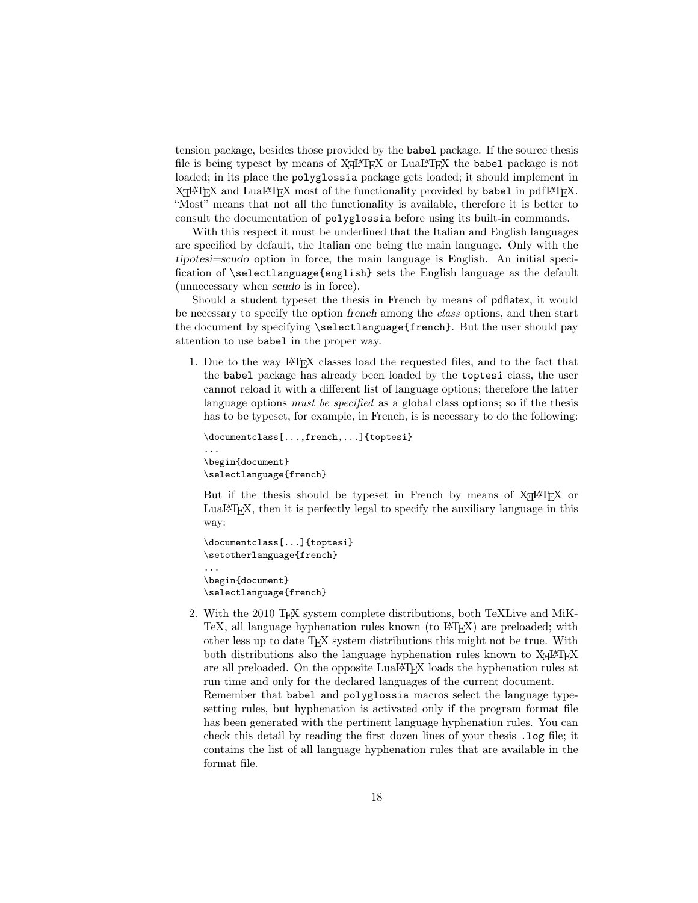tension package, besides those provided by the `babel` package. If the source thesis file is being typeset by means of XƎLaTeX or LuaLaTeX the `babel` package is not loaded; in its place the `polyglossia` package gets loaded; it should implement in XƎLaTeX and LuaLaTeX most of the functionality provided by `babel` in pdfLaTeX. "Most" means that not all the functionality is available, therefore it is better to consult the documentation of `polyglossia` before using its built-in commands.

With this respect it must be underlined that the Italian and English languages are specified by default, the Italian one being the main language. Only with the *tipotesi=scudo* option in force, the main language is English. An initial specification of `\selectlanguage{english}` sets the English language as the default (unnecessary when *scudo* is in force).

Should a student typeset the thesis in French by means of pdflatex, it would be necessary to specify the option *french* among the *class* options, and then start the document by specifying `\selectlanguage{french}`. But the user should pay attention to use `babel` in the proper way.

1. Due to the way LaTeX classes load the requested files, and to the fact that the `babel` package has already been loaded by the `toptesi` class, the user cannot reload it with a different list of language options; therefore the latter language options *must be specified* as a global class options; so if the thesis has to be typeset, for example, in French, is is necessary to do the following:

   ```
   \documentclass[...,french,...]{toptesi}
   ...
   \begin{document}
   \selectlanguage{french}
   ```

   But if the thesis should be typeset in French by means of XƎLaTeX or LuaLaTeX, then it is perfectly legal to specify the auxiliary language in this way:

   ```
   \documentclass[...]{toptesi}
   \setotherlanguage{french}
   ...
   \begin{document}
   \selectlanguage{french}
   ```

2. With the 2010 TeX system complete distributions, both TeXLive and MiKTeX, all language hyphenation rules known (to LaTeX) are preloaded; with other less up to date TeX system distributions this might not be true. With both distributions also the language hyphenation rules known to XƎLaTeX are all preloaded. On the opposite LuaLaTeX loads the hyphenation rules at run time and only for the declared languages of the current document.
   Remember that `babel` and `polyglossia` macros select the language typesetting rules, but hyphenation is activated only if the program format file has been generated with the pertinent language hyphenation rules. You can check this detail by reading the first dozen lines of your thesis `.log` file; it contains the list of all language hyphenation rules that are available in the format file.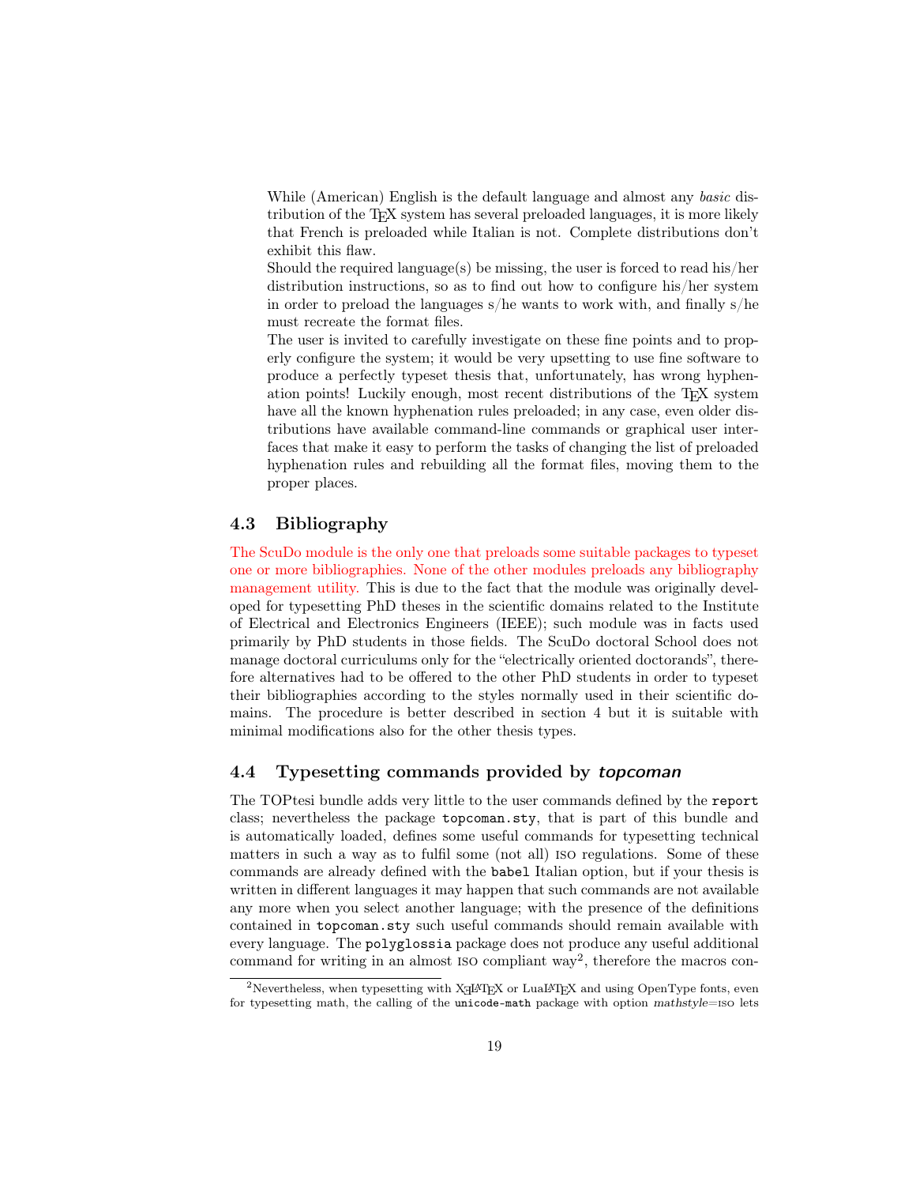While (American) English is the default language and almost any *basic* distribution of the TeX system has several preloaded languages, it is more likely that French is preloaded while Italian is not. Complete distributions don't exhibit this flaw.

Should the required language(s) be missing, the user is forced to read his/her distribution instructions, so as to find out how to configure his/her system in order to preload the languages s/he wants to work with, and finally s/he must recreate the format files.

The user is invited to carefully investigate on these fine points and to properly configure the system; it would be very upsetting to use fine software to produce a perfectly typeset thesis that, unfortunately, has wrong hyphenation points! Luckily enough, most recent distributions of the TeX system have all the known hyphenation rules preloaded; in any case, even older distributions have available command-line commands or graphical user interfaces that make it easy to perform the tasks of changing the list of preloaded hyphenation rules and rebuilding all the format files, moving them to the proper places.

## 4.3 Bibliography

The ScuDo module is the only one that preloads some suitable packages to typeset one or more bibliographies. None of the other modules preloads any bibliography management utility. This is due to the fact that the module was originally developed for typesetting PhD theses in the scientific domains related to the Institute of Electrical and Electronics Engineers (IEEE); such module was in facts used primarily by PhD students in those fields. The ScuDo doctoral School does not manage doctoral curriculums only for the "electrically oriented doctorands", therefore alternatives had to be offered to the other PhD students in order to typeset their bibliographies according to the styles normally used in their scientific domains. The procedure is better described in section 4 but it is suitable with minimal modifications also for the other thesis types.

## 4.4 Typesetting commands provided by *topcoman*

The TOPtesi bundle adds very little to the user commands defined by the `report` class; nevertheless the package `topcoman.sty`, that is part of this bundle and is automatically loaded, defines some useful commands for typesetting technical matters in such a way as to fulfil some (not all) ISO regulations. Some of these commands are already defined with the `babel` Italian option, but if your thesis is written in different languages it may happen that such commands are not available any more when you select another language; with the presence of the definitions contained in `topcoman.sty` such useful commands should remain available with every language. The `polyglossia` package does not produce any useful additional command for writing in an almost ISO compliant way[2], therefore the macros con-

[2] Nevertheless, when typesetting with XeLaTeX or LuaLaTeX and using OpenType fonts, even for typesetting math, the calling of the `unicode-math` package with option *mathstyle*=ISO lets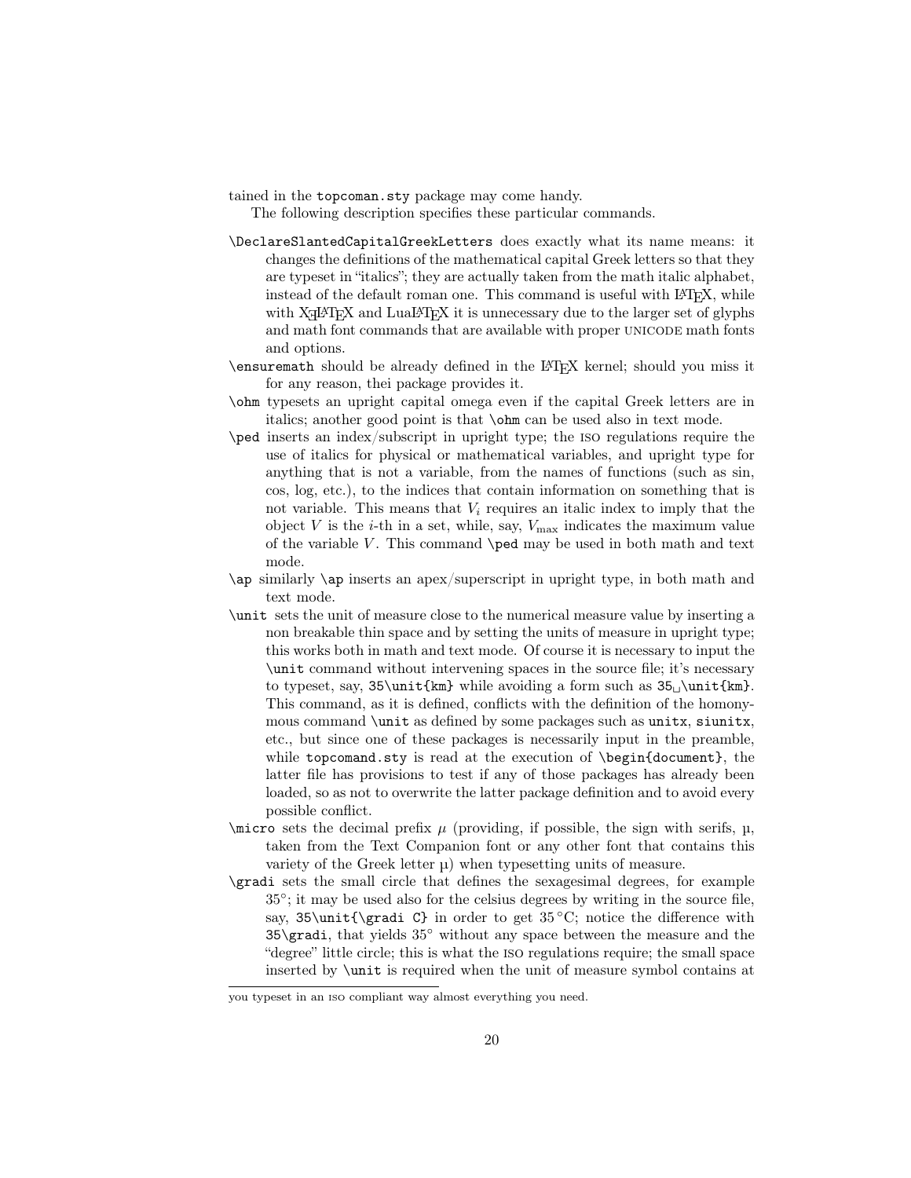tained in the `topcoman.sty` package may come handy.

The following description specifies these particular commands.

`\DeclareSlantedCapitalGreekLetters` does exactly what its name means: it changes the definitions of the mathematical capital Greek letters so that they are typeset in "italics"; they are actually taken from the math italic alphabet, instead of the default roman one. This command is useful with LaTeX, while with XeLaTeX and LuaLaTeX it is unnecessary due to the larger set of glyphs and math font commands that are available with proper UNICODE math fonts and options.

`\ensuremath` should be already defined in the LaTeX kernel; should you miss it for any reason, thei package provides it.

`\ohm` typesets an upright capital omega even if the capital Greek letters are in italics; another good point is that `\ohm` can be used also in text mode.

`\ped` inserts an index/subscript in upright type; the ISO regulations require the use of italics for physical or mathematical variables, and upright type for anything that is not a variable, from the names of functions (such as sin, cos, log, etc.), to the indices that contain information on something that is not variable. This means that $V_i$ requires an italic index to imply that the object $V$ is the $i$-th in a set, while, say, $V_{\mathrm{max}}$ indicates the maximum value of the variable $V$. This command `\ped` may be used in both math and text mode.

`\ap` similarly `\ap` inserts an apex/superscript in upright type, in both math and text mode.

`\unit` sets the unit of measure close to the numerical measure value by inserting a non breakable thin space and by setting the units of measure in upright type; this works both in math and text mode. Of course it is necessary to input the `\unit` command without intervening spaces in the source file; it's necessary to typeset, say, `35\unit{km}` while avoiding a form such as `35␣\unit{km}`. This command, as it is defined, conflicts with the definition of the homonymous command `\unit` as defined by some packages such as `unitx`, `siunitx`, etc., but since one of these packages is necessarily input in the preamble, while `topcomand.sty` is read at the execution of `\begin{document}`, the latter file has provisions to test if any of those packages has already been loaded, so as not to overwrite the latter package definition and to avoid every possible conflict.

`\micro` sets the decimal prefix $\mu$ (providing, if possible, the sign with serifs, µ, taken from the Text Companion font or any other font that contains this variety of the Greek letter µ) when typesetting units of measure.

`\gradi` sets the small circle that defines the sexagesimal degrees, for example 35°; it may be used also for the celsius degrees by writing in the source file, say, `35\unit{\gradi C}` in order to get 35 °C; notice the difference with `35\gradi`, that yields 35° without any space between the measure and the "degree" little circle; this is what the ISO regulations require; the small space inserted by `\unit` is required when the unit of measure symbol contains at

---

you typeset in an ISO compliant way almost everything you need.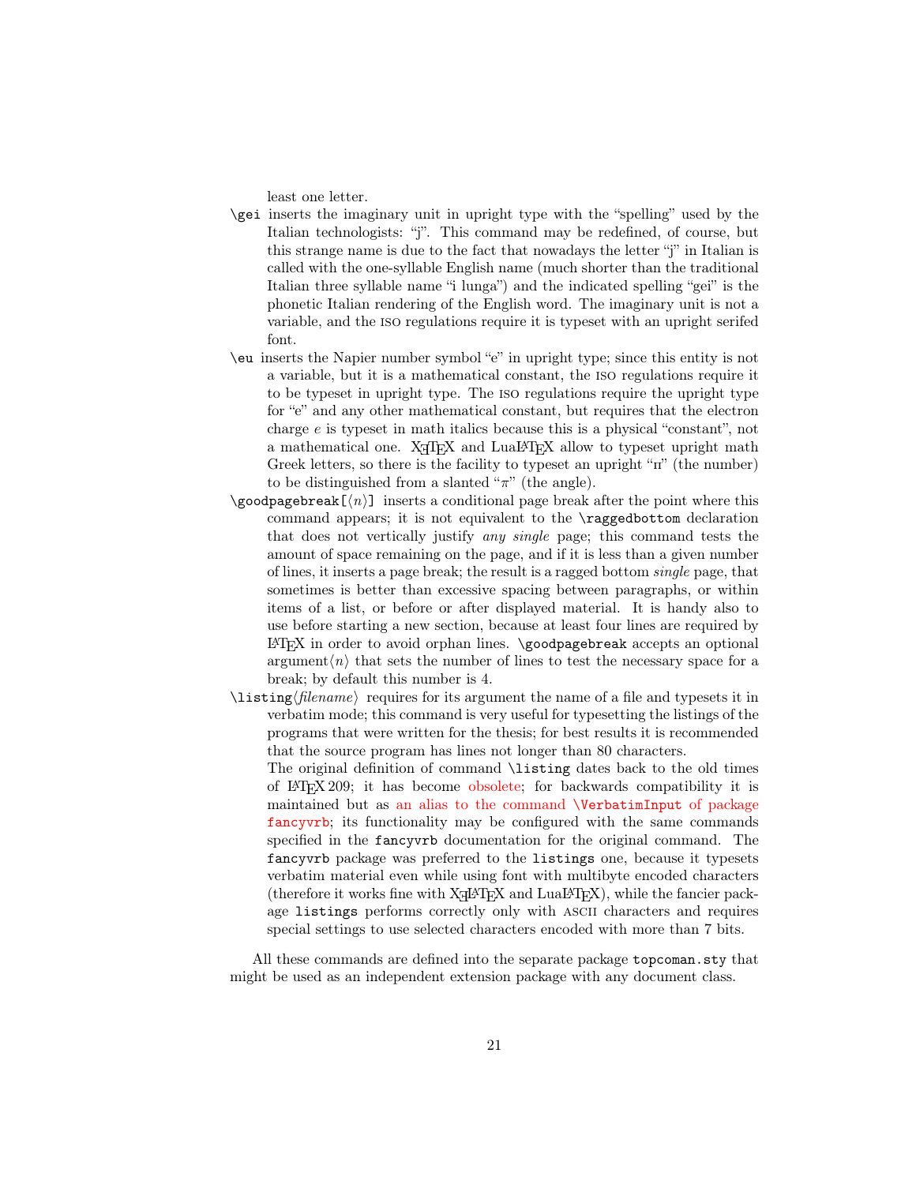least one letter.

`\gei` inserts the imaginary unit in upright type with the "spelling" used by the Italian technologists: "j". This command may be redefined, of course, but this strange name is due to the fact that nowadays the letter "j" in Italian is called with the one-syllable English name (much shorter than the traditional Italian three syllable name "i lunga") and the indicated spelling "gei" is the phonetic Italian rendering of the English word. The imaginary unit is not a variable, and the ISO regulations require it is typeset with an upright serifed font.

`\eu` inserts the Napier number symbol "e" in upright type; since this entity is not a variable, but it is a mathematical constant, the ISO regulations require it to be typeset in upright type. The ISO regulations require the upright type for "e" and any other mathematical constant, but requires that the electron charge $e$ is typeset in math italics because this is a physical "constant", not a mathematical one. XƎTEX and LuaLATEX allow to typeset upright math Greek letters, so there is the facility to typeset an upright "π" (the number) to be distinguished from a slanted "$\pi$" (the angle).

`\goodpagebreak[`⟨*n*⟩`]` inserts a conditional page break after the point where this command appears; it is not equivalent to the `\raggedbottom` declaration that does not vertically justify *any single* page; this command tests the amount of space remaining on the page, and if it is less than a given number of lines, it inserts a page break; the result is a ragged bottom *single* page, that sometimes is better than excessive spacing between paragraphs, or within items of a list, or before or after displayed material. It is handy also to use before starting a new section, because at least four lines are required by LATEX in order to avoid orphan lines. `\goodpagebreak` accepts an optional argument⟨*n*⟩ that sets the number of lines to test the necessary space for a break; by default this number is 4.

`\listing`⟨*filename*⟩ requires for its argument the name of a file and typesets it in verbatim mode; this command is very useful for typesetting the listings of the programs that were written for the thesis; for best results it is recommended that the source program has lines not longer than 80 characters.

The original definition of command `\listing` dates back to the old times of LATEX 209; it has become obsolete; for backwards compatibility it is maintained but as an alias to the command `\VerbatimInput` of package `fancyvrb`; its functionality may be configured with the same commands specified in the `fancyvrb` documentation for the original command. The `fancyvrb` package was preferred to the `listings` one, because it typesets verbatim material even while using font with multibyte encoded characters (therefore it works fine with XƎLATEX and LuaLATEX), while the fancier package `listings` performs correctly only with ASCII characters and requires special settings to use selected characters encoded with more than 7 bits.

All these commands are defined into the separate package `topcoman.sty` that might be used as an independent extension package with any document class.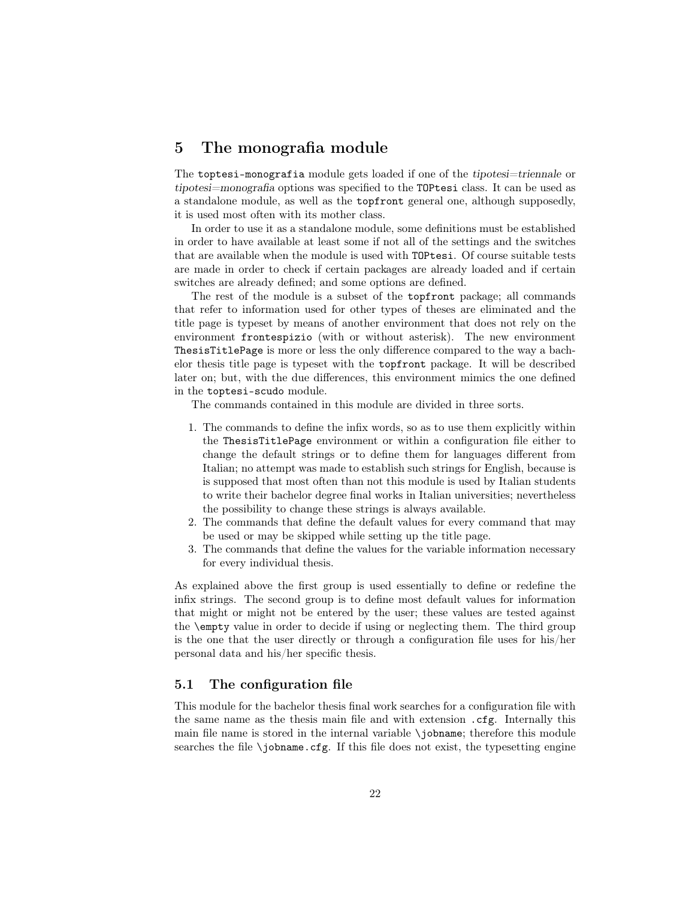# 5 The monografia module

The `toptesi-monografia` module gets loaded if one of the *tipotesi=triennale* or *tipotesi=monografia* options was specified to the `TOPtesi` class. It can be used as a standalone module, as well as the `topfront` general one, although supposedly, it is used most often with its mother class.

In order to use it as a standalone module, some definitions must be established in order to have available at least some if not all of the settings and the switches that are available when the module is used with `TOPtesi`. Of course suitable tests are made in order to check if certain packages are already loaded and if certain switches are already defined; and some options are defined.

The rest of the module is a subset of the `topfront` package; all commands that refer to information used for other types of theses are eliminated and the title page is typeset by means of another environment that does not rely on the environment `frontespizio` (with or without asterisk). The new environment `ThesisTitlePage` is more or less the only difference compared to the way a bachelor thesis title page is typeset with the `topfront` package. It will be described later on; but, with the due differences, this environment mimics the one defined in the `toptesi-scudo` module.

The commands contained in this module are divided in three sorts.

1. The commands to define the infix words, so as to use them explicitly within the `ThesisTitlePage` environment or within a configuration file either to change the default strings or to define them for languages different from Italian; no attempt was made to establish such strings for English, because is is supposed that most often than not this module is used by Italian students to write their bachelor degree final works in Italian universities; nevertheless the possibility to change these strings is always available.
2. The commands that define the default values for every command that may be used or may be skipped while setting up the title page.
3. The commands that define the values for the variable information necessary for every individual thesis.

As explained above the first group is used essentially to define or redefine the infix strings. The second group is to define most default values for information that might or might not be entered by the user; these values are tested against the `\empty` value in order to decide if using or neglecting them. The third group is the one that the user directly or through a configuration file uses for his/her personal data and his/her specific thesis.

## 5.1 The configuration file

This module for the bachelor thesis final work searches for a configuration file with the same name as the thesis main file and with extension `.cfg`. Internally this main file name is stored in the internal variable `\jobname`; therefore this module searches the file `\jobname.cfg`. If this file does not exist, the typesetting engine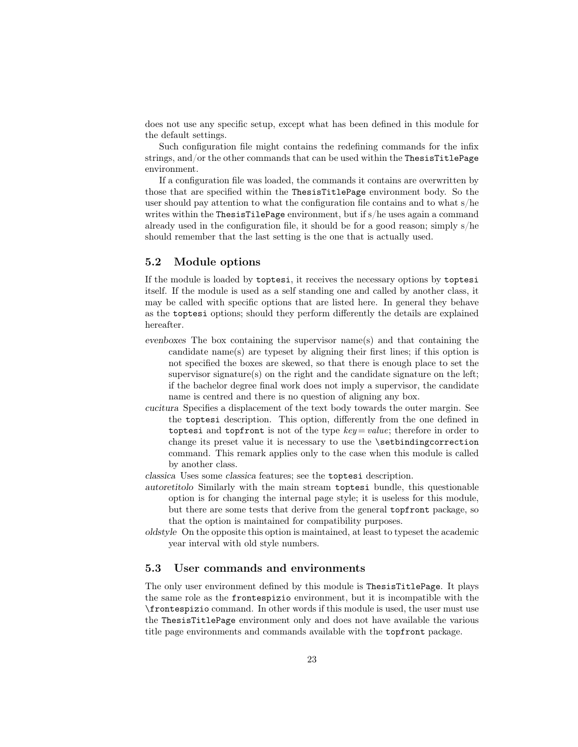does not use any specific setup, except what has been defined in this module for the default settings.

Such configuration file might contains the redefining commands for the infix strings, and/or the other commands that can be used within the `ThesisTitlePage` environment.

If a configuration file was loaded, the commands it contains are overwritten by those that are specified within the `ThesisTitlePage` environment body. So the user should pay attention to what the configuration file contains and to what s/he writes within the `ThesisTilePage` environment, but if s/he uses again a command already used in the configuration file, it should be for a good reason; simply s/he should remember that the last setting is the one that is actually used.

## 5.2 Module options

If the module is loaded by `toptesi`, it receives the necessary options by `toptesi` itself. If the module is used as a self standing one and called by another class, it may be called with specific options that are listed here. In general they behave as the `toptesi` options; should they perform differently the details are explained hereafter.

*evenboxes* The box containing the supervisor name(s) and that containing the candidate name(s) are typeset by aligning their first lines; if this option is not specified the boxes are skewed, so that there is enough place to set the supervisor signature(s) on the right and the candidate signature on the left; if the bachelor degree final work does not imply a supervisor, the candidate name is centred and there is no question of aligning any box.

*cucitura* Specifies a displacement of the text body towards the outer margin. See the `toptesi` description. This option, differently from the one defined in `toptesi` and `topfront` is not of the type *key* = *value*; therefore in order to change its preset value it is necessary to use the `\setbindingcorrection` command. This remark applies only to the case when this module is called by another class.

*classica* Uses some *classica* features; see the `toptesi` description.

*autoretitolo* Similarly with the main stream `toptesi` bundle, this questionable option is for changing the internal page style; it is useless for this module, but there are some tests that derive from the general `topfront` package, so that the option is maintained for compatibility purposes.

*oldstyle* On the opposite this option is maintained, at least to typeset the academic year interval with old style numbers.

## 5.3 User commands and environments

The only user environment defined by this module is `ThesisTitlePage`. It plays the same role as the `frontespizio` environment, but it is incompatible with the `\frontespizio` command. In other words if this module is used, the user must use the `ThesisTitlePage` environment only and does not have available the various title page environments and commands available with the `topfront` package.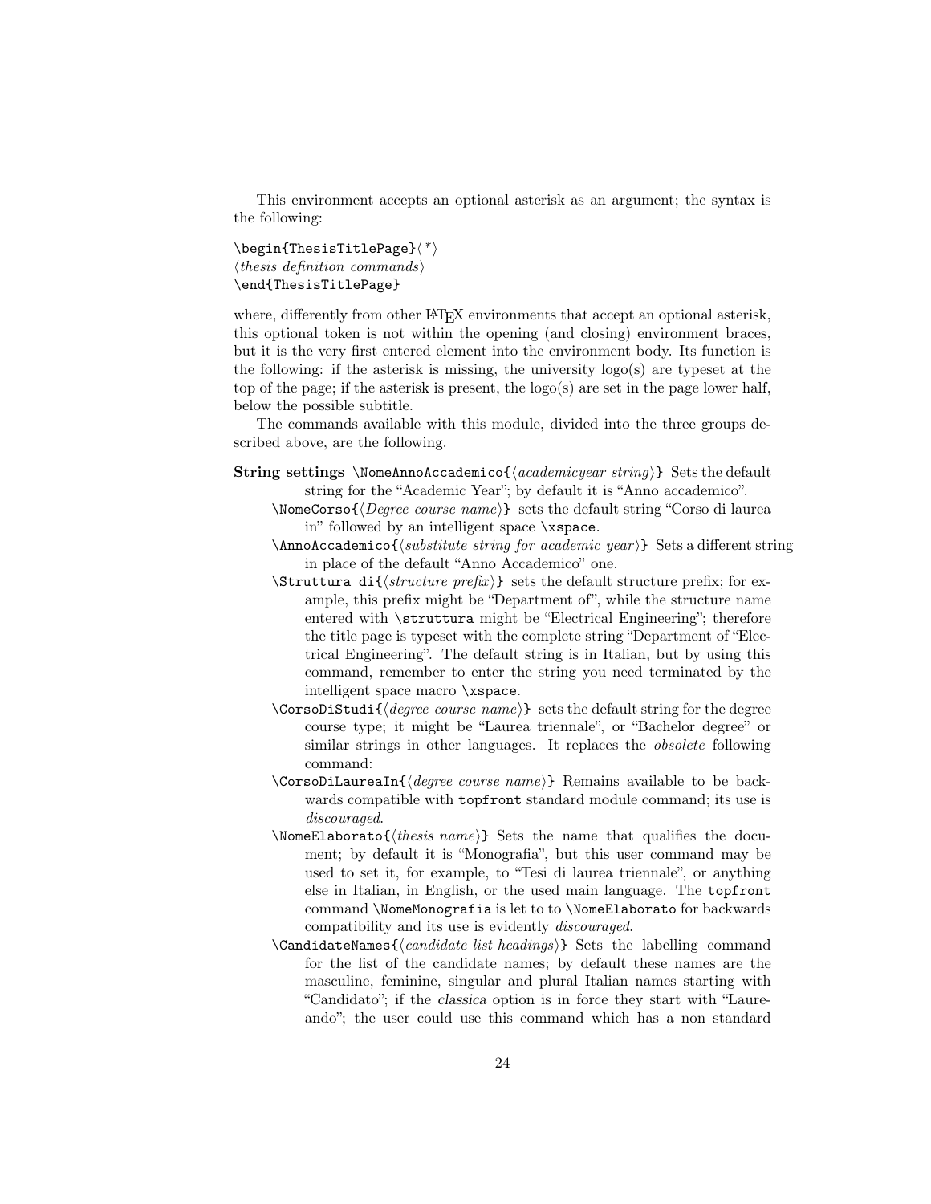This environment accepts an optional asterisk as an argument; the syntax is the following:

```
\begin{ThesisTitlePage}⟨*⟩
⟨thesis definition commands⟩
\end{ThesisTitlePage}
```

where, differently from other LaTeX environments that accept an optional asterisk, this optional token is not within the opening (and closing) environment braces, but it is the very first entered element into the environment body. Its function is the following: if the asterisk is missing, the university logo(s) are typeset at the top of the page; if the asterisk is present, the logo(s) are set in the page lower half, below the possible subtitle.

The commands available with this module, divided into the three groups described above, are the following.

**String settings** `\NomeAnnoAccademico{`⟨*academicyear string*⟩`}` Sets the default string for the "Academic Year"; by default it is "Anno accademico".

`\NomeCorso{`⟨*Degree course name*⟩`}` sets the default string "Corso di laurea in" followed by an intelligent space `\xspace`.

`\AnnoAccademico{`⟨*substitute string for academic year*⟩`}` Sets a different string in place of the default "Anno Accademico" one.

`\Struttura di{`⟨*structure prefix*⟩`}` sets the default structure prefix; for example, this prefix might be "Department of", while the structure name entered with `\struttura` might be "Electrical Engineering"; therefore the title page is typeset with the complete string "Department of "Electrical Engineering". The default string is in Italian, but by using this command, remember to enter the string you need terminated by the intelligent space macro `\xspace`.

`\CorsoDiStudi{`⟨*degree course name*⟩`}` sets the default string for the degree course type; it might be "Laurea triennale", or "Bachelor degree" or similar strings in other languages. It replaces the *obsolete* following command:

`\CorsoDiLaureaIn{`⟨*degree course name*⟩`}` Remains available to be backwards compatible with `topfront` standard module command; its use is *discouraged*.

`\NomeElaborato{`⟨*thesis name*⟩`}` Sets the name that qualifies the document; by default it is "Monografia", but this user command may be used to set it, for example, to "Tesi di laurea triennale", or anything else in Italian, in English, or the used main language. The `topfront` command `\NomeMonografia` is let to to `\NomeElaborato` for backwards compatibility and its use is evidently *discouraged*.

`\CandidateNames{`⟨*candidate list headings*⟩`}` Sets the labelling command for the list of the candidate names; by default these names are the masculine, feminine, singular and plural Italian names starting with "Candidato"; if the *classica* option is in force they start with "Laureando"; the user could use this command which has a non standard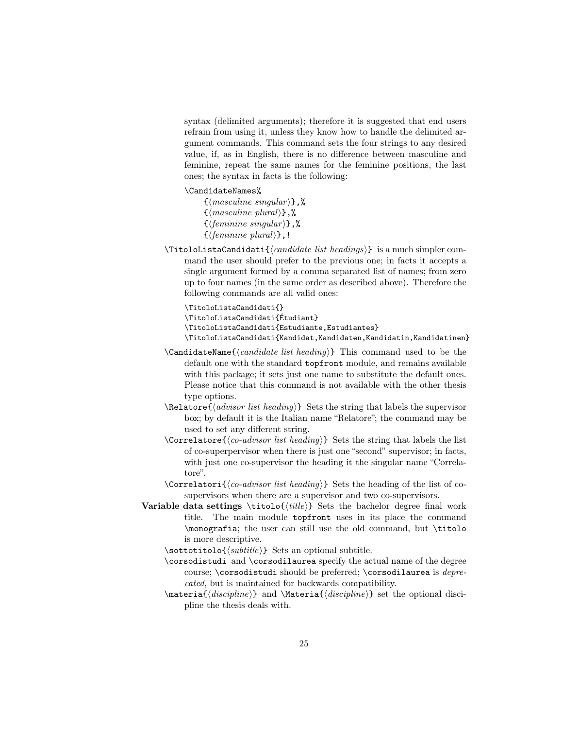syntax (delimited arguments); therefore it is suggested that end users refrain from using it, unless they know how to handle the delimited argument commands. This command sets the four strings to any desired value, if, as in English, there is no difference between masculine and feminine, repeat the same names for the feminine positions, the last ones; the syntax in facts is the following:

```
\CandidateNames%
    {⟨masculine singular⟩},%
    {⟨masculine plural⟩},%
    {⟨feminine singular⟩},%
    {⟨feminine plural⟩},!
```

`\TitoloListaCandidati{⟨candidate list headings⟩}` is a much simpler command the user should prefer to the previous one; in facts it accepts a single argument formed by a comma separated list of names; from zero up to four names (in the same order as described above). Therefore the following commands are all valid ones:

```
\TitoloListaCandidati{}
\TitoloListaCandidati{Étudiant}
\TitoloListaCandidati{Estudiante,Estudiantes}
\TitoloListaCandidati{Kandidat,Kandidaten,Kandidatin,Kandidatinen}
```

`\CandidateName{⟨candidate list heading⟩}` This command used to be the default one with the standard `topfront` module, and remains available with this package; it sets just one name to substitute the default ones. Please notice that this command is not available with the other thesis type options.

`\Relatore{⟨advisor list heading⟩}` Sets the string that labels the supervisor box; by default it is the Italian name "Relatore"; the command may be used to set any different string.

`\Correlatore{⟨co-advisor list heading⟩}` Sets the string that labels the list of co-superpervisor when there is just one "second" supervisor; in facts, with just one co-supervisor the heading it the singular name "Correlatore".

`\Correlatori{⟨co-advisor list heading⟩}` Sets the heading of the list of co-supervisors when there are a supervisor and two co-supervisors.

**Variable data settings** `\titolo{⟨title⟩}` Sets the bachelor degree final work title. The main module `topfront` uses in its place the command `\monografia`; the user can still use the old command, but `\titolo` is more descriptive.

`\sottotitolo{⟨subtitle⟩}` Sets an optional subtitle.

`\corsodistudi` and `\corsodilaurea` specify the actual name of the degree course; `\corsodistudi` should be preferred; `\corsodilaurea` is *deprecated*, but is maintained for backwards compatibility.

`\materia{⟨discipline⟩}` and `\Materia{⟨discipline⟩}` set the optional discipline the thesis deals with.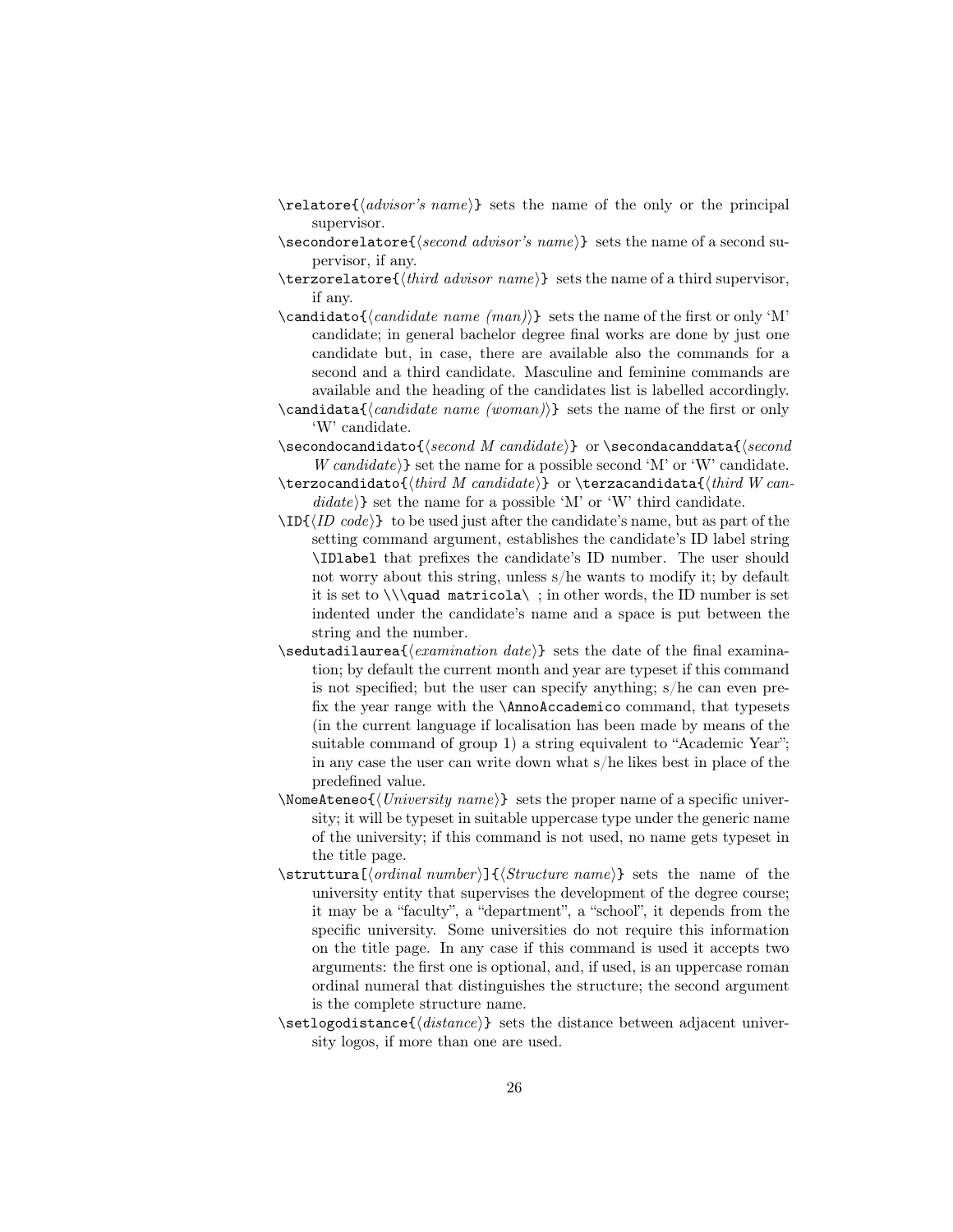`\relatore{⟨advisor's name⟩}` sets the name of the only or the principal supervisor.

`\secondorelatore{⟨second advisor's name⟩}` sets the name of a second supervisor, if any.

`\terzorelatore{⟨third advisor name⟩}` sets the name of a third supervisor, if any.

`\candidato{⟨candidate name (man)⟩}` sets the name of the first or only 'M' candidate; in general bachelor degree final works are done by just one candidate but, in case, there are available also the commands for a second and a third candidate. Masculine and feminine commands are available and the heading of the candidates list is labelled accordingly.

`\candidata{⟨candidate name (woman)⟩}` sets the name of the first or only 'W' candidate.

`\secondocandidato{⟨second M candidate⟩}` or `\secondacanddata{⟨second W candidate⟩}` set the name for a possible second 'M' or 'W' candidate.

`\terzocandidato{⟨third M candidate⟩}` or `\terzacandidata{⟨third W candidate⟩}` set the name for a possible 'M' or 'W' third candidate.

`\ID{⟨ID code⟩}` to be used just after the candidate's name, but as part of the setting command argument, establishes the candidate's ID label string `\IDlabel` that prefixes the candidate's ID number. The user should not worry about this string, unless s/he wants to modify it; by default it is set to `\\\quad matricola\ `; in other words, the ID number is set indented under the candidate's name and a space is put between the string and the number.

`\sedutadilaurea{⟨examination date⟩}` sets the date of the final examination; by default the current month and year are typeset if this command is not specified; but the user can specify anything; s/he can even prefix the year range with the `\AnnoAccademico` command, that typesets (in the current language if localisation has been made by means of the suitable command of group 1) a string equivalent to "Academic Year"; in any case the user can write down what s/he likes best in place of the predefined value.

`\NomeAteneo{⟨University name⟩}` sets the proper name of a specific university; it will be typeset in suitable uppercase type under the generic name of the university; if this command is not used, no name gets typeset in the title page.

`\struttura[⟨ordinal number⟩]{⟨Structure name⟩}` sets the name of the university entity that supervises the development of the degree course; it may be a "faculty", a "department", a "school", it depends from the specific university. Some universities do not require this information on the title page. In any case if this command is used it accepts two arguments: the first one is optional, and, if used, is an uppercase roman ordinal numeral that distinguishes the structure; the second argument is the complete structure name.

`\setlogodistance{⟨distance⟩}` sets the distance between adjacent university logos, if more than one are used.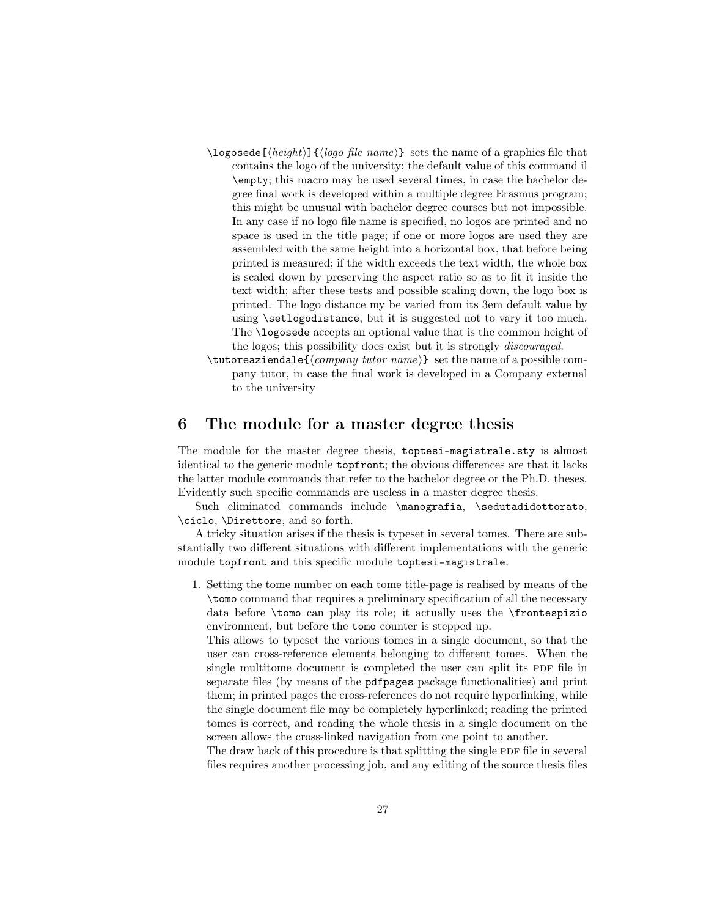`\logosede[⟨height⟩]{⟨logo file name⟩}` sets the name of a graphics file that contains the logo of the university; the default value of this command il `\empty`; this macro may be used several times, in case the bachelor degree final work is developed within a multiple degree Erasmus program; this might be unusual with bachelor degree courses but not impossible. In any case if no logo file name is specified, no logos are printed and no space is used in the title page; if one or more logos are used they are assembled with the same height into a horizontal box, that before being printed is measured; if the width exceeds the text width, the whole box is scaled down by preserving the aspect ratio so as to fit it inside the text width; after these tests and possible scaling down, the logo box is printed. The logo distance my be varied from its 3em default value by using `\setlogodistance`, but it is suggested not to vary it too much. The `\logosede` accepts an optional value that is the common height of the logos; this possibility does exist but it is strongly *discouraged*.

`\tutoreaziendale{⟨company tutor name⟩}` set the name of a possible company tutor, in case the final work is developed in a Company external to the university

# 6 The module for a master degree thesis

The module for the master degree thesis, `toptesi-magistrale.sty` is almost identical to the generic module `topfront`; the obvious differences are that it lacks the latter module commands that refer to the bachelor degree or the Ph.D. theses. Evidently such specific commands are useless in a master degree thesis.

Such eliminated commands include `\manografia`, `\sedutadidottorato`, `\ciclo`, `\Direttore`, and so forth.

A tricky situation arises if the thesis is typeset in several tomes. There are substantially two different situations with different implementations with the generic module `topfront` and this specific module `toptesi-magistrale`.

1. Setting the tome number on each tome title-page is realised by means of the `\tomo` command that requires a preliminary specification of all the necessary data before `\tomo` can play its role; it actually uses the `\frontespizio` environment, but before the `tomo` counter is stepped up.

   This allows to typeset the various tomes in a single document, so that the user can cross-reference elements belonging to different tomes. When the single multitome document is completed the user can split its PDF file in separate files (by means of the `pdfpages` package functionalities) and print them; in printed pages the cross-references do not require hyperlinking, while the single document file may be completely hyperlinked; reading the printed tomes is correct, and reading the whole thesis in a single document on the screen allows the cross-linked navigation from one point to another.

   The draw back of this procedure is that splitting the single PDF file in several files requires another processing job, and any editing of the source thesis files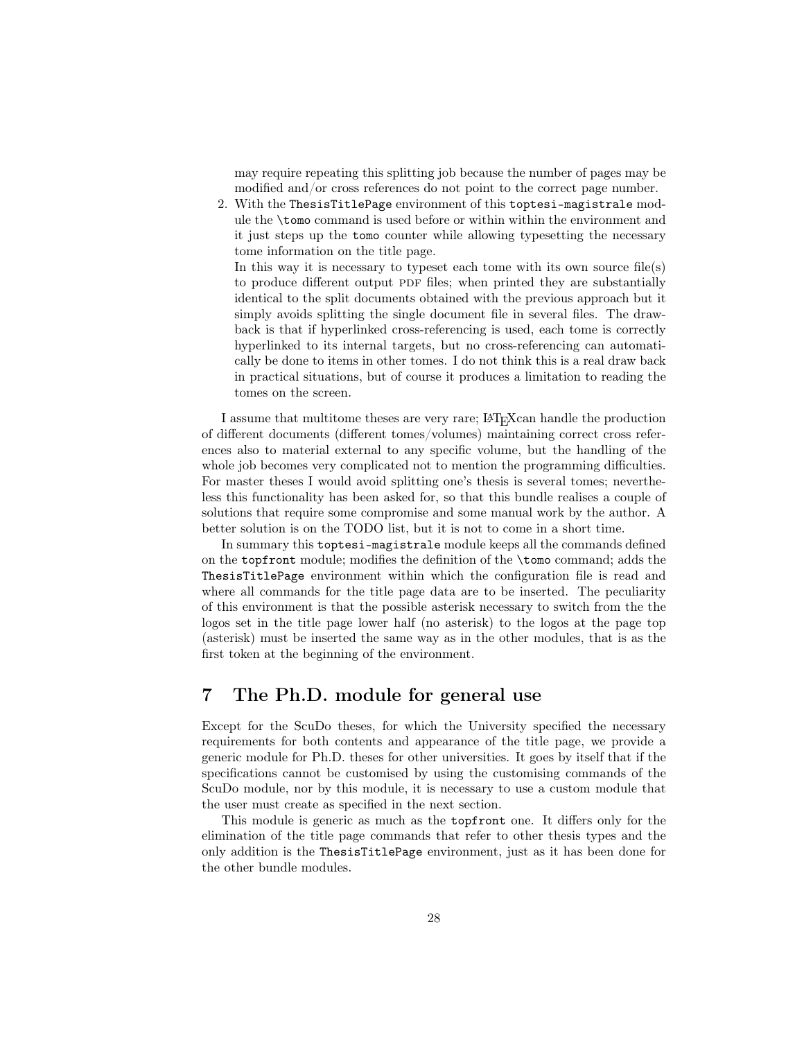may require repeating this splitting job because the number of pages may be modified and/or cross references do not point to the correct page number.

2. With the `ThesisTitlePage` environment of this `toptesi-magistrale` module the `\tomo` command is used before or within within the environment and it just steps up the `tomo` counter while allowing typesetting the necessary tome information on the title page.

   In this way it is necessary to typeset each tome with its own source file(s) to produce different output PDF files; when printed they are substantially identical to the split documents obtained with the previous approach but it simply avoids splitting the single document file in several files. The drawback is that if hyperlinked cross-referencing is used, each tome is correctly hyperlinked to its internal targets, but no cross-referencing can automatically be done to items in other tomes. I do not think this is a real draw back in practical situations, but of course it produces a limitation to reading the tomes on the screen.

I assume that multitome theses are very rare; LaTeXcan handle the production of different documents (different tomes/volumes) maintaining correct cross references also to material external to any specific volume, but the handling of the whole job becomes very complicated not to mention the programming difficulties. For master theses I would avoid splitting one's thesis is several tomes; nevertheless this functionality has been asked for, so that this bundle realises a couple of solutions that require some compromise and some manual work by the author. A better solution is on the TODO list, but it is not to come in a short time.

In summary this `toptesi-magistrale` module keeps all the commands defined on the `topfront` module; modifies the definition of the `\tomo` command; adds the `ThesisTitlePage` environment within which the configuration file is read and where all commands for the title page data are to be inserted. The peculiarity of this environment is that the possible asterisk necessary to switch from the the logos set in the title page lower half (no asterisk) to the logos at the page top (asterisk) must be inserted the same way as in the other modules, that is as the first token at the beginning of the environment.

# 7 The Ph.D. module for general use

Except for the ScuDo theses, for which the University specified the necessary requirements for both contents and appearance of the title page, we provide a generic module for Ph.D. theses for other universities. It goes by itself that if the specifications cannot be customised by using the customising commands of the ScuDo module, nor by this module, it is necessary to use a custom module that the user must create as specified in the next section.

This module is generic as much as the `topfront` one. It differs only for the elimination of the title page commands that refer to other thesis types and the only addition is the `ThesisTitlePage` environment, just as it has been done for the other bundle modules.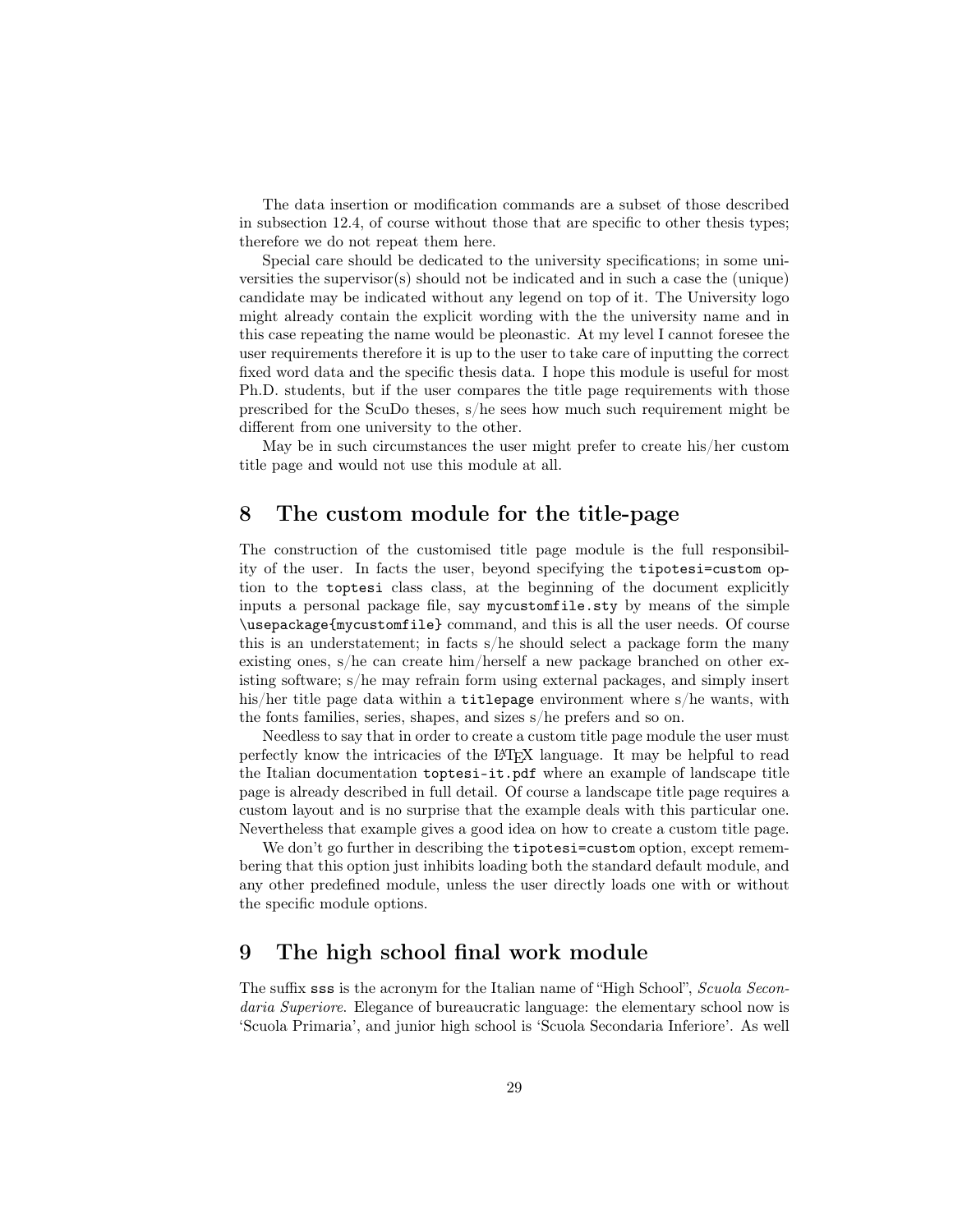The data insertion or modification commands are a subset of those described in subsection 12.4, of course without those that are specific to other thesis types; therefore we do not repeat them here.

Special care should be dedicated to the university specifications; in some universities the supervisor(s) should not be indicated and in such a case the (unique) candidate may be indicated without any legend on top of it. The University logo might already contain the explicit wording with the the university name and in this case repeating the name would be pleonastic. At my level I cannot foresee the user requirements therefore it is up to the user to take care of inputting the correct fixed word data and the specific thesis data. I hope this module is useful for most Ph.D. students, but if the user compares the title page requirements with those prescribed for the ScuDo theses, s/he sees how much such requirement might be different from one university to the other.

May be in such circumstances the user might prefer to create his/her custom title page and would not use this module at all.

## 8 The custom module for the title-page

The construction of the customised title page module is the full responsibility of the user. In facts the user, beyond specifying the `tipotesi=custom` option to the `toptesi` class class, at the beginning of the document explicitly inputs a personal package file, say `mycustomfile.sty` by means of the simple `\usepackage{mycustomfile}` command, and this is all the user needs. Of course this is an understatement; in facts s/he should select a package form the many existing ones, s/he can create him/herself a new package branched on other existing software; s/he may refrain form using external packages, and simply insert his/her title page data within a `titlepage` environment where s/he wants, with the fonts families, series, shapes, and sizes s/he prefers and so on.

Needless to say that in order to create a custom title page module the user must perfectly know the intricacies of the LaTeX language. It may be helpful to read the Italian documentation `toptesi-it.pdf` where an example of landscape title page is already described in full detail. Of course a landscape title page requires a custom layout and is no surprise that the example deals with this particular one. Nevertheless that example gives a good idea on how to create a custom title page.

We don't go further in describing the `tipotesi=custom` option, except remembering that this option just inhibits loading both the standard default module, and any other predefined module, unless the user directly loads one with or without the specific module options.

## 9 The high school final work module

The suffix `sss` is the acronym for the Italian name of "High School", *Scuola Secondaria Superiore*. Elegance of bureaucratic language: the elementary school now is 'Scuola Primaria', and junior high school is 'Scuola Secondaria Inferiore'. As well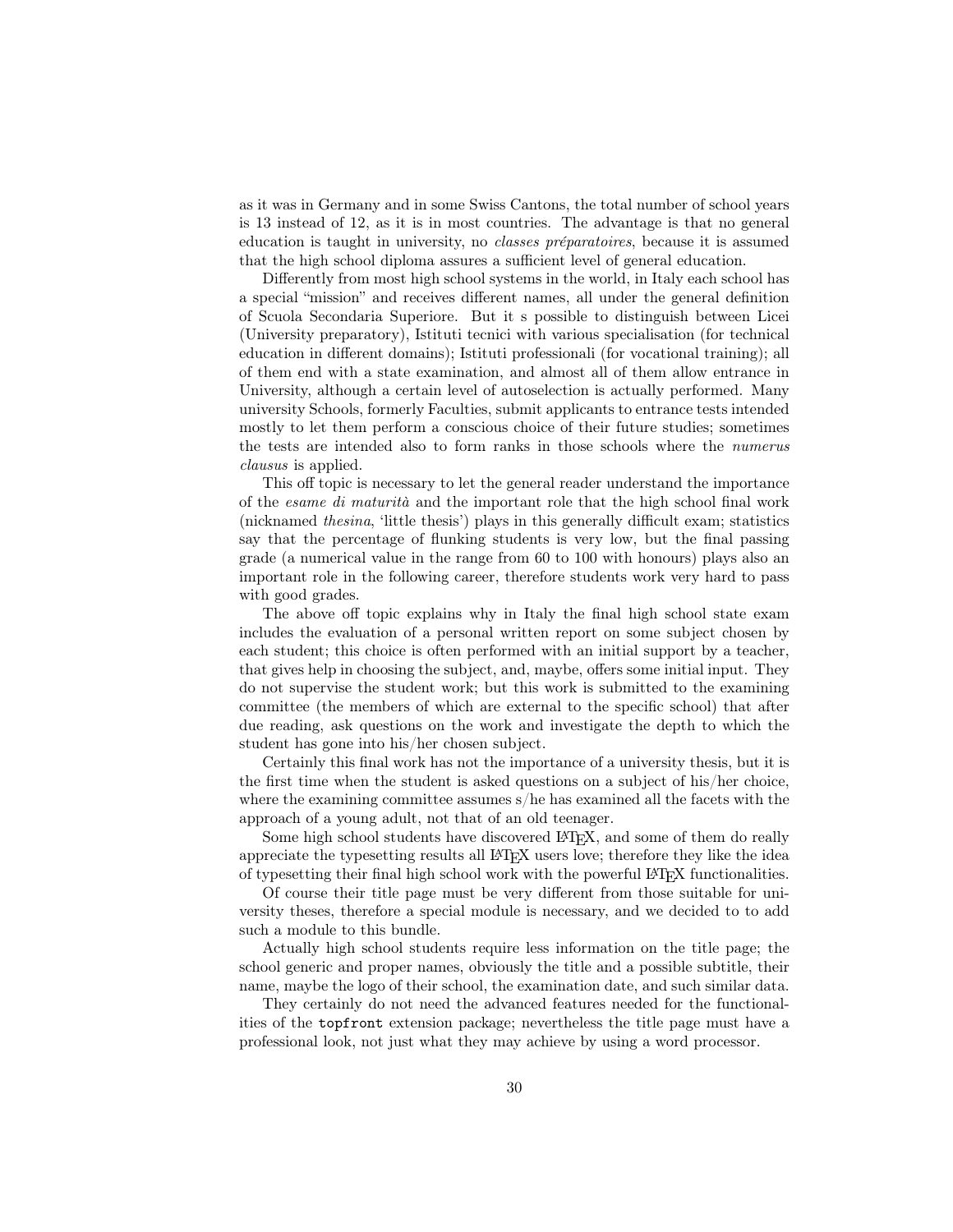as it was in Germany and in some Swiss Cantons, the total number of school years is 13 instead of 12, as it is in most countries. The advantage is that no general education is taught in university, no *classes préparatoires*, because it is assumed that the high school diploma assures a sufficient level of general education.

Differently from most high school systems in the world, in Italy each school has a special "mission" and receives different names, all under the general definition of Scuola Secondaria Superiore. But it s possible to distinguish between Licei (University preparatory), Istituti tecnici with various specialisation (for technical education in different domains); Istituti professionali (for vocational training); all of them end with a state examination, and almost all of them allow entrance in University, although a certain level of autoselection is actually performed. Many university Schools, formerly Faculties, submit applicants to entrance tests intended mostly to let them perform a conscious choice of their future studies; sometimes the tests are intended also to form ranks in those schools where the *numerus clausus* is applied.

This off topic is necessary to let the general reader understand the importance of the *esame di maturità* and the important role that the high school final work (nicknamed *thesina*, 'little thesis') plays in this generally difficult exam; statistics say that the percentage of flunking students is very low, but the final passing grade (a numerical value in the range from 60 to 100 with honours) plays also an important role in the following career, therefore students work very hard to pass with good grades.

The above off topic explains why in Italy the final high school state exam includes the evaluation of a personal written report on some subject chosen by each student; this choice is often performed with an initial support by a teacher, that gives help in choosing the subject, and, maybe, offers some initial input. They do not supervise the student work; but this work is submitted to the examining committee (the members of which are external to the specific school) that after due reading, ask questions on the work and investigate the depth to which the student has gone into his/her chosen subject.

Certainly this final work has not the importance of a university thesis, but it is the first time when the student is asked questions on a subject of his/her choice, where the examining committee assumes s/he has examined all the facets with the approach of a young adult, not that of an old teenager.

Some high school students have discovered LaTeX, and some of them do really appreciate the typesetting results all LaTeX users love; therefore they like the idea of typesetting their final high school work with the powerful LaTeX functionalities.

Of course their title page must be very different from those suitable for university theses, therefore a special module is necessary, and we decided to to add such a module to this bundle.

Actually high school students require less information on the title page; the school generic and proper names, obviously the title and a possible subtitle, their name, maybe the logo of their school, the examination date, and such similar data.

They certainly do not need the advanced features needed for the functionalities of the `topfront` extension package; nevertheless the title page must have a professional look, not just what they may achieve by using a word processor.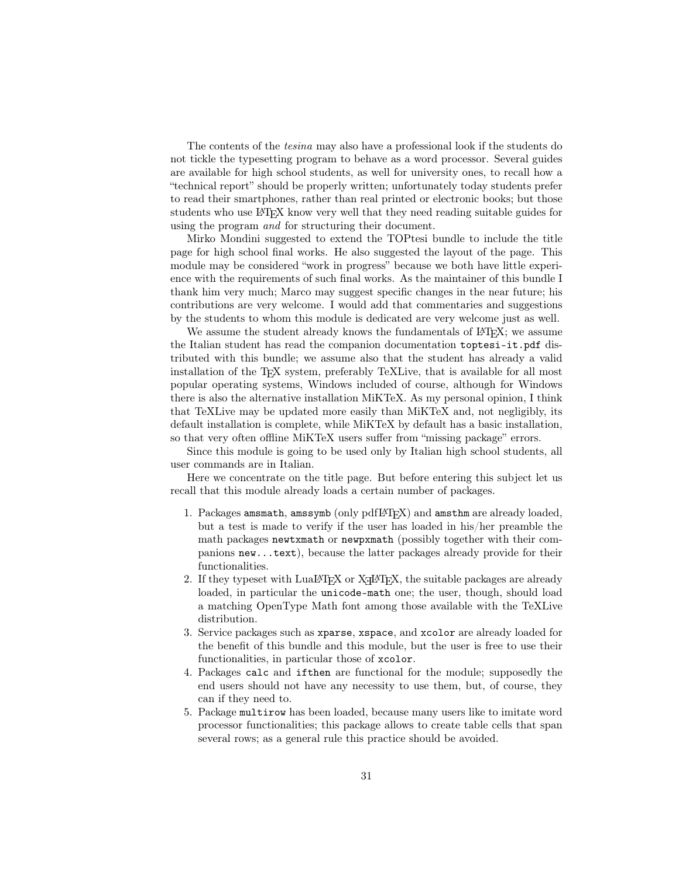The contents of the *tesina* may also have a professional look if the students do not tickle the typesetting program to behave as a word processor. Several guides are available for high school students, as well for university ones, to recall how a "technical report" should be properly written; unfortunately today students prefer to read their smartphones, rather than real printed or electronic books; but those students who use LaTeX know very well that they need reading suitable guides for using the program *and* for structuring their document.

Mirko Mondini suggested to extend the TOPtesi bundle to include the title page for high school final works. He also suggested the layout of the page. This module may be considered "work in progress" because we both have little experience with the requirements of such final works. As the maintainer of this bundle I thank him very much; Marco may suggest specific changes in the near future; his contributions are very welcome. I would add that commentaries and suggestions by the students to whom this module is dedicated are very welcome just as well.

We assume the student already knows the fundamentals of LaTeX; we assume the Italian student has read the companion documentation `toptesi-it.pdf` distributed with this bundle; we assume also that the student has already a valid installation of the TeX system, preferably TeXLive, that is available for all most popular operating systems, Windows included of course, although for Windows there is also the alternative installation MiKTeX. As my personal opinion, I think that TeXLive may be updated more easily than MiKTeX and, not negligibly, its default installation is complete, while MiKTeX by default has a basic installation, so that very often offline MiKTeX users suffer from "missing package" errors.

Since this module is going to be used only by Italian high school students, all user commands are in Italian.

Here we concentrate on the title page. But before entering this subject let us recall that this module already loads a certain number of packages.

1. Packages `amsmath`, `amssymb` (only pdfLaTeX) and `amsthm` are already loaded, but a test is made to verify if the user has loaded in his/her preamble the math packages `newtxmath` or `newpxmath` (possibly together with their companions `new...text`), because the latter packages already provide for their functionalities.
2. If they typeset with LuaLaTeX or XeLaTeX, the suitable packages are already loaded, in particular the `unicode-math` one; the user, though, should load a matching OpenType Math font among those available with the TeXLive distribution.
3. Service packages such as `xparse`, `xspace`, and `xcolor` are already loaded for the benefit of this bundle and this module, but the user is free to use their functionalities, in particular those of `xcolor`.
4. Packages `calc` and `ifthen` are functional for the module; supposedly the end users should not have any necessity to use them, but, of course, they can if they need to.
5. Package `multirow` has been loaded, because many users like to imitate word processor functionalities; this package allows to create table cells that span several rows; as a general rule this practice should be avoided.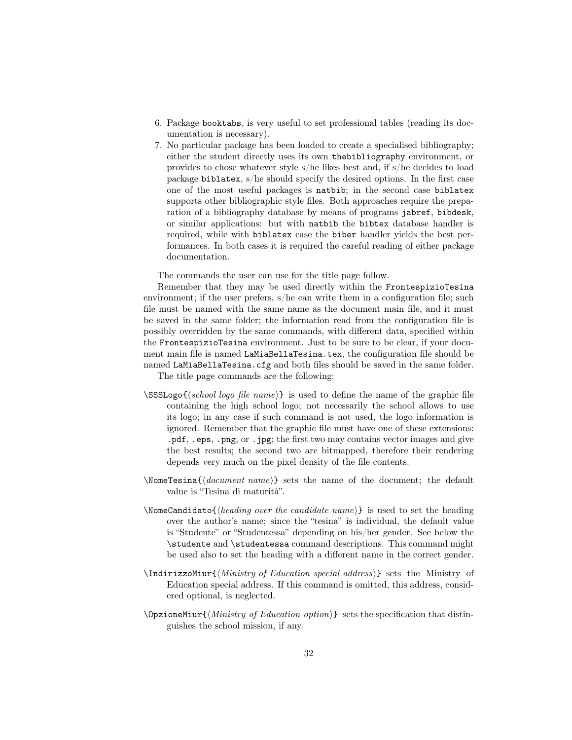6. Package `booktabs`, is very useful to set professional tables (reading its documentation is necessary).
7. No particular package has been loaded to create a specialised bibliography; either the student directly uses its own `thebibliography` environment, or provides to chose whatever style s/he likes best and, if s/he decides to load package `biblatex`, s/he should specify the desired options. In the first case one of the most useful packages is `natbib`; in the second case `biblatex` supports other bibliographic style files. Both approaches require the preparation of a bibliography database by means of programs `jabref`, `bibdesk`, or similar applications: but with `natbib` the `bibtex` database handler is required, while with `biblatex` case the `biber` handler yields the best performances. In both cases it is required the careful reading of either package documentation.

The commands the user can use for the title page follow.

Remember that they may be used directly within the `FrontespizioTesina` environment; if the user prefers, s/he can write them in a configuration file; such file must be named with the same name as the document main file, and it must be saved in the same folder; the information read from the configuration file is possibly overridden by the same commands, with different data, specified within the `FrontespizioTesina` environment. Just to be sure to be clear, if your document main file is named `LaMiaBellaTesina.tex`, the configuration file should be named `LaMiaBellaTesina.cfg` and both files should be saved in the same folder.

The title page commands are the following:

`\SSSLogo{`⟨*school logo file name*⟩`}` is used to define the name of the graphic file containing the high school logo; not necessarily the school allows to use its logo; in any case if such command is not used, the logo information is ignored. Remember that the graphic file must have one of these extensions: `.pdf`, `.eps`, `.png`, or `.jpg`; the first two may contains vector images and give the best results; the second two are bitmapped, therefore their rendering depends very much on the pixel density of the file contents.

`\NomeTesina{`⟨*document name*⟩`}` sets the name of the document; the default value is "Tesina di maturità".

`\NomeCandidato{`⟨*heading over the candidate name*⟩`}` is used to set the heading over the author's name; since the "tesina" is individual, the default value is "Studente" or "Studentessa" depending on his/her gender. See below the `\studente` and `\studentessa` command descriptions. This command might be used also to set the heading with a different name in the correct gender.

`\IndirizzoMiur{`⟨*Ministry of Education special address*⟩`}` sets the Ministry of Education special address. If this command is omitted, this address, considered optional, is neglected.

`\OpzioneMiur{`⟨*Ministry of Education option*⟩`}` sets the specification that distinguishes the school mission, if any.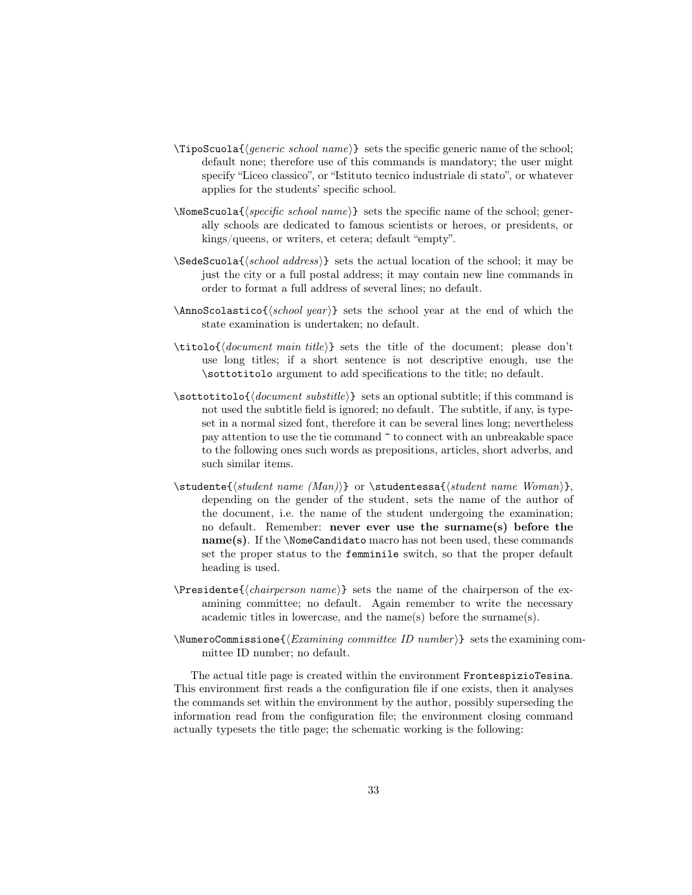`\TipoScuola{⟨generic school name⟩}` sets the specific generic name of the school; default none; therefore use of this commands is mandatory; the user might specify "Liceo classico", or "Istituto tecnico industriale di stato", or whatever applies for the students' specific school.

`\NomeScuola{⟨specific school name⟩}` sets the specific name of the school; generally schools are dedicated to famous scientists or heroes, or presidents, or kings/queens, or writers, et cetera; default "empty".

`\SedeScuola{⟨school address⟩}` sets the actual location of the school; it may be just the city or a full postal address; it may contain new line commands in order to format a full address of several lines; no default.

`\AnnoScolastico{⟨school year⟩}` sets the school year at the end of which the state examination is undertaken; no default.

`\titolo{⟨document main title⟩}` sets the title of the document; please don't use long titles; if a short sentence is not descriptive enough, use the `\sottotitolo` argument to add specifications to the title; no default.

`\sottotitolo{⟨document substitle⟩}` sets an optional subtitle; if this command is not used the subtitle field is ignored; no default. The subtitle, if any, is typeset in a normal sized font, therefore it can be several lines long; nevertheless pay attention to use the tie command `~` to connect with an unbreakable space to the following ones such words as prepositions, articles, short adverbs, and such similar items.

`\studente{⟨student name (Man)⟩}` or `\studentessa{⟨student name Woman⟩}`, depending on the gender of the student, sets the name of the author of the document, i.e. the name of the student undergoing the examination; no default. Remember: **never ever use the surname(s) before the name(s)**. If the `\NomeCandidato` macro has not been used, these commands set the proper status to the `femminile` switch, so that the proper default heading is used.

`\Presidente{⟨chairperson name⟩}` sets the name of the chairperson of the examining committee; no default. Again remember to write the necessary academic titles in lowercase, and the name(s) before the surname(s).

`\NumeroCommissione{⟨Examining committee ID number⟩}` sets the examining committee ID number; no default.

The actual title page is created within the environment `FrontespizioTesina`. This environment first reads a the configuration file if one exists, then it analyses the commands set within the environment by the author, possibly superseding the information read from the configuration file; the environment closing command actually typesets the title page; the schematic working is the following: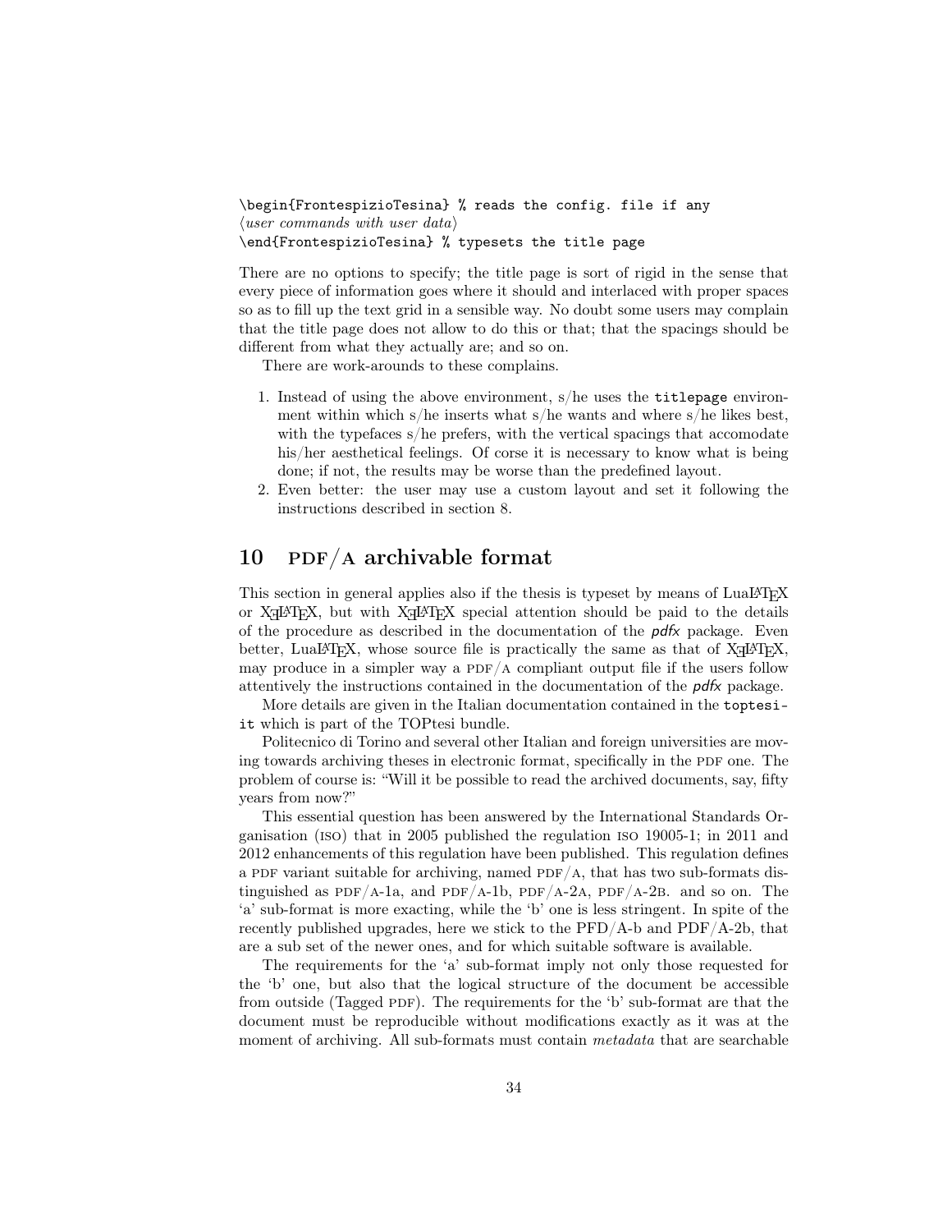```
\begin{FrontespizioTesina} % reads the config. file if any
⟨user commands with user data⟩
\end{FrontespizioTesina} % typesets the title page
```

There are no options to specify; the title page is sort of rigid in the sense that every piece of information goes where it should and interlaced with proper spaces so as to fill up the text grid in a sensible way. No doubt some users may complain that the title page does not allow to do this or that; that the spacings should be different from what they actually are; and so on.

There are work-arounds to these complains.

1. Instead of using the above environment, s/he uses the `titlepage` environment within which s/he inserts what s/he wants and where s/he likes best, with the typefaces s/he prefers, with the vertical spacings that accomodate his/her aesthetical feelings. Of corse it is necessary to know what is being done; if not, the results may be worse than the predefined layout.
2. Even better: the user may use a custom layout and set it following the instructions described in section 8.

## 10 PDF/A archivable format

This section in general applies also if the thesis is typeset by means of LuaLaTeX or XeLaTeX, but with XeLaTeX special attention should be paid to the details of the procedure as described in the documentation of the *pdfx* package. Even better, LuaLaTeX, whose source file is practically the same as that of XeLaTeX, may produce in a simpler way a PDF/A compliant output file if the users follow attentively the instructions contained in the documentation of the *pdfx* package.

More details are given in the Italian documentation contained in the `toptesi-it` which is part of the TOPtesi bundle.

Politecnico di Torino and several other Italian and foreign universities are moving towards archiving theses in electronic format, specifically in the PDF one. The problem of course is: "Will it be possible to read the archived documents, say, fifty years from now?"

This essential question has been answered by the International Standards Organisation (ISO) that in 2005 published the regulation ISO 19005-1; in 2011 and 2012 enhancements of this regulation have been published. This regulation defines a PDF variant suitable for archiving, named PDF/A, that has two sub-formats distinguished as PDF/A-1a, and PDF/A-1b, PDF/A-2A, PDF/A-2B. and so on. The 'a' sub-format is more exacting, while the 'b' one is less stringent. In spite of the recently published upgrades, here we stick to the PFD/A-b and PDF/A-2b, that are a sub set of the newer ones, and for which suitable software is available.

The requirements for the 'a' sub-format imply not only those requested for the 'b' one, but also that the logical structure of the document be accessible from outside (Tagged PDF). The requirements for the 'b' sub-format are that the document must be reproducible without modifications exactly as it was at the moment of archiving. All sub-formats must contain *metadata* that are searchable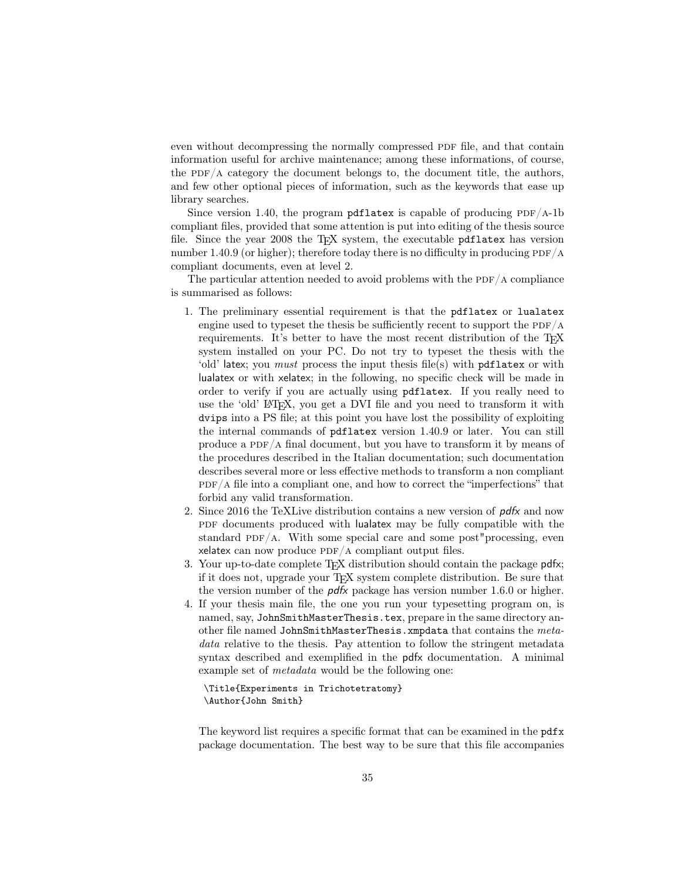even without decompressing the normally compressed PDF file, and that contain information useful for archive maintenance; among these informations, of course, the PDF/A category the document belongs to, the document title, the authors, and few other optional pieces of information, such as the keywords that ease up library searches.

Since version 1.40, the program `pdflatex` is capable of producing PDF/A-1b compliant files, provided that some attention is put into editing of the thesis source file. Since the year 2008 the TeX system, the executable `pdflatex` has version number 1.40.9 (or higher); therefore today there is no difficulty in producing PDF/A compliant documents, even at level 2.

The particular attention needed to avoid problems with the PDF/A compliance is summarised as follows:

1. The preliminary essential requirement is that the `pdflatex` or `lualatex` engine used to typeset the thesis be sufficiently recent to support the PDF/A requirements. It's better to have the most recent distribution of the TeX system installed on your PC. Do not try to typeset the thesis with the 'old' latex; you *must* process the input thesis file(s) with `pdflatex` or with lualatex or with xelatex; in the following, no specific check will be made in order to verify if you are actually using `pdflatex`. If you really need to use the 'old' LaTeX, you get a DVI file and you need to transform it with `dvips` into a PS file; at this point you have lost the possibility of exploiting the internal commands of `pdflatex` version 1.40.9 or later. You can still produce a PDF/A final document, but you have to transform it by means of the procedures described in the Italian documentation; such documentation describes several more or less effective methods to transform a non compliant PDF/A file into a compliant one, and how to correct the "imperfections" that forbid any valid transformation.
2. Since 2016 the TeXLive distribution contains a new version of *pdfx* and now PDF documents produced with lualatex may be fully compatible with the standard PDF/A. With some special care and some post"processing, even xelatex can now produce PDF/A compliant output files.
3. Your up-to-date complete TeX distribution should contain the package pdfx; if it does not, upgrade your TeX system complete distribution. Be sure that the version number of the *pdfx* package has version number 1.6.0 or higher.
4. If your thesis main file, the one you run your typesetting program on, is named, say, `JohnSmithMasterThesis.tex`, prepare in the same directory another file named `JohnSmithMasterThesis.xmpdata` that contains the *metadata* relative to the thesis. Pay attention to follow the stringent metadata syntax described and exemplified in the pdfx documentation. A minimal example set of *metadata* would be the following one:

   ```
   \Title{Experiments in Trichotetratomy}
   \Author{John Smith}
   ```

   The keyword list requires a specific format that can be examined in the `pdfx` package documentation. The best way to be sure that this file accompanies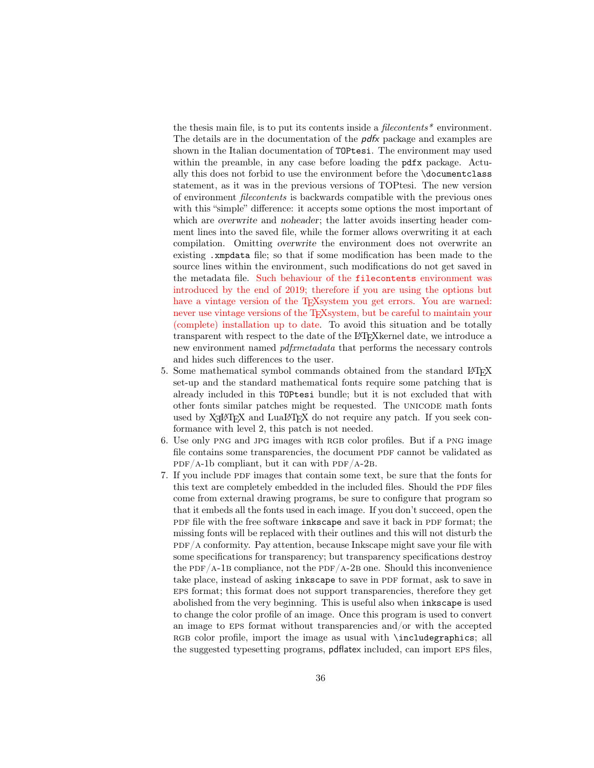the thesis main file, is to put its contents inside a *filecontents\** environment. The details are in the documentation of the *pdfx* package and examples are shown in the Italian documentation of `TOPtesi`. The environment may used within the preamble, in any case before loading the `pdfx` package. Actually this does not forbid to use the environment before the `\documentclass` statement, as it was in the previous versions of TOPtesi. The new version of environment *filecontents* is backwards compatible with the previous ones with this "simple" difference: it accepts some options the most important of which are *overwrite* and *noheader*; the latter avoids inserting header comment lines into the saved file, while the former allows overwriting it at each compilation. Omitting *overwrite* the environment does not overwrite an existing `.xmpdata` file; so that if some modification has been made to the source lines within the environment, such modifications do not get saved in the metadata file. Such behaviour of the `filecontents` environment was introduced by the end of 2019; therefore if you are using the options but have a vintage version of the TEXsystem you get errors. You are warned: never use vintage versions of the TEXsystem, but be careful to maintain your (complete) installation up to date. To avoid this situation and be totally transparent with respect to the date of the LATEXkernel date, we introduce a new environment named *pdfxmetadata* that performs the necessary controls and hides such differences to the user.

5. Some mathematical symbol commands obtained from the standard LATEX set-up and the standard mathematical fonts require some patching that is already included in this `TOPtesi` bundle; but it is not excluded that with other fonts similar patches might be requested. The UNICODE math fonts used by XƎLATEX and LuaLATEX do not require any patch. If you seek conformance with level 2, this patch is not needed.
6. Use only PNG and JPG images with RGB color profiles. But if a PNG image file contains some transparencies, the document PDF cannot be validated as PDF/A-1b compliant, but it can with PDF/A-2B.
7. If you include PDF images that contain some text, be sure that the fonts for this text are completely embedded in the included files. Should the PDF files come from external drawing programs, be sure to configure that program so that it embeds all the fonts used in each image. If you don't succeed, open the PDF file with the free software `inkscape` and save it back in PDF format; the missing fonts will be replaced with their outlines and this will not disturb the PDF/A conformity. Pay attention, because Inkscape might save your file with some specifications for transparency; but transparency specifications destroy the PDF/A-1B compliance, not the PDF/A-2B one. Should this inconvenience take place, instead of asking `inkscape` to save in PDF format, ask to save in EPS format; this format does not support transparencies, therefore they get abolished from the very beginning. This is useful also when `inkscape` is used to change the color profile of an image. Once this program is used to convert an image to EPS format without transparencies and/or with the accepted RGB color profile, import the image as usual with `\includegraphics`; all the suggested typesetting programs, pdflatex included, can import EPS files,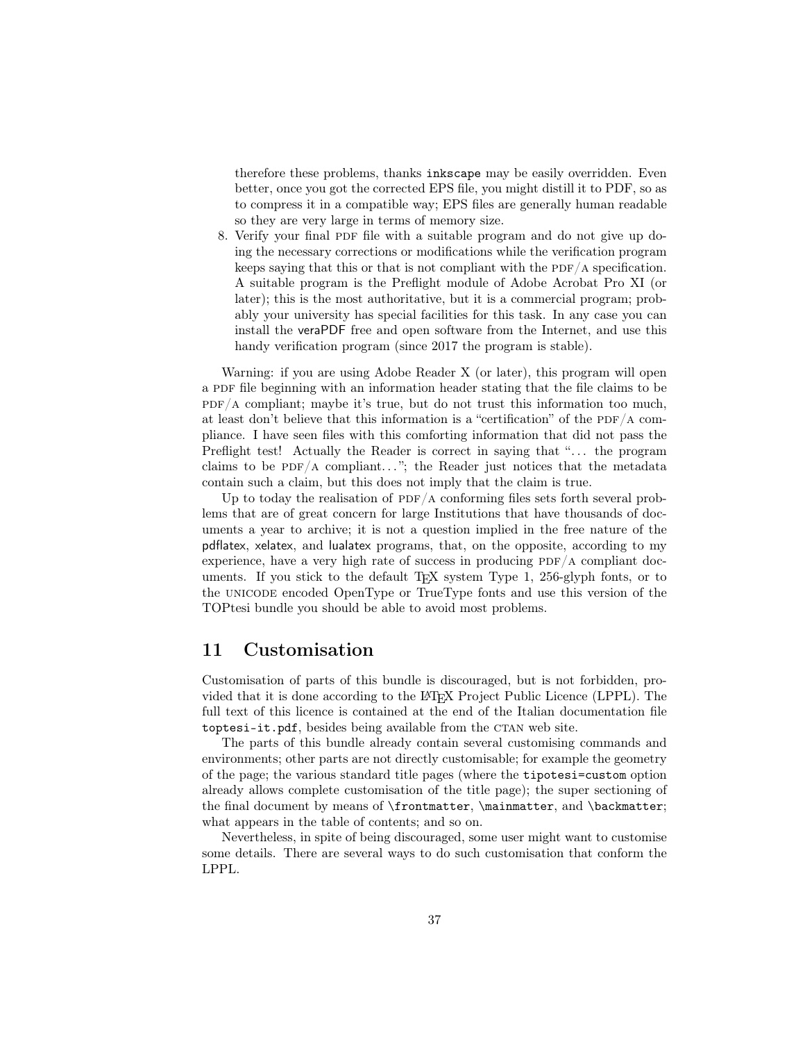therefore these problems, thanks `inkscape` may be easily overridden. Even better, once you got the corrected EPS file, you might distill it to PDF, so as to compress it in a compatible way; EPS files are generally human readable so they are very large in terms of memory size.

8. Verify your final PDF file with a suitable program and do not give up doing the necessary corrections or modifications while the verification program keeps saying that this or that is not compliant with the PDF/A specification. A suitable program is the Preflight module of Adobe Acrobat Pro XI (or later); this is the most authoritative, but it is a commercial program; probably your university has special facilities for this task. In any case you can install the veraPDF free and open software from the Internet, and use this handy verification program (since 2017 the program is stable).

Warning: if you are using Adobe Reader X (or later), this program will open a PDF file beginning with an information header stating that the file claims to be PDF/A compliant; maybe it's true, but do not trust this information too much, at least don't believe that this information is a "certification" of the PDF/A compliance. I have seen files with this comforting information that did not pass the Preflight test! Actually the Reader is correct in saying that "... the program claims to be PDF/A compliant..."; the Reader just notices that the metadata contain such a claim, but this does not imply that the claim is true.

Up to today the realisation of PDF/A conforming files sets forth several problems that are of great concern for large Institutions that have thousands of documents a year to archive; it is not a question implied in the free nature of the pdflatex, xelatex, and lualatex programs, that, on the opposite, according to my experience, have a very high rate of success in producing PDF/A compliant documents. If you stick to the default TeX system Type 1, 256-glyph fonts, or to the UNICODE encoded OpenType or TrueType fonts and use this version of the TOPtesi bundle you should be able to avoid most problems.

## 11 Customisation

Customisation of parts of this bundle is discouraged, but is not forbidden, provided that it is done according to the LaTeX Project Public Licence (LPPL). The full text of this licence is contained at the end of the Italian documentation file `toptesi-it.pdf`, besides being available from the CTAN web site.

The parts of this bundle already contain several customising commands and environments; other parts are not directly customisable; for example the geometry of the page; the various standard title pages (where the `tipotesi=custom` option already allows complete customisation of the title page); the super sectioning of the final document by means of `\frontmatter`, `\mainmatter`, and `\backmatter`; what appears in the table of contents; and so on.

Nevertheless, in spite of being discouraged, some user might want to customise some details. There are several ways to do such customisation that conform the LPPL.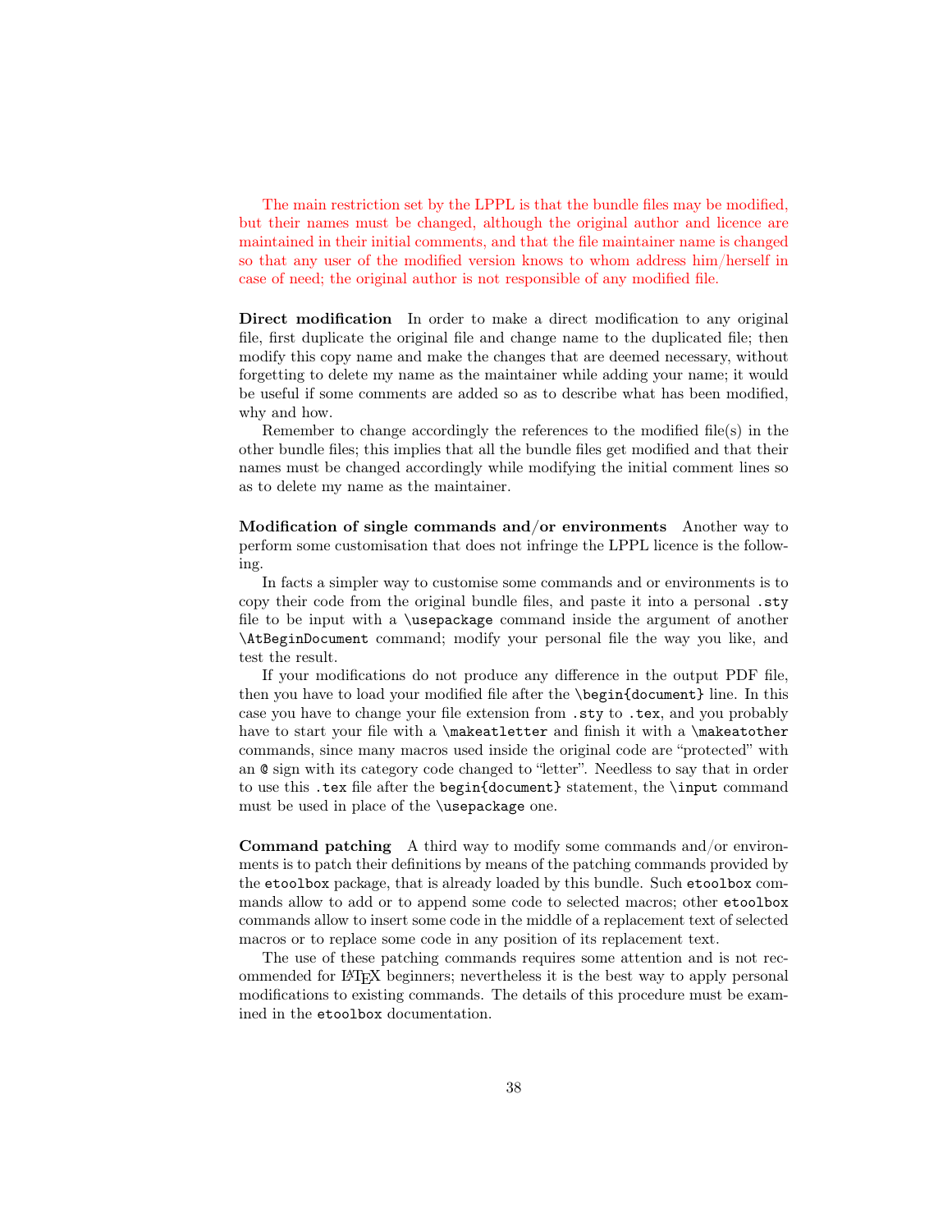The main restriction set by the LPPL is that the bundle files may be modified, but their names must be changed, although the original author and licence are maintained in their initial comments, and that the file maintainer name is changed so that any user of the modified version knows to whom address him/herself in case of need; the original author is not responsible of any modified file.

**Direct modification** In order to make a direct modification to any original file, first duplicate the original file and change name to the duplicated file; then modify this copy name and make the changes that are deemed necessary, without forgetting to delete my name as the maintainer while adding your name; it would be useful if some comments are added so as to describe what has been modified, why and how.

Remember to change accordingly the references to the modified file(s) in the other bundle files; this implies that all the bundle files get modified and that their names must be changed accordingly while modifying the initial comment lines so as to delete my name as the maintainer.

**Modification of single commands and/or environments** Another way to perform some customisation that does not infringe the LPPL licence is the following.

In facts a simpler way to customise some commands and or environments is to copy their code from the original bundle files, and paste it into a personal `.sty` file to be input with a `\usepackage` command inside the argument of another `\AtBeginDocument` command; modify your personal file the way you like, and test the result.

If your modifications do not produce any difference in the output PDF file, then you have to load your modified file after the `\begin{document}` line. In this case you have to change your file extension from `.sty` to `.tex`, and you probably have to start your file with a `\makeatletter` and finish it with a `\makeatother` commands, since many macros used inside the original code are "protected" with an `@` sign with its category code changed to "letter". Needless to say that in order to use this `.tex` file after the `begin{document}` statement, the `\input` command must be used in place of the `\usepackage` one.

**Command patching** A third way to modify some commands and/or environments is to patch their definitions by means of the patching commands provided by the `etoolbox` package, that is already loaded by this bundle. Such `etoolbox` commands allow to add or to append some code to selected macros; other `etoolbox` commands allow to insert some code in the middle of a replacement text of selected macros or to replace some code in any position of its replacement text.

The use of these patching commands requires some attention and is not recommended for LaTeX beginners; nevertheless it is the best way to apply personal modifications to existing commands. The details of this procedure must be examined in the `etoolbox` documentation.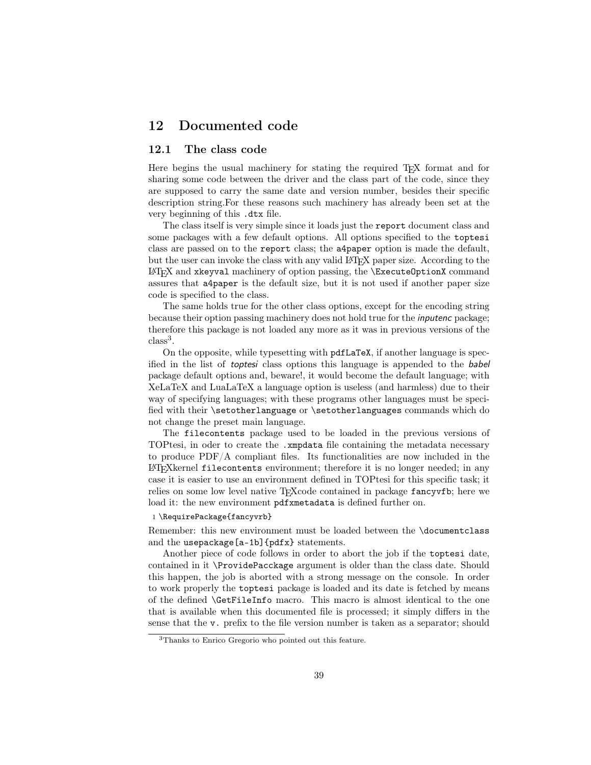# 12 Documented code

## 12.1 The class code

Here begins the usual machinery for stating the required TEX format and for sharing some code between the driver and the class part of the code, since they are supposed to carry the same date and version number, besides their specific description string.For these reasons such machinery has already been set at the very beginning of this `.dtx` file.

The class itself is very simple since it loads just the `report` document class and some packages with a few default options. All options specified to the `toptesi` class are passed on to the `report` class; the `a4paper` option is made the default, but the user can invoke the class with any valid LATEX paper size. According to the LATEX and `xkeyval` machinery of option passing, the `\ExecuteOptionX` command assures that `a4paper` is the default size, but it is not used if another paper size code is specified to the class.

The same holds true for the other class options, except for the encoding string because their option passing machinery does not hold true for the *inputenc* package; therefore this package is not loaded any more as it was in previous versions of the class[3].

On the opposite, while typesetting with `pdfLaTeX`, if another language is specified in the list of *toptesi* class options this language is appended to the *babel* package default options and, beware!, it would become the default language; with XeLaTeX and LuaLaTeX a language option is useless (and harmless) due to their way of specifying languages; with these programs other languages must be specified with their `\setotherlanguage` or `\setotherlanguages` commands which do not change the preset main language.

The `filecontents` package used to be loaded in the previous versions of TOPtesi, in oder to create the `.xmpdata` file containing the metadata necessary to produce PDF/A compliant files. Its functionalities are now included in the LATEXkernel `filecontents` environment; therefore it is no longer needed; in any case it is easier to use an environment defined in TOPtesi for this specific task; it relies on some low level native TEXcode contained in package `fancyvfb`; here we load it: the new environment `pdfxmetadata` is defined further on.

```
1 \RequirePackage{fancyvrb}
```

Remember: this new environment must be loaded between the `\documentclass` and the `usepackage[a-1b]{pdfx}` statements.

Another piece of code follows in order to abort the job if the `toptesi` date, contained in it `\ProvidePacckage` argument is older than the class date. Should this happen, the job is aborted with a strong message on the console. In order to work properly the `toptesi` package is loaded and its date is fetched by means of the defined `\GetFileInfo` macro. This macro is almost identical to the one that is available when this documented file is processed; it simply differs in the sense that the `v.` prefix to the file version number is taken as a separator; should

[3]Thanks to Enrico Gregorio who pointed out this feature.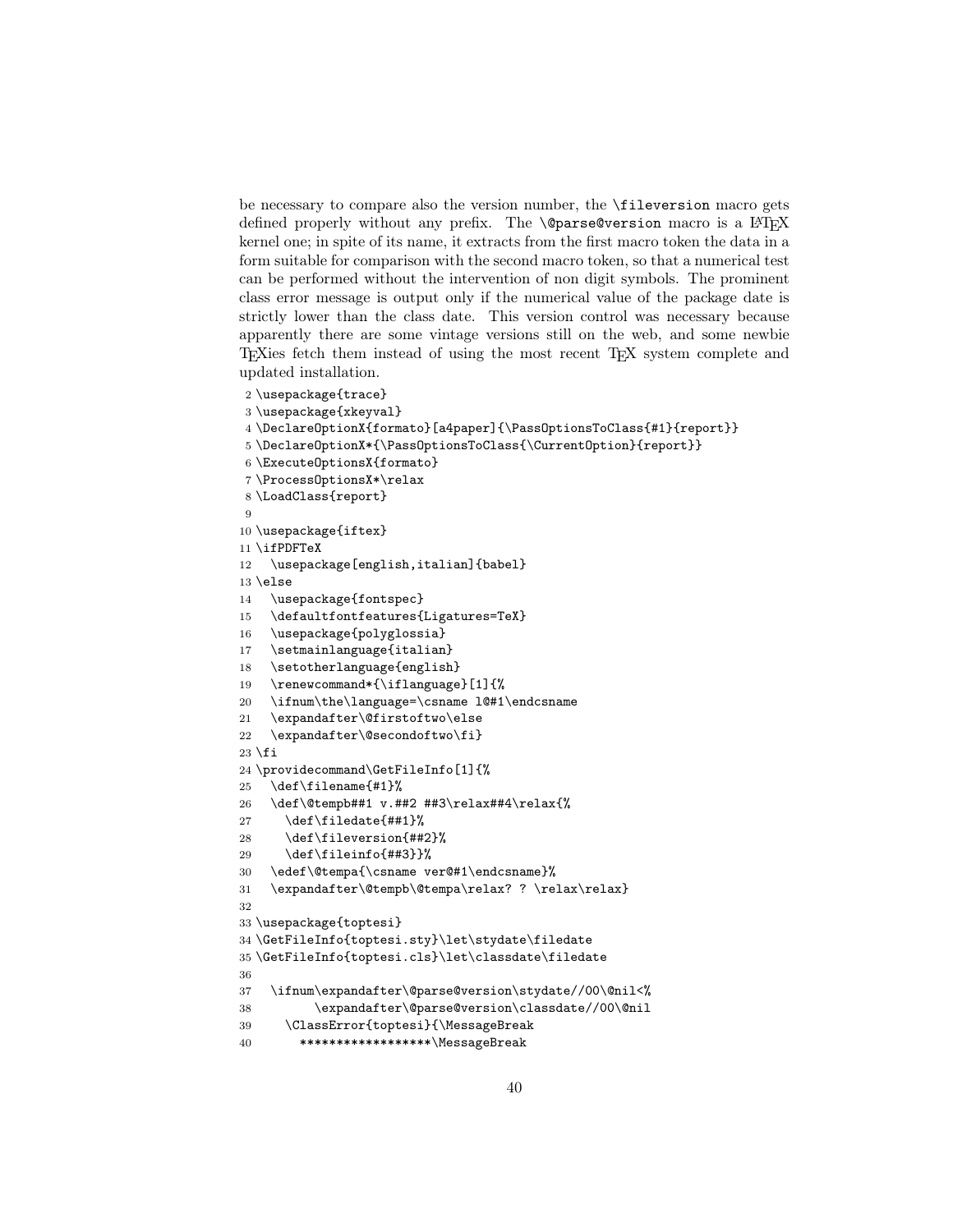be necessary to compare also the version number, the `\fileversion` macro gets defined properly without any prefix. The `\@parse@version` macro is a LaTeX kernel one; in spite of its name, it extracts from the first macro token the data in a form suitable for comparison with the second macro token, so that a numerical test can be performed without the intervention of non digit symbols. The prominent class error message is output only if the numerical value of the package date is strictly lower than the class date. This version control was necessary because apparently there are some vintage versions still on the web, and some newbie TeXies fetch them instead of using the most recent TeX system complete and updated installation.

```
2 \usepackage{trace}
3 \usepackage{xkeyval}
4 \DeclareOptionX{formato}[a4paper]{\PassOptionsToClass{#1}{report}}
5 \DeclareOptionX*{\PassOptionsToClass{\CurrentOption}{report}}
6 \ExecuteOptionsX{formato}
7 \ProcessOptionsX*\relax
8 \LoadClass{report}
9
10 \usepackage{iftex}
11 \ifPDFTeX
12   \usepackage[english,italian]{babel}
13 \else
14   \usepackage{fontspec}
15   \defaultfontfeatures{Ligatures=TeX}
16   \usepackage{polyglossia}
17   \setmainlanguage{italian}
18   \setotherlanguage{english}
19   \renewcommand*{\iflanguage}[1]{%
20   \ifnum\the\language=\csname l@#1\endcsname
21   \expandafter\@firstoftwo\else
22   \expandafter\@secondoftwo\fi}
23 \fi
24 \providecommand\GetFileInfo[1]{%
25   \def\filename{#1}%
26   \def\@tempb##1 v.##2 ##3\relax##4\relax{%
27     \def\filedate{##1}%
28     \def\fileversion{##2}%
29     \def\fileinfo{##3}}%
30   \edef\@tempa{\csname ver@#1\endcsname}%
31   \expandafter\@tempb\@tempa\relax? ? \relax\relax}
32
33 \usepackage{toptesi}
34 \GetFileInfo{toptesi.sty}\let\stydate\filedate
35 \GetFileInfo{toptesi.cls}\let\classdate\filedate
36
37   \ifnum\expandafter\@parse@version\stydate//00\@nil<%
38         \expandafter\@parse@version\classdate//00\@nil
39     \ClassError{toptesi}{\MessageBreak
40       ******************\MessageBreak
```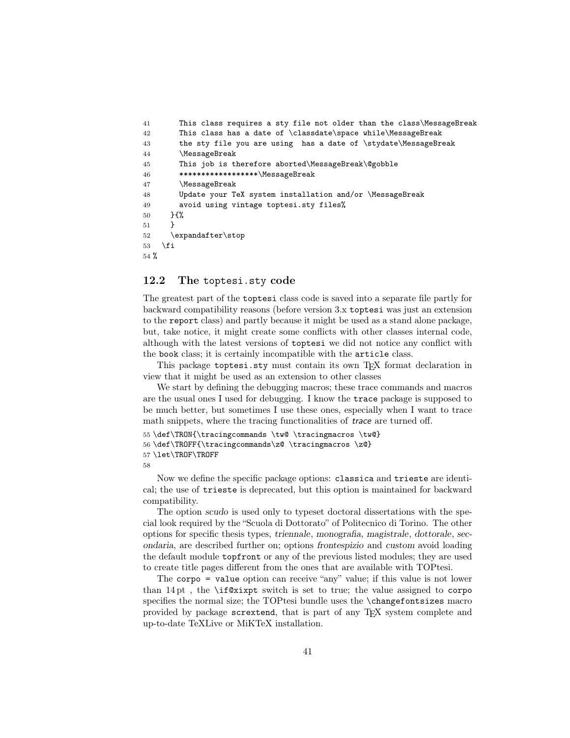```
41      This class requires a sty file not older than the class\MessageBreak
42      This class has a date of \classdate\space while\MessageBreak
43      the sty file you are using  has a date of \stydate\MessageBreak
44      \MessageBreak
45      This job is therefore aborted\MessageBreak\@gobble
46      ******************\MessageBreak
47      \MessageBreak
48      Update your TeX system installation and/or \MessageBreak
49      avoid using vintage toptesi.sty files%
50    }{%
51    }
52    \expandafter\stop
53  \fi
54 %
```

## 12.2 The `toptesi.sty` code

The greatest part of the `toptesi` class code is saved into a separate file partly for backward compatibility reasons (before version 3.x `toptesi` was just an extension to the `report` class) and partly because it might be used as a stand alone package, but, take notice, it might create some conflicts with other classes internal code, although with the latest versions of `toptesi` we did not notice any conflict with the `book` class; it is certainly incompatible with the `article` class.

This package `toptesi.sty` must contain its own TEX format declaration in view that it might be used as an extension to other classes

We start by defining the debugging macros; these trace commands and macros are the usual ones I used for debugging. I know the `trace` package is supposed to be much better, but sometimes I use these ones, especially when I want to trace math snippets, where the tracing functionalities of *trace* are turned off.

```
55 \def\TRON{\tracingcommands \tw@ \tracingmacros \tw@}
56 \def\TROFF{\tracingcommands\z@ \tracingmacros \z@}
57 \let\TROF\TROFF
58
```

Now we define the specific package options: `classica` and `trieste` are identical; the use of `trieste` is deprecated, but this option is maintained for backward compatibility.

The option *scudo* is used only to typeset doctoral dissertations with the special look required by the "Scuola di Dottorato" of Politecnico di Torino. The other options for specific thesis types, *triennale*, *monografia*, *magistrale*, *dottorale*, *secondaria*, are described further on; options *frontespizio* and *custom* avoid loading the default module `topfront` or any of the previous listed modules; they are used to create title pages different from the ones that are available with TOPtesi.

The `corpo = value` option can receive "any" value; if this value is not lower than 14 pt , the `\if@xixpt` switch is set to true; the value assigned to `corpo` specifies the normal size; the TOPtesi bundle uses the `\changefontsizes` macro provided by package `scrextend`, that is part of any TEX system complete and up-to-date TeXLive or MiKTeX installation.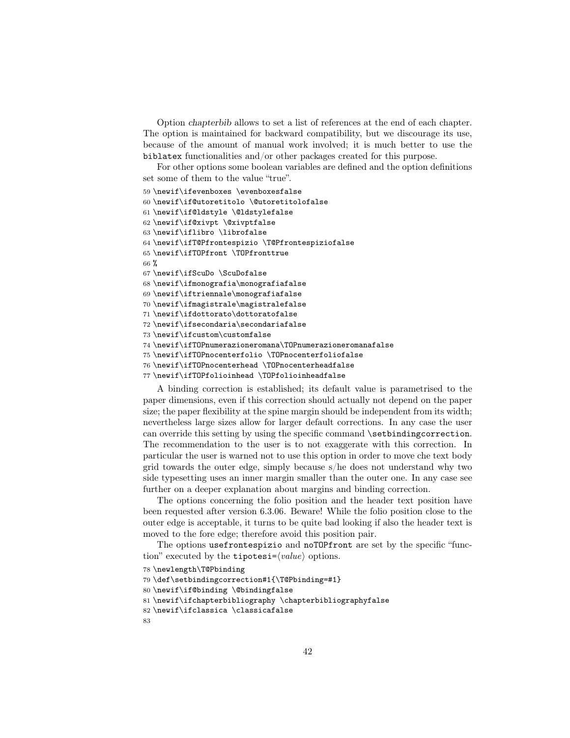Option *chapterbib* allows to set a list of references at the end of each chapter. The option is maintained for backward compatibility, but we discourage its use, because of the amount of manual work involved; it is much better to use the `biblatex` functionalities and/or other packages created for this purpose.

For other options some boolean variables are defined and the option definitions set some of them to the value "true".

```
59 \newif\ifevenboxes \evenboxesfalse
60 \newif\if@utoretitolo \@utoretitolofalse
61 \newif\if@ldstyle \@ldstylefalse
62 \newif\if@xivpt \@xivptfalse
63 \newif\iflibro \librofalse
64 \newif\ifT@Pfrontespizio \T@Pfrontespiziofalse
65 \newif\ifTOPfront \TOPfronttrue
66 %
67 \newif\ifScuDo \ScuDofalse
68 \newif\ifmonografia\monografiafalse
69 \newif\iftriennale\monografiafalse
70 \newif\ifmagistrale\magistralefalse
71 \newif\ifdottorato\dottoratofalse
72 \newif\ifsecondaria\secondariafalse
73 \newif\ifcustom\customfalse
74 \newif\ifTOPnumerazioneromana\TOPnumerazioneromanafalse
75 \newif\ifTOPnocenterfolio \TOPnocenterfoliofalse
76 \newif\ifTOPnocenterhead \TOPnocenterheadfalse
77 \newif\ifTOPfolioinhead \TOPfolioinheadfalse
```

A binding correction is established; its default value is parametrised to the paper dimensions, even if this correction should actually not depend on the paper size; the paper flexibility at the spine margin should be independent from its width; nevertheless large sizes allow for larger default corrections. In any case the user can override this setting by using the specific command `\setbindingcorrection`. The recommendation to the user is to not exaggerate with this correction. In particular the user is warned not to use this option in order to move che text body grid towards the outer edge, simply because s/he does not understand why two side typesetting uses an inner margin smaller than the outer one. In any case see further on a deeper explanation about margins and binding correction.

The options concerning the folio position and the header text position have been requested after version 6.3.06. Beware! While the folio position close to the outer edge is acceptable, it turns to be quite bad looking if also the header text is moved to the fore edge; therefore avoid this position pair.

The options `usefrontespizio` and `noTOPfront` are set by the specific "function" executed by the `tipotesi=`⟨*value*⟩ options.

```
78 \newlength\T@Pbinding
79 \def\setbindingcorrection#1{\T@Pbinding=#1}
80 \newif\if@binding \@bindingfalse
81 \newif\ifchapterbibliography \chapterbibliographyfalse
82 \newif\ifclassica \classicafalse
83
```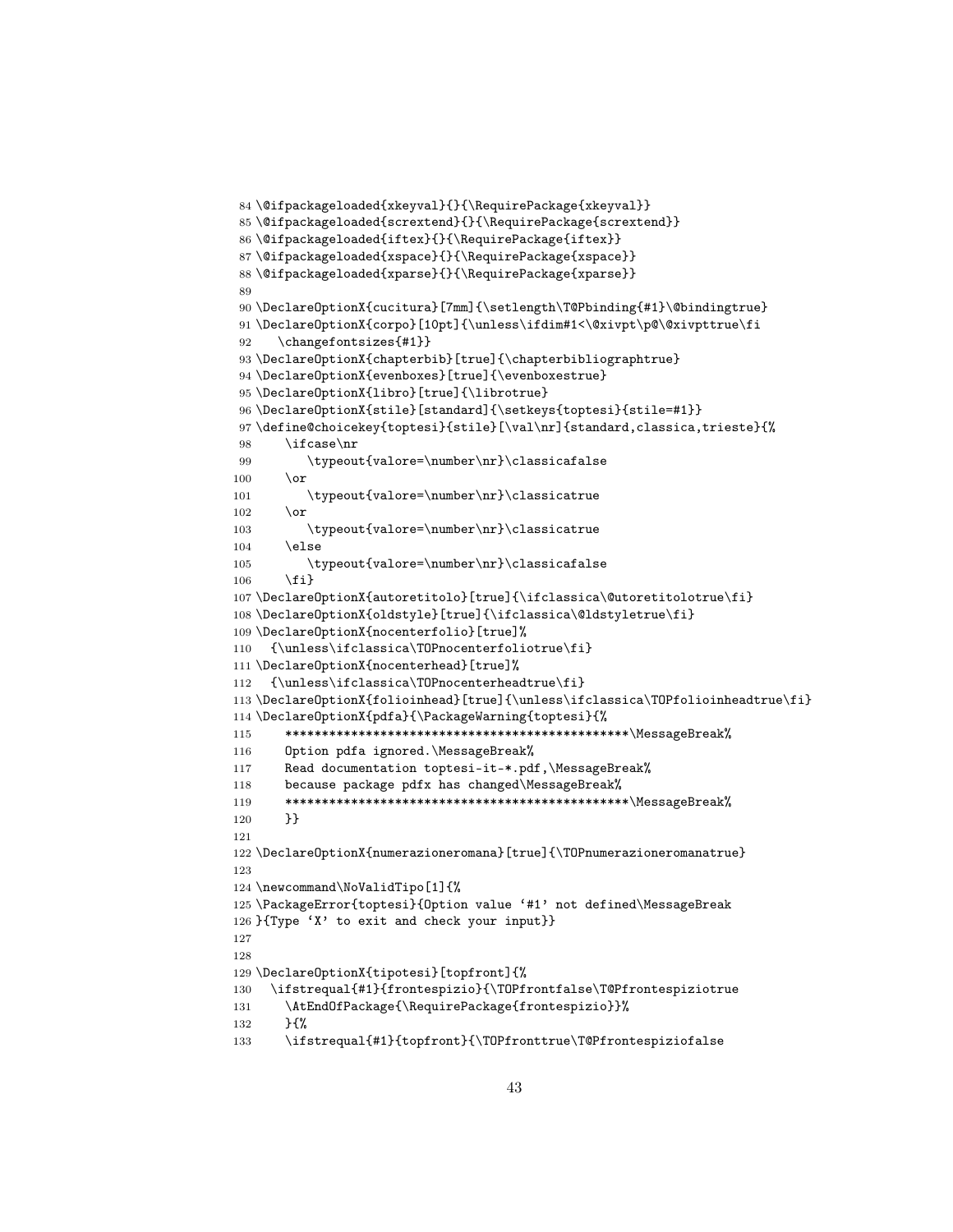```
84 \@ifpackageloaded{xkeyval}{}{\RequirePackage{xkeyval}}
85 \@ifpackageloaded{scrextend}{}{\RequirePackage{scrextend}}
86 \@ifpackageloaded{iftex}{}{\RequirePackage{iftex}}
87 \@ifpackageloaded{xspace}{}{\RequirePackage{xspace}}
88 \@ifpackageloaded{xparse}{}{\RequirePackage{xparse}}
89
90 \DeclareOptionX{cucitura}[7mm]{\setlength\T@Pbinding{#1}\@bindingtrue}
91 \DeclareOptionX{corpo}[10pt]{\unless\ifdim#1<\@xivpt\p@\@xivpttrue\fi
92    \changefontsizes{#1}}
93 \DeclareOptionX{chapterbib}[true]{\chapterbibliographtrue}
94 \DeclareOptionX{evenboxes}[true]{\evenboxestrue}
95 \DeclareOptionX{libro}[true]{\librotrue}
96 \DeclareOptionX{stile}[standard]{\setkeys{toptesi}{stile=#1}}
97 \define@choicekey{toptesi}{stile}[\val\nr]{standard,classica,trieste}{%
98     \ifcase\nr
99        \typeout{valore=\number\nr}\classicafalse
100    \or
101       \typeout{valore=\number\nr}\classicatrue
102    \or
103       \typeout{valore=\number\nr}\classicatrue
104    \else
105       \typeout{valore=\number\nr}\classicafalse
106    \fi}
107 \DeclareOptionX{autoretitolo}[true]{\ifclassica\@utoretitolotrue\fi}
108 \DeclareOptionX{oldstyle}[true]{\ifclassica\@ldstyletrue\fi}
109 \DeclareOptionX{nocenterfolio}[true]%
110   {\unless\ifclassica\TOPnocenterfoliotrue\fi}
111 \DeclareOptionX{nocenterhead}[true]%
112   {\unless\ifclassica\TOPnocenterheadtrue\fi}
113 \DeclareOptionX{folioinhead}[true]{\unless\ifclassica\TOPfolioinheadtrue\fi}
114 \DeclareOptionX{pdfa}{\PackageWarning{toptesi}{%
115     ***********************************************\MessageBreak%
116     Option pdfa ignored.\MessageBreak%
117     Read documentation toptesi-it-*.pdf,\MessageBreak%
118     because package pdfx has changed\MessageBreak%
119     ***********************************************\MessageBreak%
120     }}
121
122 \DeclareOptionX{numerazioneromana}[true]{\TOPnumerazioneromanatrue}
123
124 \newcommand\NoValidTipo[1]{%
125 \PackageError{toptesi}{Option value `#1' not defined\MessageBreak
126 }{Type `X' to exit and check your input}}
127
128
129 \DeclareOptionX{tipotesi}[topfront]{%
130   \ifstrequal{#1}{frontespizio}{\TOPfrontfalse\T@Pfrontespiziotrue
131     \AtEndOfPackage{\RequirePackage{frontespizio}}%
132     }{%
133     \ifstrequal{#1}{topfront}{\TOPfronttrue\T@Pfrontespiziofalse
```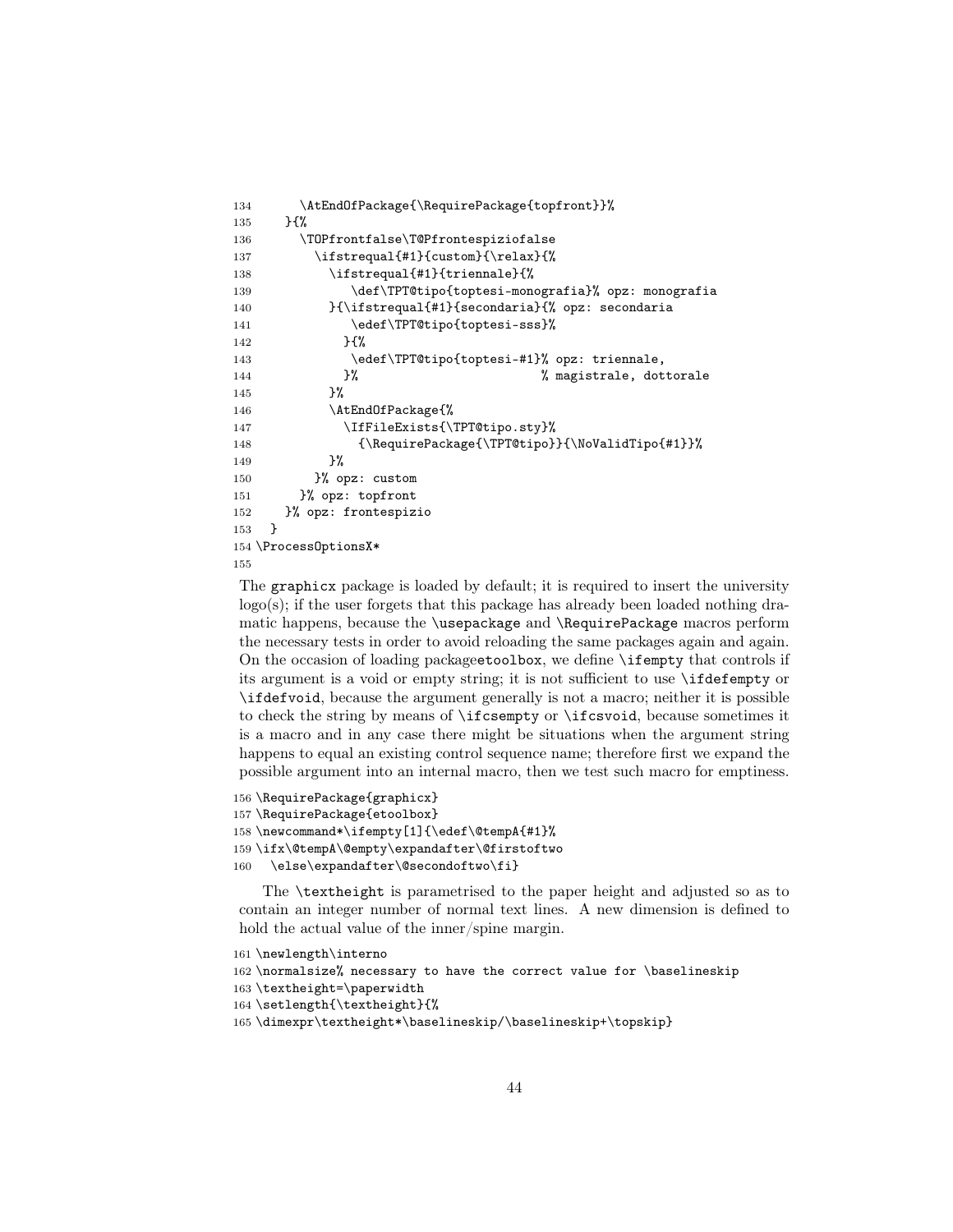```
134       \AtEndOfPackage{\RequirePackage{topfront}}%
135     }{%
136       \TOPfrontfalse\T@Pfrontespiziofalse
137         \ifstrequal{#1}{custom}{\relax}{%
138           \ifstrequal{#1}{triennale}{%
139              \def\TPT@tipo{toptesi-monografia}% opz: monografia
140           }{\ifstrequal{#1}{secondaria}{% opz: secondaria
141              \edef\TPT@tipo{toptesi-sss}%
142             }{%
143              \edef\TPT@tipo{toptesi-#1}% opz: triennale,
144             }%                          % magistrale, dottorale
145           }%
146           \AtEndOfPackage{%
147             \IfFileExists{\TPT@tipo.sty}%
148               {\RequirePackage{\TPT@tipo}}{\NoValidTipo{#1}}%
149           }%
150         }% opz: custom
151       }% opz: topfront
152     }% opz: frontespizio
153   }
154 \ProcessOptionsX*
155
```

The graphicx package is loaded by default; it is required to insert the university logo(s); if the user forgets that this package has already been loaded nothing dramatic happens, because the \usepackage and \RequirePackage macros perform the necessary tests in order to avoid reloading the same packages again and again. On the occasion of loading packageetoolbox, we define \ifempty that controls if its argument is a void or empty string; it is not sufficient to use \ifdefempty or \ifdefvoid, because the argument generally is not a macro; neither it is possible to check the string by means of \ifcsempty or \ifcsvoid, because sometimes it is a macro and in any case there might be situations when the argument string happens to equal an existing control sequence name; therefore first we expand the possible argument into an internal macro, then we test such macro for emptiness.

```
156 \RequirePackage{graphicx}
157 \RequirePackage{etoolbox}
158 \newcommand*\ifempty[1]{\edef\@tempA{#1}%
159 \ifx\@tempA\@empty\expandafter\@firstoftwo
160   \else\expandafter\@secondoftwo\fi}
```

The \textheight is parametrised to the paper height and adjusted so as to contain an integer number of normal text lines. A new dimension is defined to hold the actual value of the inner/spine margin.

```
161 \newlength\interno
162 \normalsize% necessary to have the correct value for \baselineskip
163 \textheight=\paperwidth
164 \setlength{\textheight}{%
165 \dimexpr\textheight*\baselineskip/\baselineskip+\topskip}
```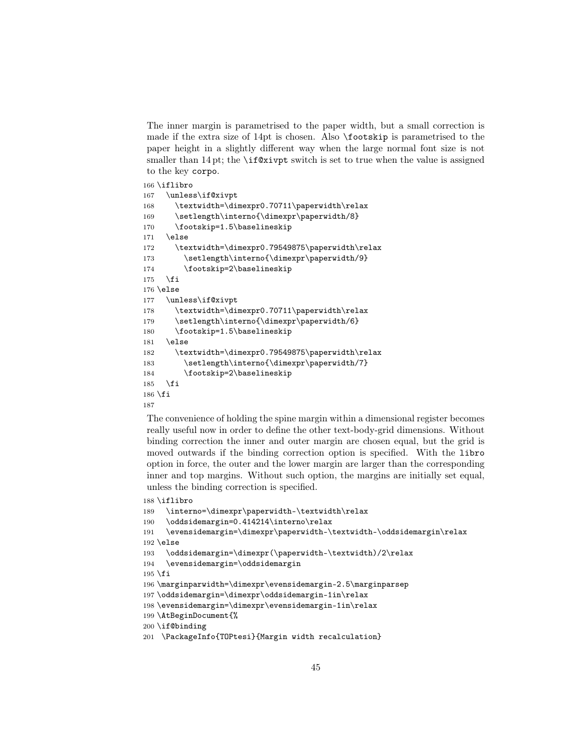The inner margin is parametrised to the paper width, but a small correction is made if the extra size of 14pt is chosen. Also `\footskip` is parametrised to the paper height in a slightly different way when the large normal font size is not smaller than 14 pt; the `\if@xivpt` switch is set to true when the value is assigned to the key `corpo`.

```
166 \iflibro
167   \unless\if@xivpt
168     \textwidth=\dimexpr0.70711\paperwidth\relax
169     \setlength\interno{\dimexpr\paperwidth/8}
170     \footskip=1.5\baselineskip
171   \else
172     \textwidth=\dimexpr0.79549875\paperwidth\relax
173       \setlength\interno{\dimexpr\paperwidth/9}
174       \footskip=2\baselineskip
175   \fi
176 \else
177   \unless\if@xivpt
178     \textwidth=\dimexpr0.70711\paperwidth\relax
179     \setlength\interno{\dimexpr\paperwidth/6}
180     \footskip=1.5\baselineskip
181   \else
182     \textwidth=\dimexpr0.79549875\paperwidth\relax
183       \setlength\interno{\dimexpr\paperwidth/7}
184       \footskip=2\baselineskip
185   \fi
186 \fi
187
```

The convenience of holding the spine margin within a dimensional register becomes really useful now in order to define the other text-body-grid dimensions. Without binding correction the inner and outer margin are chosen equal, but the grid is moved outwards if the binding correction option is specified. With the `libro` option in force, the outer and the lower margin are larger than the corresponding inner and top margins. Without such option, the margins are initially set equal, unless the binding correction is specified.

```
188 \iflibro
189   \interno=\dimexpr\paperwidth-\textwidth\relax
190   \oddsidemargin=0.414214\interno\relax
191   \evensidemargin=\dimexpr\paperwidth-\textwidth-\oddsidemargin\relax
192 \else
193   \oddsidemargin=\dimexpr(\paperwidth-\textwidth)/2\relax
194   \evensidemargin=\oddsidemargin
195 \fi
196 \marginparwidth=\dimexpr\evensidemargin-2.5\marginparsep
197 \oddsidemargin=\dimexpr\oddsidemargin-1in\relax
198 \evensidemargin=\dimexpr\evensidemargin-1in\relax
199 \AtBeginDocument{%
200 \if@binding
201   \PackageInfo{TOPtesi}{Margin width recalculation}
```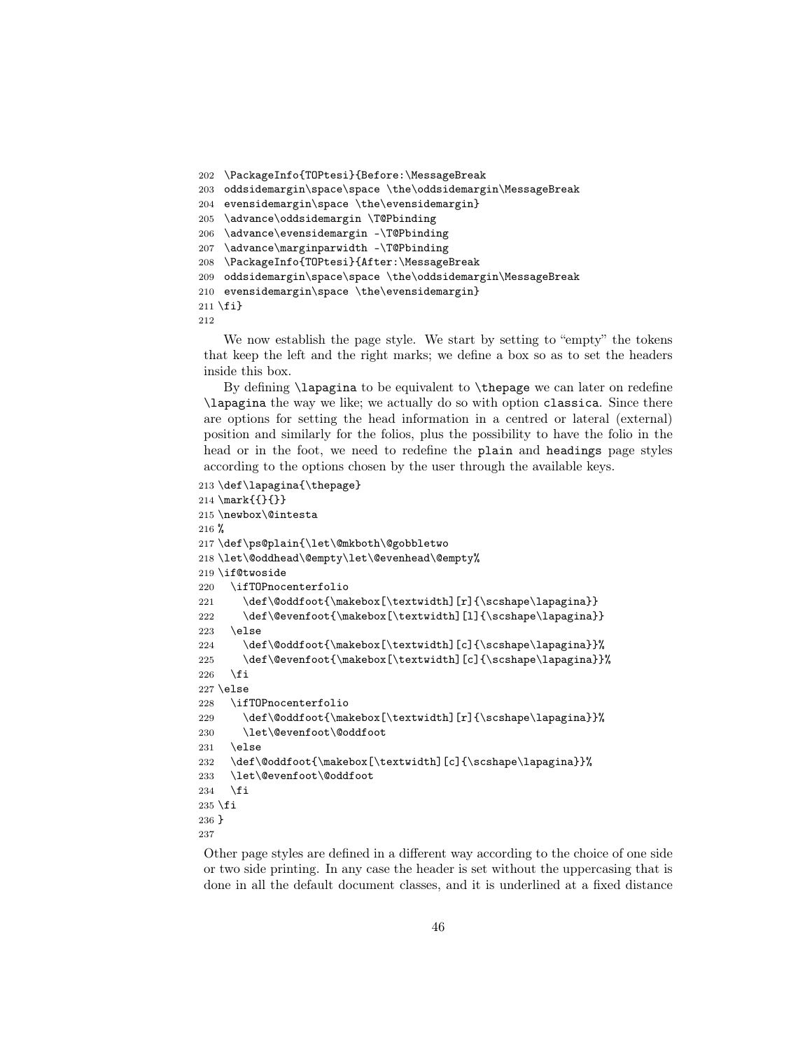```
202 \PackageInfo{TOPtesi}{Before:\MessageBreak
203 oddsidemargin\space\space \the\oddsidemargin\MessageBreak
204 evensidemargin\space \the\evensidemargin}
205 \advance\oddsidemargin \T@Pbinding
206 \advance\evensidemargin -\T@Pbinding
207 \advance\marginparwidth -\T@Pbinding
208 \PackageInfo{TOPtesi}{After:\MessageBreak
209 oddsidemargin\space\space \the\oddsidemargin\MessageBreak
210 evensidemargin\space \the\evensidemargin}
211 \fi}
212
```

We now establish the page style. We start by setting to "empty" the tokens that keep the left and the right marks; we define a box so as to set the headers inside this box.

By defining `\lapagina` to be equivalent to `\thepage` we can later on redefine `\lapagina` the way we like; we actually do so with option `classica`. Since there are options for setting the head information in a centred or lateral (external) position and similarly for the folios, plus the possibility to have the folio in the head or in the foot, we need to redefine the `plain` and `headings` page styles according to the options chosen by the user through the available keys.

```
213 \def\lapagina{\thepage}
214 \mark{{}{}}
215 \newbox\@intesta
216 %
217 \def\ps@plain{\let\@mkboth\@gobbletwo
218 \let\@oddhead\@empty\let\@evenhead\@empty%
219 \if@twoside
220   \ifTOPnocenterfolio
221     \def\@oddfoot{\makebox[\textwidth][r]{\scshape\lapagina}}
222     \def\@evenfoot{\makebox[\textwidth][l]{\scshape\lapagina}}
223   \else
224     \def\@oddfoot{\makebox[\textwidth][c]{\scshape\lapagina}}%
225     \def\@evenfoot{\makebox[\textwidth][c]{\scshape\lapagina}}%
226   \fi
227 \else
228   \ifTOPnocenterfolio
229     \def\@oddfoot{\makebox[\textwidth][r]{\scshape\lapagina}}%
230     \let\@evenfoot\@oddfoot
231   \else
232   \def\@oddfoot{\makebox[\textwidth][c]{\scshape\lapagina}}%
233   \let\@evenfoot\@oddfoot
234   \fi
235 \fi
236 }
237
```

Other page styles are defined in a different way according to the choice of one side or two side printing. In any case the header is set without the uppercasing that is done in all the default document classes, and it is underlined at a fixed distance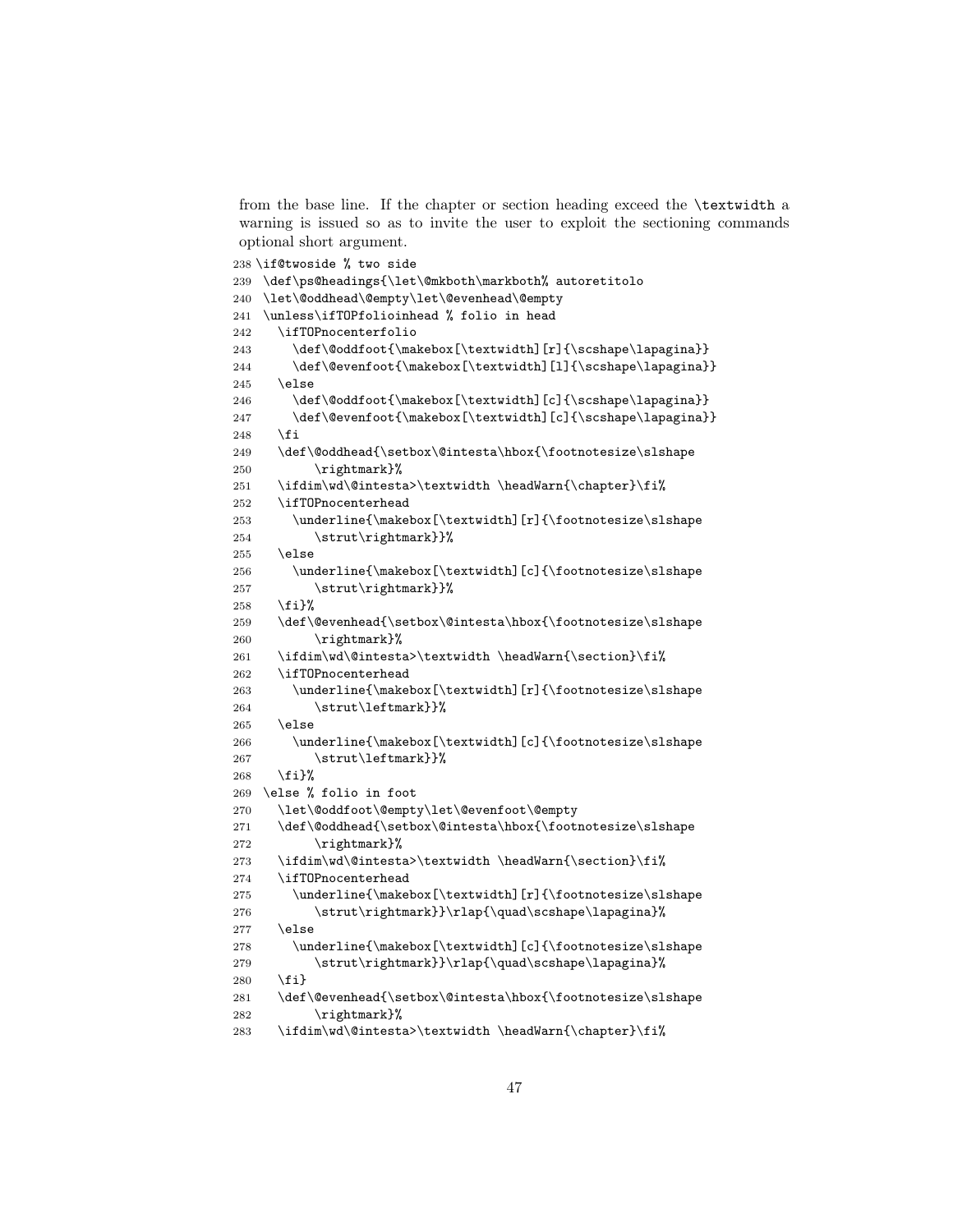from the base line. If the chapter or section heading exceed the `\textwidth` a warning is issued so as to invite the user to exploit the sectioning commands optional short argument.

```
238 \if@twoside % two side
239  \def\ps@headings{\let\@mkboth\markboth% autoretitolo
240  \let\@oddhead\@empty\let\@evenhead\@empty
241  \unless\ifTOPfolioinhead % folio in head
242    \ifTOPnocenterfolio
243      \def\@oddfoot{\makebox[\textwidth][r]{\scshape\lapagina}}
244      \def\@evenfoot{\makebox[\textwidth][l]{\scshape\lapagina}}
245    \else
246      \def\@oddfoot{\makebox[\textwidth][c]{\scshape\lapagina}}
247      \def\@evenfoot{\makebox[\textwidth][c]{\scshape\lapagina}}
248    \fi
249    \def\@oddhead{\setbox\@intesta\hbox{\footnotesize\slshape
250         \rightmark}%
251    \ifdim\wd\@intesta>\textwidth \headWarn{\chapter}\fi%
252    \ifTOPnocenterhead
253      \underline{\makebox[\textwidth][r]{\footnotesize\slshape
254         \strut\rightmark}}%
255    \else
256      \underline{\makebox[\textwidth][c]{\footnotesize\slshape
257         \strut\rightmark}}%
258    \fi}%
259    \def\@evenhead{\setbox\@intesta\hbox{\footnotesize\slshape
260         \rightmark}%
261    \ifdim\wd\@intesta>\textwidth \headWarn{\section}\fi%
262    \ifTOPnocenterhead
263      \underline{\makebox[\textwidth][r]{\footnotesize\slshape
264         \strut\leftmark}}%
265    \else
266      \underline{\makebox[\textwidth][c]{\footnotesize\slshape
267         \strut\leftmark}}%
268    \fi}%
269  \else % folio in foot
270    \let\@oddfoot\@empty\let\@evenfoot\@empty
271    \def\@oddhead{\setbox\@intesta\hbox{\footnotesize\slshape
272         \rightmark}%
273    \ifdim\wd\@intesta>\textwidth \headWarn{\section}\fi%
274    \ifTOPnocenterhead
275      \underline{\makebox[\textwidth][r]{\footnotesize\slshape
276         \strut\rightmark}}\rlap{\quad\scshape\lapagina}%
277    \else
278      \underline{\makebox[\textwidth][c]{\footnotesize\slshape
279         \strut\rightmark}}\rlap{\quad\scshape\lapagina}%
280    \fi}
281    \def\@evenhead{\setbox\@intesta\hbox{\footnotesize\slshape
282         \rightmark}%
283    \ifdim\wd\@intesta>\textwidth \headWarn{\chapter}\fi%
```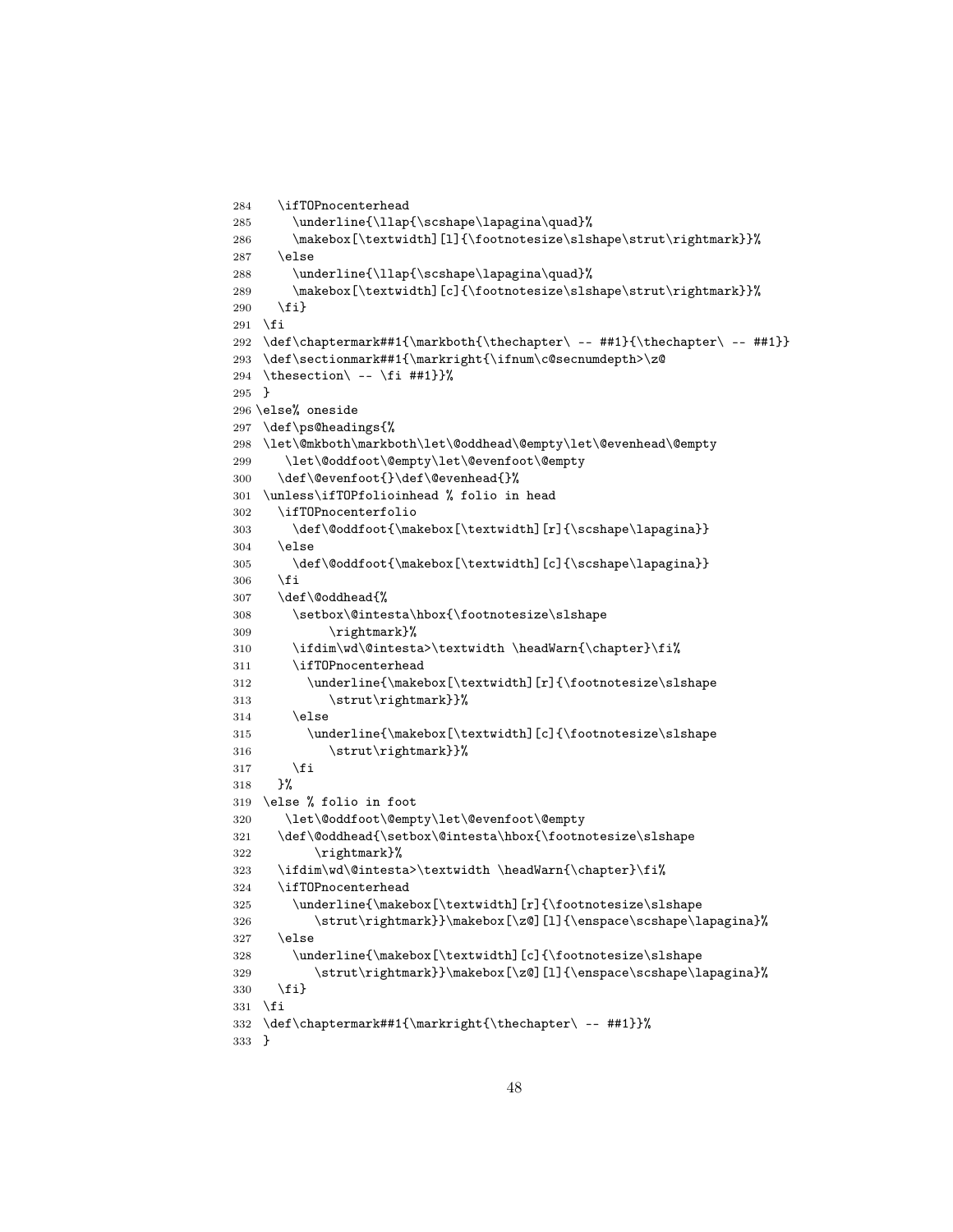```
284   \ifTOPnocenterhead
285     \underline{\llap{\scshape\lapagina\quad}%
286     \makebox[\textwidth][l]{\footnotesize\slshape\strut\rightmark}}%
287   \else
288     \underline{\llap{\scshape\lapagina\quad}%
289     \makebox[\textwidth][c]{\footnotesize\slshape\strut\rightmark}}%
290   \fi}
291 \fi
292 \def\chaptermark##1{\markboth{\thechapter\ -- ##1}{\thechapter\ -- ##1}}
293 \def\sectionmark##1{\markright{\ifnum\c@secnumdepth>\z@
294 \thesection\ -- \fi ##1}}%
295 }
296 \else% oneside
297 \def\ps@headings{%
298 \let\@mkboth\markboth\let\@oddhead\@empty\let\@evenhead\@empty
299    \let\@oddfoot\@empty\let\@evenfoot\@empty
300   \def\@evenfoot{}\def\@evenhead{}%
301 \unless\ifTOPfolioinhead % folio in head
302   \ifTOPnocenterfolio
303     \def\@oddfoot{\makebox[\textwidth][r]{\scshape\lapagina}}
304   \else
305     \def\@oddfoot{\makebox[\textwidth][c]{\scshape\lapagina}}
306   \fi
307   \def\@oddhead{%
308     \setbox\@intesta\hbox{\footnotesize\slshape
309         \rightmark}%
310     \ifdim\wd\@intesta>\textwidth \headWarn{\chapter}\fi%
311     \ifTOPnocenterhead
312       \underline{\makebox[\textwidth][r]{\footnotesize\slshape
313         \strut\rightmark}}%
314     \else
315       \underline{\makebox[\textwidth][c]{\footnotesize\slshape
316         \strut\rightmark}}%
317     \fi
318   }%
319 \else % folio in foot
320    \let\@oddfoot\@empty\let\@evenfoot\@empty
321   \def\@oddhead{\setbox\@intesta\hbox{\footnotesize\slshape
322       \rightmark}%
323   \ifdim\wd\@intesta>\textwidth \headWarn{\chapter}\fi%
324   \ifTOPnocenterhead
325     \underline{\makebox[\textwidth][r]{\footnotesize\slshape
326       \strut\rightmark}}\makebox[\z@][l]{\enspace\scshape\lapagina}%
327   \else
328     \underline{\makebox[\textwidth][c]{\footnotesize\slshape
329       \strut\rightmark}}\makebox[\z@][l]{\enspace\scshape\lapagina}%
330   \fi}
331 \fi
332 \def\chaptermark##1{\markright{\thechapter\ -- ##1}}%
333 }
```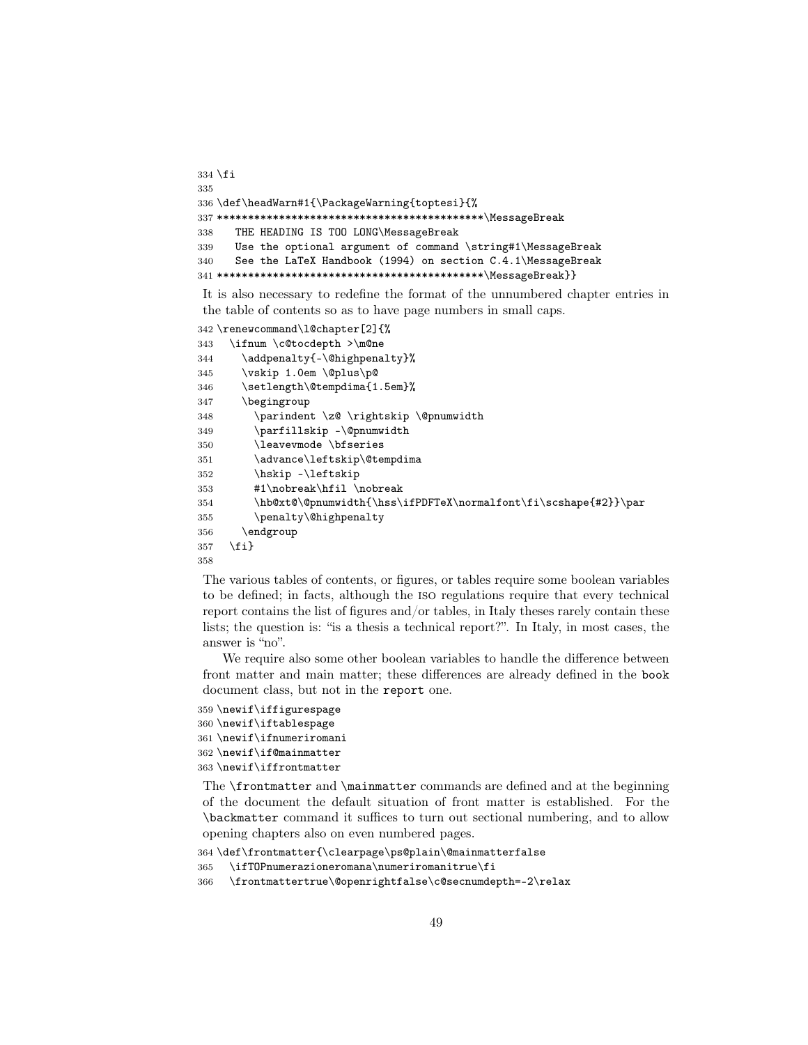```
334 \fi
335
336 \def\headWarn#1{\PackageWarning{toptesi}{%
337 ********************************************\MessageBreak
338   THE HEADING IS TOO LONG\MessageBreak
339   Use the optional argument of command \string#1\MessageBreak
340   See the LaTeX Handbook (1994) on section C.4.1\MessageBreak
341 ********************************************\MessageBreak}}
```

It is also necessary to redefine the format of the unnumbered chapter entries in the table of contents so as to have page numbers in small caps.

```
342 \renewcommand\l@chapter[2]{%
343   \ifnum \c@tocdepth >\m@ne
344     \addpenalty{-\@highpenalty}%
345     \vskip 1.0em \@plus\p@
346     \setlength\@tempdima{1.5em}%
347     \begingroup
348       \parindent \z@ \rightskip \@pnumwidth
349       \parfillskip -\@pnumwidth
350       \leavevmode \bfseries
351       \advance\leftskip\@tempdima
352       \hskip -\leftskip
353       #1\nobreak\hfil \nobreak
354       \hb@xt@\@pnumwidth{\hss\ifPDFTeX\normalfont\fi\scshape{#2}}\par
355       \penalty\@highpenalty
356     \endgroup
357   \fi}
358
```

The various tables of contents, or figures, or tables require some boolean variables to be defined; in facts, although the ISO regulations require that every technical report contains the list of figures and/or tables, in Italy theses rarely contain these lists; the question is: "is a thesis a technical report?". In Italy, in most cases, the answer is "no".

We require also some other boolean variables to handle the difference between front matter and main matter; these differences are already defined in the `book` document class, but not in the `report` one.

```
359 \newif\iffigurespage
360 \newif\iftablespage
361 \newif\ifnumeriromani
362 \newif\if@mainmatter
363 \newif\iffrontmatter
```

The `\frontmatter` and `\mainmatter` commands are defined and at the beginning of the document the default situation of front matter is established. For the `\backmatter` command it suffices to turn out sectional numbering, and to allow opening chapters also on even numbered pages.

```
364 \def\frontmatter{\clearpage\ps@plain\@mainmatterfalse
365   \ifTOPnumerazioneromana\numeriromanitrue\fi
366   \frontmattertrue\@openrightfalse\c@secnumdepth=-2\relax
```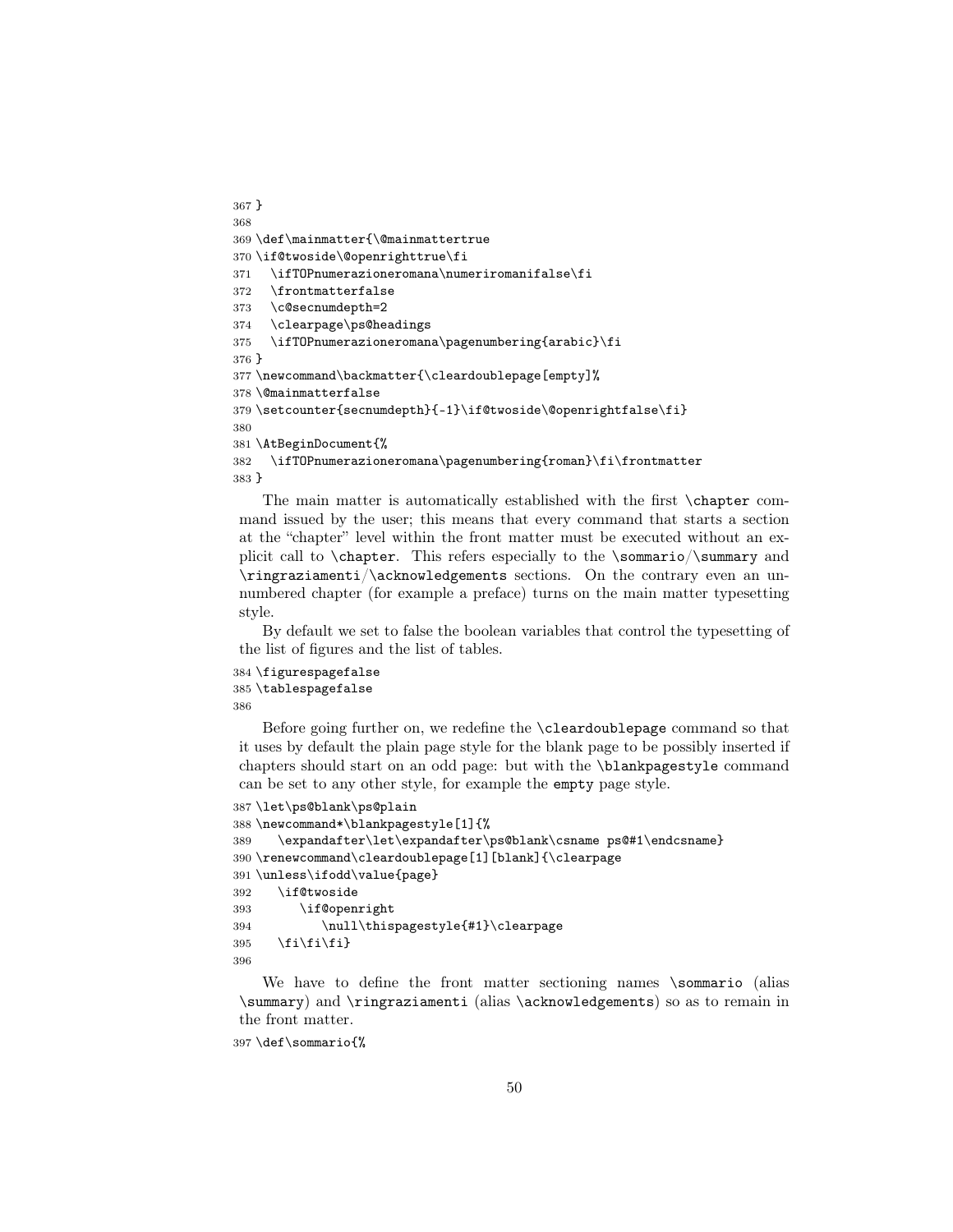```
367 }
368
369 \def\mainmatter{\@mainmattertrue
370 \if@twoside\@openrighttrue\fi
371   \ifTOPnumerazioneromana\numeriromanifalse\fi
372   \frontmatterfalse
373   \c@secnumdepth=2
374   \clearpage\ps@headings
375   \ifTOPnumerazioneromana\pagenumbering{arabic}\fi
376 }
377 \newcommand\backmatter{\cleardoublepage[empty]%
378 \@mainmatterfalse
379 \setcounter{secnumdepth}{-1}\if@twoside\@openrightfalse\fi}
380
381 \AtBeginDocument{%
382   \ifTOPnumerazioneromana\pagenumbering{roman}\fi\frontmatter
383 }
```

The main matter is automatically established with the first `\chapter` command issued by the user; this means that every command that starts a section at the "chapter" level within the front matter must be executed without an explicit call to `\chapter`. This refers especially to the `\sommario`/`\summary` and `\ringraziamenti`/`\acknowledgements` sections. On the contrary even an unnumbered chapter (for example a preface) turns on the main matter typesetting style.

By default we set to false the boolean variables that control the typesetting of the list of figures and the list of tables.

```
384 \figurespagefalse
385 \tablespagefalse
386
```

Before going further on, we redefine the `\cleardoublepage` command so that it uses by default the plain page style for the blank page to be possibly inserted if chapters should start on an odd page: but with the `\blankpagestyle` command can be set to any other style, for example the `empty` page style.

```
387 \let\ps@blank\ps@plain
388 \newcommand*\blankpagestyle[1]{%
389    \expandafter\let\expandafter\ps@blank\csname ps@#1\endcsname}
390 \renewcommand\cleardoublepage[1][blank]{\clearpage
391 \unless\ifodd\value{page}
392    \if@twoside
393       \if@openright
394          \null\thispagestyle{#1}\clearpage
395    \fi\fi\fi}
396
```

We have to define the front matter sectioning names `\sommario` (alias `\summary`) and `\ringraziamenti` (alias `\acknowledgements`) so as to remain in the front matter.

```
397 \def\sommario{%
```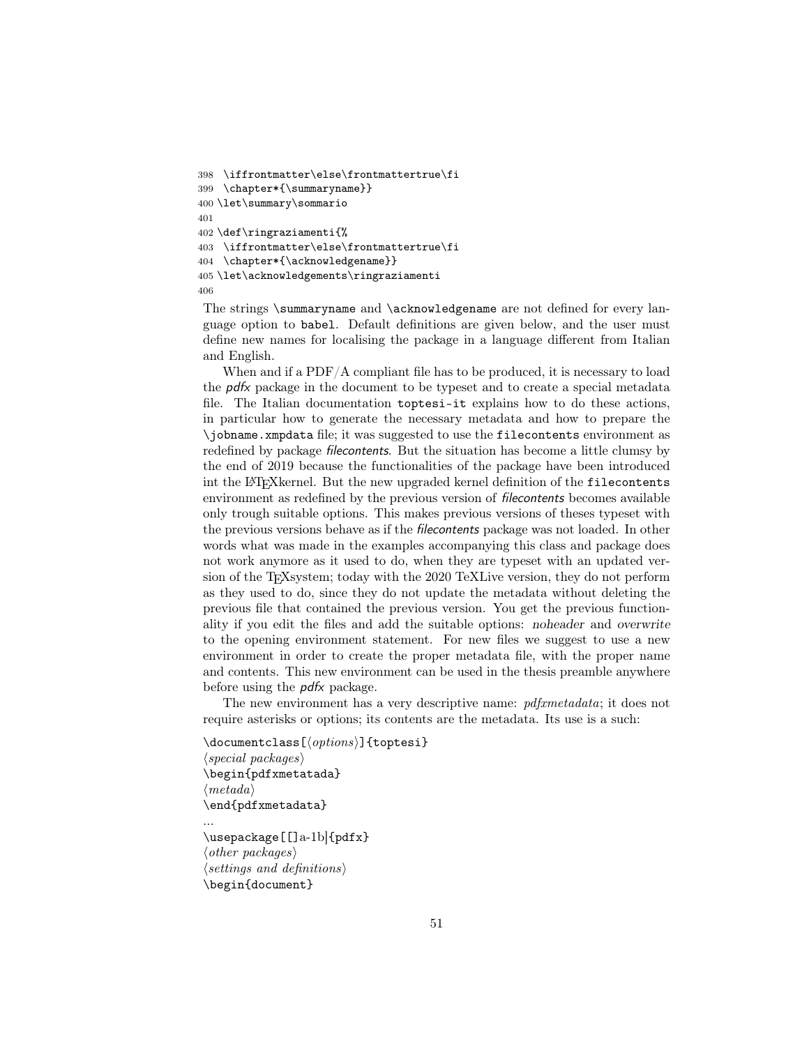```
398  \iffrontmatter\else\frontmattertrue\fi
399  \chapter*{\summaryname}}
400 \let\summary\sommario
401
402 \def\ringraziamenti{%
403  \iffrontmatter\else\frontmattertrue\fi
404  \chapter*{\acknowledgename}}
405 \let\acknowledgements\ringraziamenti
406
```

The strings \summaryname and \acknowledgename are not defined for every language option to babel. Default definitions are given below, and the user must define new names for localising the package in a language different from Italian and English.

When and if a PDF/A compliant file has to be produced, it is necessary to load the *pdfx* package in the document to be typeset and to create a special metadata file. The Italian documentation toptesi-it explains how to do these actions, in particular how to generate the necessary metadata and how to prepare the \jobname.xmpdata file; it was suggested to use the filecontents environment as redefined by package *filecontents*. But the situation has become a little clumsy by the end of 2019 because the functionalities of the package have been introduced int the LaTeXkernel. But the new upgraded kernel definition of the filecontents environment as redefined by the previous version of *filecontents* becomes available only trough suitable options. This makes previous versions of theses typeset with the previous versions behave as if the *filecontents* package was not loaded. In other words what was made in the examples accompanying this class and package does not work anymore as it used to do, when they are typeset with an updated version of the TeXsystem; today with the 2020 TeXLive version, they do not perform as they used to do, since they do not update the metadata without deleting the previous file that contained the previous version. You get the previous functionality if you edit the files and add the suitable options: *noheader* and *overwrite* to the opening environment statement. For new files we suggest to use a new environment in order to create the proper metadata file, with the proper name and contents. This new environment can be used in the thesis preamble anywhere before using the *pdfx* package.

The new environment has a very descriptive name: *pdfxmetadata*; it does not require asterisks or options; its contents are the metadata. Its use is a such:

```
\documentclass[⟨options⟩]{toptesi}
⟨special packages⟩
\begin{pdfxmetatada}
⟨metada⟩
\end{pdfxmetadata}
...
\usepackage[[]a-1b|{pdfx}
⟨other packages⟩
⟨settings and definitions⟩
\begin{document}
```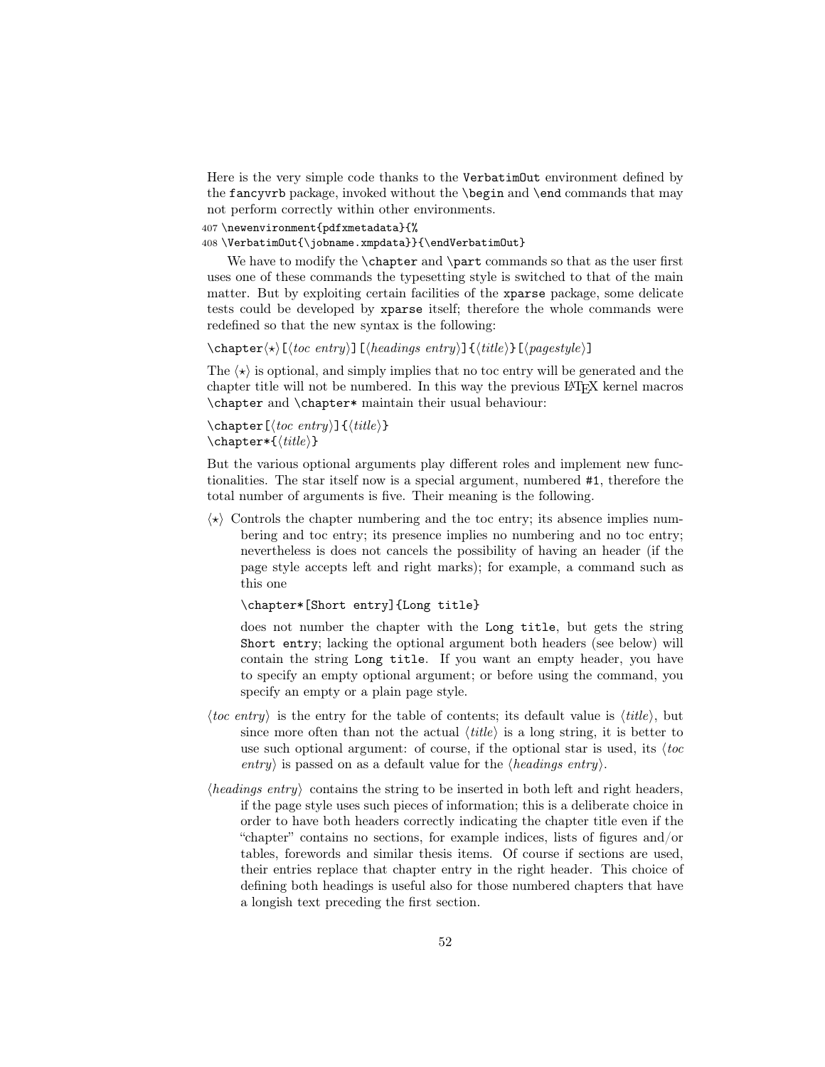Here is the very simple code thanks to the `VerbatimOut` environment defined by the `fancyvrb` package, invoked without the `\begin` and `\end` commands that may not perform correctly within other environments.

```
407 \newenvironment{pdfxmetadata}{%
408 \VerbatimOut{\jobname.xmpdata}}{\endVerbatimOut}
```

We have to modify the `\chapter` and `\part` commands so that as the user first uses one of these commands the typesetting style is switched to that of the main matter. But by exploiting certain facilities of the `xparse` package, some delicate tests could be developed by `xparse` itself; therefore the whole commands were redefined so that the new syntax is the following:

`\chapter`⟨⋆⟩`[`⟨*toc entry*⟩`][`⟨*headings entry*⟩`]{`⟨*title*⟩`}[`⟨*pagestyle*⟩`]`

The ⟨⋆⟩ is optional, and simply implies that no toc entry will be generated and the chapter title will not be numbered. In this way the previous LaTeX kernel macros `\chapter` and `\chapter*` maintain their usual behaviour:

`\chapter[`⟨*toc entry*⟩`]{`⟨*title*⟩`}`
`\chapter*{`⟨*title*⟩`}`

But the various optional arguments play different roles and implement new functionalities. The star itself now is a special argument, numbered `#1`, therefore the total number of arguments is five. Their meaning is the following.

⟨⋆⟩ Controls the chapter numbering and the toc entry; its absence implies numbering and toc entry; its presence implies no numbering and no toc entry; nevertheless is does not cancels the possibility of having an header (if the page style accepts left and right marks); for example, a command such as this one

```
\chapter*[Short entry]{Long title}
```

does not number the chapter with the `Long title`, but gets the string `Short entry`; lacking the optional argument both headers (see below) will contain the string `Long title`. If you want an empty header, you have to specify an empty optional argument; or before using the command, you specify an empty or a plain page style.

⟨*toc entry*⟩ is the entry for the table of contents; its default value is ⟨*title*⟩, but since more often than not the actual ⟨*title*⟩ is a long string, it is better to use such optional argument: of course, if the optional star is used, its ⟨*toc entry*⟩ is passed on as a default value for the ⟨*headings entry*⟩.

⟨*headings entry*⟩ contains the string to be inserted in both left and right headers, if the page style uses such pieces of information; this is a deliberate choice in order to have both headers correctly indicating the chapter title even if the "chapter" contains no sections, for example indices, lists of figures and/or tables, forewords and similar thesis items. Of course if sections are used, their entries replace that chapter entry in the right header. This choice of defining both headings is useful also for those numbered chapters that have a longish text preceding the first section.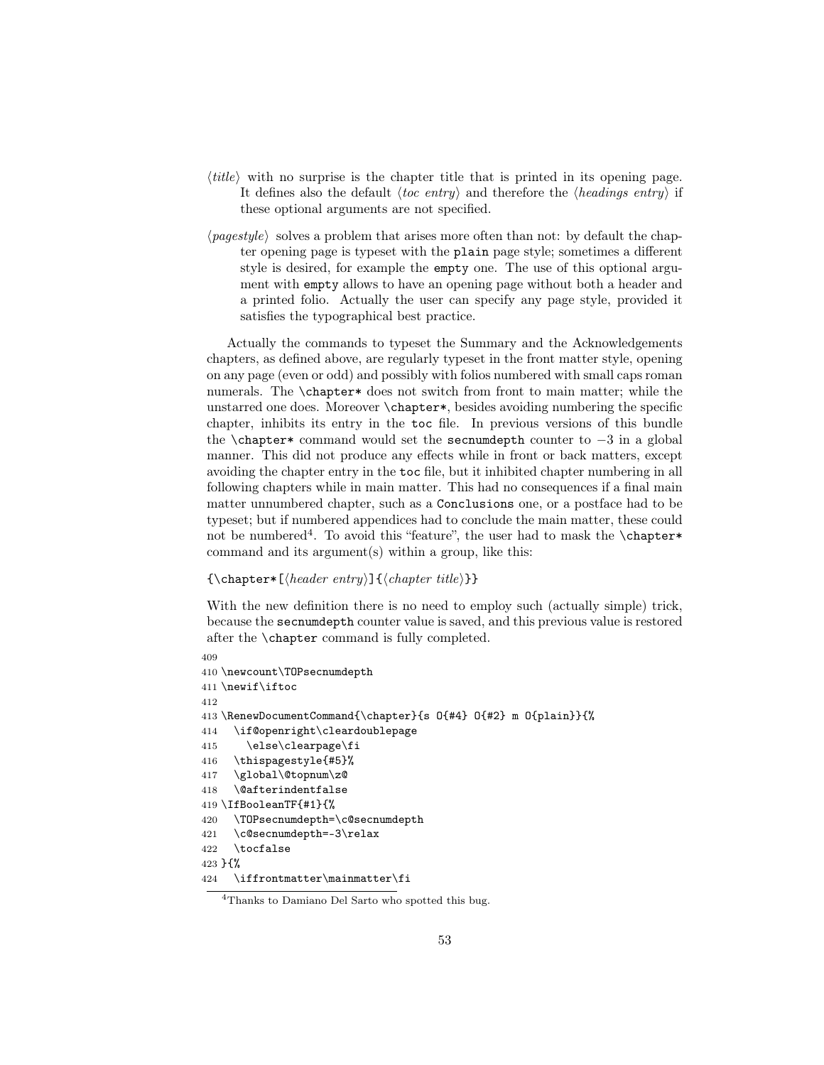⟨*title*⟩ with no surprise is the chapter title that is printed in its opening page. It defines also the default ⟨*toc entry*⟩ and therefore the ⟨*headings entry*⟩ if these optional arguments are not specified.

⟨*pagestyle*⟩ solves a problem that arises more often than not: by default the chapter opening page is typeset with the `plain` page style; sometimes a different style is desired, for example the `empty` one. The use of this optional argument with `empty` allows to have an opening page without both a header and a printed folio. Actually the user can specify any page style, provided it satisfies the typographical best practice.

Actually the commands to typeset the Summary and the Acknowledgements chapters, as defined above, are regularly typeset in the front matter style, opening on any page (even or odd) and possibly with folios numbered with small caps roman numerals. The `\chapter*` does not switch from front to main matter; while the unstarred one does. Moreover `\chapter*`, besides avoiding numbering the specific chapter, inhibits its entry in the `toc` file. In previous versions of this bundle the `\chapter*` command would set the `secnumdepth` counter to $-3$ in a global manner. This did not produce any effects while in front or back matters, except avoiding the chapter entry in the `toc` file, but it inhibited chapter numbering in all following chapters while in main matter. This had no consequences if a final main matter unnumbered chapter, such as a `Conclusions` one, or a postface had to be typeset; but if numbered appendices had to conclude the main matter, these could not be numbered[4]. To avoid this "feature", the user had to mask the `\chapter*` command and its argument(s) within a group, like this:

`{\chapter*[`⟨*header entry*⟩`]{`⟨*chapter title*⟩`}}`

With the new definition there is no need to employ such (actually simple) trick, because the `secnumdepth` counter value is saved, and this previous value is restored after the `\chapter` command is fully completed.

```
409
410 \newcount\TOPsecnumdepth
411 \newif\iftoc
412
413 \RenewDocumentCommand{\chapter}{s O{#4} O{#2} m O{plain}}{%
414   \if@openright\cleardoublepage
415     \else\clearpage\fi
416   \thispagestyle{#5}%
417   \global\@topnum\z@
418   \@afterindentfalse
419 \IfBooleanTF{#1}{%
420   \TOPsecnumdepth=\c@secnumdepth
421   \c@secnumdepth=-3\relax
422   \tocfalse
423 }{%
424   \iffrontmatter\mainmatter\fi
```

[4] Thanks to Damiano Del Sarto who spotted this bug.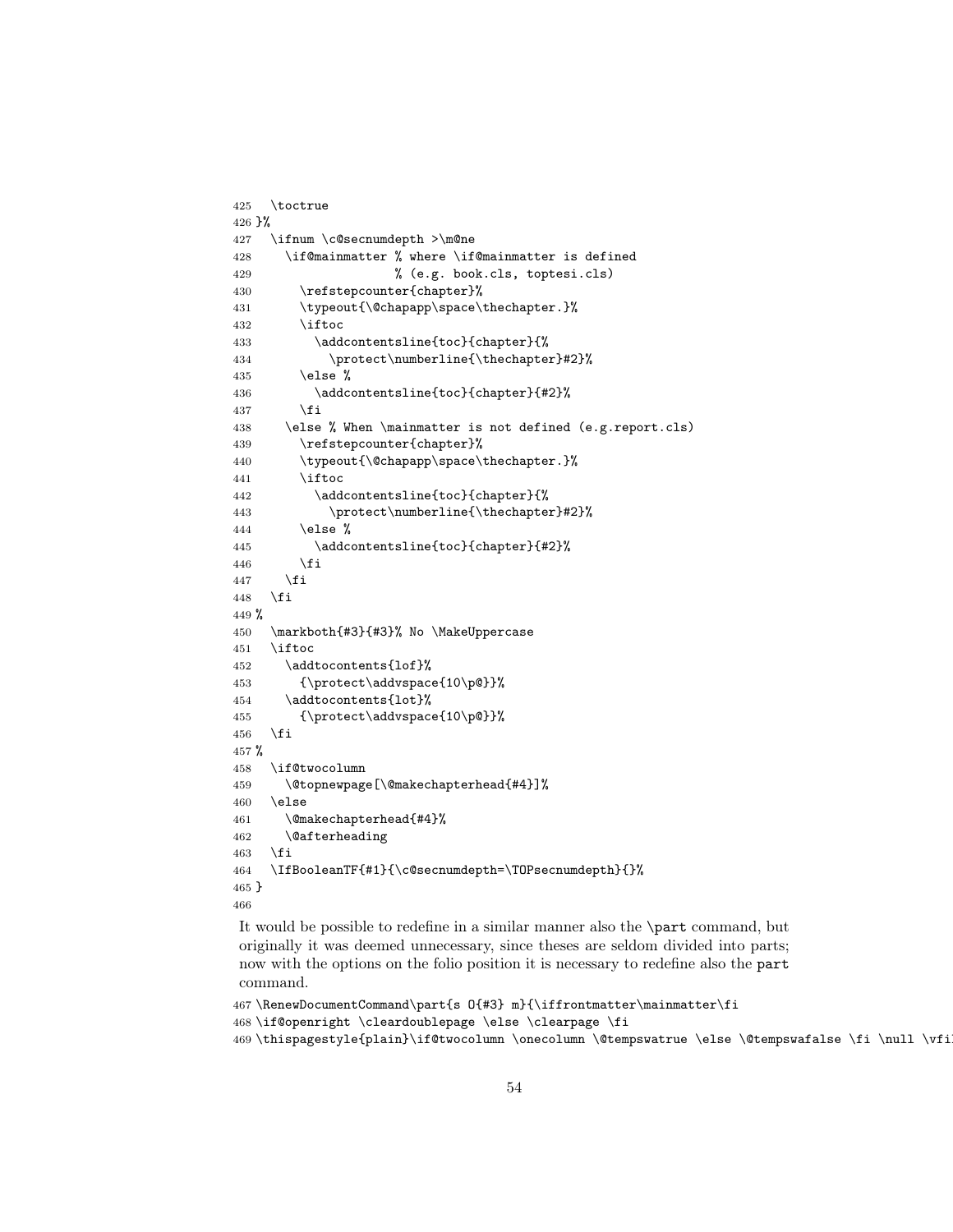```
425   \toctrue
426 }%
427   \ifnum \c@secnumdepth >\m@ne
428     \if@mainmatter % where \if@mainmatter is defined
429                    % (e.g. book.cls, toptesi.cls)
430       \refstepcounter{chapter}%
431       \typeout{\@chapapp\space\thechapter.}%
432       \iftoc
433         \addcontentsline{toc}{chapter}{%
434           \protect\numberline{\thechapter}#2}%
435       \else %
436         \addcontentsline{toc}{chapter}{#2}%
437       \fi
438     \else % When \mainmatter is not defined (e.g.report.cls)
439       \refstepcounter{chapter}%
440       \typeout{\@chapapp\space\thechapter.}%
441       \iftoc
442         \addcontentsline{toc}{chapter}{%
443           \protect\numberline{\thechapter}#2}%
444       \else %
445         \addcontentsline{toc}{chapter}{#2}%
446       \fi
447     \fi
448   \fi
449 %
450   \markboth{#3}{#3}% No \MakeUppercase
451   \iftoc
452     \addtocontents{lof}%
453       {\protect\addvspace{10\p@}}%
454     \addtocontents{lot}%
455       {\protect\addvspace{10\p@}}%
456   \fi
457 %
458   \if@twocolumn
459     \@topnewpage[\@makechapterhead{#4}]%
460   \else
461     \@makechapterhead{#4}%
462     \@afterheading
463   \fi
464   \IfBooleanTF{#1}{\c@secnumdepth=\TOPsecnumdepth}{}%
465 }
466
```

It would be possible to redefine in a similar manner also the `\part` command, but originally it was deemed unnecessary, since theses are seldom divided into parts; now with the options on the folio position it is necessary to redefine also the `part` command.

```
467 \RenewDocumentCommand\part{s O{#3} m}{\iffrontmatter\mainmatter\fi
468 \if@openright \cleardoublepage \else \clearpage \fi
469 \thispagestyle{plain}\if@twocolumn \onecolumn \@tempswatrue \else \@tempswafalse \fi \null \vfil
```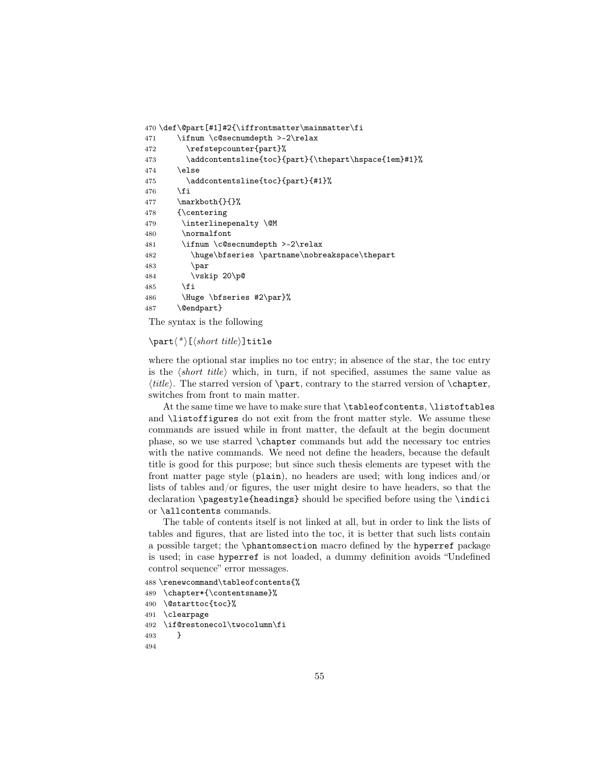```
470 \def\@part[#1]#2{\iffrontmatter\mainmatter\fi
471     \ifnum \c@secnumdepth >-2\relax
472       \refstepcounter{part}%
473       \addcontentsline{toc}{part}{\thepart\hspace{1em}#1}%
474     \else
475       \addcontentsline{toc}{part}{#1}%
476     \fi
477     \markboth{}{}%
478     {\centering
479      \interlinepenalty \@M
480      \normalfont
481      \ifnum \c@secnumdepth >-2\relax
482        \huge\bfseries \partname\nobreakspace\thepart
483        \par
484        \vskip 20\p@
485      \fi
486      \Huge \bfseries #2\par}%
487     \@endpart}
```

The syntax is the following

`\part`⟨*⟩`[`⟨*short title*⟩`]title`

where the optional star implies no toc entry; in absence of the star, the toc entry is the ⟨*short title*⟩ which, in turn, if not specified, assumes the same value as ⟨*title*⟩. The starred version of `\part`, contrary to the starred version of `\chapter`, switches from front to main matter.

At the same time we have to make sure that `\tableofcontents`, `\listoftables` and `\listoffigures` do not exit from the front matter style. We assume these commands are issued while in front matter, the default at the begin document phase, so we use starred `\chapter` commands but add the necessary toc entries with the native commands. We need not define the headers, because the default title is good for this purpose; but since such thesis elements are typeset with the front matter page style (`plain`), no headers are used; with long indices and/or lists of tables and/or figures, the user might desire to have headers, so that the declaration `\pagestyle{headings}` should be specified before using the `\indici` or `\allcontents` commands.

The table of contents itself is not linked at all, but in order to link the lists of tables and figures, that are listed into the toc, it is better that such lists contain a possible target; the `\phantomsection` macro defined by the `hyperref` package is used; in case `hyperref` is not loaded, a dummy definition avoids "Undefined control sequence" error messages.

```
488 \renewcommand\tableofcontents{%
489  \chapter*{\contentsname}%
490  \@starttoc{toc}%
491  \clearpage
492  \if@restonecol\twocolumn\fi
493     }
494
```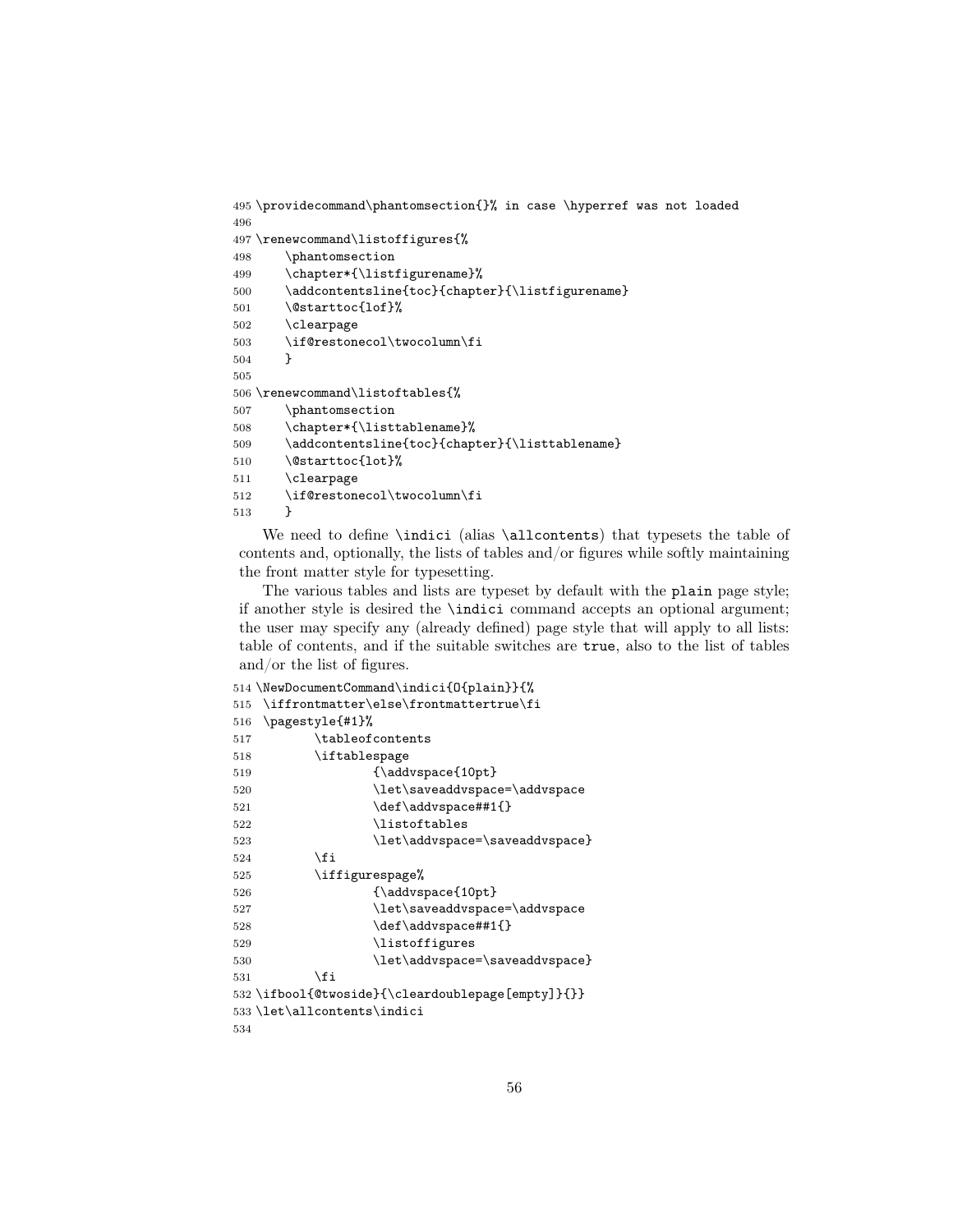```
495 \providecommand\phantomsection{}% in case \hyperref was not loaded
496
497 \renewcommand\listoffigures{%
498     \phantomsection
499     \chapter*{\listfigurename}%
500     \addcontentsline{toc}{chapter}{\listfigurename}
501     \@starttoc{lof}%
502     \clearpage
503     \if@restonecol\twocolumn\fi
504     }
505
506 \renewcommand\listoftables{%
507     \phantomsection
508     \chapter*{\listtablename}%
509     \addcontentsline{toc}{chapter}{\listtablename}
510     \@starttoc{lot}%
511     \clearpage
512     \if@restonecol\twocolumn\fi
513     }
```

We need to define `\indici` (alias `\allcontents`) that typesets the table of contents and, optionally, the lists of tables and/or figures while softly maintaining the front matter style for typesetting.

The various tables and lists are typeset by default with the `plain` page style; if another style is desired the `\indici` command accepts an optional argument; the user may specify any (already defined) page style that will apply to all lists: table of contents, and if the suitable switches are `true`, also to the list of tables and/or the list of figures.

```
514 \NewDocumentCommand\indici{O{plain}}{%
515 \iffrontmatter\else\frontmattertrue\fi
516 \pagestyle{#1}%
517         \tableofcontents
518         \iftablespage
519                 {\addvspace{10pt}
520                 \let\saveaddvspace=\addvspace
521                 \def\addvspace##1{}
522                 \listoftables
523                 \let\addvspace=\saveaddvspace}
524         \fi
525         \iffigurespage%
526                 {\addvspace{10pt}
527                 \let\saveaddvspace=\addvspace
528                 \def\addvspace##1{}
529                 \listoffigures
530                 \let\addvspace=\saveaddvspace}
531         \fi
532 \ifbool{@twoside}{\cleardoublepage[empty]}{}}
533 \let\allcontents\indici
534
```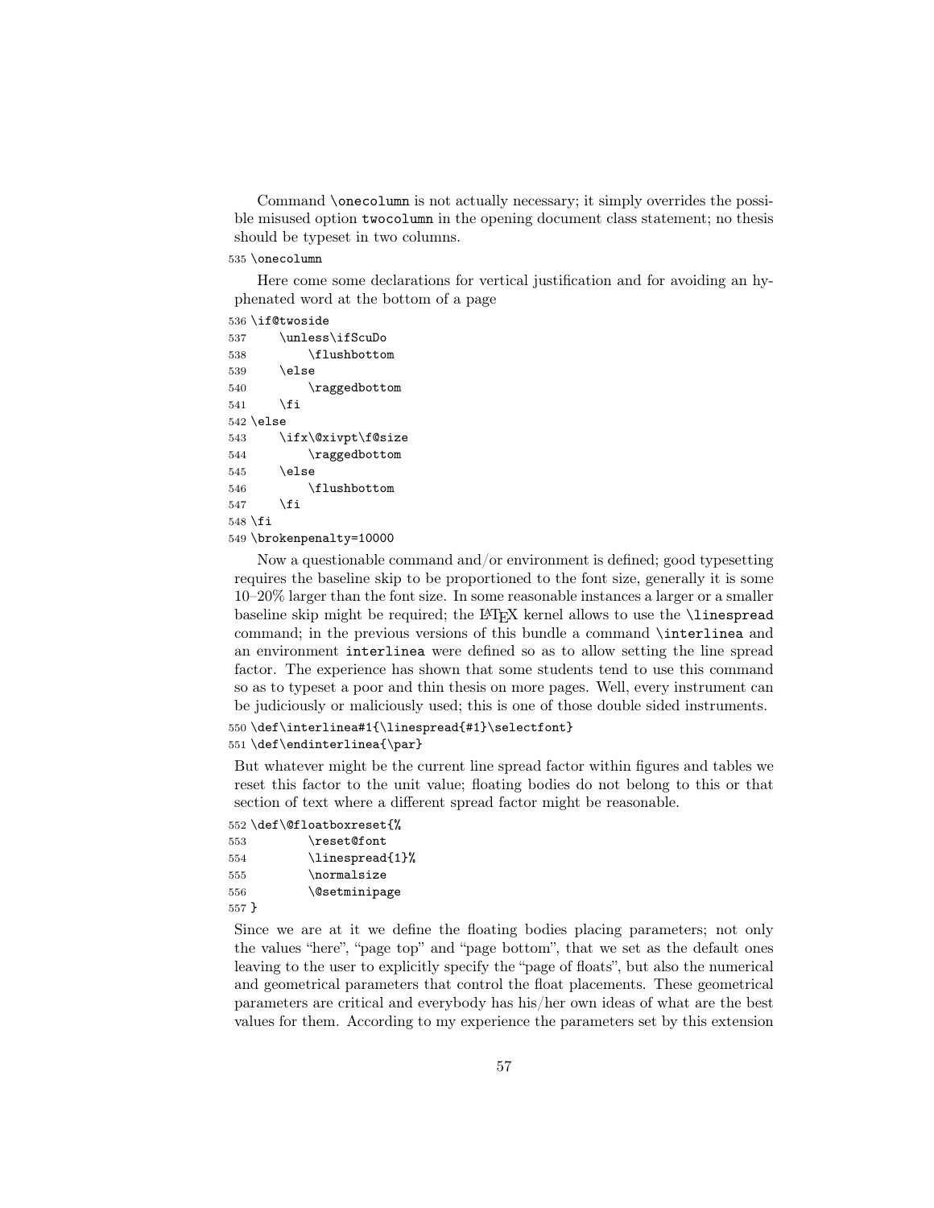Command `\onecolumn` is not actually necessary; it simply overrides the possible misused option `twocolumn` in the opening document class statement; no thesis should be typeset in two columns.

```
535 \onecolumn
```

Here come some declarations for vertical justification and for avoiding an hyphenated word at the bottom of a page

```
536 \if@twoside
537     \unless\ifScuDo
538         \flushbottom
539     \else
540         \raggedbottom
541     \fi
542 \else
543     \ifx\@xivpt\f@size
544         \raggedbottom
545     \else
546         \flushbottom
547     \fi
548 \fi
549 \brokenpenalty=10000
```

Now a questionable command and/or environment is defined; good typesetting requires the baseline skip to be proportioned to the font size, generally it is some 10–20% larger than the font size. In some reasonable instances a larger or a smaller baseline skip might be required; the LaTeX kernel allows to use the `\linespread` command; in the previous versions of this bundle a command `\interlinea` and an environment `interlinea` were defined so as to allow setting the line spread factor. The experience has shown that some students tend to use this command so as to typeset a poor and thin thesis on more pages. Well, every instrument can be judiciously or maliciously used; this is one of those double sided instruments.

```
550 \def\interlinea#1{\linespread{#1}\selectfont}
551 \def\endinterlinea{\par}
```

But whatever might be the current line spread factor within figures and tables we reset this factor to the unit value; floating bodies do not belong to this or that section of text where a different spread factor might be reasonable.

```
552 \def\@floatboxreset{%
553         \reset@font
554         \linespread{1}%
555         \normalsize
556         \@setminipage
557 }
```

Since we are at it we define the floating bodies placing parameters; not only the values "here", "page top" and "page bottom", that we set as the default ones leaving to the user to explicitly specify the "page of floats", but also the numerical and geometrical parameters that control the float placements. These geometrical parameters are critical and everybody has his/her own ideas of what are the best values for them. According to my experience the parameters set by this extension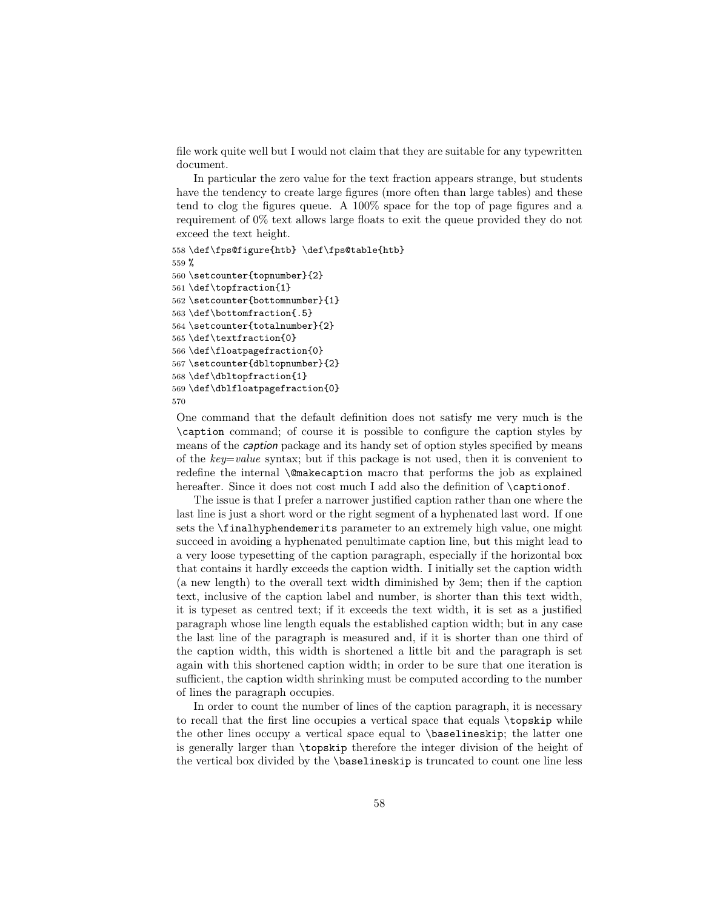file work quite well but I would not claim that they are suitable for any typewritten document.

In particular the zero value for the text fraction appears strange, but students have the tendency to create large figures (more often than large tables) and these tend to clog the figures queue. A 100% space for the top of page figures and a requirement of 0% text allows large floats to exit the queue provided they do not exceed the text height.

```
558 \def\fps@figure{htb} \def\fps@table{htb}
559 %
560 \setcounter{topnumber}{2}
561 \def\topfraction{1}
562 \setcounter{bottomnumber}{1}
563 \def\bottomfraction{.5}
564 \setcounter{totalnumber}{2}
565 \def\textfraction{0}
566 \def\floatpagefraction{0}
567 \setcounter{dbltopnumber}{2}
568 \def\dbltopfraction{1}
569 \def\dblfloatpagefraction{0}
570
```

One command that the default definition does not satisfy me very much is the `\caption` command; of course it is possible to configure the caption styles by means of the *caption* package and its handy set of option styles specified by means of the *key=value* syntax; but if this package is not used, then it is convenient to redefine the internal `\@makecaption` macro that performs the job as explained hereafter. Since it does not cost much I add also the definition of `\captionof`.

The issue is that I prefer a narrower justified caption rather than one where the last line is just a short word or the right segment of a hyphenated last word. If one sets the `\finalhyphendemerits` parameter to an extremely high value, one might succeed in avoiding a hyphenated penultimate caption line, but this might lead to a very loose typesetting of the caption paragraph, especially if the horizontal box that contains it hardly exceeds the caption width. I initially set the caption width (a new length) to the overall text width diminished by 3em; then if the caption text, inclusive of the caption label and number, is shorter than this text width, it is typeset as centred text; if it exceeds the text width, it is set as a justified paragraph whose line length equals the established caption width; but in any case the last line of the paragraph is measured and, if it is shorter than one third of the caption width, this width is shortened a little bit and the paragraph is set again with this shortened caption width; in order to be sure that one iteration is sufficient, the caption width shrinking must be computed according to the number of lines the paragraph occupies.

In order to count the number of lines of the caption paragraph, it is necessary to recall that the first line occupies a vertical space that equals `\topskip` while the other lines occupy a vertical space equal to `\baselineskip`; the latter one is generally larger than `\topskip` therefore the integer division of the height of the vertical box divided by the `\baselineskip` is truncated to count one line less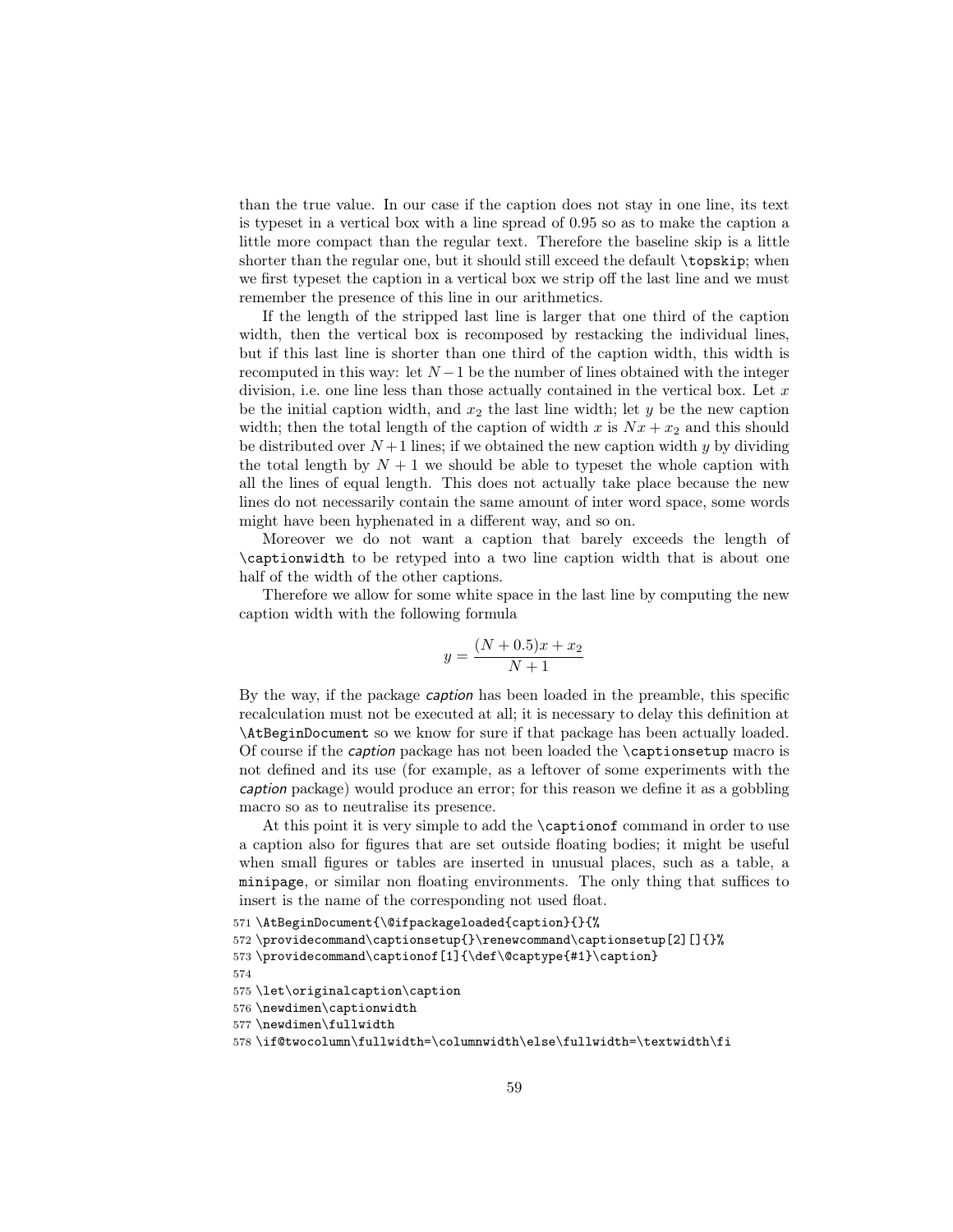than the true value. In our case if the caption does not stay in one line, its text is typeset in a vertical box with a line spread of 0.95 so as to make the caption a little more compact than the regular text. Therefore the baseline skip is a little shorter than the regular one, but it should still exceed the default `\topskip`; when we first typeset the caption in a vertical box we strip off the last line and we must remember the presence of this line in our arithmetics.

If the length of the stripped last line is larger that one third of the caption width, then the vertical box is recomposed by restacking the individual lines, but if this last line is shorter than one third of the caption width, this width is recomputed in this way: let $N-1$ be the number of lines obtained with the integer division, i.e. one line less than those actually contained in the vertical box. Let $x$ be the initial caption width, and $x_2$ the last line width; let $y$ be the new caption width; then the total length of the caption of width $x$ is $Nx + x_2$ and this should be distributed over $N+1$ lines; if we obtained the new caption width $y$ by dividing the total length by $N+1$ we should be able to typeset the whole caption with all the lines of equal length. This does not actually take place because the new lines do not necessarily contain the same amount of inter word space, some words might have been hyphenated in a different way, and so on.

Moreover we do not want a caption that barely exceeds the length of `\captionwidth` to be retyped into a two line caption width that is about one half of the width of the other captions.

Therefore we allow for some white space in the last line by computing the new caption width with the following formula

$$y = \frac{(N + 0.5)x + x_2}{N + 1}$$

By the way, if the package *caption* has been loaded in the preamble, this specific recalculation must not be executed at all; it is necessary to delay this definition at `\AtBeginDocument` so we know for sure if that package has been actually loaded. Of course if the *caption* package has not been loaded the `\captionsetup` macro is not defined and its use (for example, as a leftover of some experiments with the *caption* package) would produce an error; for this reason we define it as a gobbling macro so as to neutralise its presence.

At this point it is very simple to add the `\captionof` command in order to use a caption also for figures that are set outside floating bodies; it might be useful when small figures or tables are inserted in unusual places, such as a table, a `minipage`, or similar non floating environments. The only thing that suffices to insert is the name of the corresponding not used float.

```
571 \AtBeginDocument{\@ifpackageloaded{caption}{}{%
572 \providecommand\captionsetup{}\renewcommand\captionsetup[2][]{}%
573 \providecommand\captionof[1]{\def\@captype{#1}\caption}
574
575 \let\originalcaption\caption
576 \newdimen\captionwidth
577 \newdimen\fullwidth
578 \if@twocolumn\fullwidth=\columnwidth\else\fullwidth=\textwidth\fi
```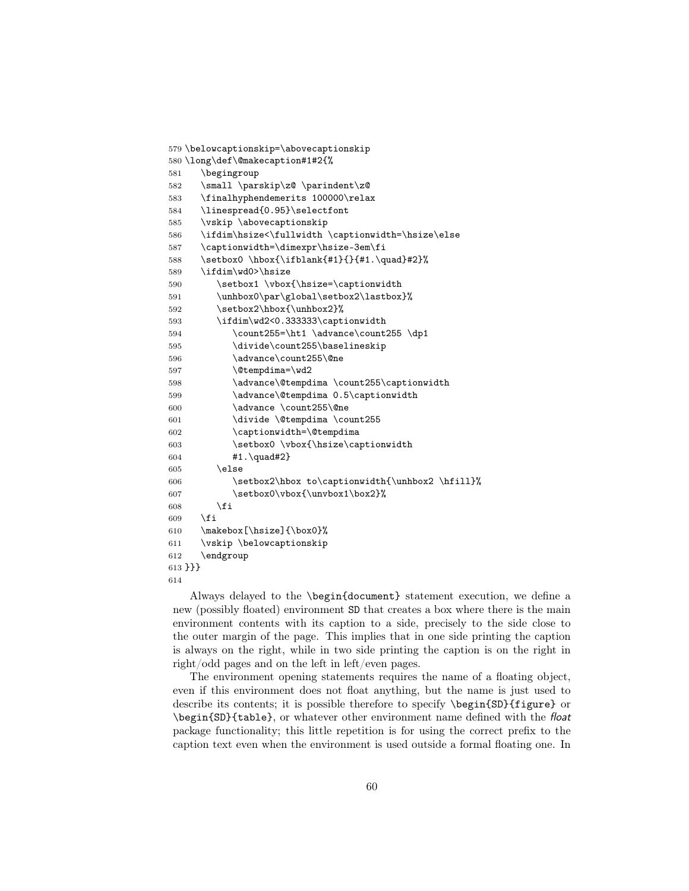```
579 \belowcaptionskip=\abovecaptionskip
580 \long\def\@makecaption#1#2{%
581    \begingroup
582    \small \parskip\z@ \parindent\z@
583    \finalhyphendemerits 100000\relax
584    \linespread{0.95}\selectfont
585    \vskip \abovecaptionskip
586    \ifdim\hsize<\fullwidth \captionwidth=\hsize\else
587    \captionwidth=\dimexpr\hsize-3em\fi
588    \setbox0 \hbox{\ifblank{#1}{}{#1.\quad}#2}%
589    \ifdim\wd0>\hsize
590       \setbox1 \vbox{\hsize=\captionwidth
591       \unhbox0\par\global\setbox2\lastbox}%
592       \setbox2\hbox{\unhbox2}%
593       \ifdim\wd2<0.333333\captionwidth
594          \count255=\ht1 \advance\count255 \dp1
595          \divide\count255\baselineskip
596          \advance\count255\@ne
597          \@tempdima=\wd2
598          \advance\@tempdima \count255\captionwidth
599          \advance\@tempdima 0.5\captionwidth
600          \advance \count255\@ne
601          \divide \@tempdima \count255
602          \captionwidth=\@tempdima
603          \setbox0 \vbox{\hsize\captionwidth
604          #1.\quad#2}
605       \else
606          \setbox2\hbox to\captionwidth{\unhbox2 \hfill}%
607          \setbox0\vbox{\unvbox1\box2}%
608       \fi
609    \fi
610    \makebox[\hsize]{\box0}%
611    \vskip \belowcaptionskip
612    \endgroup
613 }}}
614
```

Always delayed to the `\begin{document}` statement execution, we define a new (possibly floated) environment `SD` that creates a box where there is the main environment contents with its caption to a side, precisely to the side close to the outer margin of the page. This implies that in one side printing the caption is always on the right, while in two side printing the caption is on the right in right/odd pages and on the left in left/even pages.

The environment opening statements requires the name of a floating object, even if this environment does not float anything, but the name is just used to describe its contents; it is possible therefore to specify `\begin{SD}{figure}` or `\begin{SD}{table}`, or whatever other environment name defined with the *float* package functionality; this little repetition is for using the correct prefix to the caption text even when the environment is used outside a formal floating one. In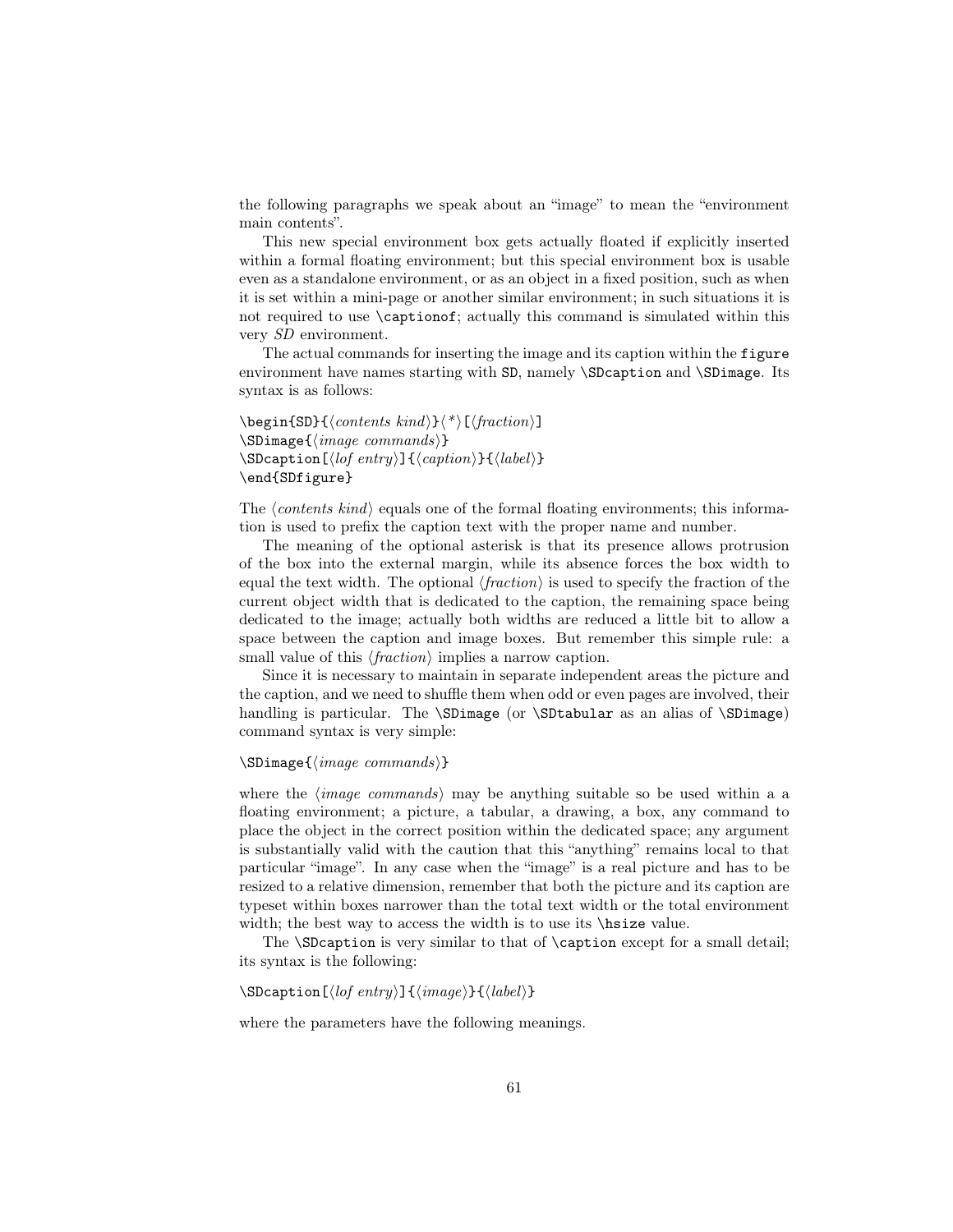the following paragraphs we speak about an "image" to mean the "environment main contents".

This new special environment box gets actually floated if explicitly inserted within a formal floating environment; but this special environment box is usable even as a standalone environment, or as an object in a fixed position, such as when it is set within a mini-page or another similar environment; in such situations it is not required to use `\captionof`; actually this command is simulated within this very *SD* environment.

The actual commands for inserting the image and its caption within the `figure` environment have names starting with `SD`, namely `\SDcaption` and `\SDimage`. Its syntax is as follows:

```
\begin{SD}{⟨contents kind⟩}⟨*⟩[⟨fraction⟩]
\SDimage{⟨image commands⟩}
\SDcaption[⟨lof entry⟩]{⟨caption⟩}{⟨label⟩}
\end{SDfigure}
```

The ⟨*contents kind*⟩ equals one of the formal floating environments; this information is used to prefix the caption text with the proper name and number.

The meaning of the optional asterisk is that its presence allows protrusion of the box into the external margin, while its absence forces the box width to equal the text width. The optional ⟨*fraction*⟩ is used to specify the fraction of the current object width that is dedicated to the caption, the remaining space being dedicated to the image; actually both widths are reduced a little bit to allow a space between the caption and image boxes. But remember this simple rule: a small value of this ⟨*fraction*⟩ implies a narrow caption.

Since it is necessary to maintain in separate independent areas the picture and the caption, and we need to shuffle them when odd or even pages are involved, their handling is particular. The `\SDimage` (or `\SDtabular` as an alias of `\SDimage`) command syntax is very simple:

```
\SDimage{⟨image commands⟩}
```

where the ⟨*image commands*⟩ may be anything suitable so be used within a a floating environment; a picture, a tabular, a drawing, a box, any command to place the object in the correct position within the dedicated space; any argument is substantially valid with the caution that this "anything" remains local to that particular "image". In any case when the "image" is a real picture and has to be resized to a relative dimension, remember that both the picture and its caption are typeset within boxes narrower than the total text width or the total environment width; the best way to access the width is to use its `\hsize` value.

The `\SDcaption` is very similar to that of `\caption` except for a small detail; its syntax is the following:

```
\SDcaption[⟨lof entry⟩]{⟨image⟩}{⟨label⟩}
```

where the parameters have the following meanings.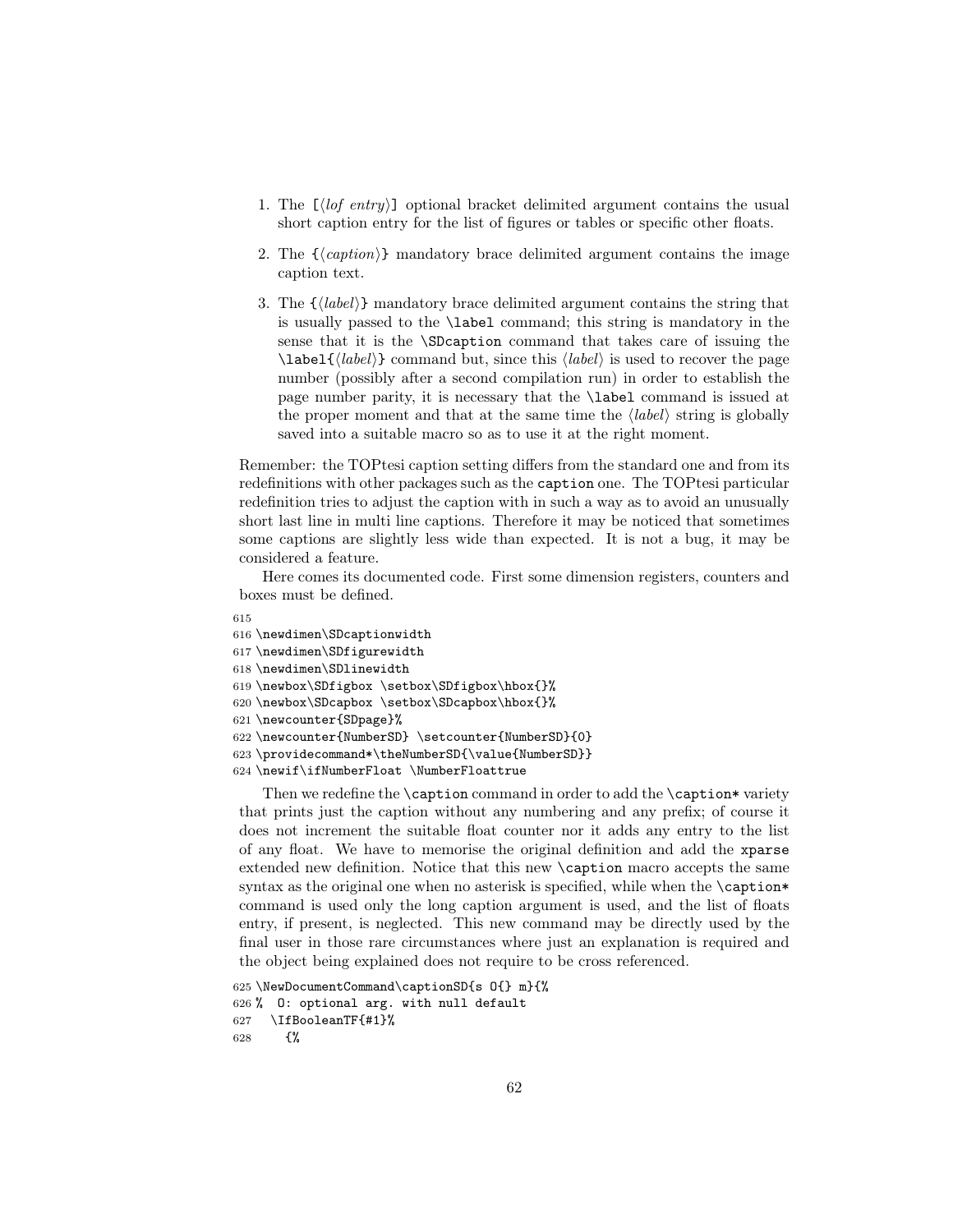1. The [⟨*lof entry*⟩] optional bracket delimited argument contains the usual short caption entry for the list of figures or tables or specific other floats.
2. The {⟨*caption*⟩} mandatory brace delimited argument contains the image caption text.
3. The {⟨*label*⟩} mandatory brace delimited argument contains the string that is usually passed to the `\label` command; this string is mandatory in the sense that it is the `\SDcaption` command that takes care of issuing the `\label{`⟨*label*⟩`}` command but, since this ⟨*label*⟩ is used to recover the page number (possibly after a second compilation run) in order to establish the page number parity, it is necessary that the `\label` command is issued at the proper moment and that at the same time the ⟨*label*⟩ string is globally saved into a suitable macro so as to use it at the right moment.

Remember: the TOPtesi caption setting differs from the standard one and from its redefinitions with other packages such as the `caption` one. The TOPtesi particular redefinition tries to adjust the caption with in such a way as to avoid an unusually short last line in multi line captions. Therefore it may be noticed that sometimes some captions are slightly less wide than expected. It is not a bug, it may be considered a feature.

Here comes its documented code. First some dimension registers, counters and boxes must be defined.

```
615
616 \newdimen\SDcaptionwidth
617 \newdimen\SDfigurewidth
618 \newdimen\SDlinewidth
619 \newbox\SDfigbox \setbox\SDfigbox\hbox{}%
620 \newbox\SDcapbox \setbox\SDcapbox\hbox{}%
621 \newcounter{SDpage}%
622 \newcounter{NumberSD} \setcounter{NumberSD}{0}
623 \providecommand*\theNumberSD{\value{NumberSD}}
624 \newif\ifNumberFloat \NumberFloattrue
```

Then we redefine the `\caption` command in order to add the `\caption*` variety that prints just the caption without any numbering and any prefix; of course it does not increment the suitable float counter nor it adds any entry to the list of any float. We have to memorise the original definition and add the `xparse` extended new definition. Notice that this new `\caption` macro accepts the same syntax as the original one when no asterisk is specified, while when the `\caption*` command is used only the long caption argument is used, and the list of floats entry, if present, is neglected. This new command may be directly used by the final user in those rare circumstances where just an explanation is required and the object being explained does not require to be cross referenced.

```
625 \NewDocumentCommand\captionSD{s O{} m}{%
626 %  O: optional arg. with null default
627   \IfBooleanTF{#1}%
628     {%
```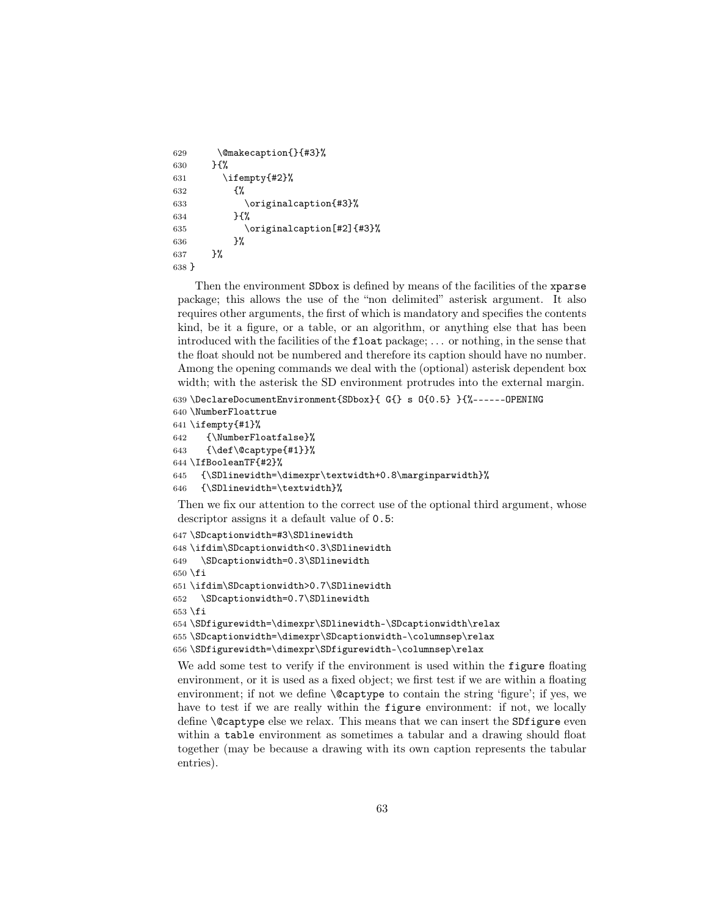```
629       \@makecaption{}{#3}%
630     }{%
631       \ifempty{#2}%
632         {%
633           \originalcaption{#3}%
634         }{%
635           \originalcaption[#2]{#3}%
636         }%
637     }%
638 }
```

Then the environment SDbox is defined by means of the facilities of the xparse package; this allows the use of the "non delimited" asterisk argument. It also requires other arguments, the first of which is mandatory and specifies the contents kind, be it a figure, or a table, or an algorithm, or anything else that has been introduced with the facilities of the float package; ... or nothing, in the sense that the float should not be numbered and therefore its caption should have no number. Among the opening commands we deal with the (optional) asterisk dependent box width; with the asterisk the SD environment protrudes into the external margin.

```
639 \DeclareDocumentEnvironment{SDbox}{ G{} s O{0.5} }{%------OPENING
640 \NumberFloattrue
641 \ifempty{#1}%
642    {\NumberFloatfalse}%
643    {\def\@captype{#1}}%
644 \IfBooleanTF{#2}%
645   {\SDlinewidth=\dimexpr\textwidth+0.8\marginparwidth}%
646   {\SDlinewidth=\textwidth}%
```

Then we fix our attention to the correct use of the optional third argument, whose descriptor assigns it a default value of 0.5:

```
647 \SDcaptionwidth=#3\SDlinewidth
648 \ifdim\SDcaptionwidth<0.3\SDlinewidth
649   \SDcaptionwidth=0.3\SDlinewidth
650 \fi
651 \ifdim\SDcaptionwidth>0.7\SDlinewidth
652   \SDcaptionwidth=0.7\SDlinewidth
653 \fi
654 \SDfigurewidth=\dimexpr\SDlinewidth-\SDcaptionwidth\relax
655 \SDcaptionwidth=\dimexpr\SDcaptionwidth-\columnsep\relax
656 \SDfigurewidth=\dimexpr\SDfigurewidth-\columnsep\relax
```

We add some test to verify if the environment is used within the figure floating environment, or it is used as a fixed object; we first test if we are within a floating environment; if not we define \@captype to contain the string 'figure'; if yes, we have to test if we are really within the figure environment: if not, we locally define \@captype else we relax. This means that we can insert the SDfigure even within a table environment as sometimes a tabular and a drawing should float together (may be because a drawing with its own caption represents the tabular entries).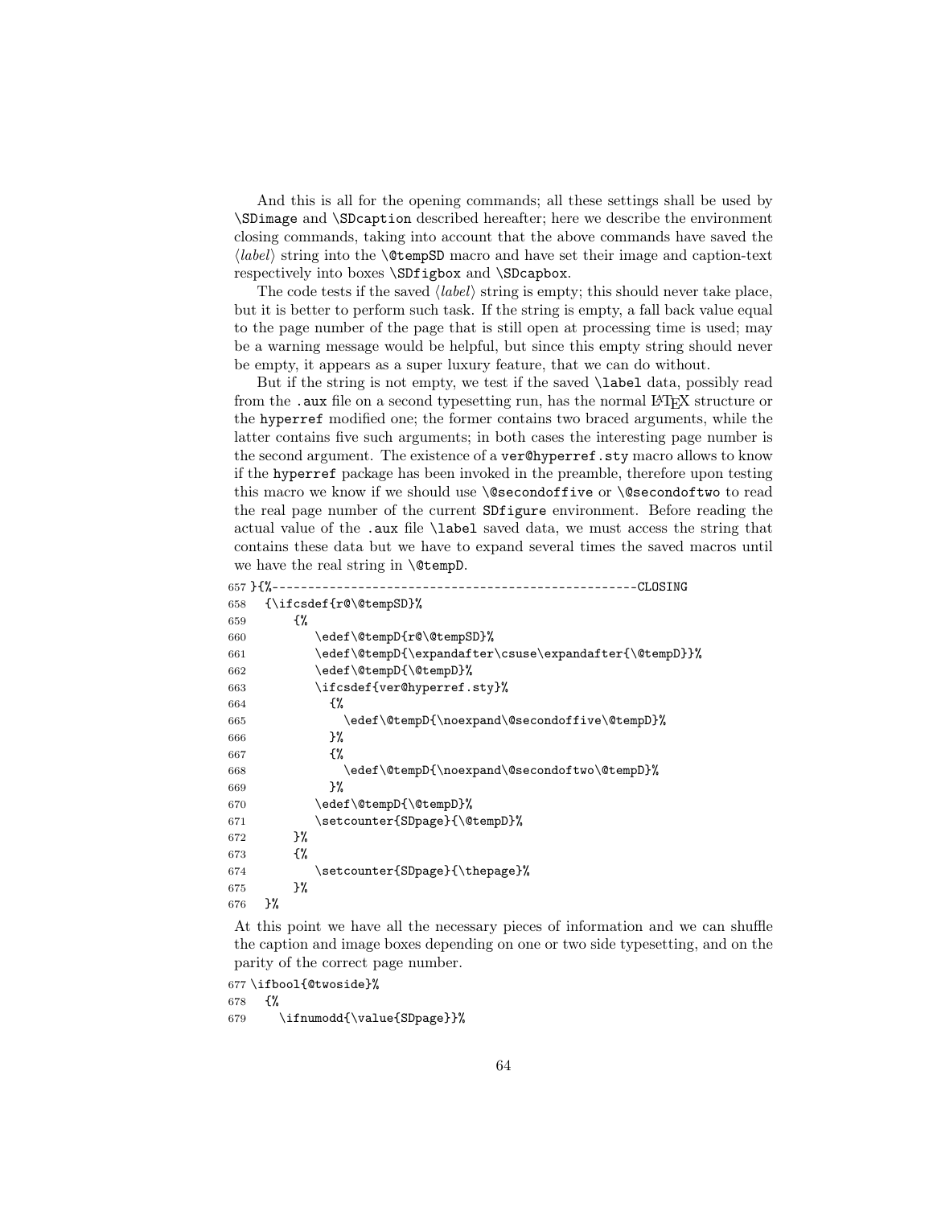And this is all for the opening commands; all these settings shall be used by `\SDimage` and `\SDcaption` described hereafter; here we describe the environment closing commands, taking into account that the above commands have saved the ⟨*label*⟩ string into the `\@tempSD` macro and have set their image and caption-text respectively into boxes `\SDfigbox` and `\SDcapbox`.

The code tests if the saved ⟨*label*⟩ string is empty; this should never take place, but it is better to perform such task. If the string is empty, a fall back value equal to the page number of the page that is still open at processing time is used; may be a warning message would be helpful, but since this empty string should never be empty, it appears as a super luxury feature, that we can do without.

But if the string is not empty, we test if the saved `\label` data, possibly read from the `.aux` file on a second typesetting run, has the normal LaTeX structure or the `hyperref` modified one; the former contains two braced arguments, while the latter contains five such arguments; in both cases the interesting page number is the second argument. The existence of a `ver@hyperref.sty` macro allows to know if the `hyperref` package has been invoked in the preamble, therefore upon testing this macro we know if we should use `\@secondoffive` or `\@secondoftwo` to read the real page number of the current `SDfigure` environment. Before reading the actual value of the `.aux` file `\label` saved data, we must access the string that contains these data but we have to expand several times the saved macros until we have the real string in `\@tempD`.

```
657 }{%------------------------------------------------CLOSING
658   {\ifcsdef{r@\@tempSD}%
659       {%
660          \edef\@tempD{r@\@tempSD}%
661          \edef\@tempD{\expandafter\csuse\expandafter{\@tempD}}%
662          \edef\@tempD{\@tempD}%
663          \ifcsdef{ver@hyperref.sty}%
664            {%
665              \edef\@tempD{\noexpand\@secondoffive\@tempD}%
666            }%
667            {%
668              \edef\@tempD{\noexpand\@secondoftwo\@tempD}%
669            }%
670          \edef\@tempD{\@tempD}%
671          \setcounter{SDpage}{\@tempD}%
672       }%
673       {%
674          \setcounter{SDpage}{\thepage}%
675       }%
676   }%
```

At this point we have all the necessary pieces of information and we can shuffle the caption and image boxes depending on one or two side typesetting, and on the parity of the correct page number.

```
677 \ifbool{@twoside}%
678   {%
679     \ifnumodd{\value{SDpage}}%
```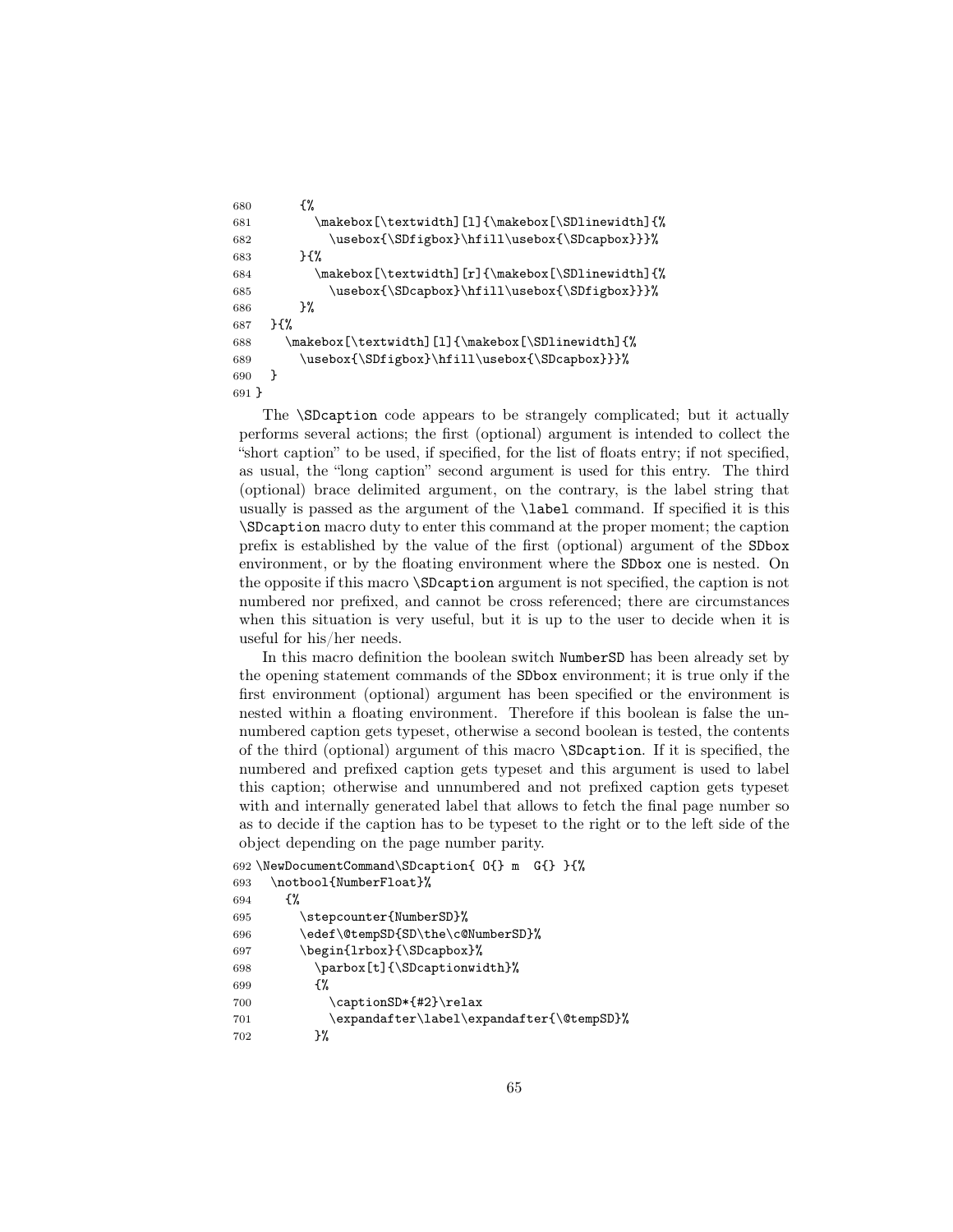```
680       {%
681         \makebox[\textwidth][l]{\makebox[\SDlinewidth]{%
682           \usebox{\SDfigbox}\hfill\usebox{\SDcapbox}}}%
683       }{%
684         \makebox[\textwidth][r]{\makebox[\SDlinewidth]{%
685           \usebox{\SDcapbox}\hfill\usebox{\SDfigbox}}}%
686       }%
687   }{%
688     \makebox[\textwidth][l]{\makebox[\SDlinewidth]{%
689       \usebox{\SDfigbox}\hfill\usebox{\SDcapbox}}}%
690   }
691 }
```

The `\SDcaption` code appears to be strangely complicated; but it actually performs several actions; the first (optional) argument is intended to collect the "short caption" to be used, if specified, for the list of floats entry; if not specified, as usual, the "long caption" second argument is used for this entry. The third (optional) brace delimited argument, on the contrary, is the label string that usually is passed as the argument of the `\label` command. If specified it is this `\SDcaption` macro duty to enter this command at the proper moment; the caption prefix is established by the value of the first (optional) argument of the `SDbox` environment, or by the floating environment where the `SDbox` one is nested. On the opposite if this macro `\SDcaption` argument is not specified, the caption is not numbered nor prefixed, and cannot be cross referenced; there are circumstances when this situation is very useful, but it is up to the user to decide when it is useful for his/her needs.

In this macro definition the boolean switch `NumberSD` has been already set by the opening statement commands of the `SDbox` environment; it is true only if the first environment (optional) argument has been specified or the environment is nested within a floating environment. Therefore if this boolean is false the unnumbered caption gets typeset, otherwise a second boolean is tested, the contents of the third (optional) argument of this macro `\SDcaption`. If it is specified, the numbered and prefixed caption gets typeset and this argument is used to label this caption; otherwise and unnumbered and not prefixed caption gets typeset with and internally generated label that allows to fetch the final page number so as to decide if the caption has to be typeset to the right or to the left side of the object depending on the page number parity.

```
692 \NewDocumentCommand\SDcaption{ O{} m  G{} }{%
693   \notbool{NumberFloat}%
694     {%
695       \stepcounter{NumberSD}%
696       \edef\@tempSD{SD\the\c@NumberSD}%
697       \begin{lrbox}{\SDcapbox}%
698         \parbox[t]{\SDcaptionwidth}%
699         {%
700           \captionSD*{#2}\relax
701           \expandafter\label\expandafter{\@tempSD}%
702         }%
```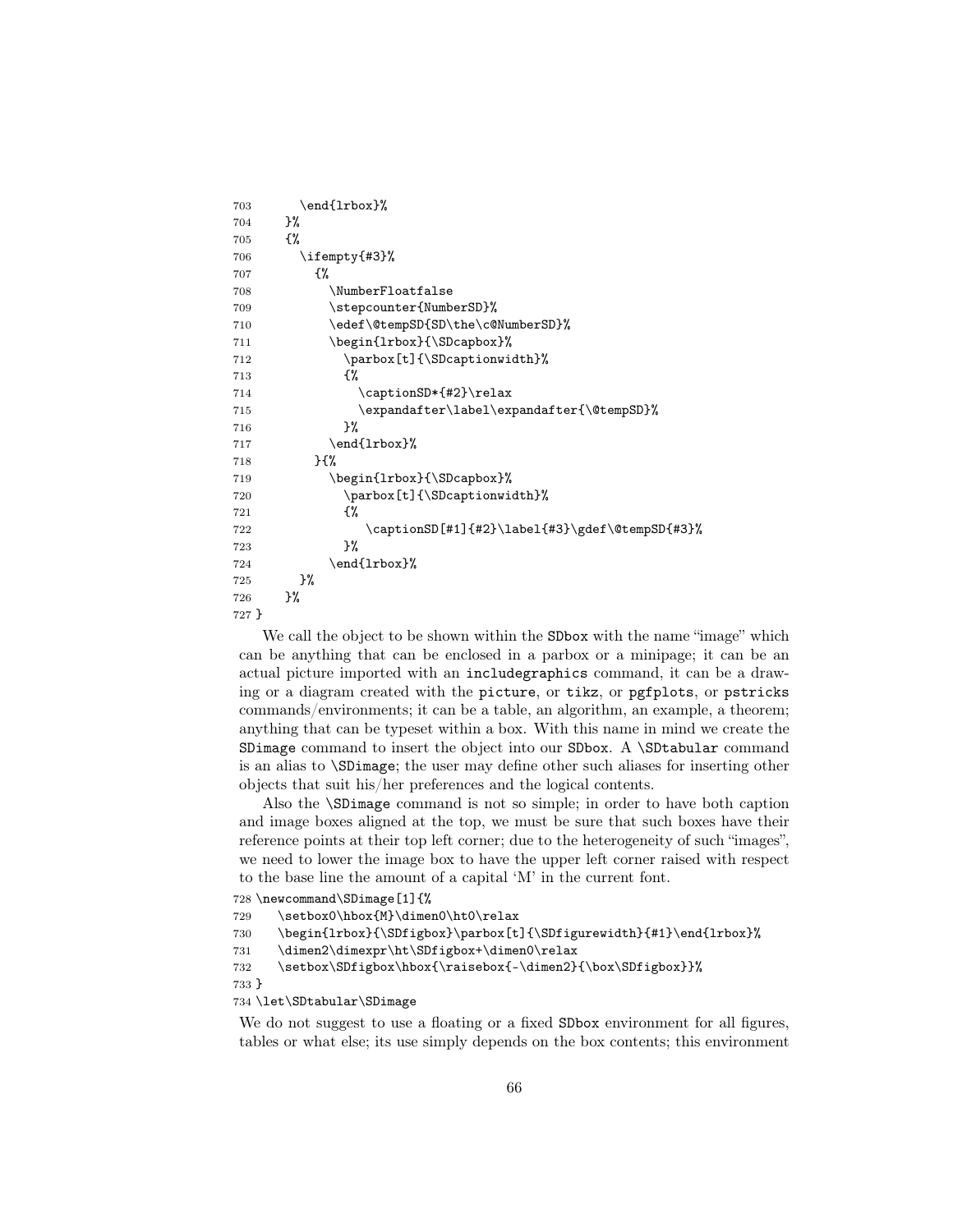```
703       \end{lrbox}%
704     }%
705     {%
706       \ifempty{#3}%
707         {%
708           \NumberFloatfalse
709           \stepcounter{NumberSD}%
710           \edef\@tempSD{SD\the\c@NumberSD}%
711           \begin{lrbox}{\SDcapbox}%
712             \parbox[t]{\SDcaptionwidth}%
713             {%
714               \captionSD*{#2}\relax
715               \expandafter\label\expandafter{\@tempSD}%
716             }%
717           \end{lrbox}%
718         }{%
719           \begin{lrbox}{\SDcapbox}%
720             \parbox[t]{\SDcaptionwidth}%
721             {%
722                \captionSD[#1]{#2}\label{#3}\gdef\@tempSD{#3}%
723             }%
724           \end{lrbox}%
725       }%
726     }%
727 }
```

We call the object to be shown within the SDbox with the name "image" which can be anything that can be enclosed in a parbox or a minipage; it can be an actual picture imported with an includegraphics command, it can be a drawing or a diagram created with the picture, or tikz, or pgfplots, or pstricks commands/environments; it can be a table, an algorithm, an example, a theorem; anything that can be typeset within a box. With this name in mind we create the SDimage command to insert the object into our SDbox. A \SDtabular command is an alias to \SDimage; the user may define other such aliases for inserting other objects that suit his/her preferences and the logical contents.

Also the \SDimage command is not so simple; in order to have both caption and image boxes aligned at the top, we must be sure that such boxes have their reference points at their top left corner; due to the heterogeneity of such "images", we need to lower the image box to have the upper left corner raised with respect to the base line the amount of a capital 'M' in the current font.

```
728 \newcommand\SDimage[1]{%
729    \setbox0\hbox{M}\dimen0\ht0\relax
730    \begin{lrbox}{\SDfigbox}\parbox[t]{\SDfigurewidth}{#1}\end{lrbox}%
731    \dimen2\dimexpr\ht\SDfigbox+\dimen0\relax
732    \setbox\SDfigbox\hbox{\raisebox{-\dimen2}{\box\SDfigbox}}%
733 }
734 \let\SDtabular\SDimage
```

We do not suggest to use a floating or a fixed SDbox environment for all figures, tables or what else; its use simply depends on the box contents; this environment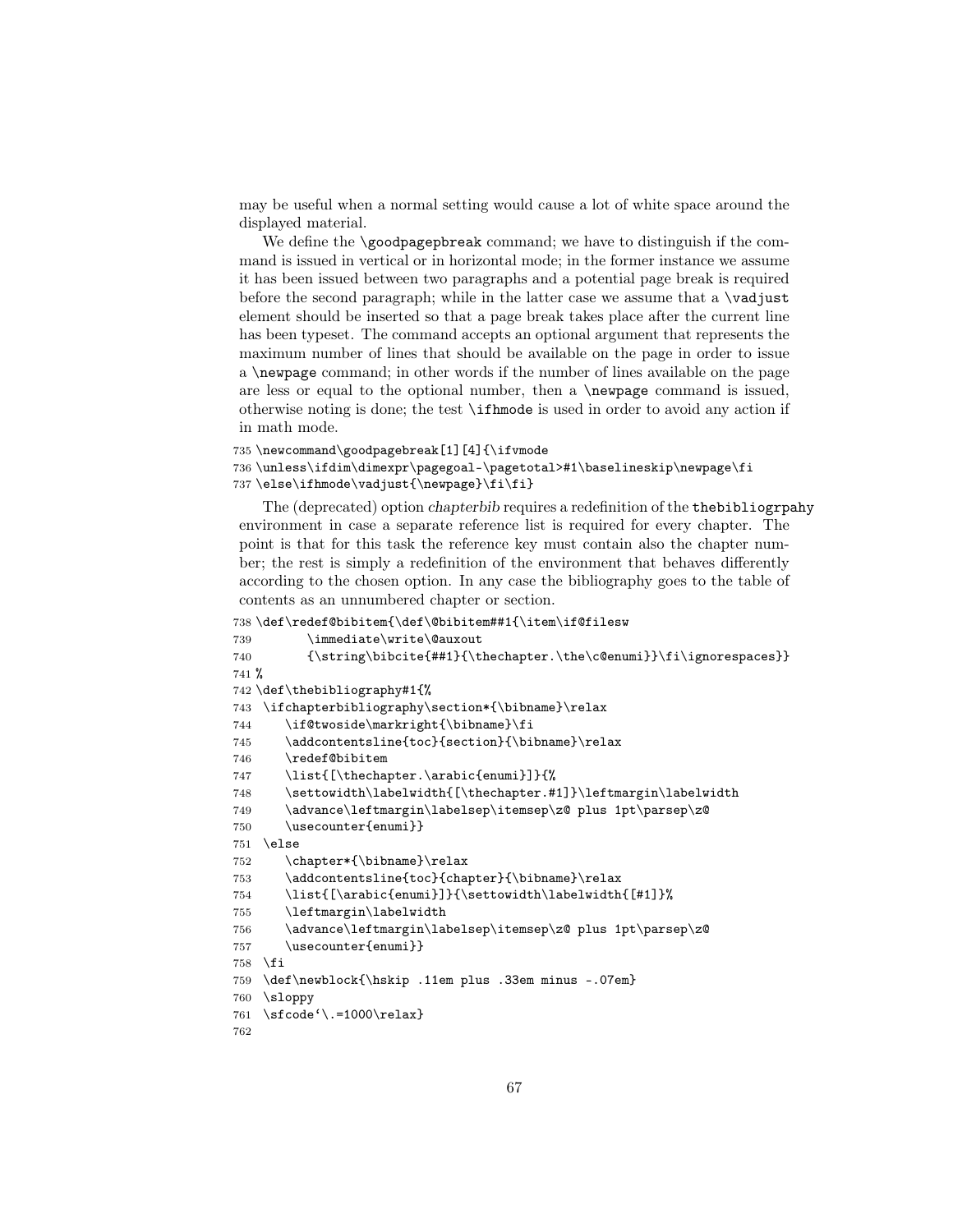may be useful when a normal setting would cause a lot of white space around the displayed material.

We define the `\goodpagepbreak` command; we have to distinguish if the command is issued in vertical or in horizontal mode; in the former instance we assume it has been issued between two paragraphs and a potential page break is required before the second paragraph; while in the latter case we assume that a `\vadjust` element should be inserted so that a page break takes place after the current line has been typeset. The command accepts an optional argument that represents the maximum number of lines that should be available on the page in order to issue a `\newpage` command; in other words if the number of lines available on the page are less or equal to the optional number, then a `\newpage` command is issued, otherwise noting is done; the test `\ifhmode` is used in order to avoid any action if in math mode.

```
735 \newcommand\goodpagebreak[1][4]{\ifvmode
736 \unless\ifdim\dimexpr\pagegoal-\pagetotal>#1\baselineskip\newpage\fi
737 \else\ifhmode\vadjust{\newpage}\fi\fi}
```

The (deprecated) option *chapterbib* requires a redefinition of the `thebibliogrpahy` environment in case a separate reference list is required for every chapter. The point is that for this task the reference key must contain also the chapter number; the rest is simply a redefinition of the environment that behaves differently according to the chosen option. In any case the bibliography goes to the table of contents as an unnumbered chapter or section.

```
738 \def\redef@bibitem{\def\@bibitem##1{\item\if@filesw
739       \immediate\write\@auxout
740       {\string\bibcite{##1}{\thechapter.\the\c@enumi}}\fi\ignorespaces}}
741 %
742 \def\thebibliography#1{%
743  \ifchapterbibliography\section*{\bibname}\relax
744     \if@twoside\markright{\bibname}\fi
745     \addcontentsline{toc}{section}{\bibname}\relax
746     \redef@bibitem
747     \list{[\thechapter.\arabic{enumi}]}{%
748     \settowidth\labelwidth{[\thechapter.#1]}\leftmargin\labelwidth
749     \advance\leftmargin\labelsep\itemsep\z@ plus 1pt\parsep\z@
750     \usecounter{enumi}}
751  \else
752     \chapter*{\bibname}\relax
753     \addcontentsline{toc}{chapter}{\bibname}\relax
754     \list{[\arabic{enumi}]}{\settowidth\labelwidth{[#1]}%
755     \leftmargin\labelwidth
756     \advance\leftmargin\labelsep\itemsep\z@ plus 1pt\parsep\z@
757     \usecounter{enumi}}
758  \fi
759  \def\newblock{\hskip .11em plus .33em minus -.07em}
760  \sloppy
761  \sfcode`\.=1000\relax}
762
```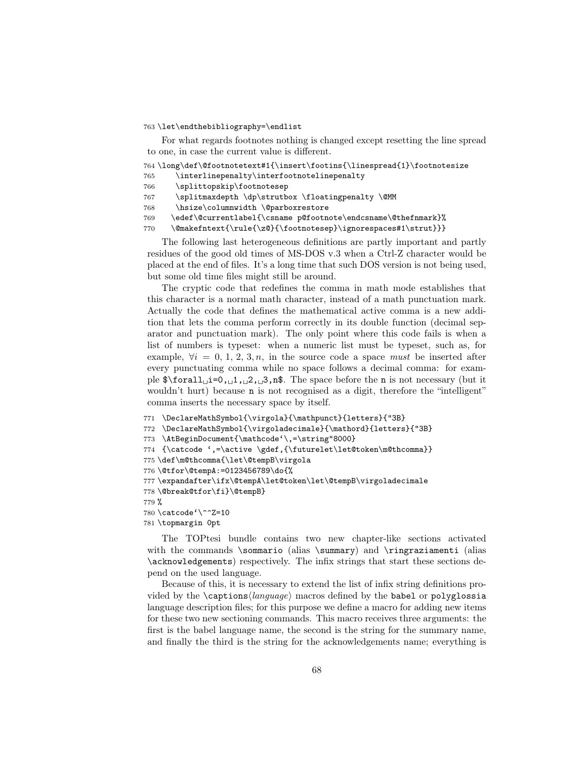```
763 \let\endthebibliography=\endlist
```

For what regards footnotes nothing is changed except resetting the line spread to one, in case the current value is different.

```
764 \long\def\@footnotetext#1{\insert\footins{\linespread{1}\footnotesize
765     \interlinepenalty\interfootnotelinepenalty
766     \splittopskip\footnotesep
767     \splitmaxdepth \dp\strutbox \floatingpenalty \@MM
768     \hsize\columnwidth \@parboxrestore
769    \edef\@currentlabel{\csname p@footnote\endcsname\@thefnmark}%
770    \@makefntext{\rule{\z@}{\footnotesep}\ignorespaces#1\strut}}}
```

The following last heterogeneous definitions are partly important and partly residues of the good old times of MS-DOS v.3 when a Ctrl-Z character would be placed at the end of files. It's a long time that such DOS version is not being used, but some old time files might still be around.

The cryptic code that redefines the comma in math mode establishes that this character is a normal math character, instead of a math punctuation mark. Actually the code that defines the mathematical active comma is a new addition that lets the comma perform correctly in its double function (decimal separator and punctuation mark). The only point where this code fails is when a list of numbers is typeset: when a numeric list must be typeset, such as, for example, $\forall i = 0,\ 1,\ 2,\ 3, n$, in the source code a space *must* be inserted after every punctuating comma while no space follows a decimal comma: for example `$\forall␣i=0,␣1,␣2,␣3,n$`. The space before the `n` is not necessary (but it wouldn't hurt) because `n` is not recognised as a digit, therefore the "intelligent" comma inserts the necessary space by itself.

```
771  \DeclareMathSymbol{\virgola}{\mathpunct}{letters}{"3B}
772  \DeclareMathSymbol{\virgoladecimale}{\mathord}{letters}{"3B}
773  \AtBeginDocument{\mathcode`\,=\string"8000}
774  {\catcode `,=\active \gdef,{\futurelet\let@token\m@thcomma}}
775 \def\m@thcomma{\let\@tempB\virgola
776 \@tfor\@tempA:=0123456789\do{%
777 \expandafter\ifx\@tempA\let@token\let\@tempB\virgoladecimale
778 \@break@tfor\fi}\@tempB}
779 %
780 \catcode`\^^Z=10
781 \topmargin 0pt
```

The TOPtesi bundle contains two new chapter-like sections activated with the commands `\sommario` (alias `\summary`) and `\ringraziamenti` (alias `\acknowledgements`) respectively. The infix strings that start these sections depend on the used language.

Because of this, it is necessary to extend the list of infix string definitions provided by the `\captions`⟨*language*⟩ macros defined by the `babel` or `polyglossia` language description files; for this purpose we define a macro for adding new items for these two new sectioning commands. This macro receives three arguments: the first is the babel language name, the second is the string for the summary name, and finally the third is the string for the acknowledgements name; everything is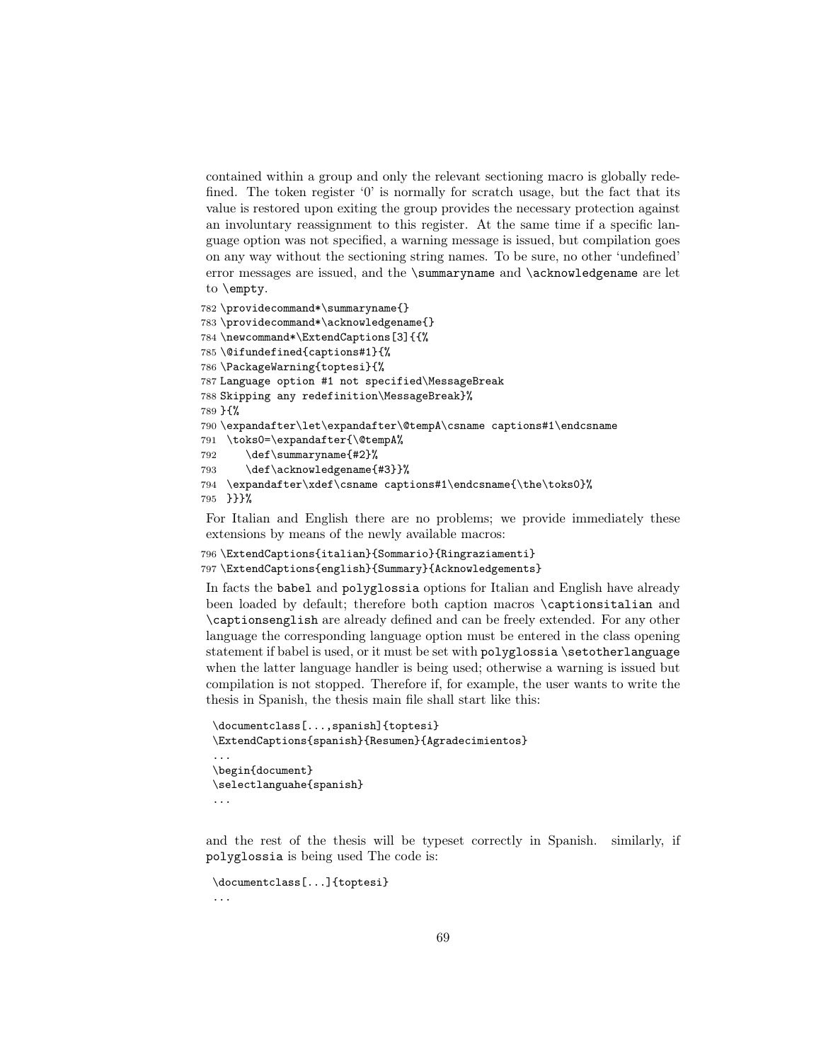contained within a group and only the relevant sectioning macro is globally redefined. The token register '0' is normally for scratch usage, but the fact that its value is restored upon exiting the group provides the necessary protection against an involuntary reassignment to this register. At the same time if a specific language option was not specified, a warning message is issued, but compilation goes on any way without the sectioning string names. To be sure, no other 'undefined' error messages are issued, and the `\summaryname` and `\acknowledgename` are let to `\empty`.

```
782 \providecommand*\summaryname{}
783 \providecommand*\acknowledgename{}
784 \newcommand*\ExtendCaptions[3]{{%
785 \@ifundefined{captions#1}{%
786 \PackageWarning{toptesi}{%
787 Language option #1 not specified\MessageBreak
788 Skipping any redefinition\MessageBreak}%
789 }{%
790 \expandafter\let\expandafter\@tempA\csname captions#1\endcsname
791  \toks0=\expandafter{\@tempA%
792     \def\summaryname{#2}%
793     \def\acknowledgename{#3}}%
794  \expandafter\xdef\csname captions#1\endcsname{\the\toks0}%
795  }}}%
```

For Italian and English there are no problems; we provide immediately these extensions by means of the newly available macros:

```
796 \ExtendCaptions{italian}{Sommario}{Ringraziamenti}
797 \ExtendCaptions{english}{Summary}{Acknowledgements}
```

In facts the `babel` and `polyglossia` options for Italian and English have already been loaded by default; therefore both caption macros `\captionsitalian` and `\captionsenglish` are already defined and can be freely extended. For any other language the corresponding language option must be entered in the class opening statement if babel is used, or it must be set with `polyglossia` `\setotherlanguage` when the latter language handler is being used; otherwise a warning is issued but compilation is not stopped. Therefore if, for example, the user wants to write the thesis in Spanish, the thesis main file shall start like this:

```
\documentclass[...,spanish]{toptesi}
\ExtendCaptions{spanish}{Resumen}{Agradecimientos}
...
\begin{document}
\selectlanguahe{spanish}
...
```

and the rest of the thesis will be typeset correctly in Spanish. similarly, if `polyglossia` is being used The code is:

```
\documentclass[...]{toptesi}
...
```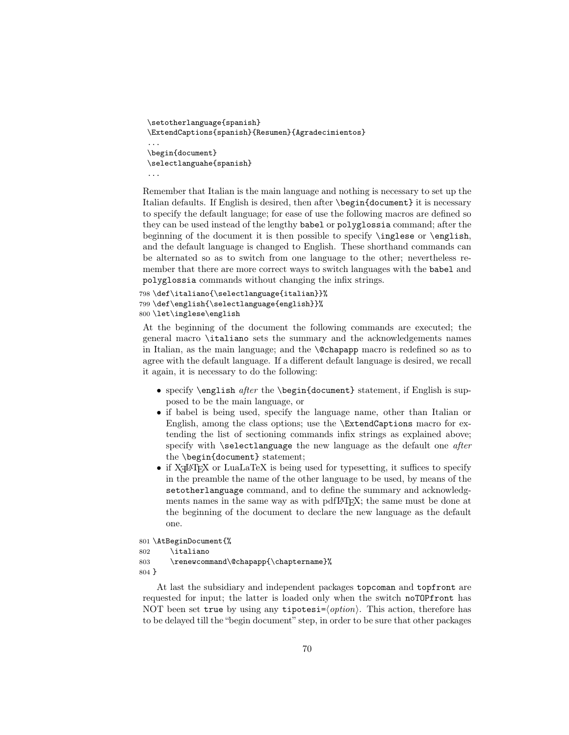```
\setotherlanguage{spanish}
\ExtendCaptions{spanish}{Resumen}{Agradecimientos}
...
\begin{document}
\selectlanguahe{spanish}
...
```

Remember that Italian is the main language and nothing is necessary to set up the Italian defaults. If English is desired, then after `\begin{document}` it is necessary to specify the default language; for ease of use the following macros are defined so they can be used instead of the lengthy `babel` or `polyglossia` command; after the beginning of the document it is then possible to specify `\inglese` or `\english`, and the default language is changed to English. These shorthand commands can be alternated so as to switch from one language to the other; nevertheless remember that there are more correct ways to switch languages with the `babel` and `polyglossia` commands without changing the infix strings.

```
798 \def\italiano{\selectlanguage{italian}}%
799 \def\english{\selectlanguage{english}}%
800 \let\inglese\english
```

At the beginning of the document the following commands are executed; the general macro `\italiano` sets the summary and the acknowledgements names in Italian, as the main language; and the `\@chapapp` macro is redefined so as to agree with the default language. If a different default language is desired, we recall it again, it is necessary to do the following:

- specify `\english` *after* the `\begin{document}` statement, if English is supposed to be the main language, or
- if babel is being used, specify the language name, other than Italian or English, among the class options; use the `\ExtendCaptions` macro for extending the list of sectioning commands infix strings as explained above; specify with `\selectlanguage` the new language as the default one *after* the `\begin{document}` statement;
- if XƎLaTeX or LuaLaTeX is being used for typesetting, it suffices to specify in the preamble the name of the other language to be used, by means of the `setotherlanguage` command, and to define the summary and acknowledgments names in the same way as with pdfLaTeX; the same must be done at the beginning of the document to declare the new language as the default one.

```
801 \AtBeginDocument{%
802     \italiano
803     \renewcommand\@chapapp{\chaptername}%
804 }
```

At last the subsidiary and independent packages `topcoman` and `topfront` are requested for input; the latter is loaded only when the switch `noTOPfront` has NOT been set `true` by using any `tipotesi=`⟨*option*⟩. This action, therefore has to be delayed till the "begin document" step, in order to be sure that other packages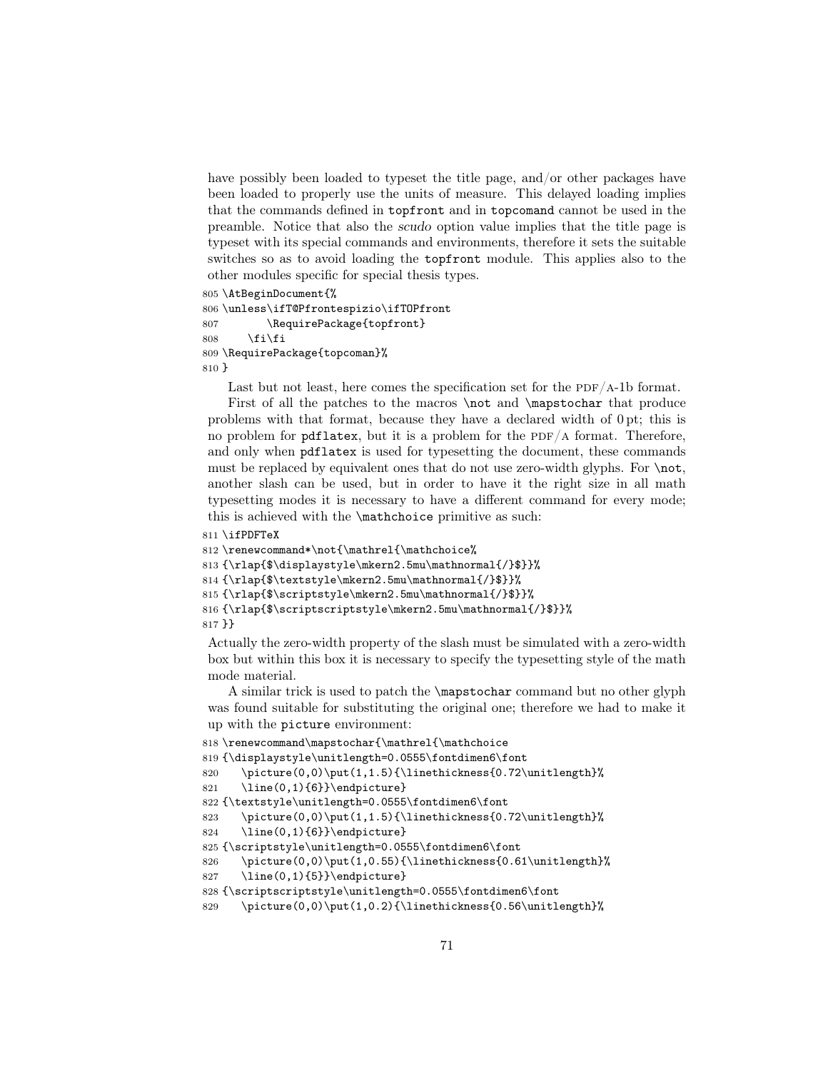have possibly been loaded to typeset the title page, and/or other packages have been loaded to properly use the units of measure. This delayed loading implies that the commands defined in `topfront` and in `topcomand` cannot be used in the preamble. Notice that also the *scudo* option value implies that the title page is typeset with its special commands and environments, therefore it sets the suitable switches so as to avoid loading the `topfront` module. This applies also to the other modules specific for special thesis types.

```
805 \AtBeginDocument{%
806 \unless\ifT@Pfrontespizio\ifTOPfront
807        \RequirePackage{topfront}
808     \fi\fi
809 \RequirePackage{topcoman}%
810 }
```

Last but not least, here comes the specification set for the PDF/A-1b format.

First of all the patches to the macros `\not` and `\mapstochar` that produce problems with that format, because they have a declared width of 0 pt; this is no problem for `pdflatex`, but it is a problem for the PDF/A format. Therefore, and only when `pdflatex` is used for typesetting the document, these commands must be replaced by equivalent ones that do not use zero-width glyphs. For `\not`, another slash can be used, but in order to have it the right size in all math typesetting modes it is necessary to have a different command for every mode; this is achieved with the `\mathchoice` primitive as such:

```
811 \ifPDFTeX
812 \renewcommand*\not{\mathrel{\mathchoice%
813 {\rlap{$\displaystyle\mkern2.5mu\mathnormal{/}$}}%
814 {\rlap{$\textstyle\mkern2.5mu\mathnormal{/}$}}%
815 {\rlap{$\scriptstyle\mkern2.5mu\mathnormal{/}$}}%
816 {\rlap{$\scriptscriptstyle\mkern2.5mu\mathnormal{/}$}}%
817 }}
```

Actually the zero-width property of the slash must be simulated with a zero-width box but within this box it is necessary to specify the typesetting style of the math mode material.

A similar trick is used to patch the `\mapstochar` command but no other glyph was found suitable for substituting the original one; therefore we had to make it up with the `picture` environment:

```
818 \renewcommand\mapstochar{\mathrel{\mathchoice
819 {\displaystyle\unitlength=0.0555\fontdimen6\font
820    \picture(0,0)\put(1,1.5){\linethickness{0.72\unitlength}%
821    \line(0,1){6}}\endpicture}
822 {\textstyle\unitlength=0.0555\fontdimen6\font
823    \picture(0,0)\put(1,1.5){\linethickness{0.72\unitlength}%
824    \line(0,1){6}}\endpicture}
825 {\scriptstyle\unitlength=0.0555\fontdimen6\font
826    \picture(0,0)\put(1,0.55){\linethickness{0.61\unitlength}%
827    \line(0,1){5}}\endpicture}
828 {\scriptscriptstyle\unitlength=0.0555\fontdimen6\font
829    \picture(0,0)\put(1,0.2){\linethickness{0.56\unitlength}%
```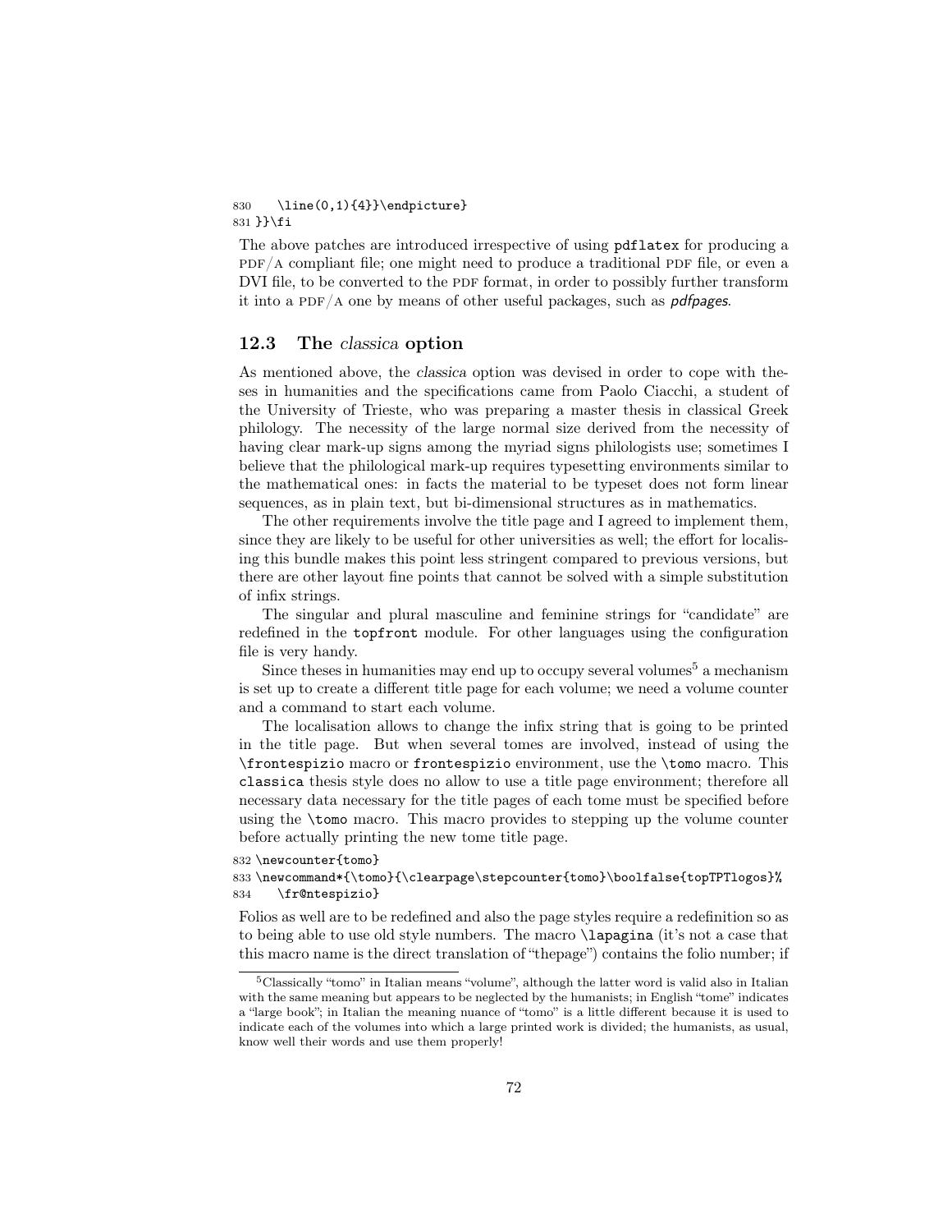```
830     \line(0,1){4}}\endpicture}
831 }}\fi
```

The above patches are introduced irrespective of using `pdflatex` for producing a PDF/A compliant file; one might need to produce a traditional PDF file, or even a DVI file, to be converted to the PDF format, in order to possibly further transform it into a PDF/A one by means of other useful packages, such as *pdfpages*.

## 12.3 The *classica* option

As mentioned above, the *classica* option was devised in order to cope with theses in humanities and the specifications came from Paolo Ciacchi, a student of the University of Trieste, who was preparing a master thesis in classical Greek philology. The necessity of the large normal size derived from the necessity of having clear mark-up signs among the myriad signs philologists use; sometimes I believe that the philological mark-up requires typesetting environments similar to the mathematical ones: in facts the material to be typeset does not form linear sequences, as in plain text, but bi-dimensional structures as in mathematics.

The other requirements involve the title page and I agreed to implement them, since they are likely to be useful for other universities as well; the effort for localising this bundle makes this point less stringent compared to previous versions, but there are other layout fine points that cannot be solved with a simple substitution of infix strings.

The singular and plural masculine and feminine strings for "candidate" are redefined in the `topfront` module. For other languages using the configuration file is very handy.

Since theses in humanities may end up to occupy several volumes[5] a mechanism is set up to create a different title page for each volume; we need a volume counter and a command to start each volume.

The localisation allows to change the infix string that is going to be printed in the title page. But when several tomes are involved, instead of using the `\frontespizio` macro or `frontespizio` environment, use the `\tomo` macro. This `classica` thesis style does no allow to use a title page environment; therefore all necessary data necessary for the title pages of each tome must be specified before using the `\tomo` macro. This macro provides to stepping up the volume counter before actually printing the new tome title page.

```
832 \newcounter{tomo}
833 \newcommand*{\tomo}{\clearpage\stepcounter{tomo}\boolfalse{topTPTlogos}%
834     \fr@ntespizio}
```

Folios as well are to be redefined and also the page styles require a redefinition so as to being able to use old style numbers. The macro `\lapagina` (it's not a case that this macro name is the direct translation of "thepage") contains the folio number; if

[5] Classically "tomo" in Italian means "volume", although the latter word is valid also in Italian with the same meaning but appears to be neglected by the humanists; in English "tome" indicates a "large book"; in Italian the meaning nuance of "tomo" is a little different because it is used to indicate each of the volumes into which a large printed work is divided; the humanists, as usual, know well their words and use them properly!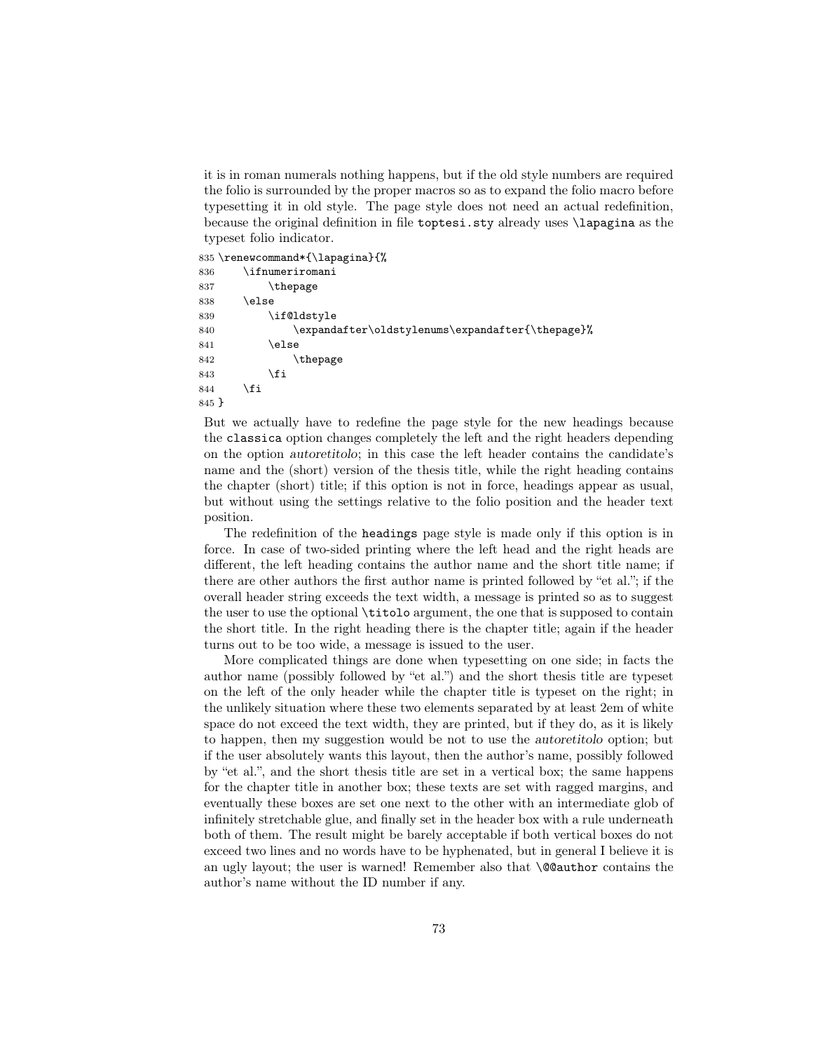it is in roman numerals nothing happens, but if the old style numbers are required the folio is surrounded by the proper macros so as to expand the folio macro before typesetting it in old style. The page style does not need an actual redefinition, because the original definition in file `toptesi.sty` already uses `\lapagina` as the typeset folio indicator.

```
835 \renewcommand*{\lapagina}{%
836     \ifnumeriromani
837         \thepage
838     \else
839         \if@ldstyle
840             \expandafter\oldstylenums\expandafter{\thepage}%
841         \else
842             \thepage
843         \fi
844     \fi
845 }
```

But we actually have to redefine the page style for the new headings because the `classica` option changes completely the left and the right headers depending on the option *autoretitolo*; in this case the left header contains the candidate's name and the (short) version of the thesis title, while the right heading contains the chapter (short) title; if this option is not in force, headings appear as usual, but without using the settings relative to the folio position and the header text position.

The redefinition of the `headings` page style is made only if this option is in force. In case of two-sided printing where the left head and the right heads are different, the left heading contains the author name and the short title name; if there are other authors the first author name is printed followed by "et al."; if the overall header string exceeds the text width, a message is printed so as to suggest the user to use the optional `\titolo` argument, the one that is supposed to contain the short title. In the right heading there is the chapter title; again if the header turns out to be too wide, a message is issued to the user.

More complicated things are done when typesetting on one side; in facts the author name (possibly followed by "et al.") and the short thesis title are typeset on the left of the only header while the chapter title is typeset on the right; in the unlikely situation where these two elements separated by at least 2em of white space do not exceed the text width, they are printed, but if they do, as it is likely to happen, then my suggestion would be not to use the *autoretitolo* option; but if the user absolutely wants this layout, then the author's name, possibly followed by "et al.", and the short thesis title are set in a vertical box; the same happens for the chapter title in another box; these texts are set with ragged margins, and eventually these boxes are set one next to the other with an intermediate glob of infinitely stretchable glue, and finally set in the header box with a rule underneath both of them. The result might be barely acceptable if both vertical boxes do not exceed two lines and no words have to be hyphenated, but in general I believe it is an ugly layout; the user is warned! Remember also that `\@@author` contains the author's name without the ID number if any.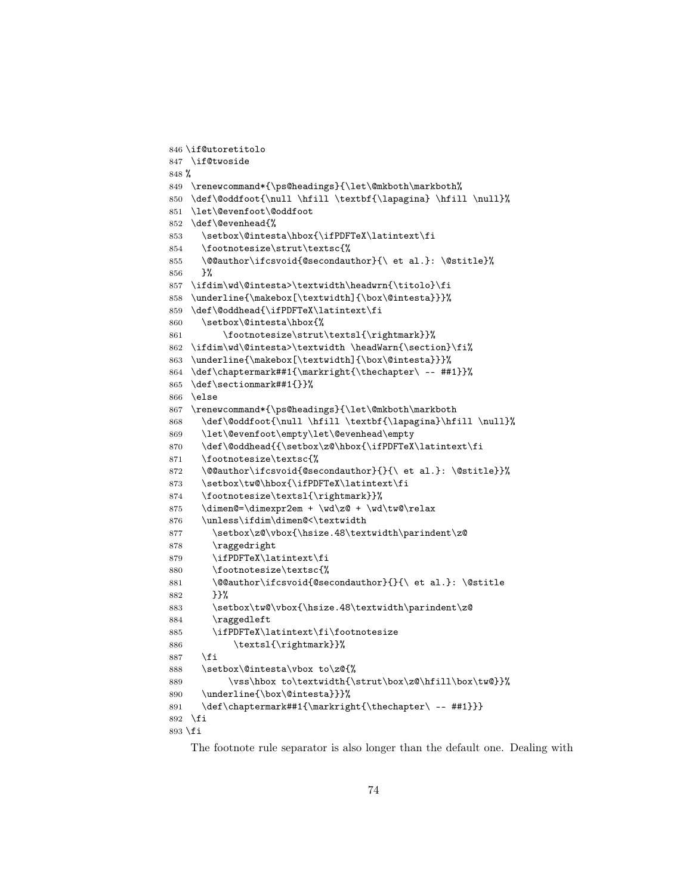```
846 \if@utoretitolo
847  \if@twoside
848 %
849  \renewcommand*{\ps@headings}{\let\@mkboth\markboth%
850  \def\@oddfoot{\null \hfill \textbf{\lapagina} \hfill \null}%
851  \let\@evenfoot\@oddfoot
852  \def\@evenhead{%
853    \setbox\@intesta\hbox{\ifPDFTeX\latintext\fi
854    \footnotesize\strut\textsc{%
855    \@@author\ifcsvoid{@secondauthor}{\ et al.}: \@stitle}%
856    }%
857  \ifdim\wd\@intesta>\textwidth\headwrn{\titolo}\fi
858  \underline{\makebox[\textwidth]{\box\@intesta}}}%
859  \def\@oddhead{\ifPDFTeX\latintext\fi
860    \setbox\@intesta\hbox{%
861        \footnotesize\strut\textsl{\rightmark}}%
862  \ifdim\wd\@intesta>\textwidth \headWarn{\section}\fi%
863  \underline{\makebox[\textwidth]{\box\@intesta}}}%
864  \def\chaptermark##1{\markright{\thechapter\ -- ##1}}%
865  \def\sectionmark##1{}}%
866  \else
867  \renewcommand*{\ps@headings}{\let\@mkboth\markboth
868    \def\@oddfoot{\null \hfill \textbf{\lapagina}\hfill \null}%
869    \let\@evenfoot\empty\let\@evenhead\empty
870    \def\@oddhead{{\setbox\z@\hbox{\ifPDFTeX\latintext\fi
871    \footnotesize\textsc{%
872    \@@author\ifcsvoid{@secondauthor}{}{\ et al.}: \@stitle}}%
873    \setbox\tw@\hbox{\ifPDFTeX\latintext\fi
874    \footnotesize\textsl{\rightmark}}%
875    \dimen@=\dimexpr2em + \wd\z@ + \wd\tw@\relax
876    \unless\ifdim\dimen@<\textwidth
877      \setbox\z@\vbox{\hsize.48\textwidth\parindent\z@
878      \raggedright
879      \ifPDFTeX\latintext\fi
880      \footnotesize\textsc{%
881      \@@author\ifcsvoid{@secondauthor}{}{\ et al.}: \@stitle
882      }}%
883      \setbox\tw@\vbox{\hsize.48\textwidth\parindent\z@
884      \raggedleft
885      \ifPDFTeX\latintext\fi\footnotesize
886          \textsl{\rightmark}}%
887    \fi
888    \setbox\@intesta\vbox to\z@{%
889         \vss\hbox to\textwidth{\strut\box\z@\hfill\box\tw@}}%
890    \underline{\box\@intesta}}}%
891    \def\chaptermark##1{\markright{\thechapter\ -- ##1}}}
892  \fi
893 \fi
```

The footnote rule separator is also longer than the default one. Dealing with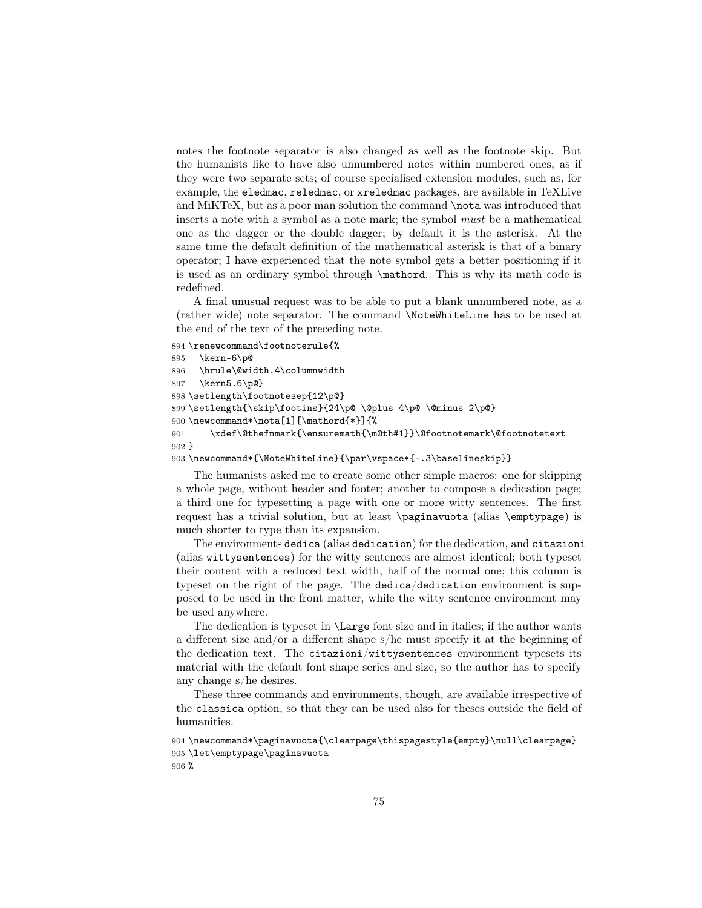notes the footnote separator is also changed as well as the footnote skip. But the humanists like to have also unnumbered notes within numbered ones, as if they were two separate sets; of course specialised extension modules, such as, for example, the `eledmac`, `reledmac`, or `xreledmac` packages, are available in TeXLive and MiKTeX, but as a poor man solution the command `\nota` was introduced that inserts a note with a symbol as a note mark; the symbol *must* be a mathematical one as the dagger or the double dagger; by default it is the asterisk. At the same time the default definition of the mathematical asterisk is that of a binary operator; I have experienced that the note symbol gets a better positioning if it is used as an ordinary symbol through `\mathord`. This is why its math code is redefined.

A final unusual request was to be able to put a blank unnumbered note, as a (rather wide) note separator. The command `\NoteWhiteLine` has to be used at the end of the text of the preceding note.

```
894 \renewcommand\footnoterule{%
895   \kern-6\p@
896   \hrule\@width.4\columnwidth
897   \kern5.6\p@}
898 \setlength\footnotesep{12\p@}
899 \setlength{\skip\footins}{24\p@ \@plus 4\p@ \@minus 2\p@}
900 \newcommand*\nota[1][\mathord{*}]{%
901      \xdef\@thefnmark{\ensuremath{\m@th#1}}\@footnotemark\@footnotetext
902 }
903 \newcommand*{\NoteWhiteLine}{\par\vspace*{-.3\baselineskip}}
```

The humanists asked me to create some other simple macros: one for skipping a whole page, without header and footer; another to compose a dedication page; a third one for typesetting a page with one or more witty sentences. The first request has a trivial solution, but at least `\paginavuota` (alias `\emptypage`) is much shorter to type than its expansion.

The environments `dedica` (alias `dedication`) for the dedication, and `citazioni` (alias `wittysentences`) for the witty sentences are almost identical; both typeset their content with a reduced text width, half of the normal one; this column is typeset on the right of the page. The `dedica`/`dedication` environment is supposed to be used in the front matter, while the witty sentence environment may be used anywhere.

The dedication is typeset in `\Large` font size and in italics; if the author wants a different size and/or a different shape s/he must specify it at the beginning of the dedication text. The `citazioni`/`wittysentences` environment typesets its material with the default font shape series and size, so the author has to specify any change s/he desires.

These three commands and environments, though, are available irrespective of the `classica` option, so that they can be used also for theses outside the field of humanities.

```
904 \newcommand*\paginavuota{\clearpage\thispagestyle{empty}\null\clearpage}
905 \let\emptypage\paginavuota
906 %
```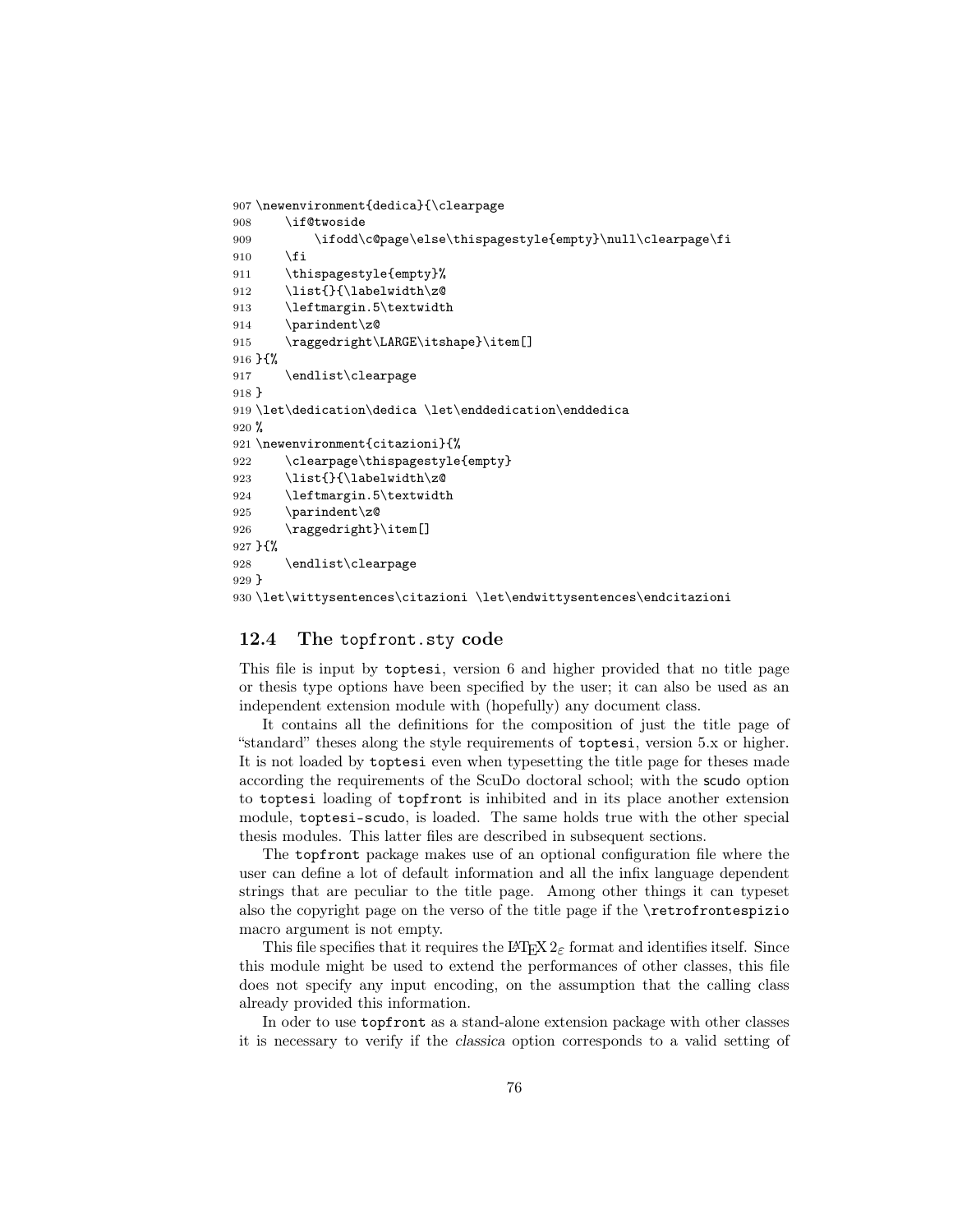```
907 \newenvironment{dedica}{\clearpage
908     \if@twoside
909         \ifodd\c@page\else\thispagestyle{empty}\null\clearpage\fi
910     \fi
911     \thispagestyle{empty}%
912     \list{}{\labelwidth\z@
913     \leftmargin.5\textwidth
914     \parindent\z@
915     \raggedright\LARGE\itshape}\item[]
916 }{%
917     \endlist\clearpage
918 }
919 \let\dedication\dedica \let\enddedication\enddedica
920 %
921 \newenvironment{citazioni}{%
922     \clearpage\thispagestyle{empty}
923     \list{}{\labelwidth\z@
924     \leftmargin.5\textwidth
925     \parindent\z@
926     \raggedright}\item[]
927 }{%
928     \endlist\clearpage
929 }
930 \let\wittysentences\citazioni \let\endwittysentences\endcitazioni
```

### 12.4 The `topfront.sty` code

This file is input by `toptesi`, version 6 and higher provided that no title page or thesis type options have been specified by the user; it can also be used as an independent extension module with (hopefully) any document class.

It contains all the definitions for the composition of just the title page of "standard" theses along the style requirements of `toptesi`, version 5.x or higher. It is not loaded by `toptesi` even when typesetting the title page for theses made according the requirements of the ScuDo doctoral school; with the scudo option to `toptesi` loading of `topfront` is inhibited and in its place another extension module, `toptesi-scudo`, is loaded. The same holds true with the other special thesis modules. This latter files are described in subsequent sections.

The `topfront` package makes use of an optional configuration file where the user can define a lot of default information and all the infix language dependent strings that are peculiar to the title page. Among other things it can typeset also the copyright page on the verso of the title page if the `\retrofrontespizio` macro argument is not empty.

This file specifies that it requires the LaTeX 2ε format and identifies itself. Since this module might be used to extend the performances of other classes, this file does not specify any input encoding, on the assumption that the calling class already provided this information.

In oder to use `topfront` as a stand-alone extension package with other classes it is necessary to verify if the *classica* option corresponds to a valid setting of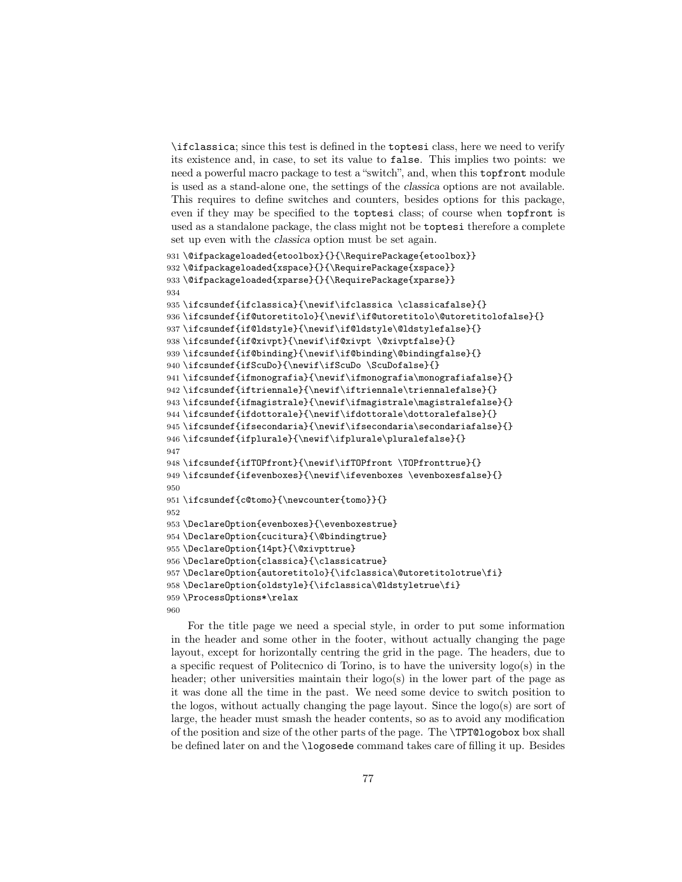`\ifclassica`; since this test is defined in the `toptesi` class, here we need to verify its existence and, in case, to set its value to `false`. This implies two points: we need a powerful macro package to test a "switch", and, when this `topfront` module is used as a stand-alone one, the settings of the *classica* options are not available. This requires to define switches and counters, besides options for this package, even if they may be specified to the `toptesi` class; of course when `topfront` is used as a standalone package, the class might not be `toptesi` therefore a complete set up even with the *classica* option must be set again.

```
931 \@ifpackageloaded{etoolbox}{}{\RequirePackage{etoolbox}}
932 \@ifpackageloaded{xspace}{}{\RequirePackage{xspace}}
933 \@ifpackageloaded{xparse}{}{\RequirePackage{xparse}}
934
935 \ifcsundef{ifclassica}{\newif\ifclassica \classicafalse}{}
936 \ifcsundef{if@utoretitolo}{\newif\if@utoretitolo\@utoretitolofalse}{}
937 \ifcsundef{if@ldstyle}{\newif\if@ldstyle\@ldstylefalse}{}
938 \ifcsundef{if@xivpt}{\newif\if@xivpt \@xivptfalse}{}
939 \ifcsundef{if@binding}{\newif\if@binding\@bindingfalse}{}
940 \ifcsundef{ifScuDo}{\newif\ifScuDo \ScuDofalse}{}
941 \ifcsundef{ifmonografia}{\newif\ifmonografia\monografiafalse}{}
942 \ifcsundef{iftriennale}{\newif\iftriennale\triennalefalse}{}
943 \ifcsundef{ifmagistrale}{\newif\ifmagistrale\magistralefalse}{}
944 \ifcsundef{ifdottorale}{\newif\ifdottorale\dottoralefalse}{}
945 \ifcsundef{ifsecondaria}{\newif\ifsecondaria\secondariafalse}{}
946 \ifcsundef{ifplurale}{\newif\ifplurale\pluralefalse}{}
947
948 \ifcsundef{ifTOPfront}{\newif\ifTOPfront \TOPfronttrue}{}
949 \ifcsundef{ifevenboxes}{\newif\ifevenboxes \evenboxesfalse}{}
950
951 \ifcsundef{c@tomo}{\newcounter{tomo}}{}
952
953 \DeclareOption{evenboxes}{\evenboxestrue}
954 \DeclareOption{cucitura}{\@bindingtrue}
955 \DeclareOption{14pt}{\@xivpttrue}
956 \DeclareOption{classica}{\classicatrue}
957 \DeclareOption{autoretitolo}{\ifclassica\@utoretitolotrue\fi}
958 \DeclareOption{oldstyle}{\ifclassica\@ldstyletrue\fi}
959 \ProcessOptions*\relax
960
```

For the title page we need a special style, in order to put some information in the header and some other in the footer, without actually changing the page layout, except for horizontally centring the grid in the page. The headers, due to a specific request of Politecnico di Torino, is to have the university logo(s) in the header; other universities maintain their logo(s) in the lower part of the page as it was done all the time in the past. We need some device to switch position to the logos, without actually changing the page layout. Since the logo(s) are sort of large, the header must smash the header contents, so as to avoid any modification of the position and size of the other parts of the page. The `\TPT@logobox` box shall be defined later on and the `\logosede` command takes care of filling it up. Besides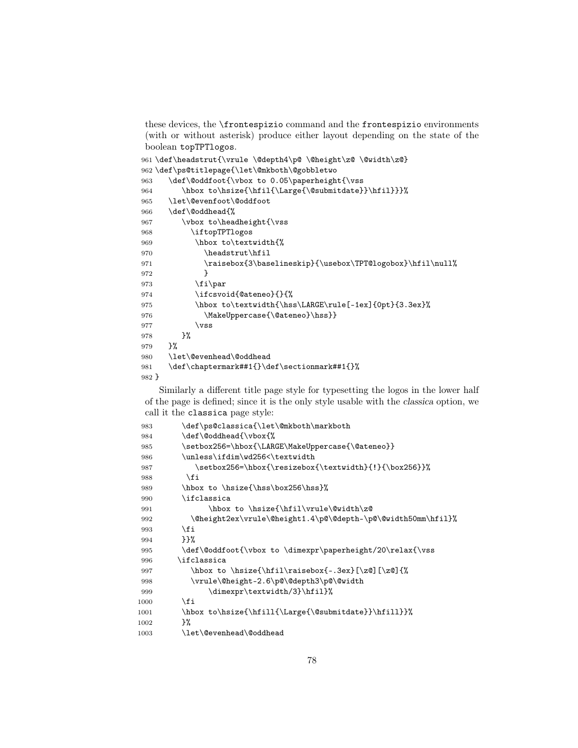these devices, the `\frontespizio` command and the `frontespizio` environments (with or without asterisk) produce either layout depending on the state of the boolean `topTPTlogos`.

```
961 \def\headstrut{\vrule \@depth4\p@ \@height\z@ \@width\z@}
962 \def\ps@titlepage{\let\@mkboth\@gobbletwo
963    \def\@oddfoot{\vbox to 0.05\paperheight{\vss
964       \hbox to\hsize{\hfil{\Large{\@submitdate}}\hfil}}}%
965    \let\@evenfoot\@oddfoot
966    \def\@oddhead{%
967       \vbox to\headheight{\vss
968         \iftopTPTlogos
969          \hbox to\textwidth{%
970            \headstrut\hfil
971            \raisebox{3\baselineskip}{\usebox\TPT@logobox}\hfil\null%
972            }
973         \fi\par
974         \ifcsvoid{@ateneo}{}{%
975         \hbox to\textwidth{\hss\LARGE\rule[-1ex]{0pt}{3.3ex}%
976           \MakeUppercase{\@ateneo}\hss}}
977         \vss
978       }%
979    }%
980    \let\@evenhead\@oddhead
981    \def\chaptermark##1{}\def\sectionmark##1{}%
982 }
```

Similarly a different title page style for typesetting the logos in the lower half of the page is defined; since it is the only style usable with the *classica* option, we call it the `classica` page style:

```
983       \def\ps@classica{\let\@mkboth\markboth
984       \def\@oddhead{\vbox{%
985       \setbox256=\hbox{\LARGE\MakeUppercase{\@ateneo}}
986       \unless\ifdim\wd256<\textwidth
987          \setbox256=\hbox{\resizebox{\textwidth}{!}{\box256}}%
988        \fi
989       \hbox to \hsize{\hss\box256\hss}%
990       \ifclassica
991             \hbox to \hsize{\hfil\vrule\@width\z@
992         \@height2ex\vrule\@height1.4\p@\@depth-\p@\@width50mm\hfil}%
993       \fi
994       }}%
995       \def\@oddfoot{\vbox to \dimexpr\paperheight/20\relax{\vss
996      \ifclassica
997         \hbox to \hsize{\hfil\raisebox{-.3ex}[\z@][\z@]{%
998         \vrule\@height-2.6\p@\@depth3\p@\@width
999             \dimexpr\textwidth/3}\hfil}%
1000      \fi
1001      \hbox to\hsize{\hfill{\Large{\@submitdate}}\hfill}}%
1002      }%
1003      \let\@evenhead\@oddhead
```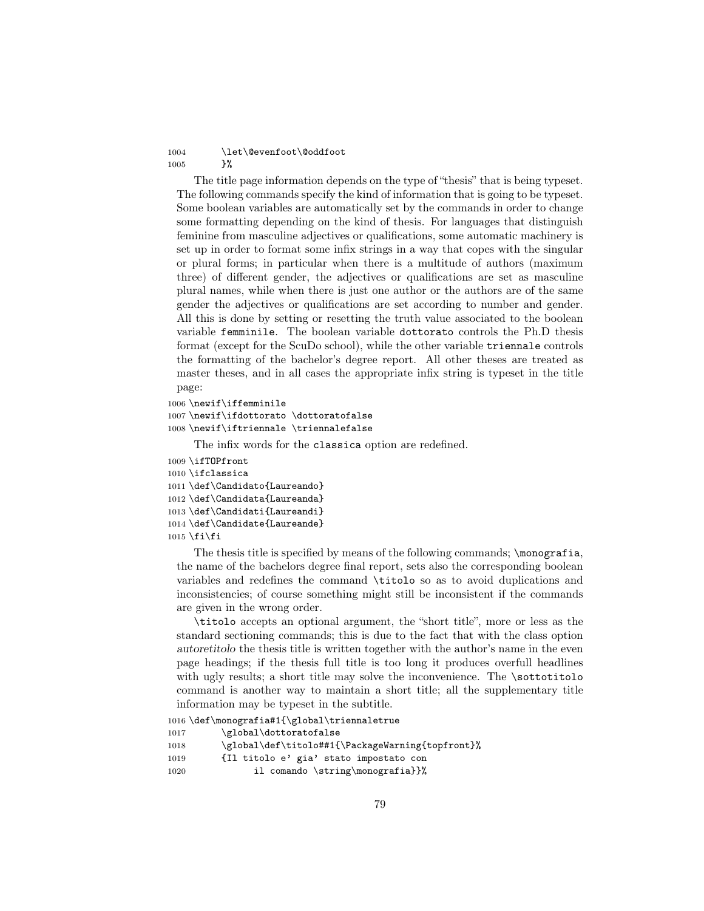```
1004        \let\@evenfoot\@oddfoot
1005        }%
```

The title page information depends on the type of "thesis" that is being typeset. The following commands specify the kind of information that is going to be typeset. Some boolean variables are automatically set by the commands in order to change some formatting depending on the kind of thesis. For languages that distinguish feminine from masculine adjectives or qualifications, some automatic machinery is set up in order to format some infix strings in a way that copes with the singular or plural forms; in particular when there is a multitude of authors (maximum three) of different gender, the adjectives or qualifications are set as masculine plural names, while when there is just one author or the authors are of the same gender the adjectives or qualifications are set according to number and gender. All this is done by setting or resetting the truth value associated to the boolean variable `femminile`. The boolean variable `dottorato` controls the Ph.D thesis format (except for the ScuDo school), while the other variable `triennale` controls the formatting of the bachelor's degree report. All other theses are treated as master theses, and in all cases the appropriate infix string is typeset in the title page:

```
1006 \newif\iffemminile
1007 \newif\ifdottorato \dottoratofalse
1008 \newif\iftriennale \triennalefalse
```

The infix words for the `classica` option are redefined.

```
1009 \ifTOPfront
1010 \ifclassica
1011 \def\Candidato{Laureando}
1012 \def\Candidata{Laureanda}
1013 \def\Candidati{Laureandi}
1014 \def\Candidate{Laureande}
1015 \fi\fi
```

The thesis title is specified by means of the following commands; `\monografia`, the name of the bachelors degree final report, sets also the corresponding boolean variables and redefines the command `\titolo` so as to avoid duplications and inconsistencies; of course something might still be inconsistent if the commands are given in the wrong order.

`\titolo` accepts an optional argument, the "short title", more or less as the standard sectioning commands; this is due to the fact that with the class option *autoretitolo* the thesis title is written together with the author's name in the even page headings; if the thesis full title is too long it produces overfull headlines with ugly results; a short title may solve the inconvenience. The `\sottotitolo` command is another way to maintain a short title; all the supplementary title information may be typeset in the subtitle.

```
1016 \def\monografia#1{\global\triennaletrue
1017        \global\dottoratofalse
1018        \global\def\titolo##1{\PackageWarning{topfront}%
1019        {Il titolo e' gia' stato impostato con
1020             il comando \string\monografia}}%
```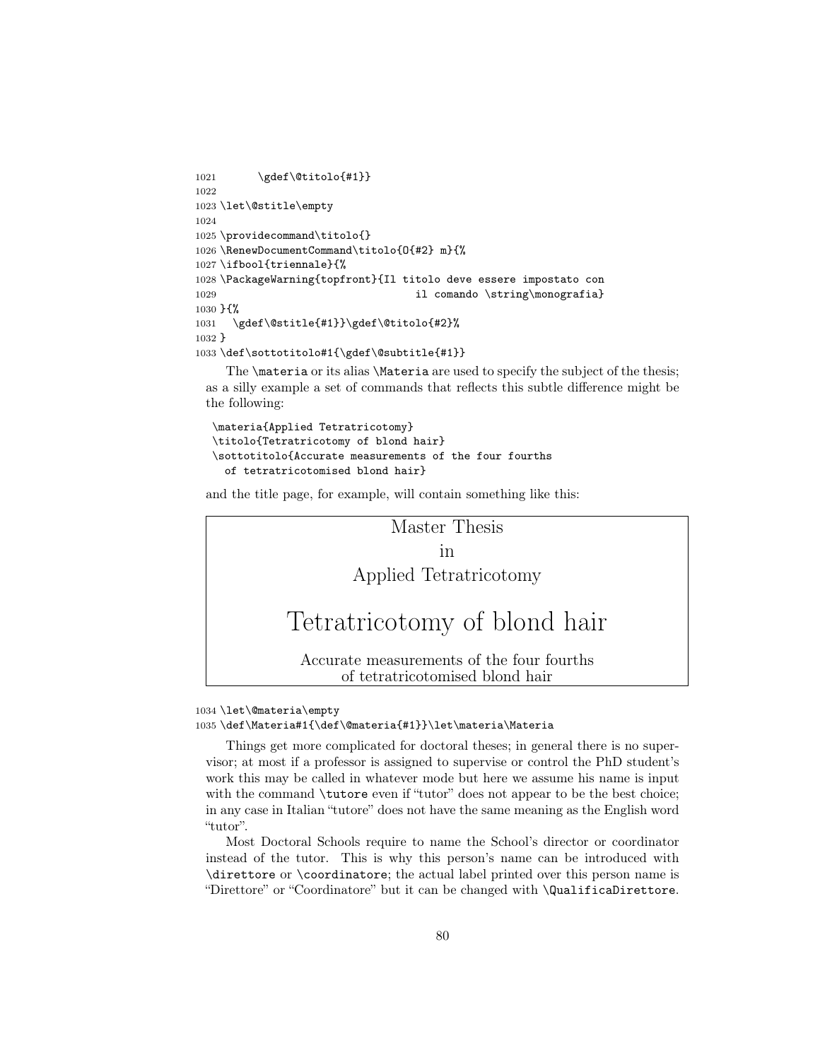```
1021      \gdef\@titolo{#1}}
1022
1023 \let\@stitle\empty
1024
1025 \providecommand\titolo{}
1026 \RenewDocumentCommand\titolo{O{#2} m}{%
1027 \ifbool{triennale}{%
1028 \PackageWarning{topfront}{Il titolo deve essere impostato con
1029                             il comando \string\monografia}
1030 }{%
1031   \gdef\@stitle{#1}}\gdef\@titolo{#2}%
1032 }
1033 \def\sottotitolo#1{\gdef\@subtitle{#1}}
```

The `\materia` or its alias `\Materia` are used to specify the subject of the thesis; as a silly example a set of commands that reflects this subtle difference might be the following:

```
\materia{Applied Tetratricotomy}
\titolo{Tetratricotomy of blond hair}
\sottotitolo{Accurate measurements of the four fourths
  of tetratricotomised blond hair}
```

and the title page, for example, will contain something like this:

> Master Thesis
>
> in
>
> Applied Tetratricotomy
>
> # Tetratricotomy of blond hair
>
> Accurate measurements of the four fourths
> of tetratricotomised blond hair

```
1034 \let\@materia\empty
1035 \def\Materia#1{\def\@materia{#1}}\let\materia\Materia
```

Things get more complicated for doctoral theses; in general there is no supervisor; at most if a professor is assigned to supervise or control the PhD student's work this may be called in whatever mode but here we assume his name is input with the command `\tutore` even if "tutor" does not appear to be the best choice; in any case in Italian "tutore" does not have the same meaning as the English word "tutor".

Most Doctoral Schools require to name the School's director or coordinator instead of the tutor. This is why this person's name can be introduced with `\direttore` or `\coordinatore`; the actual label printed over this person name is "Direttore" or "Coordinatore" but it can be changed with `\QualificaDirettore`.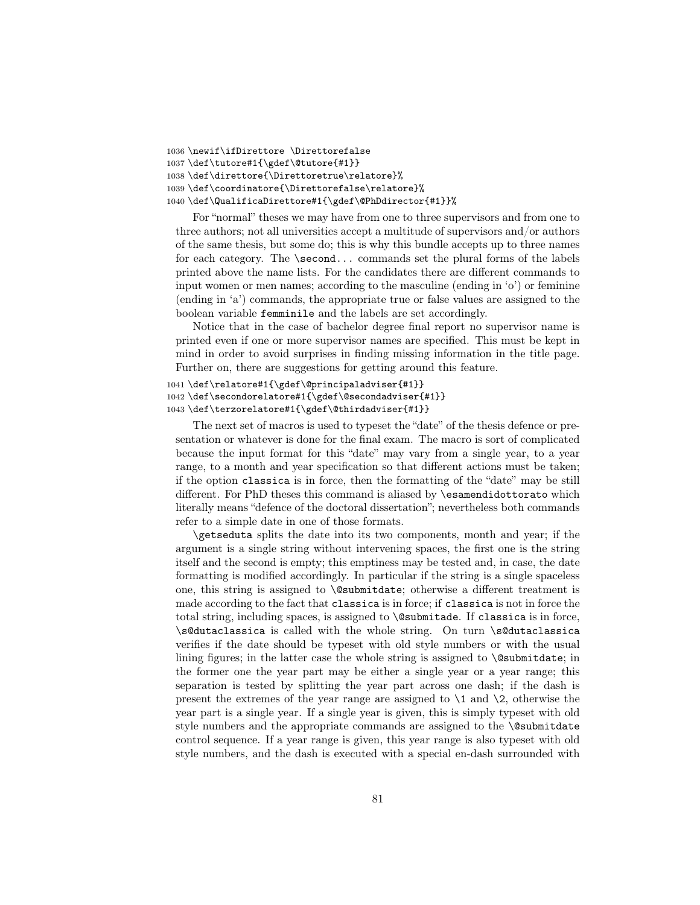```
1036 \newif\ifDirettore \Direttorefalse
1037 \def\tutore#1{\gdef\@tutore{#1}}
1038 \def\direttore{\Direttoretrue\relatore}%
1039 \def\coordinatore{\Direttorefalse\relatore}%
1040 \def\QualificaDirettore#1{\gdef\@PhDdirector{#1}}%
```

For "normal" theses we may have from one to three supervisors and from one to three authors; not all universities accept a multitude of supervisors and/or authors of the same thesis, but some do; this is why this bundle accepts up to three names for each category. The `\second...` commands set the plural forms of the labels printed above the name lists. For the candidates there are different commands to input women or men names; according to the masculine (ending in 'o') or feminine (ending in 'a') commands, the appropriate true or false values are assigned to the boolean variable `femminile` and the labels are set accordingly.

Notice that in the case of bachelor degree final report no supervisor name is printed even if one or more supervisor names are specified. This must be kept in mind in order to avoid surprises in finding missing information in the title page. Further on, there are suggestions for getting around this feature.

```
1041 \def\relatore#1{\gdef\@principaladviser{#1}}
1042 \def\secondorelatore#1{\gdef\@secondadviser{#1}}
1043 \def\terzorelatore#1{\gdef\@thirdadviser{#1}}
```

The next set of macros is used to typeset the "date" of the thesis defence or presentation or whatever is done for the final exam. The macro is sort of complicated because the input format for this "date" may vary from a single year, to a year range, to a month and year specification so that different actions must be taken; if the option `classica` is in force, then the formatting of the "date" may be still different. For PhD theses this command is aliased by `\esamendidottorato` which literally means "defence of the doctoral dissertation"; nevertheless both commands refer to a simple date in one of those formats.

`\getseduta` splits the date into its two components, month and year; if the argument is a single string without intervening spaces, the first one is the string itself and the second is empty; this emptiness may be tested and, in case, the date formatting is modified accordingly. In particular if the string is a single spaceless one, this string is assigned to `\@submitdate`; otherwise a different treatment is made according to the fact that `classica` is in force; if `classica` is not in force the total string, including spaces, is assigned to `\@submitade`. If `classica` is in force, `\s@dutaclassica` is called with the whole string. On turn `\s@dutaclassica` verifies if the date should be typeset with old style numbers or with the usual lining figures; in the latter case the whole string is assigned to `\@submitdate`; in the former one the year part may be either a single year or a year range; this separation is tested by splitting the year part across one dash; if the dash is present the extremes of the year range are assigned to `\1` and `\2`, otherwise the year part is a single year. If a single year is given, this is simply typeset with old style numbers and the appropriate commands are assigned to the `\@submitdate` control sequence. If a year range is given, this year range is also typeset with old style numbers, and the dash is executed with a special en-dash surrounded with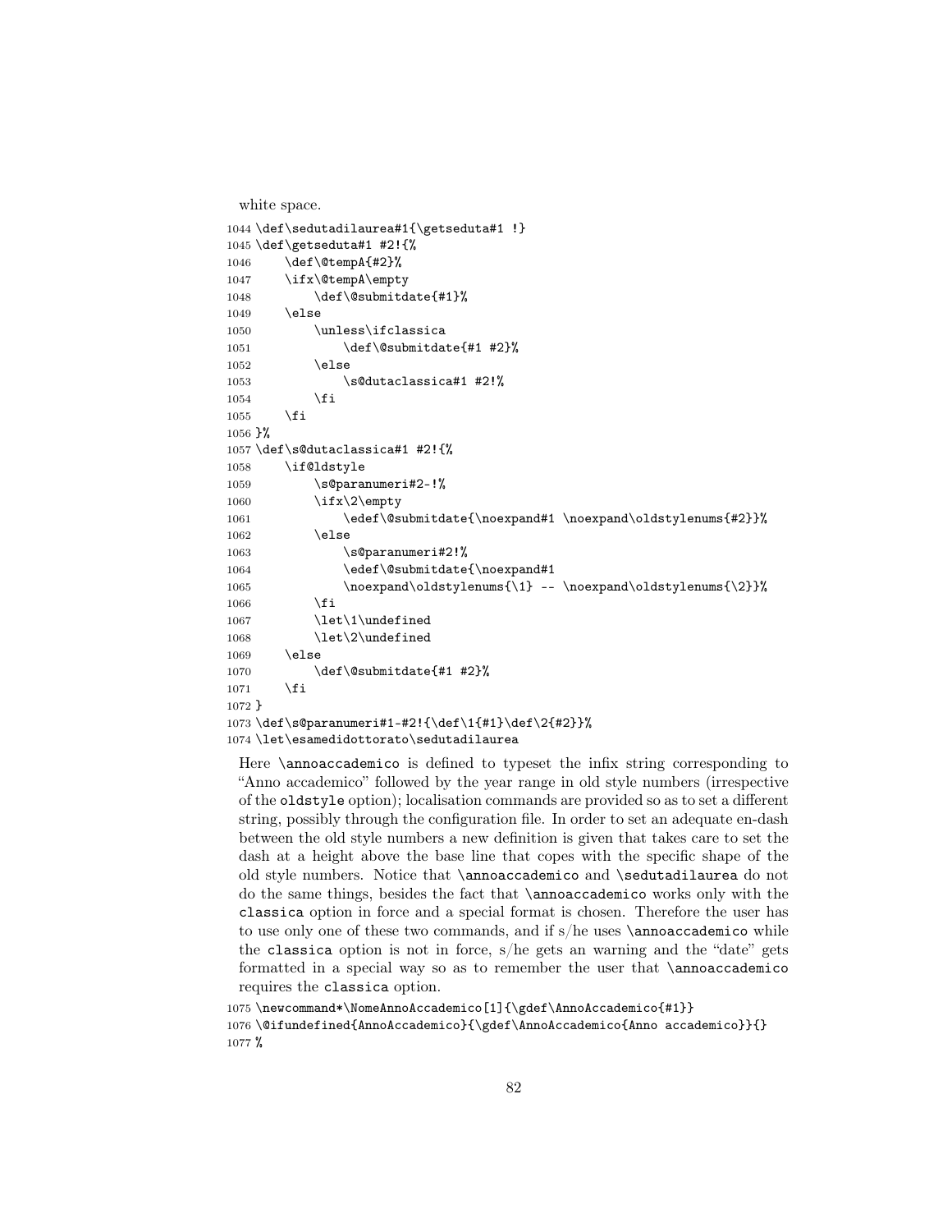white space.

```
1044 \def\sedutadilaurea#1{\getseduta#1 !}
1045 \def\getseduta#1 #2!{%
1046     \def\@tempA{#2}%
1047     \ifx\@tempA\empty
1048         \def\@submitdate{#1}%
1049     \else
1050         \unless\ifclassica
1051             \def\@submitdate{#1 #2}%
1052         \else
1053             \s@dutaclassica#1 #2!%
1054         \fi
1055     \fi
1056 }%
1057 \def\s@dutaclassica#1 #2!{%
1058     \if@ldstyle
1059         \s@paranumeri#2-!%
1060         \ifx\2\empty
1061             \edef\@submitdate{\noexpand#1 \noexpand\oldstylenums{#2}}%
1062         \else
1063             \s@paranumeri#2!%
1064             \edef\@submitdate{\noexpand#1
1065             \noexpand\oldstylenums{\1} -- \noexpand\oldstylenums{\2}}%
1066         \fi
1067         \let\1\undefined
1068         \let\2\undefined
1069     \else
1070         \def\@submitdate{#1 #2}%
1071     \fi
1072 }
1073 \def\s@paranumeri#1-#2!{\def\1{#1}\def\2{#2}}%
1074 \let\esamedidottorato\sedutadilaurea
```

Here `\annoaccademico` is defined to typeset the infix string corresponding to "Anno accademico" followed by the year range in old style numbers (irrespective of the `oldstyle` option); localisation commands are provided so as to set a different string, possibly through the configuration file. In order to set an adequate en-dash between the old style numbers a new definition is given that takes care to set the dash at a height above the base line that copes with the specific shape of the old style numbers. Notice that `\annoaccademico` and `\sedutadilaurea` do not do the same things, besides the fact that `\annoaccademico` works only with the `classica` option in force and a special format is chosen. Therefore the user has to use only one of these two commands, and if s/he uses `\annoaccademico` while the `classica` option is not in force, s/he gets an warning and the "date" gets formatted in a special way so as to remember the user that `\annoaccademico` requires the `classica` option.

```
1075 \newcommand*\NomeAnnoAccademico[1]{\gdef\AnnoAccademico{#1}}
1076 \@ifundefined{AnnoAccademico}{\gdef\AnnoAccademico{Anno accademico}}{}
1077 %
```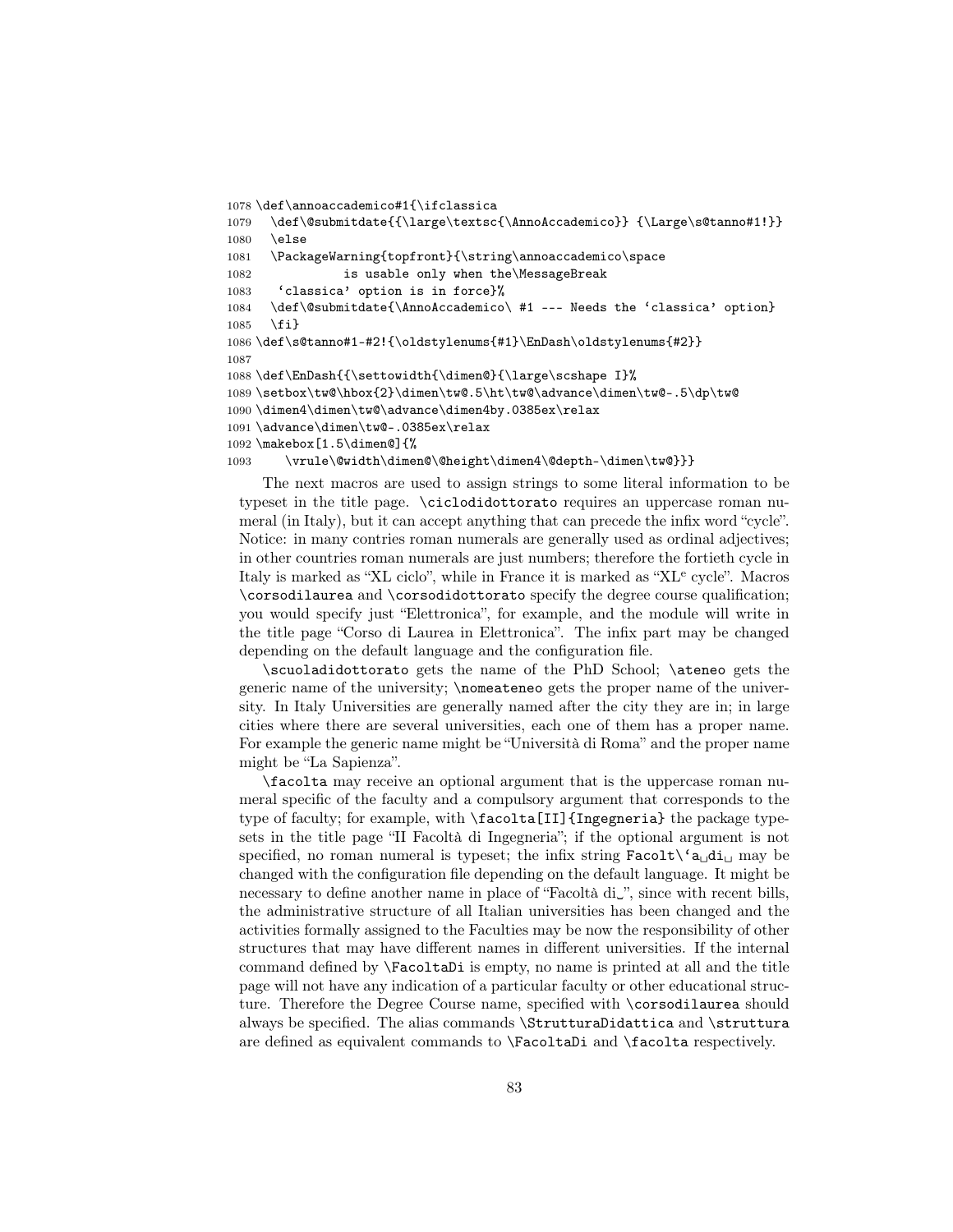```
1078 \def\annoaccademico#1{\ifclassica
1079   \def\@submitdate{{\large\textsc{\AnnoAccademico}} {\Large\s@tanno#1!}}
1080   \else
1081   \PackageWarning{topfront}{\string\annoaccademico\space
1082             is usable only when the\MessageBreak
1083    'classica' option is in force}%
1084   \def\@submitdate{\AnnoAccademico\ #1 --- Needs the 'classica' option}
1085   \fi}
1086 \def\s@tanno#1-#2!{\oldstylenums{#1}\EnDash\oldstylenums{#2}}
1087
1088 \def\EnDash{{\settowidth{\dimen@}{\large\scshape I}%
1089 \setbox\tw@\hbox{2}\dimen\tw@.5\ht\tw@\advance\dimen\tw@-.5\dp\tw@
1090 \dimen4\dimen\tw@\advance\dimen4by.0385ex\relax
1091 \advance\dimen\tw@-.0385ex\relax
1092 \makebox[1.5\dimen@]{%
1093     \vrule\@width\dimen@\@height\dimen4\@depth-\dimen\tw@}}}
```

The next macros are used to assign strings to some literal information to be typeset in the title page. `\ciclodidottorato` requires an uppercase roman numeral (in Italy), but it can accept anything that can precede the infix word "cycle". Notice: in many contries roman numerals are generally used as ordinal adjectives; in other countries roman numerals are just numbers; therefore the fortieth cycle in Italy is marked as "XL ciclo", while in France it is marked as "XL^e cycle". Macros `\corsodilaurea` and `\corsodidottorato` specify the degree course qualification; you would specify just "Elettronica", for example, and the module will write in the title page "Corso di Laurea in Elettronica". The infix part may be changed depending on the default language and the configuration file.

`\scuoladidottorato` gets the name of the PhD School; `\ateneo` gets the generic name of the university; `\nomeateneo` gets the proper name of the university. In Italy Universities are generally named after the city they are in; in large cities where there are several universities, each one of them has a proper name. For example the generic name might be "Università di Roma" and the proper name might be "La Sapienza".

`\facolta` may receive an optional argument that is the uppercase roman numeral specific of the faculty and a compulsory argument that corresponds to the type of faculty; for example, with `\facolta[II]{Ingegneria}` the package typesets in the title page "II Facoltà di Ingegneria"; if the optional argument is not specified, no roman numeral is typeset; the infix string `Facolt\'a␣di␣` may be changed with the configuration file depending on the default language. It might be necessary to define another name in place of "Facoltà di␣", since with recent bills, the administrative structure of all Italian universities has been changed and the activities formally assigned to the Faculties may be now the responsibility of other structures that may have different names in different universities. If the internal command defined by `\FacoltaDi` is empty, no name is printed at all and the title page will not have any indication of a particular faculty or other educational structure. Therefore the Degree Course name, specified with `\corsodilaurea` should always be specified. The alias commands `\StrutturaDidattica` and `\struttura` are defined as equivalent commands to `\FacoltaDi` and `\facolta` respectively.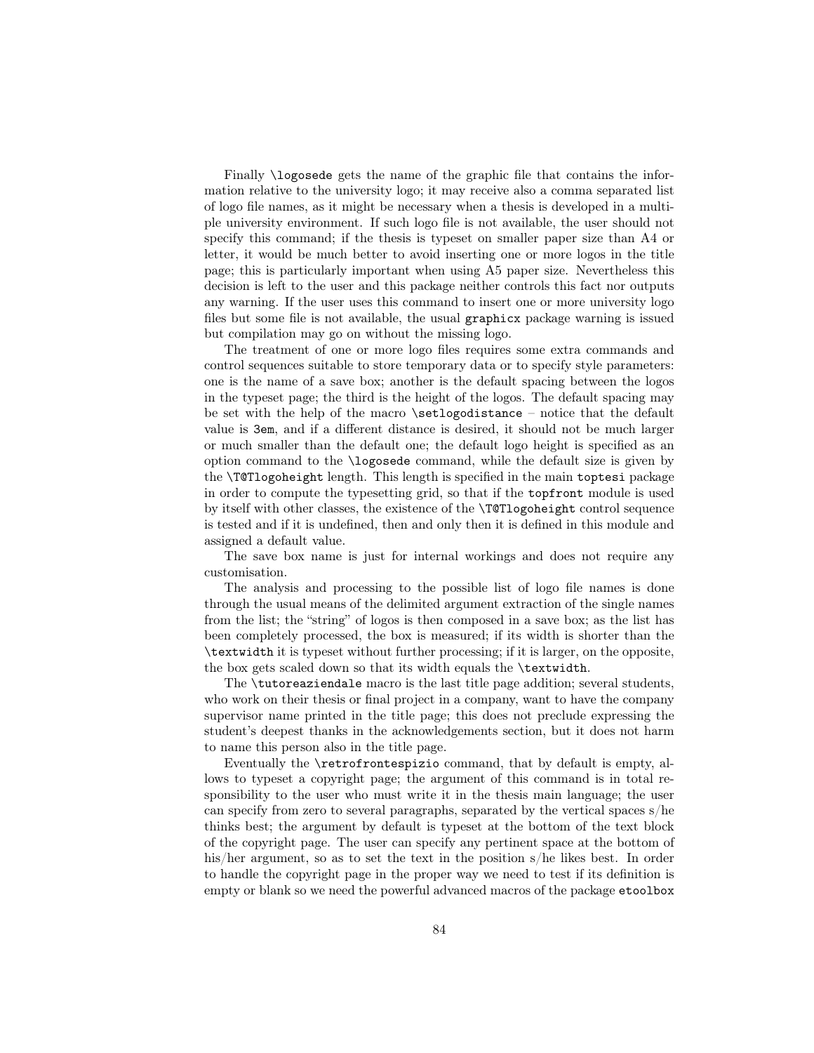Finally `\logosede` gets the name of the graphic file that contains the information relative to the university logo; it may receive also a comma separated list of logo file names, as it might be necessary when a thesis is developed in a multiple university environment. If such logo file is not available, the user should not specify this command; if the thesis is typeset on smaller paper size than A4 or letter, it would be much better to avoid inserting one or more logos in the title page; this is particularly important when using A5 paper size. Nevertheless this decision is left to the user and this package neither controls this fact nor outputs any warning. If the user uses this command to insert one or more university logo files but some file is not available, the usual `graphicx` package warning is issued but compilation may go on without the missing logo.

The treatment of one or more logo files requires some extra commands and control sequences suitable to store temporary data or to specify style parameters: one is the name of a save box; another is the default spacing between the logos in the typeset page; the third is the height of the logos. The default spacing may be set with the help of the macro `\setlogodistance` – notice that the default value is `3em`, and if a different distance is desired, it should not be much larger or much smaller than the default one; the default logo height is specified as an option command to the `\logosede` command, while the default size is given by the `\T@Tlogoheight` length. This length is specified in the main `toptesi` package in order to compute the typesetting grid, so that if the `topfront` module is used by itself with other classes, the existence of the `\T@Tlogoheight` control sequence is tested and if it is undefined, then and only then it is defined in this module and assigned a default value.

The save box name is just for internal workings and does not require any customisation.

The analysis and processing to the possible list of logo file names is done through the usual means of the delimited argument extraction of the single names from the list; the "string" of logos is then composed in a save box; as the list has been completely processed, the box is measured; if its width is shorter than the `\textwidth` it is typeset without further processing; if it is larger, on the opposite, the box gets scaled down so that its width equals the `\textwidth`.

The `\tutoreaziendale` macro is the last title page addition; several students, who work on their thesis or final project in a company, want to have the company supervisor name printed in the title page; this does not preclude expressing the student's deepest thanks in the acknowledgements section, but it does not harm to name this person also in the title page.

Eventually the `\retrofrontespizio` command, that by default is empty, allows to typeset a copyright page; the argument of this command is in total responsibility to the user who must write it in the thesis main language; the user can specify from zero to several paragraphs, separated by the vertical spaces s/he thinks best; the argument by default is typeset at the bottom of the text block of the copyright page. The user can specify any pertinent space at the bottom of his/her argument, so as to set the text in the position s/he likes best. In order to handle the copyright page in the proper way we need to test if its definition is empty or blank so we need the powerful advanced macros of the package `etoolbox`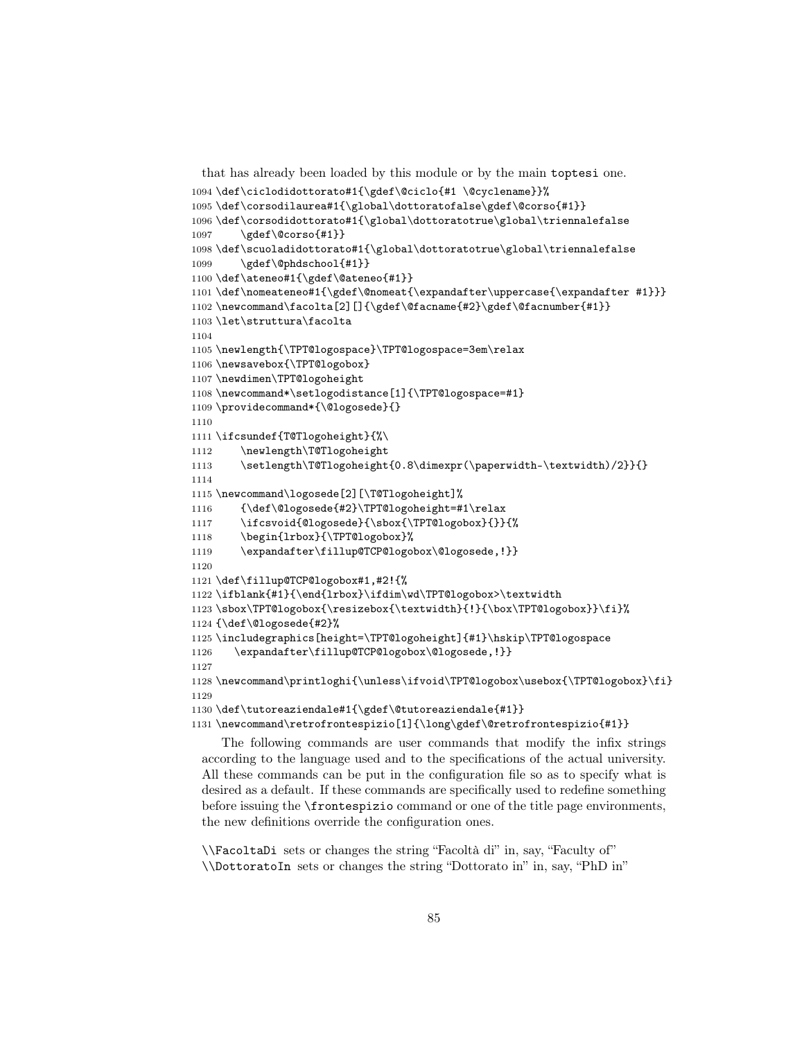that has already been loaded by this module or by the main `toptesi` one.

```
1094 \def\ciclodidottorato#1{\gdef\@ciclo{#1 \@cyclename}}%
1095 \def\corsodilaurea#1{\global\dottoratofalse\gdef\@corso{#1}}
1096 \def\corsodidottorato#1{\global\dottoratotrue\global\triennalefalse
1097     \gdef\@corso{#1}}
1098 \def\scuoladidottorato#1{\global\dottoratotrue\global\triennalefalse
1099     \gdef\@phdschool{#1}}
1100 \def\ateneo#1{\gdef\@ateneo{#1}}
1101 \def\nomeateneo#1{\gdef\@nomeat{\expandafter\uppercase{\expandafter #1}}}
1102 \newcommand\facolta[2][]{\gdef\@facname{#2}\gdef\@facnumber{#1}}
1103 \let\struttura\facolta
1104
1105 \newlength{\TPT@logospace}\TPT@logospace=3em\relax
1106 \newsavebox{\TPT@logobox}
1107 \newdimen\TPT@logoheight
1108 \newcommand*\setlogodistance[1]{\TPT@logospace=#1}
1109 \providecommand*{\@logosede}{}
1110
1111 \ifcsundef{T@Tlogoheight}{%\
1112     \newlength\T@Tlogoheight
1113     \setlength\T@Tlogoheight{0.8\dimexpr(\paperwidth-\textwidth)/2}}{}
1114
1115 \newcommand\logosede[2][\T@Tlogoheight]%
1116     {\def\@logosede{#2}\TPT@logoheight=#1\relax
1117     \ifcsvoid{@logosede}{\sbox{\TPT@logobox}{}}{%
1118     \begin{lrbox}{\TPT@logobox}%
1119     \expandafter\fillup@TCP@logobox\@logosede,!}}
1120
1121 \def\fillup@TCP@logobox#1,#2!{%
1122 \ifblank{#1}{\end{lrbox}\ifdim\wd\TPT@logobox>\textwidth
1123 \sbox\TPT@logobox{\resizebox{\textwidth}{!}{\box\TPT@logobox}}\fi}%
1124 {\def\@logosede{#2}%
1125 \includegraphics[height=\TPT@logoheight]{#1}\hskip\TPT@logospace
1126     \expandafter\fillup@TCP@logobox\@logosede,!}}
1127
1128 \newcommand\printloghi{\unless\ifvoid\TPT@logobox\usebox{\TPT@logobox}\fi}
1129
1130 \def\tutoreaziendale#1{\gdef\@tutoreaziendale{#1}}
1131 \newcommand\retrofrontespizio[1]{\long\gdef\@retrofrontespizio{#1}}
```

The following commands are user commands that modify the infix strings according to the language used and to the specifications of the actual university. All these commands can be put in the configuration file so as to specify what is desired as a default. If these commands are specifically used to redefine something before issuing the `\frontespizio` command or one of the title page environments, the new definitions override the configuration ones.

`\\FacoltaDi` sets or changes the string "Facoltà di" in, say, "Faculty of"
`\\DottoratoIn` sets or changes the string "Dottorato in" in, say, "PhD in"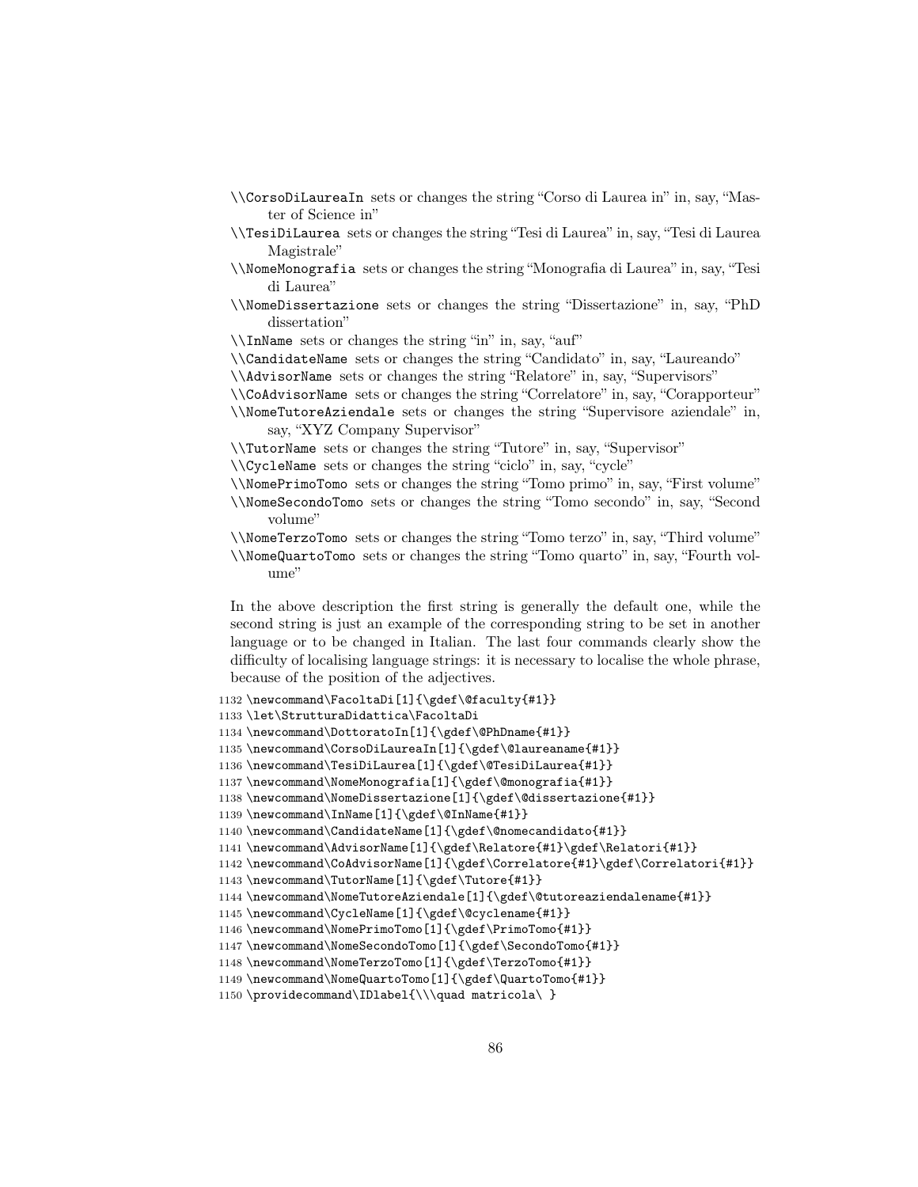\\CorsoDiLaureaIn sets or changes the string "Corso di Laurea in" in, say, "Master of Science in"

\\TesiDiLaurea sets or changes the string "Tesi di Laurea" in, say, "Tesi di Laurea Magistrale"

\\NomeMonografia sets or changes the string "Monografia di Laurea" in, say, "Tesi di Laurea"

\\NomeDissertazione sets or changes the string "Dissertazione" in, say, "PhD dissertation"

\\InName sets or changes the string "in" in, say, "auf"

\\CandidateName sets or changes the string "Candidato" in, say, "Laureando"

\\AdvisorName sets or changes the string "Relatore" in, say, "Supervisors"

\\CoAdvisorName sets or changes the string "Correlatore" in, say, "Corapporteur"

\\NomeTutoreAziendale sets or changes the string "Supervisore aziendale" in, say, "XYZ Company Supervisor"

\\TutorName sets or changes the string "Tutore" in, say, "Supervisor"

\\CycleName sets or changes the string "ciclo" in, say, "cycle"

\\NomePrimoTomo sets or changes the string "Tomo primo" in, say, "First volume"

\\NomeSecondoTomo sets or changes the string "Tomo secondo" in, say, "Second volume"

\\NomeTerzoTomo sets or changes the string "Tomo terzo" in, say, "Third volume"

\\NomeQuartoTomo sets or changes the string "Tomo quarto" in, say, "Fourth volume"

In the above description the first string is generally the default one, while the second string is just an example of the corresponding string to be set in another language or to be changed in Italian. The last four commands clearly show the difficulty of localising language strings: it is necessary to localise the whole phrase, because of the position of the adjectives.

```
1132 \newcommand\FacoltaDi[1]{\gdef\@faculty{#1}}
1133 \let\StrutturaDidattica\FacoltaDi
1134 \newcommand\DottoratoIn[1]{\gdef\@PhDname{#1}}
1135 \newcommand\CorsoDiLaureaIn[1]{\gdef\@laureaname{#1}}
1136 \newcommand\TesiDiLaurea[1]{\gdef\@TesiDiLaurea{#1}}
1137 \newcommand\NomeMonografia[1]{\gdef\@monografia{#1}}
1138 \newcommand\NomeDissertazione[1]{\gdef\@dissertazione{#1}}
1139 \newcommand\InName[1]{\gdef\@InName{#1}}
1140 \newcommand\CandidateName[1]{\gdef\@nomecandidato{#1}}
1141 \newcommand\AdvisorName[1]{\gdef\Relatore{#1}\gdef\Relatori{#1}}
1142 \newcommand\CoAdvisorName[1]{\gdef\Correlatore{#1}\gdef\Correlatori{#1}}
1143 \newcommand\TutorName[1]{\gdef\Tutore{#1}}
1144 \newcommand\NomeTutoreAziendale[1]{\gdef\@tutoreaziendalename{#1}}
1145 \newcommand\CycleName[1]{\gdef\@cyclename{#1}}
1146 \newcommand\NomePrimoTomo[1]{\gdef\PrimoTomo{#1}}
1147 \newcommand\NomeSecondoTomo[1]{\gdef\SecondoTomo{#1}}
1148 \newcommand\NomeTerzoTomo[1]{\gdef\TerzoTomo{#1}}
1149 \newcommand\NomeQuartoTomo[1]{\gdef\QuartoTomo{#1}}
1150 \providecommand\IDlabel{\\\quad matricola\ }
```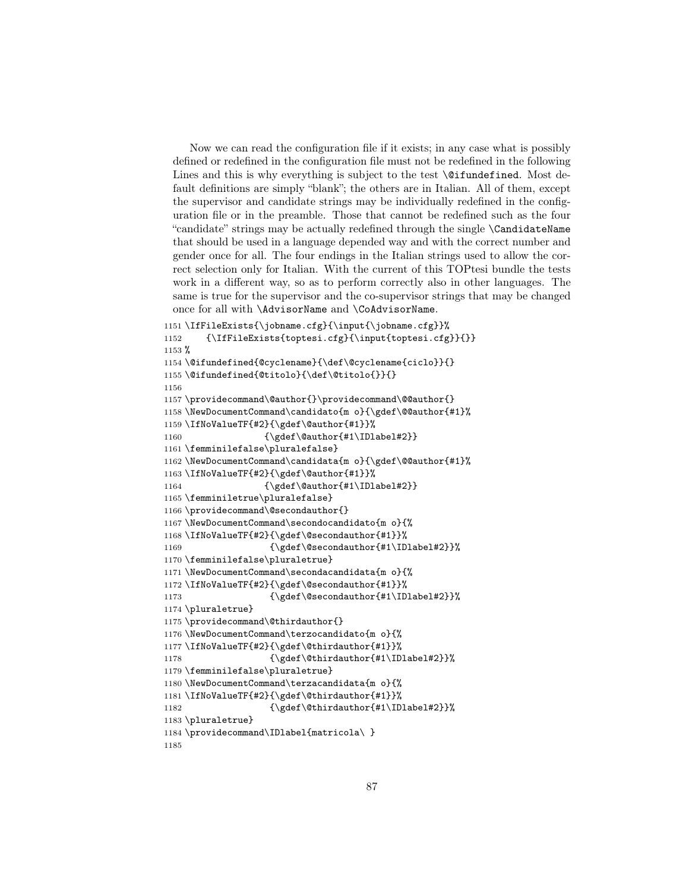Now we can read the configuration file if it exists; in any case what is possibly defined or redefined in the configuration file must not be redefined in the following Lines and this is why everything is subject to the test `\@ifundefined`. Most default definitions are simply "blank"; the others are in Italian. All of them, except the supervisor and candidate strings may be individually redefined in the configuration file or in the preamble. Those that cannot be redefined such as the four "candidate" strings may be actually redefined through the single `\CandidateName` that should be used in a language depended way and with the correct number and gender once for all. The four endings in the Italian strings used to allow the correct selection only for Italian. With the current of this TOPtesi bundle the tests work in a different way, so as to perform correctly also in other languages. The same is true for the supervisor and the co-supervisor strings that may be changed once for all with `\AdvisorName` and `\CoAdvisorName`.

```
1151 \IfFileExists{\jobname.cfg}{\input{\jobname.cfg}}%
1152     {\IfFileExists{toptesi.cfg}{\input{toptesi.cfg}}{}}
1153 %
1154 \@ifundefined{@cyclename}{\def\@cyclename{ciclo}}{}
1155 \@ifundefined{@titolo}{\def\@titolo{}}{}
1156
1157 \providecommand\@author{}\providecommand\@@author{}
1158 \NewDocumentCommand\candidato{m o}{\gdef\@@author{#1}%
1159 \IfNoValueTF{#2}{\gdef\@author{#1}}%
1160                 {\gdef\@author{#1\IDlabel#2}}
1161 \femminilefalse\pluralefalse}
1162 \NewDocumentCommand\candidata{m o}{\gdef\@@author{#1}%
1163 \IfNoValueTF{#2}{\gdef\@author{#1}}%
1164                 {\gdef\@author{#1\IDlabel#2}}
1165 \femminiletrue\pluralefalse}
1166 \providecommand\@secondauthor{}
1167 \NewDocumentCommand\secondocandidato{m o}{%
1168 \IfNoValueTF{#2}{\gdef\@secondauthor{#1}}%
1169                 {\gdef\@secondauthor{#1\IDlabel#2}}%
1170 \femminilefalse\pluraletrue}
1171 \NewDocumentCommand\secondacandidata{m o}{%
1172 \IfNoValueTF{#2}{\gdef\@secondauthor{#1}}%
1173                 {\gdef\@secondauthor{#1\IDlabel#2}}%
1174 \pluraletrue}
1175 \providecommand\@thirdauthor{}
1176 \NewDocumentCommand\terzocandidato{m o}{%
1177 \IfNoValueTF{#2}{\gdef\@thirdauthor{#1}}%
1178                 {\gdef\@thirdauthor{#1\IDlabel#2}}%
1179 \femminilefalse\pluraletrue}
1180 \NewDocumentCommand\terzacandidata{m o}{%
1181 \IfNoValueTF{#2}{\gdef\@thirdauthor{#1}}%
1182                 {\gdef\@thirdauthor{#1\IDlabel#2}}%
1183 \pluraletrue}
1184 \providecommand\IDlabel{matricola\ }
1185
```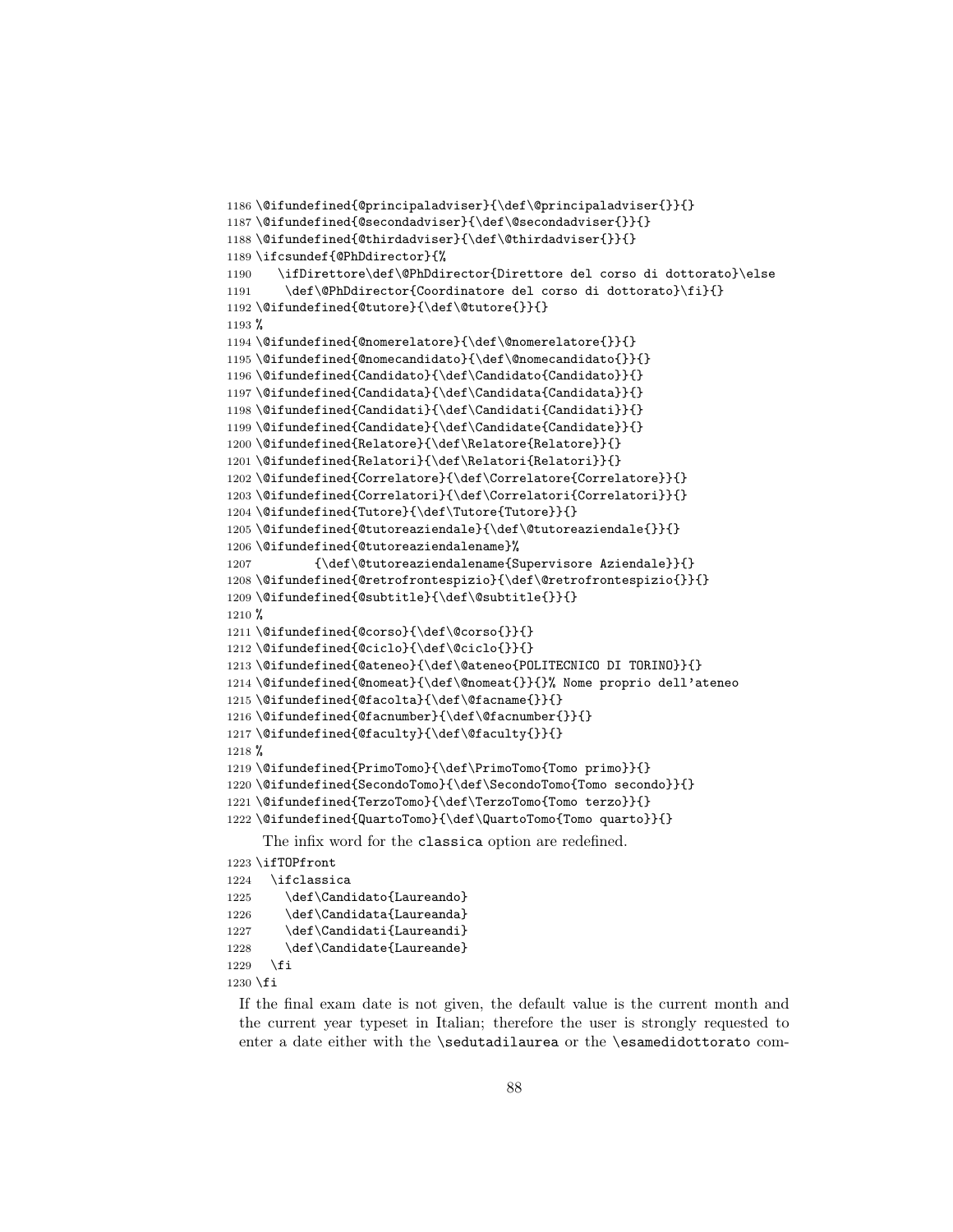```
1186 \@ifundefined{@principaladviser}{\def\@principaladviser{}}{}
1187 \@ifundefined{@secondadviser}{\def\@secondadviser{}}{}
1188 \@ifundefined{@thirdadviser}{\def\@thirdadviser{}}{}
1189 \ifcsundef{@PhDdirector}{%
1190    \ifDirettore\def\@PhDdirector{Direttore del corso di dottorato}\else
1191     \def\@PhDdirector{Coordinatore del corso di dottorato}\fi}{}
1192 \@ifundefined{@tutore}{\def\@tutore{}}{}
1193 %
1194 \@ifundefined{@nomerelatore}{\def\@nomerelatore{}}{}
1195 \@ifundefined{@nomecandidato}{\def\@nomecandidato{}}{}
1196 \@ifundefined{Candidato}{\def\Candidato{Candidato}}{}
1197 \@ifundefined{Candidata}{\def\Candidata{Candidata}}{}
1198 \@ifundefined{Candidati}{\def\Candidati{Candidati}}{}
1199 \@ifundefined{Candidate}{\def\Candidate{Candidate}}{}
1200 \@ifundefined{Relatore}{\def\Relatore{Relatore}}{}
1201 \@ifundefined{Relatori}{\def\Relatori{Relatori}}{}
1202 \@ifundefined{Correlatore}{\def\Correlatore{Correlatore}}{}
1203 \@ifundefined{Correlatori}{\def\Correlatori{Correlatori}}{}
1204 \@ifundefined{Tutore}{\def\Tutore{Tutore}}{}
1205 \@ifundefined{@tutoreaziendale}{\def\@tutoreaziendale{}}{}
1206 \@ifundefined{@tutoreaziendalename}%
1207         {\def\@tutoreaziendalename{Supervisore Aziendale}}{}
1208 \@ifundefined{@retrofrontespizio}{\def\@retrofrontespizio{}}{}
1209 \@ifundefined{@subtitle}{\def\@subtitle{}}{}
1210 %
1211 \@ifundefined{@corso}{\def\@corso{}}{}
1212 \@ifundefined{@ciclo}{\def\@ciclo{}}{}
1213 \@ifundefined{@ateneo}{\def\@ateneo{POLITECNICO DI TORINO}}{}
1214 \@ifundefined{@nomeat}{\def\@nomeat{}}{}% Nome proprio dell'ateneo
1215 \@ifundefined{@facolta}{\def\@facname{}}{}
1216 \@ifundefined{@facnumber}{\def\@facnumber{}}{}
1217 \@ifundefined{@faculty}{\def\@faculty{}}{}
1218 %
1219 \@ifundefined{PrimoTomo}{\def\PrimoTomo{Tomo primo}}{}
1220 \@ifundefined{SecondoTomo}{\def\SecondoTomo{Tomo secondo}}{}
1221 \@ifundefined{TerzoTomo}{\def\TerzoTomo{Tomo terzo}}{}
1222 \@ifundefined{QuartoTomo}{\def\QuartoTomo{Tomo quarto}}{}
```

The infix word for the classica option are redefined.

```
1223 \ifTOPfront
1224   \ifclassica
1225     \def\Candidato{Laureando}
1226     \def\Candidata{Laureanda}
1227     \def\Candidati{Laureandi}
1228     \def\Candidate{Laureande}
1229   \fi
1230 \fi
```

If the final exam date is not given, the default value is the current month and the current year typeset in Italian; therefore the user is strongly requested to enter a date either with the \sedutadilaurea or the \esamedidottorato com-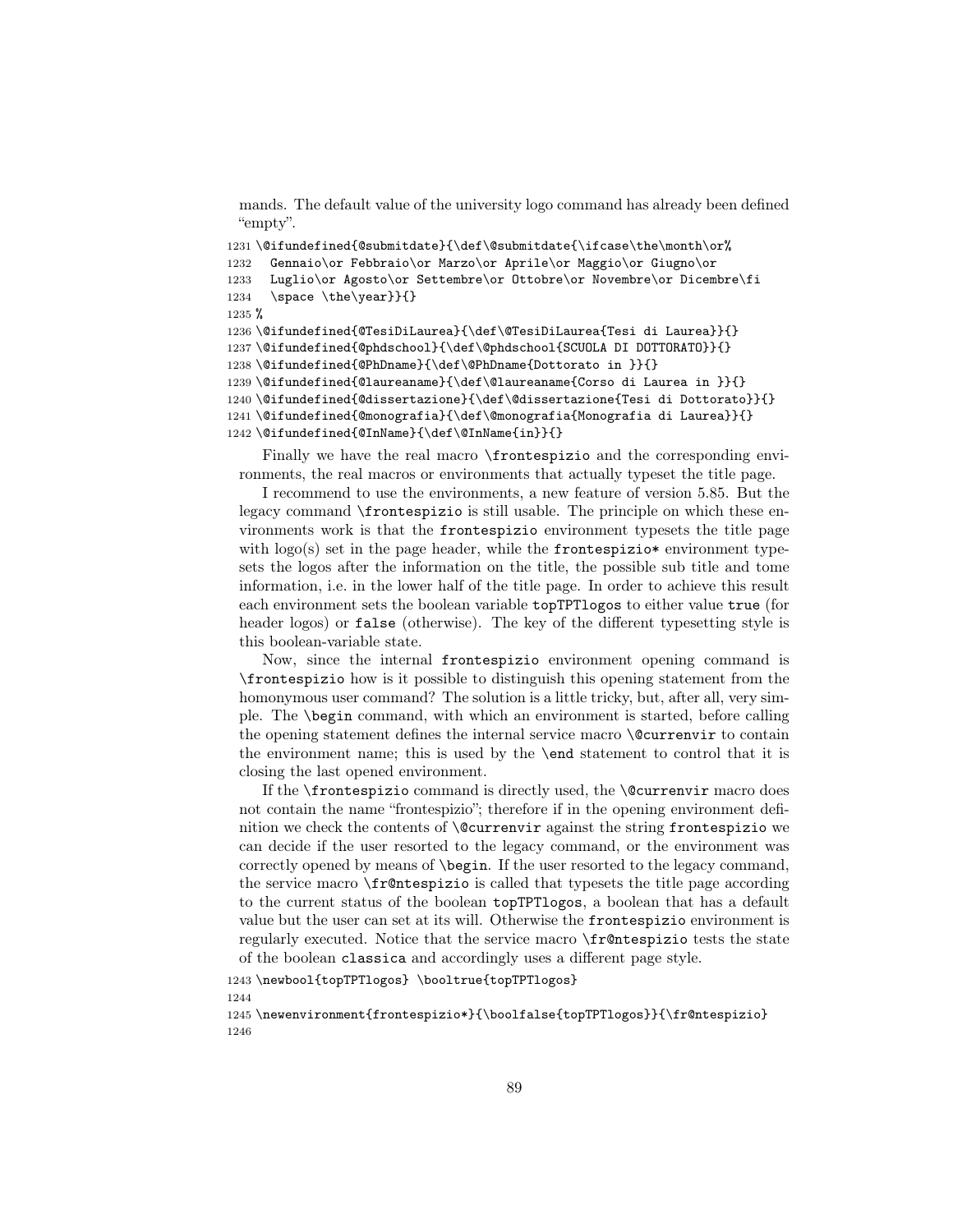mands. The default value of the university logo command has already been defined "empty".

```
1231 \@ifundefined{@submitdate}{\def\@submitdate{\ifcase\the\month\or%
1232   Gennaio\or Febbraio\or Marzo\or Aprile\or Maggio\or Giugno\or
1233   Luglio\or Agosto\or Settembre\or Ottobre\or Novembre\or Dicembre\fi
1234   \space \the\year}}{}
1235 %
1236 \@ifundefined{@TesiDiLaurea}{\def\@TesiDiLaurea{Tesi di Laurea}}{}
1237 \@ifundefined{@phdschool}{\def\@phdschool{SCUOLA DI DOTTORATO}}{}
1238 \@ifundefined{@PhDname}{\def\@PhDname{Dottorato in }}{}
1239 \@ifundefined{@laureaname}{\def\@laureaname{Corso di Laurea in }}{}
1240 \@ifundefined{@dissertazione}{\def\@dissertazione{Tesi di Dottorato}}{}
1241 \@ifundefined{@monografia}{\def\@monografia{Monografia di Laurea}}{}
1242 \@ifundefined{@InName}{\def\@InName{in}}{}
```

Finally we have the real macro `\frontespizio` and the corresponding environments, the real macros or environments that actually typeset the title page.

I recommend to use the environments, a new feature of version 5.85. But the legacy command `\frontespizio` is still usable. The principle on which these environments work is that the `frontespizio` environment typesets the title page with logo(s) set in the page header, while the `frontespizio*` environment typesets the logos after the information on the title, the possible sub title and tome information, i.e. in the lower half of the title page. In order to achieve this result each environment sets the boolean variable `topTPTlogos` to either value `true` (for header logos) or `false` (otherwise). The key of the different typesetting style is this boolean-variable state.

Now, since the internal `frontespizio` environment opening command is `\frontespizio` how is it possible to distinguish this opening statement from the homonymous user command? The solution is a little tricky, but, after all, very simple. The `\begin` command, with which an environment is started, before calling the opening statement defines the internal service macro `\@currenvir` to contain the environment name; this is used by the `\end` statement to control that it is closing the last opened environment.

If the `\frontespizio` command is directly used, the `\@currenvir` macro does not contain the name "frontespizio"; therefore if in the opening environment definition we check the contents of `\@currenvir` against the string `frontespizio` we can decide if the user resorted to the legacy command, or the environment was correctly opened by means of `\begin`. If the user resorted to the legacy command, the service macro `\fr@ntespizio` is called that typesets the title page according to the current status of the boolean `topTPTlogos`, a boolean that has a default value but the user can set at its will. Otherwise the `frontespizio` environment is regularly executed. Notice that the service macro `\fr@ntespizio` tests the state of the boolean `classica` and accordingly uses a different page style.

```
1243 \newbool{topTPTlogos} \booltrue{topTPTlogos}
1244
1245 \newenvironment{frontespizio*}{\boolfalse{topTPTlogos}}{\fr@ntespizio}
1246
```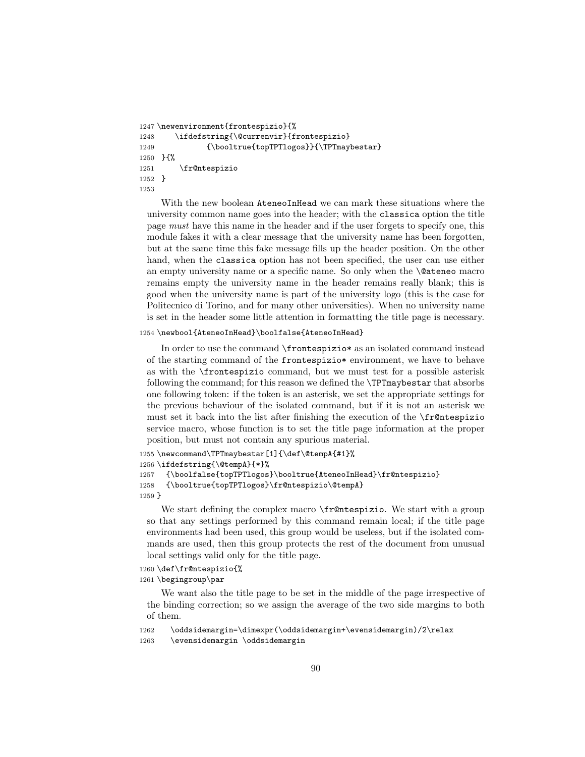```
1247 \newenvironment{frontespizio}{%
1248     \ifdefstring{\@currenvir}{frontespizio}
1249             {\booltrue{topTPTlogos}}{\TPTmaybestar}
1250  }{%
1251      \fr@ntespizio
1252  }
1253
```

With the new boolean `AteneoInHead` we can mark these situations where the university common name goes into the header; with the `classica` option the title page *must* have this name in the header and if the user forgets to specify one, this module fakes it with a clear message that the university name has been forgotten, but at the same time this fake message fills up the header position. On the other hand, when the `classica` option has not been specified, the user can use either an empty university name or a specific name. So only when the `\@ateneo` macro remains empty the university name in the header remains really blank; this is good when the university name is part of the university logo (this is the case for Politecnico di Torino, and for many other universities). When no university name is set in the header some little attention in formatting the title page is necessary.

```
1254 \newbool{AteneoInHead}\boolfalse{AteneoInHead}
```

In order to use the command `\frontespizio*` as an isolated command instead of the starting command of the `frontespizio*` environment, we have to behave as with the `\frontespizio` command, but we must test for a possible asterisk following the command; for this reason we defined the `\TPTmaybestar` that absorbs one following token: if the token is an asterisk, we set the appropriate settings for the previous behaviour of the isolated command, but if it is not an asterisk we must set it back into the list after finishing the execution of the `\fr@ntespizio` service macro, whose function is to set the title page information at the proper position, but must not contain any spurious material.

```
1255 \newcommand\TPTmaybestar[1]{\def\@tempA{#1}%
1256 \ifdefstring{\@tempA}{*}%
1257   {\boolfalse{topTPTlogos}\booltrue{AteneoInHead}\fr@ntespizio}
1258   {\booltrue{topTPTlogos}\fr@ntespizio\@tempA}
1259 }
```

We start defining the complex macro `\fr@ntespizio`. We start with a group so that any settings performed by this command remain local; if the title page environments had been used, this group would be useless, but if the isolated commands are used, then this group protects the rest of the document from unusual local settings valid only for the title page.

```
1260 \def\fr@ntespizio{%
1261 \begingroup\par
```

We want also the title page to be set in the middle of the page irrespective of the binding correction; so we assign the average of the two side margins to both of them.

```
1262    \oddsidemargin=\dimexpr(\oddsidemargin+\evensidemargin)/2\relax
1263    \evensidemargin \oddsidemargin
```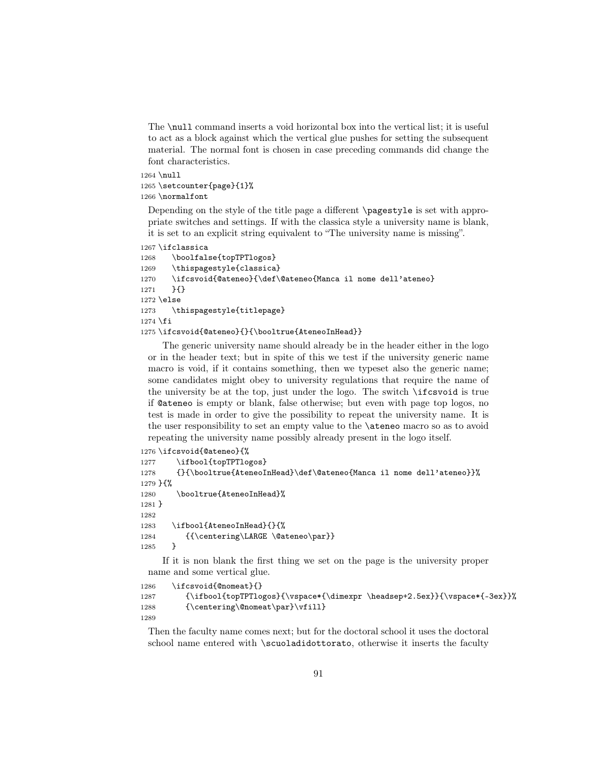The `\null` command inserts a void horizontal box into the vertical list; it is useful to act as a block against which the vertical glue pushes for setting the subsequent material. The normal font is chosen in case preceding commands did change the font characteristics.

```
1264 \null
1265 \setcounter{page}{1}%
1266 \normalfont
```

Depending on the style of the title page a different `\pagestyle` is set with appropriate switches and settings. If with the classica style a university name is blank, it is set to an explicit string equivalent to "The university name is missing".

```
1267 \ifclassica
1268    \boolfalse{topTPTlogos}
1269    \thispagestyle{classica}
1270    \ifcsvoid{@ateneo}{\def\@ateneo{Manca il nome dell'ateneo}
1271    }{}
1272 \else
1273    \thispagestyle{titlepage}
1274 \fi
1275 \ifcsvoid{@ateneo}{}{\booltrue{AteneoInHead}}
```

The generic university name should already be in the header either in the logo or in the header text; but in spite of this we test if the university generic name macro is void, if it contains something, then we typeset also the generic name; some candidates might obey to university regulations that require the name of the university be at the top, just under the logo. The switch `\ifcsvoid` is true if `@ateneo` is empty or blank, false otherwise; but even with page top logos, no test is made in order to give the possibility to repeat the university name. It is the user responsibility to set an empty value to the `\ateneo` macro so as to avoid repeating the university name possibly already present in the logo itself.

```
1276 \ifcsvoid{@ateneo}{%
1277     \ifbool{topTPTlogos}
1278     {}{\booltrue{AteneoInHead}\def\@ateneo{Manca il nome dell'ateneo}}%
1279 }{%
1280     \booltrue{AteneoInHead}%
1281 }
1282
1283    \ifbool{AteneoInHead}{}{%
1284       {{\centering\LARGE \@ateneo\par}}
1285    }
```

If it is non blank the first thing we set on the page is the university proper name and some vertical glue.

```
1286    \ifcsvoid{@nomeat}{}
1287       {\ifbool{topTPTlogos}{\vspace*{\dimexpr \headsep+2.5ex}}{\vspace*{-3ex}}%
1288       {\centering\@nomeat\par}\vfill}
1289
```

Then the faculty name comes next; but for the doctoral school it uses the doctoral school name entered with `\scuoladidottorato`, otherwise it inserts the faculty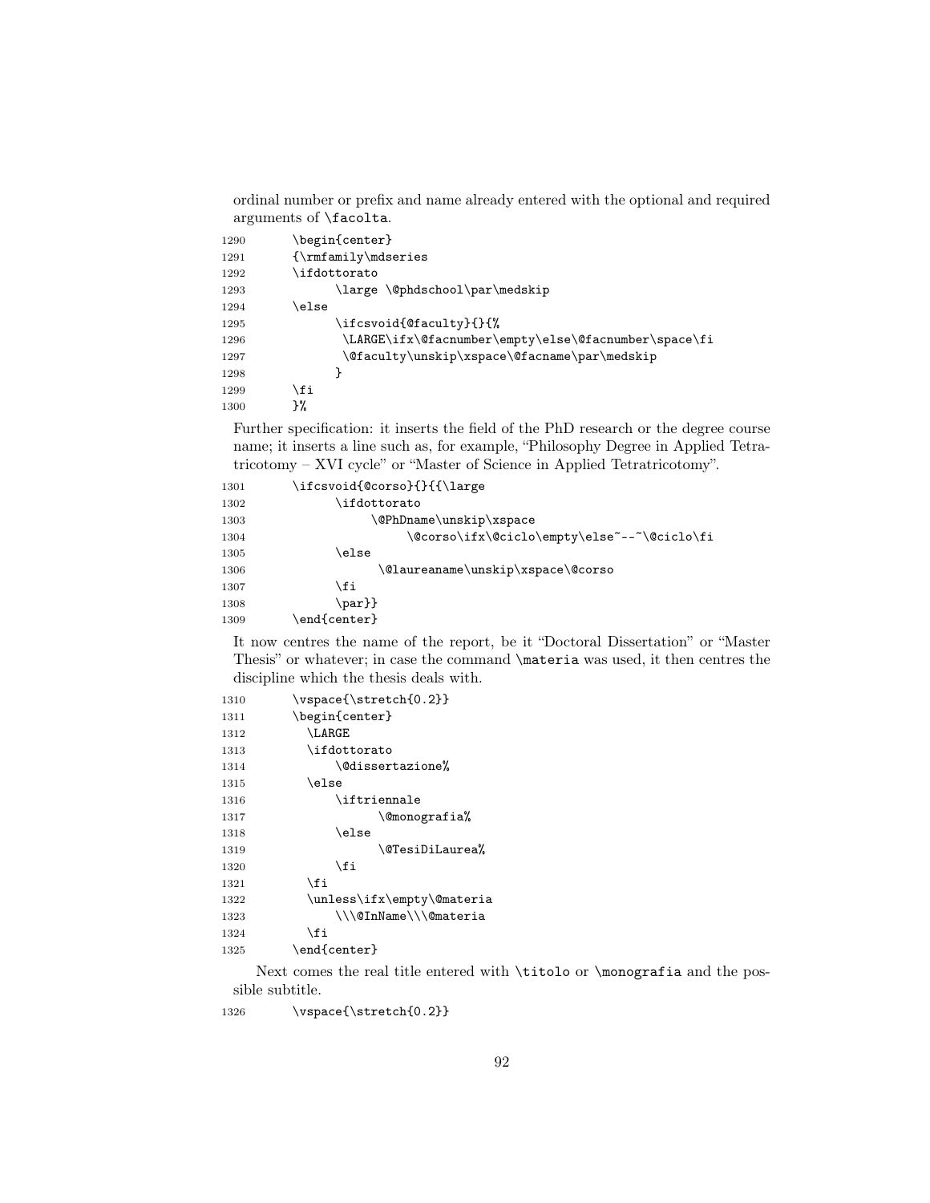ordinal number or prefix and name already entered with the optional and required arguments of `\facolta`.

```
1290        \begin{center}
1291        {\rmfamily\mdseries
1292        \ifdottorato
1293              \large \@phdschool\par\medskip
1294        \else
1295              \ifcsvoid{@faculty}{}{%
1296               \LARGE\ifx\@facnumber\empty\else\@facnumber\space\fi
1297               \@faculty\unskip\xspace\@facname\par\medskip
1298              }
1299        \fi
1300        }%
```

Further specification: it inserts the field of the PhD research or the degree course name; it inserts a line such as, for example, "Philosophy Degree in Applied Tetratricotomy – XVI cycle" or "Master of Science in Applied Tetratricotomy".

```
1301        \ifcsvoid{@corso}{}{{\large
1302              \ifdottorato
1303                   \@PhDname\unskip\xspace
1304                         \@corso\ifx\@ciclo\empty\else~--~\@ciclo\fi
1305              \else
1306                    \@laureaname\unskip\xspace\@corso
1307              \fi
1308              \par}}
1309        \end{center}
```

It now centres the name of the report, be it "Doctoral Dissertation" or "Master Thesis" or whatever; in case the command `\materia` was used, it then centres the discipline which the thesis deals with.

```
1310        \vspace{\stretch{0.2}}
1311        \begin{center}
1312          \LARGE
1313          \ifdottorato
1314              \@dissertazione%
1315          \else
1316              \iftriennale
1317                    \@monografia%
1318              \else
1319                    \@TesiDiLaurea%
1320              \fi
1321          \fi
1322          \unless\ifx\empty\@materia
1323              \\\@InName\\\@materia
1324          \fi
1325        \end{center}
```

Next comes the real title entered with `\titolo` or `\monografia` and the possible subtitle.

```
1326        \vspace{\stretch{0.2}}
```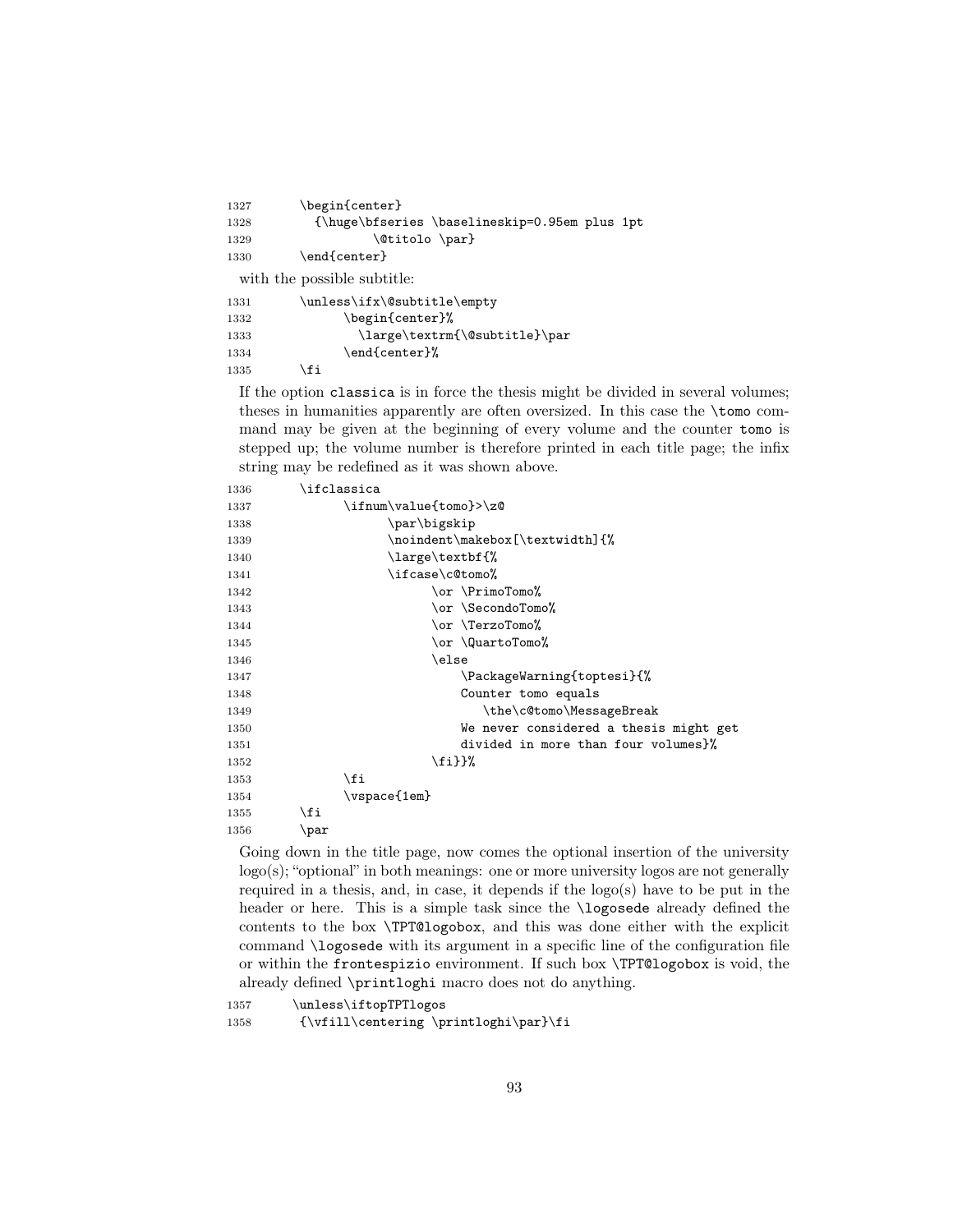```
1327      \begin{center}
1328        {\huge\bfseries \baselineskip=0.95em plus 1pt
1329               \@titolo \par}
1330      \end{center}
```

with the possible subtitle:

```
1331      \unless\ifx\@subtitle\empty
1332            \begin{center}%
1333              \large\textrm{\@subtitle}\par
1334            \end{center}%
1335      \fi
```

If the option classica is in force the thesis might be divided in several volumes; theses in humanities apparently are often oversized. In this case the \tomo command may be given at the beginning of every volume and the counter tomo is stepped up; the volume number is therefore printed in each title page; the infix string may be redefined as it was shown above.

```
1336      \ifclassica
1337            \ifnum\value{tomo}>\z@
1338                  \par\bigskip
1339                  \noindent\makebox[\textwidth]{%
1340                  \large\textbf{%
1341                  \ifcase\c@tomo%
1342                        \or \PrimoTomo%
1343                        \or \SecondoTomo%
1344                        \or \TerzoTomo%
1345                        \or \QuartoTomo%
1346                        \else
1347                            \PackageWarning{toptesi}{%
1348                            Counter tomo equals
1349                               \the\c@tomo\MessageBreak
1350                            We never considered a thesis might get
1351                            divided in more than four volumes}%
1352                        \fi}}%
1353            \fi
1354            \vspace{1em}
1355      \fi
1356      \par
```

Going down in the title page, now comes the optional insertion of the university logo(s); "optional" in both meanings: one or more university logos are not generally required in a thesis, and, in case, it depends if the logo(s) have to be put in the header or here. This is a simple task since the \logosede already defined the contents to the box \TPT@logobox, and this was done either with the explicit command \logosede with its argument in a specific line of the configuration file or within the frontespizio environment. If such box \TPT@logobox is void, the already defined \printloghi macro does not do anything.

```
1357      \unless\iftopTPTlogos
1358       {\vfill\centering \printloghi\par}\fi
```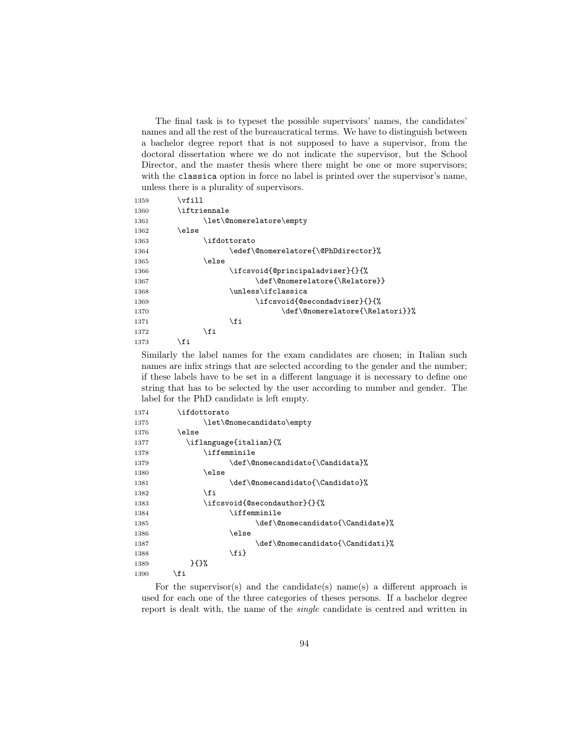The final task is to typeset the possible supervisors' names, the candidates' names and all the rest of the bureaucratical terms. We have to distinguish between a bachelor degree report that is not supposed to have a supervisor, from the doctoral dissertation where we do not indicate the supervisor, but the School Director, and the master thesis where there might be one or more supervisors; with the `classica` option in force no label is printed over the supervisor's name, unless there is a plurality of supervisors.

```
1359      \vfill
1360      \iftriennale
1361            \let\@nomerelatore\empty
1362      \else
1363            \ifdottorato
1364                  \edef\@nomerelatore{\@PhDdirector}%
1365            \else
1366                  \ifcsvoid{@principaladviser}{}{%
1367                        \def\@nomerelatore{\Relatore}}
1368                  \unless\ifclassica
1369                        \ifcsvoid{@secondadviser}{}{%
1370                              \def\@nomerelatore{\Relatori}}%
1371                  \fi
1372            \fi
1373      \fi
```

Similarly the label names for the exam candidates are chosen; in Italian such names are infix strings that are selected according to the gender and the number; if these labels have to be set in a different language it is necessary to define one string that has to be selected by the user according to number and gender. The label for the PhD candidate is left empty.

```
1374      \ifdottorato
1375            \let\@nomecandidato\empty
1376      \else
1377        \iflanguage{italian}{%
1378            \iffemminile
1379                  \def\@nomecandidato{\Candidata}%
1380            \else
1381                  \def\@nomecandidato{\Candidato}%
1382            \fi
1383            \ifcsvoid{@secondauthor}{}{%
1384                  \iffemminile
1385                        \def\@nomecandidato{\Candidate}%
1386                  \else
1387                        \def\@nomecandidato{\Candidati}%
1388                  \fi}
1389        }{}%
1390      \fi
```

For the supervisor(s) and the candidate(s) name(s) a different approach is used for each one of the three categories of theses persons. If a bachelor degree report is dealt with, the name of the *single* candidate is centred and written in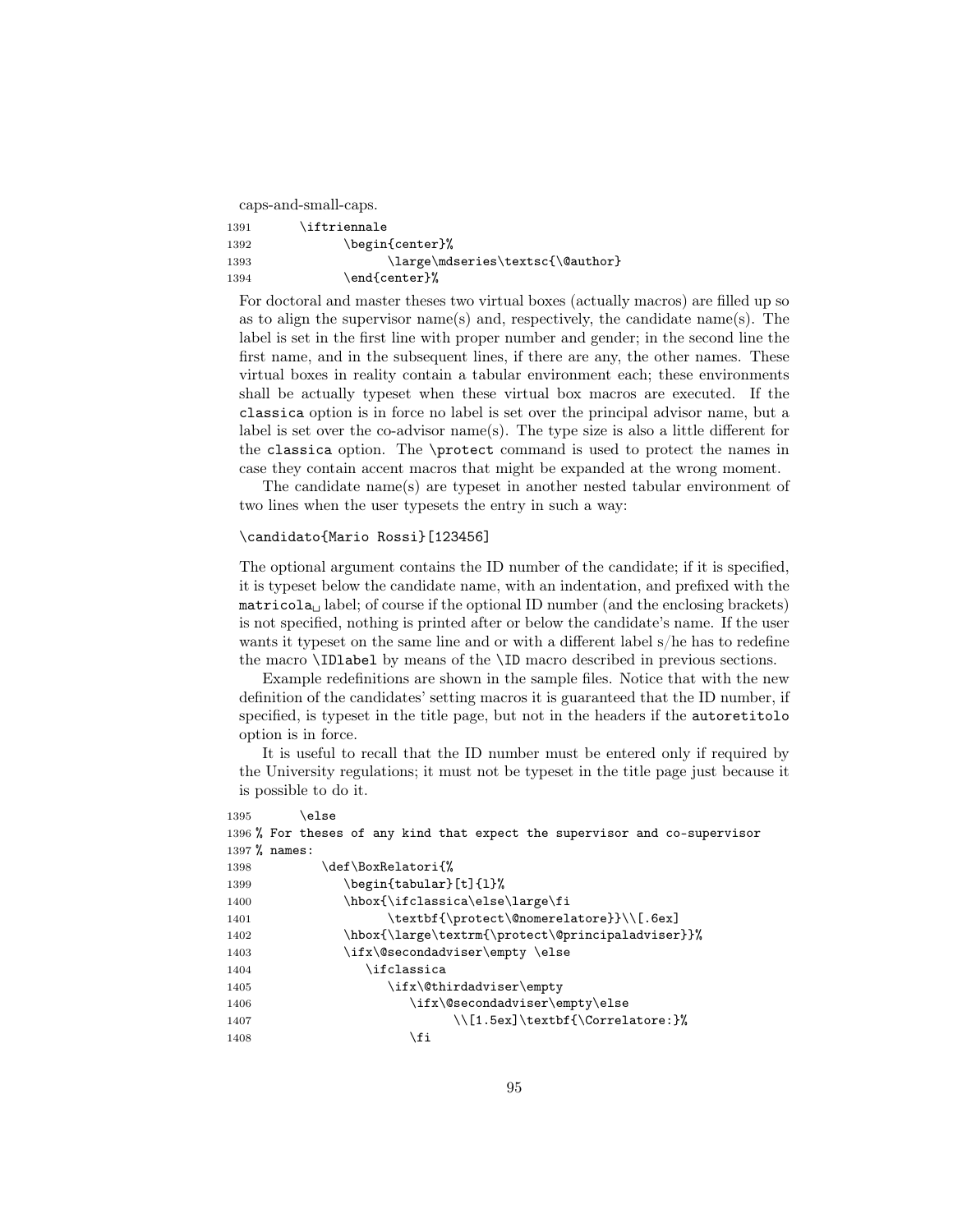caps-and-small-caps.

```
1391        \iftriennale
1392              \begin{center}%
1393                    \large\mdseries\textsc{\@author}
1394              \end{center}%
```

For doctoral and master theses two virtual boxes (actually macros) are filled up so as to align the supervisor name(s) and, respectively, the candidate name(s). The label is set in the first line with proper number and gender; in the second line the first name, and in the subsequent lines, if there are any, the other names. These virtual boxes in reality contain a tabular environment each; these environments shall be actually typeset when these virtual box macros are executed. If the `classica` option is in force no label is set over the principal advisor name, but a label is set over the co-advisor name(s). The type size is also a little different for the `classica` option. The `\protect` command is used to protect the names in case they contain accent macros that might be expanded at the wrong moment.

The candidate name(s) are typeset in another nested tabular environment of two lines when the user typesets the entry in such a way:

```
\candidato{Mario Rossi}[123456]
```

The optional argument contains the ID number of the candidate; if it is specified, it is typeset below the candidate name, with an indentation, and prefixed with the `matricola␣` label; of course if the optional ID number (and the enclosing brackets) is not specified, nothing is printed after or below the candidate's name. If the user wants it typeset on the same line and or with a different label s/he has to redefine the macro `\IDlabel` by means of the `\ID` macro described in previous sections.

Example redefinitions are shown in the sample files. Notice that with the new definition of the candidates' setting macros it is guaranteed that the ID number, if specified, is typeset in the title page, but not in the headers if the `autoretitolo` option is in force.

It is useful to recall that the ID number must be entered only if required by the University regulations; it must not be typeset in the title page just because it is possible to do it.

```
1395        \else
1396 % For theses of any kind that expect the supervisor and co-supervisor
1397 % names:
1398          \def\BoxRelatori{%
1399             \begin{tabular}[t]{l}%
1400             \hbox{\ifclassica\else\large\fi
1401                   \textbf{\protect\@nomerelatore}}\\[.6ex]
1402             \hbox{\large\textrm{\protect\@principaladviser}}%
1403             \ifx\@secondadviser\empty \else
1404                \ifclassica
1405                   \ifx\@thirdadviser\empty
1406                      \ifx\@secondadviser\empty\else
1407                            \\[1.5ex]\textbf{\Correlatore:}%
1408                      \fi
```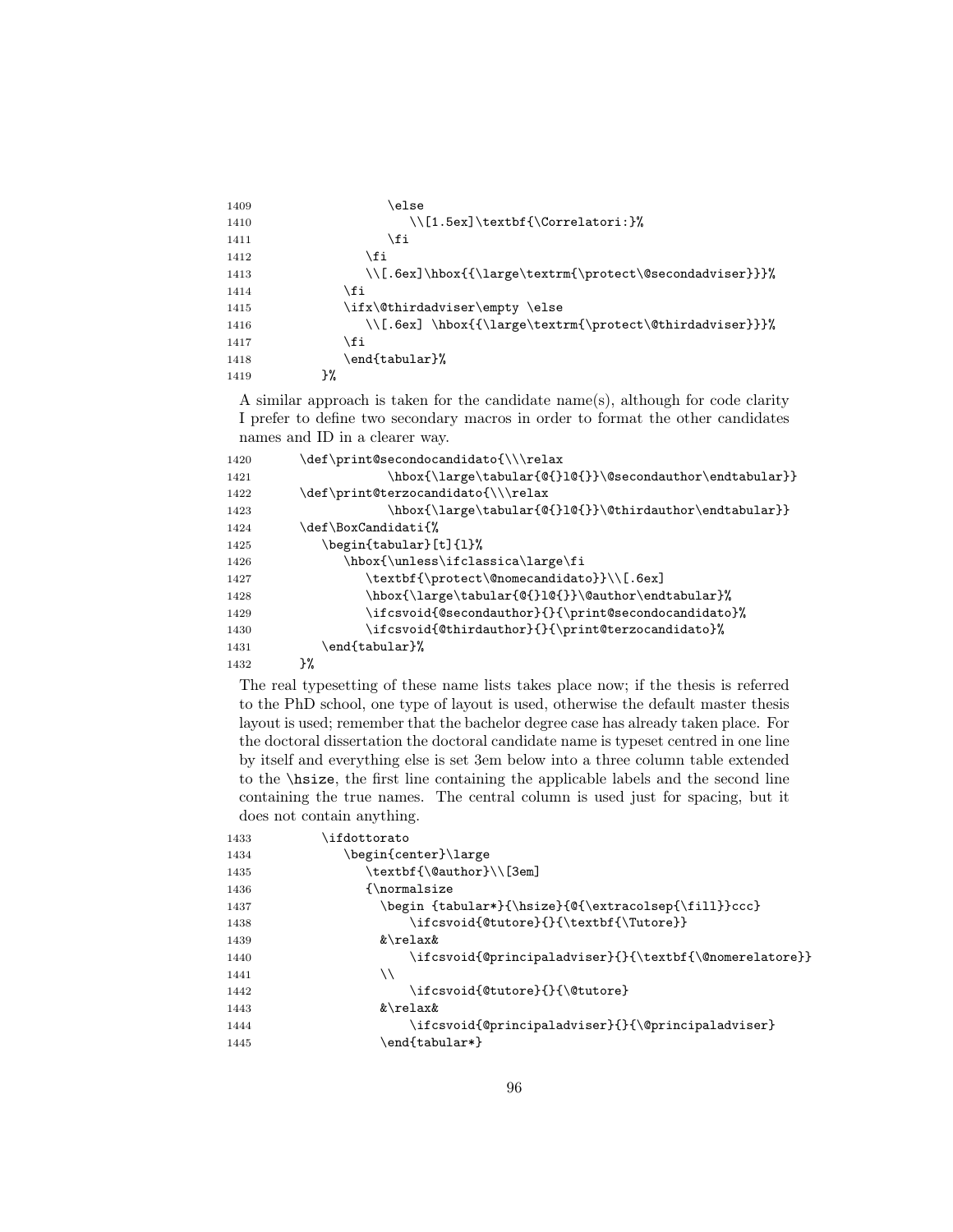```
1409                 \else
1410                    \\[1.5ex]\textbf{\Correlatori:}%
1411                 \fi
1412              \fi
1413              \\[.6ex]\hbox{{\large\textrm{\protect\@secondadviser}}}%
1414           \fi
1415           \ifx\@thirdadviser\empty \else
1416              \\[.6ex] \hbox{{\large\textrm{\protect\@thirdadviser}}}%
1417           \fi
1418           \end{tabular}%
1419        }%
```

A similar approach is taken for the candidate name(s), although for code clarity I prefer to define two secondary macros in order to format the other candidates names and ID in a clearer way.

```
1420     \def\print@secondocandidato{\\\relax
1421              \hbox{\large\tabular{@{}l@{}}\@secondauthor\endtabular}}
1422     \def\print@terzocandidato{\\\relax
1423              \hbox{\large\tabular{@{}l@{}}\@thirdauthor\endtabular}}
1424     \def\BoxCandidati{%
1425        \begin{tabular}[t]{l}%
1426           \hbox{\unless\ifclassica\large\fi
1427              \textbf{\protect\@nomecandidato}}\\[.6ex]
1428              \hbox{\large\tabular{@{}l@{}}\@author\endtabular}%
1429              \ifcsvoid{@secondauthor}{}{\print@secondocandidato}%
1430              \ifcsvoid{@thirdauthor}{}{\print@terzocandidato}%
1431        \end{tabular}%
1432     }%
```

The real typesetting of these name lists takes place now; if the thesis is referred to the PhD school, one type of layout is used, otherwise the default master thesis layout is used; remember that the bachelor degree case has already taken place. For the doctoral dissertation the doctoral candidate name is typeset centred in one line by itself and everything else is set 3em below into a three column table extended to the \hsize, the first line containing the applicable labels and the second line containing the true names. The central column is used just for spacing, but it does not contain anything.

```
1433        \ifdottorato
1434           \begin{center}\large
1435              \textbf{\@author}\\[3em]
1436              {\normalsize
1437                \begin {tabular*}{\hsize}{@{\extracolsep{\fill}}ccc}
1438                    \ifcsvoid{@tutore}{}{\textbf{\Tutore}}
1439                &\relax&
1440                    \ifcsvoid{@principaladviser}{}{\textbf{\@nomerelatore}}
1441                \\
1442                    \ifcsvoid{@tutore}{}{\@tutore}
1443                &\relax&
1444                    \ifcsvoid{@principaladviser}{}{\@principaladviser}
1445                \end{tabular*}
```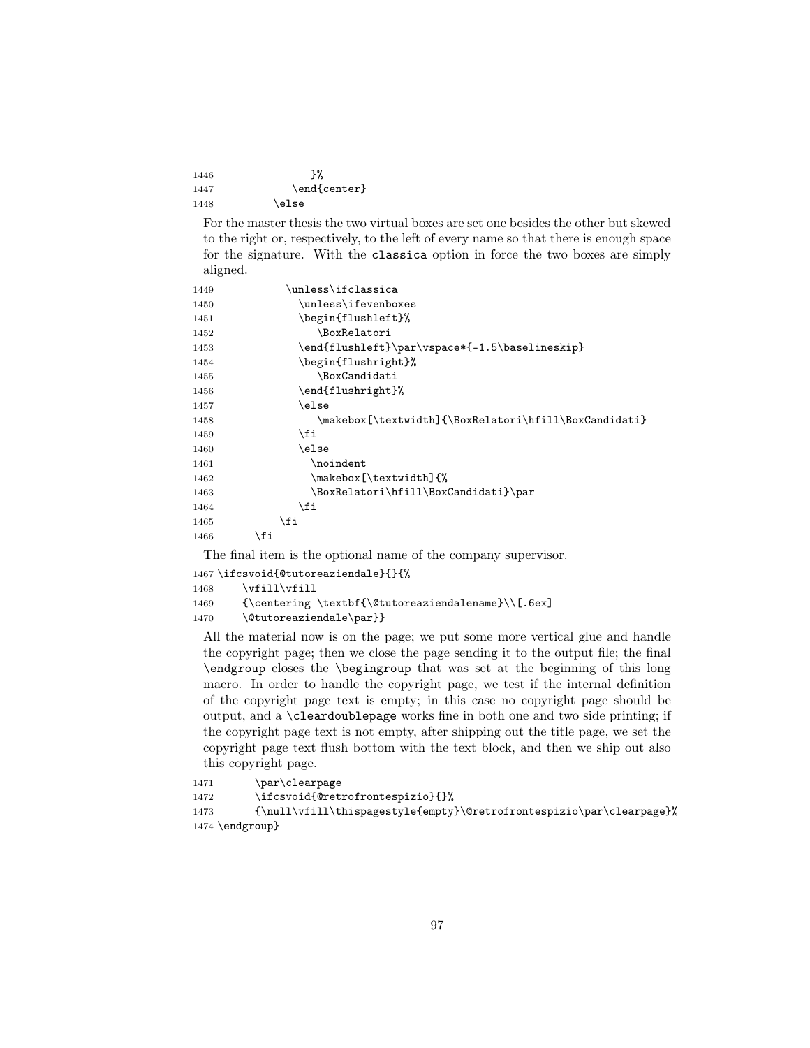```
1446                }%
1447            \end{center}
1448        \else
```

For the master thesis the two virtual boxes are set one besides the other but skewed to the right or, respectively, to the left of every name so that there is enough space for the signature. With the classica option in force the two boxes are simply aligned.

```
1449          \unless\ifclassica
1450            \unless\ifevenboxes
1451            \begin{flushleft}%
1452               \BoxRelatori
1453            \end{flushleft}\par\vspace*{-1.5\baselineskip}
1454            \begin{flushright}%
1455               \BoxCandidati
1456            \end{flushright}%
1457            \else
1458               \makebox[\textwidth]{\BoxRelatori\hfill\BoxCandidati}
1459            \fi
1460            \else
1461              \noindent
1462              \makebox[\textwidth]{%
1463              \BoxRelatori\hfill\BoxCandidati}\par
1464            \fi
1465          \fi
1466      \fi
```

The final item is the optional name of the company supervisor.

```
1467 \ifcsvoid{@tutoreaziendale}{}{%
1468     \vfill\vfill
1469     {\centering \textbf{\@tutoreaziendalename}\\[.6ex]
1470     \@tutoreaziendale\par}}
```

All the material now is on the page; we put some more vertical glue and handle the copyright page; then we close the page sending it to the output file; the final \endgroup closes the \begingroup that was set at the beginning of this long macro. In order to handle the copyright page, we test if the internal definition of the copyright page text is empty; in this case no copyright page should be output, and a \cleardoublepage works fine in both one and two side printing; if the copyright page text is not empty, after shipping out the title page, we set the copyright page text flush bottom with the text block, and then we ship out also this copyright page.

```
1471     \par\clearpage
1472     \ifcsvoid{@retrofrontespizio}{}%
1473     {\null\vfill\thispagestyle{empty}\@retrofrontespizio\par\clearpage}%
1474 \endgroup}
```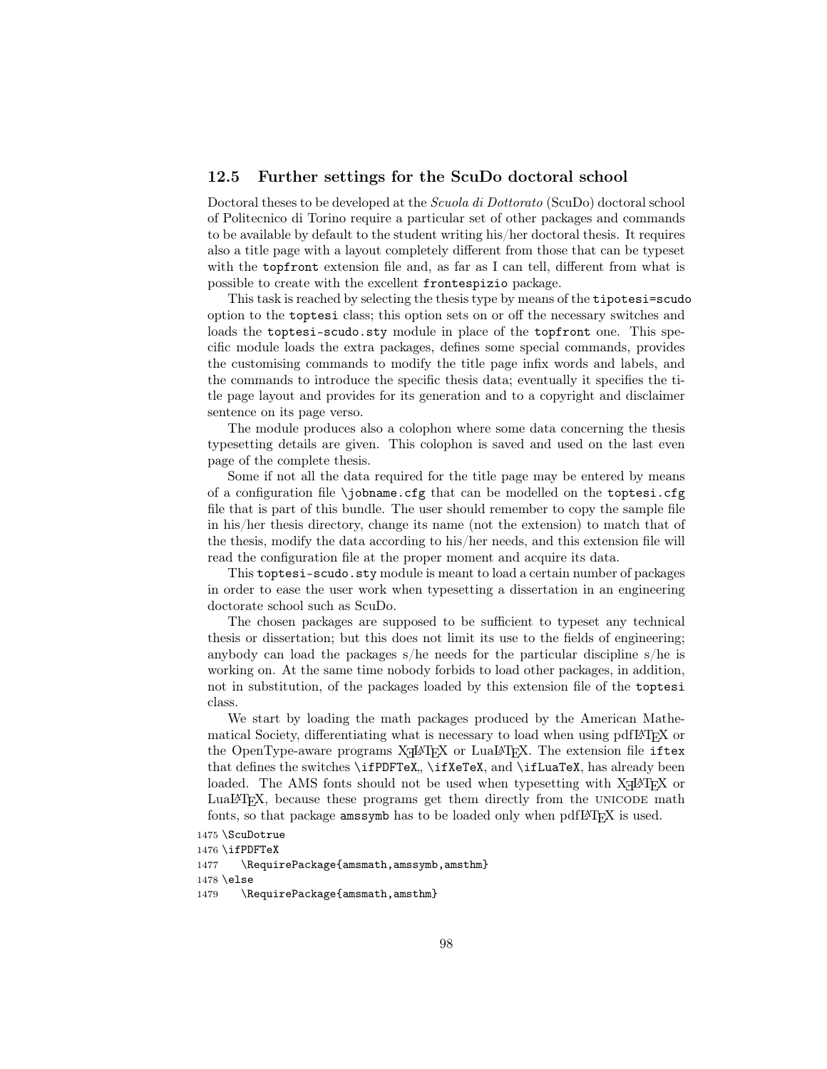## 12.5 Further settings for the ScuDo doctoral school

Doctoral theses to be developed at the *Scuola di Dottorato* (ScuDo) doctoral school of Politecnico di Torino require a particular set of other packages and commands to be available by default to the student writing his/her doctoral thesis. It requires also a title page with a layout completely different from those that can be typeset with the `topfront` extension file and, as far as I can tell, different from what is possible to create with the excellent `frontespizio` package.

This task is reached by selecting the thesis type by means of the `tipotesi=scudo` option to the `toptesi` class; this option sets on or off the necessary switches and loads the `toptesi-scudo.sty` module in place of the `topfront` one. This specific module loads the extra packages, defines some special commands, provides the customising commands to modify the title page infix words and labels, and the commands to introduce the specific thesis data; eventually it specifies the title page layout and provides for its generation and to a copyright and disclaimer sentence on its page verso.

The module produces also a colophon where some data concerning the thesis typesetting details are given. This colophon is saved and used on the last even page of the complete thesis.

Some if not all the data required for the title page may be entered by means of a configuration file `\jobname.cfg` that can be modelled on the `toptesi.cfg` file that is part of this bundle. The user should remember to copy the sample file in his/her thesis directory, change its name (not the extension) to match that of the thesis, modify the data according to his/her needs, and this extension file will read the configuration file at the proper moment and acquire its data.

This `toptesi-scudo.sty` module is meant to load a certain number of packages in order to ease the user work when typesetting a dissertation in an engineering doctorate school such as ScuDo.

The chosen packages are supposed to be sufficient to typeset any technical thesis or dissertation; but this does not limit its use to the fields of engineering; anybody can load the packages s/he needs for the particular discipline s/he is working on. At the same time nobody forbids to load other packages, in addition, not in substitution, of the packages loaded by this extension file of the `toptesi` class.

We start by loading the math packages produced by the American Mathematical Society, differentiating what is necessary to load when using pdfLaTeX or the OpenType-aware programs XeLaTeX or LuaLaTeX. The extension file `iftex` that defines the switches `\ifPDFTeX`,, `\ifXeTeX`, and `\ifLuaTeX`, has already been loaded. The AMS fonts should not be used when typesetting with XeLaTeX or LuaLaTeX, because these programs get them directly from the UNICODE math fonts, so that package `amssymb` has to be loaded only when pdfLaTeX is used.

```
1475 \ScuDotrue
1476 \ifPDFTeX
1477    \RequirePackage{amsmath,amssymb,amsthm}
1478 \else
1479    \RequirePackage{amsmath,amsthm}
```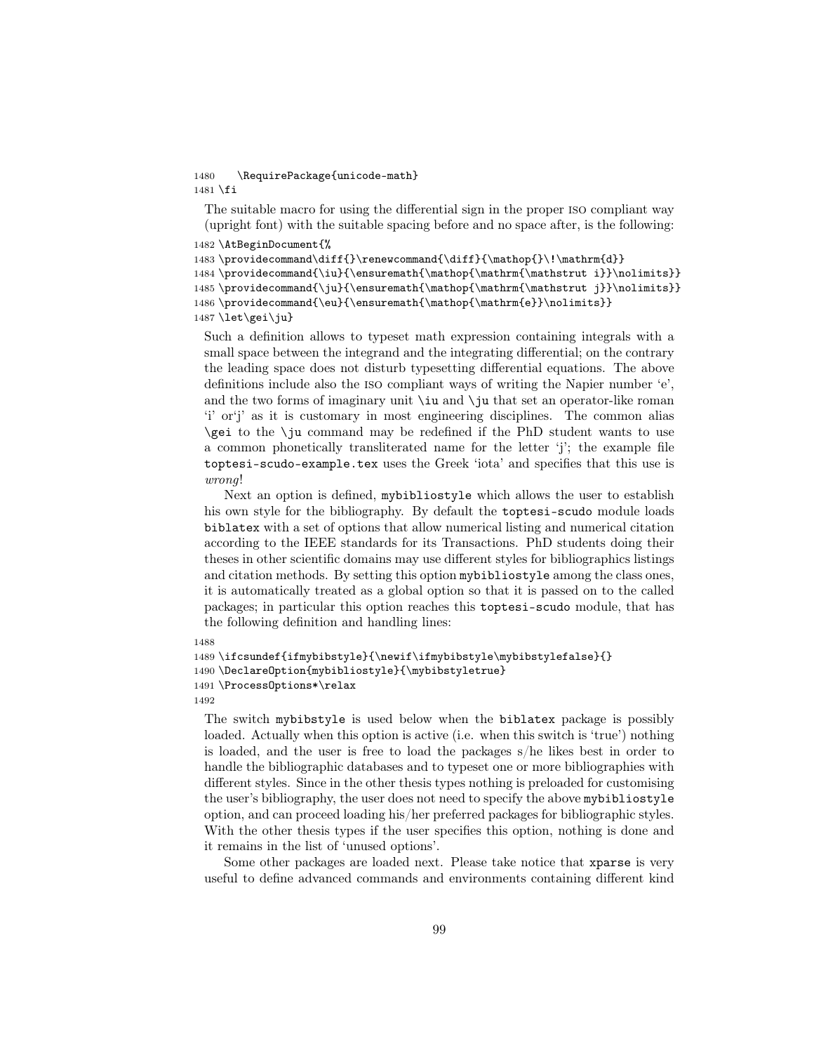```
1480    \RequirePackage{unicode-math}
1481 \fi
```

The suitable macro for using the differential sign in the proper ISO compliant way (upright font) with the suitable spacing before and no space after, is the following:

```
1482 \AtBeginDocument{%
1483 \providecommand\diff{}\renewcommand{\diff}{\mathop{}\!\mathrm{d}}
1484 \providecommand{\iu}{\ensuremath{\mathop{\mathrm{\mathstrut i}}\nolimits}}
1485 \providecommand{\ju}{\ensuremath{\mathop{\mathrm{\mathstrut j}}\nolimits}}
1486 \providecommand{\eu}{\ensuremath{\mathop{\mathrm{e}}\nolimits}}
1487 \let\gei\ju}
```

Such a definition allows to typeset math expression containing integrals with a small space between the integrand and the integrating differential; on the contrary the leading space does not disturb typesetting differential equations. The above definitions include also the ISO compliant ways of writing the Napier number 'e', and the two forms of imaginary unit `\iu` and `\ju` that set an operator-like roman 'i' or'j' as it is customary in most engineering disciplines. The common alias `\gei` to the `\ju` command may be redefined if the PhD student wants to use a common phonetically transliterated name for the letter 'j'; the example file `toptesi-scudo-example.tex` uses the Greek 'iota' and specifies that this use is *wrong*!

Next an option is defined, `mybibliostyle` which allows the user to establish his own style for the bibliography. By default the `toptesi-scudo` module loads `biblatex` with a set of options that allow numerical listing and numerical citation according to the IEEE standards for its Transactions. PhD students doing their theses in other scientific domains may use different styles for bibliographics listings and citation methods. By setting this option `mybibliostyle` among the class ones, it is automatically treated as a global option so that it is passed on to the called packages; in particular this option reaches this `toptesi-scudo` module, that has the following definition and handling lines:

```
1488
1489 \ifcsundef{ifmybibstyle}{\newif\ifmybibstyle\mybibstylefalse}{}
1490 \DeclareOption{mybibliostyle}{\mybibstyletrue}
1491 \ProcessOptions*\relax
1492
```

The switch `mybibstyle` is used below when the `biblatex` package is possibly loaded. Actually when this option is active (i.e. when this switch is 'true') nothing is loaded, and the user is free to load the packages s/he likes best in order to handle the bibliographic databases and to typeset one or more bibliographies with different styles. Since in the other thesis types nothing is preloaded for customising the user's bibliography, the user does not need to specify the above `mybibliostyle` option, and can proceed loading his/her preferred packages for bibliographic styles. With the other thesis types if the user specifies this option, nothing is done and it remains in the list of 'unused options'.

Some other packages are loaded next. Please take notice that `xparse` is very useful to define advanced commands and environments containing different kind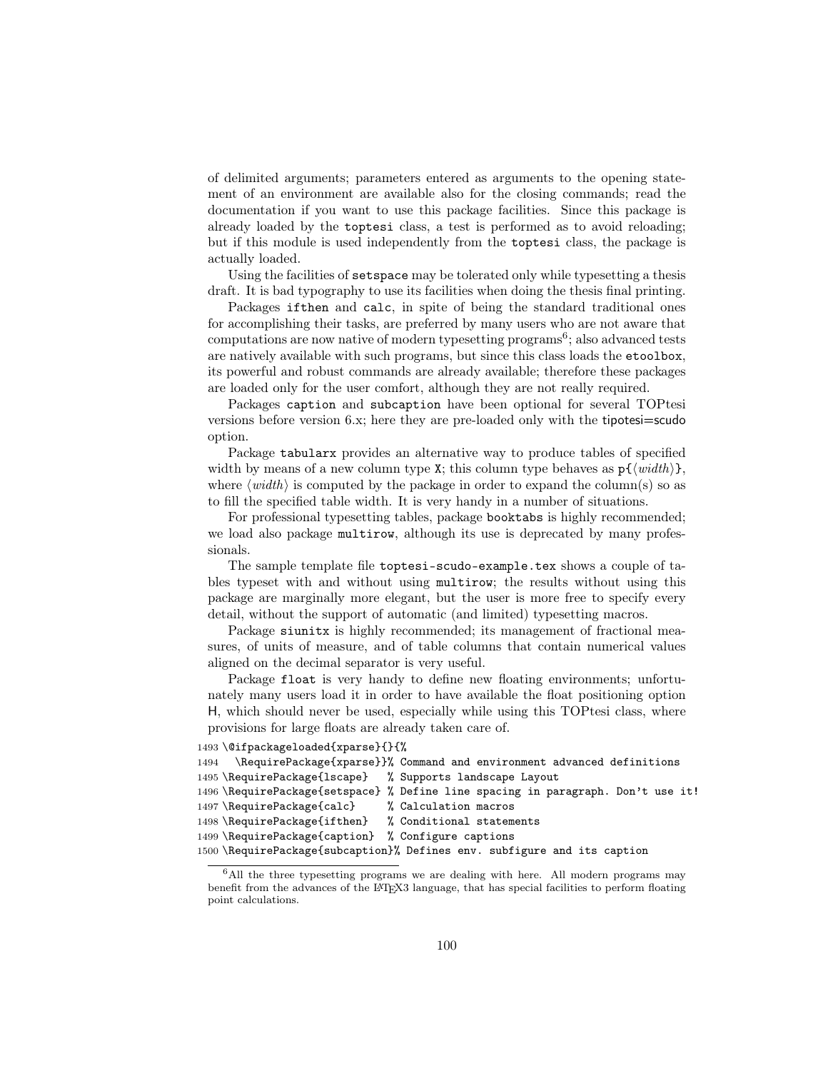of delimited arguments; parameters entered as arguments to the opening statement of an environment are available also for the closing commands; read the documentation if you want to use this package facilities. Since this package is already loaded by the `toptesi` class, a test is performed as to avoid reloading; but if this module is used independently from the `toptesi` class, the package is actually loaded.

Using the facilities of `setspace` may be tolerated only while typesetting a thesis draft. It is bad typography to use its facilities when doing the thesis final printing.

Packages `ifthen` and `calc`, in spite of being the standard traditional ones for accomplishing their tasks, are preferred by many users who are not aware that computations are now native of modern typesetting programs[6]; also advanced tests are natively available with such programs, but since this class loads the `etoolbox`, its powerful and robust commands are already available; therefore these packages are loaded only for the user comfort, although they are not really required.

Packages `caption` and `subcaption` have been optional for several TOPtesi versions before version 6.x; here they are pre-loaded only with the tipotesi=scudo option.

Package `tabularx` provides an alternative way to produce tables of specified width by means of a new column type `X`; this column type behaves as `p{`⟨*width*⟩`}`, where ⟨*width*⟩ is computed by the package in order to expand the column(s) so as to fill the specified table width. It is very handy in a number of situations.

For professional typesetting tables, package `booktabs` is highly recommended; we load also package `multirow`, although its use is deprecated by many professionals.

The sample template file `toptesi-scudo-example.tex` shows a couple of tables typeset with and without using `multirow`; the results without using this package are marginally more elegant, but the user is more free to specify every detail, without the support of automatic (and limited) typesetting macros.

Package `siunitx` is highly recommended; its management of fractional measures, of units of measure, and of table columns that contain numerical values aligned on the decimal separator is very useful.

Package `float` is very handy to define new floating environments; unfortunately many users load it in order to have available the float positioning option H, which should never be used, especially while using this TOPtesi class, where provisions for large floats are already taken care of.

```
1493 \@ifpackageloaded{xparse}{}{%
1494   \RequirePackage{xparse}}% Command and environment advanced definitions
1495 \RequirePackage{lscape}   % Supports landscape Layout
1496 \RequirePackage{setspace} % Define line spacing in paragraph. Don't use it!
1497 \RequirePackage{calc}     % Calculation macros
1498 \RequirePackage{ifthen}   % Conditional statements
1499 \RequirePackage{caption}  % Configure captions
1500 \RequirePackage{subcaption}% Defines env. subfigure and its caption
```

[6] All the three typesetting programs we are dealing with here. All modern programs may benefit from the advances of the LaTeX3 language, that has special facilities to perform floating point calculations.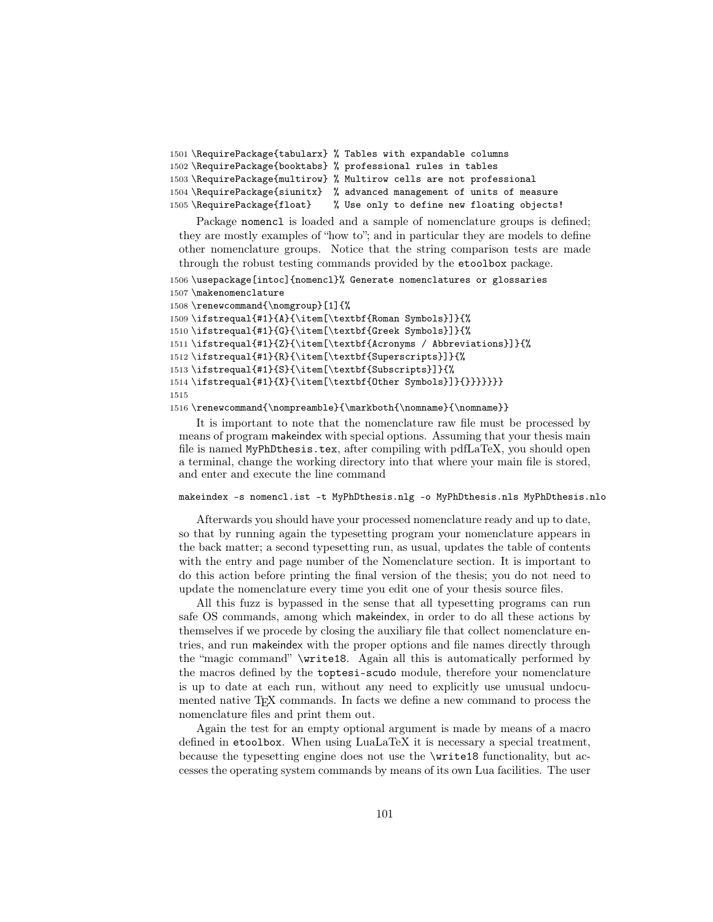```
1501 \RequirePackage{tabularx} % Tables with expandable columns
1502 \RequirePackage{booktabs} % professional rules in tables
1503 \RequirePackage{multirow} % Multirow cells are not professional
1504 \RequirePackage{siunitx}  % advanced management of units of measure
1505 \RequirePackage{float}    % Use only to define new floating objects!
```

Package nomencl is loaded and a sample of nomenclature groups is defined; they are mostly examples of "how to"; and in particular they are models to define other nomenclature groups. Notice that the string comparison tests are made through the robust testing commands provided by the etoolbox package.

```
1506 \usepackage[intoc]{nomencl}% Generate nomenclatures or glossaries
1507 \makenomenclature
1508 \renewcommand{\nomgroup}[1]{%
1509 \ifstrequal{#1}{A}{\item[\textbf{Roman Symbols}]}{%
1510 \ifstrequal{#1}{G}{\item[\textbf{Greek Symbols}]}{%
1511 \ifstrequal{#1}{Z}{\item[\textbf{Acronyms / Abbreviations}]}{%
1512 \ifstrequal{#1}{R}{\item[\textbf{Superscripts}]}{%
1513 \ifstrequal{#1}{S}{\item[\textbf{Subscripts}]}{%
1514 \ifstrequal{#1}{X}{\item[\textbf{Other Symbols}]}{}}}}}}}
1515
1516 \renewcommand{\nompreamble}{\markboth{\nomname}{\nomname}}
```

It is important to note that the nomenclature raw file must be processed by means of program makeindex with special options. Assuming that your thesis main file is named MyPhDthesis.tex, after compiling with pdfLaTeX, you should open a terminal, change the working directory into that where your main file is stored, and enter and execute the line command

```
makeindex -s nomencl.ist -t MyPhDthesis.nlg -o MyPhDthesis.nls MyPhDthesis.nlo
```

Afterwards you should have your processed nomenclature ready and up to date, so that by running again the typesetting program your nomenclature appears in the back matter; a second typesetting run, as usual, updates the table of contents with the entry and page number of the Nomenclature section. It is important to do this action before printing the final version of the thesis; you do not need to update the nomenclature every time you edit one of your thesis source files.

All this fuzz is bypassed in the sense that all typesetting programs can run safe OS commands, among which makeindex, in order to do all these actions by themselves if we procede by closing the auxiliary file that collect nomenclature entries, and run makeindex with the proper options and file names directly through the "magic command" \write18. Again all this is automatically performed by the macros defined by the toptesi-scudo module, therefore your nomenclature is up to date at each run, without any need to explicitly use unusual undocumented native TeX commands. In facts we define a new command to process the nomenclature files and print them out.

Again the test for an empty optional argument is made by means of a macro defined in etoolbox. When using LuaLaTeX it is necessary a special treatment, because the typesetting engine does not use the \write18 functionality, but accesses the operating system commands by means of its own Lua facilities. The user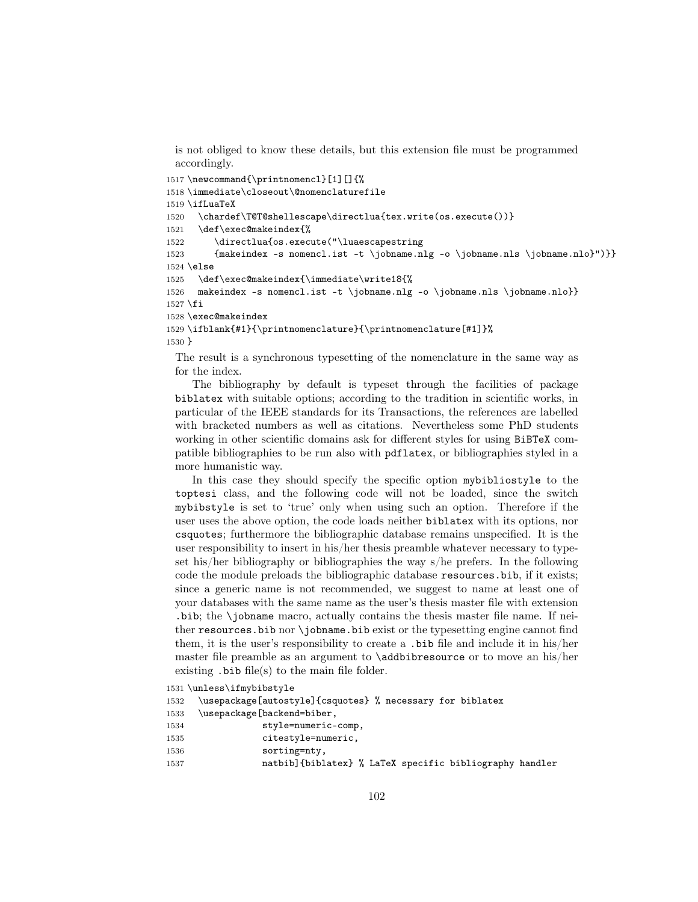is not obliged to know these details, but this extension file must be programmed accordingly.

```
1517 \newcommand{\printnomencl}[1][]{%
1518 \immediate\closeout\@nomenclaturefile
1519 \ifLuaTeX
1520   \chardef\T@T@shellescape\directlua{tex.write(os.execute())}
1521   \def\exec@makeindex{%
1522     \directlua{os.execute("\luaescapestring
1523     {makeindex -s nomencl.ist -t \jobname.nlg -o \jobname.nls \jobname.nlo}")}}
1524 \else
1525   \def\exec@makeindex{\immediate\write18{%
1526   makeindex -s nomencl.ist -t \jobname.nlg -o \jobname.nls \jobname.nlo}}
1527 \fi
1528 \exec@makeindex
1529 \ifblank{#1}{\printnomenclature}{\printnomenclature[#1]}%
1530 }
```

The result is a synchronous typesetting of the nomenclature in the same way as for the index.

The bibliography by default is typeset through the facilities of package `biblatex` with suitable options; according to the tradition in scientific works, in particular of the IEEE standards for its Transactions, the references are labelled with bracketed numbers as well as citations. Nevertheless some PhD students working in other scientific domains ask for different styles for using `BiBTeX` compatible bibliographies to be run also with `pdflatex`, or bibliographies styled in a more humanistic way.

In this case they should specify the specific option `mybibliostyle` to the `toptesi` class, and the following code will not be loaded, since the switch `mybibstyle` is set to 'true' only when using such an option. Therefore if the user uses the above option, the code loads neither `biblatex` with its options, nor `csquotes`; furthermore the bibliographic database remains unspecified. It is the user responsibility to insert in his/her thesis preamble whatever necessary to typeset his/her bibliography or bibliographies the way s/he prefers. In the following code the module preloads the bibliographic database `resources.bib`, if it exists; since a generic name is not recommended, we suggest to name at least one of your databases with the same name as the user's thesis master file with extension `.bib`; the `\jobname` macro, actually contains the thesis master file name. If neither `resources.bib` nor `\jobname.bib` exist or the typesetting engine cannot find them, it is the user's responsibility to create a `.bib` file and include it in his/her master file preamble as an argument to `\addbibresource` or to move an his/her existing `.bib` file(s) to the main file folder.

```
1531 \unless\ifmybibstyle
1532   \usepackage[autostyle]{csquotes} % necessary for biblatex
1533   \usepackage[backend=biber,
1534               style=numeric-comp,
1535               citestyle=numeric,
1536               sorting=nty,
1537               natbib]{biblatex} % LaTeX specific bibliography handler
```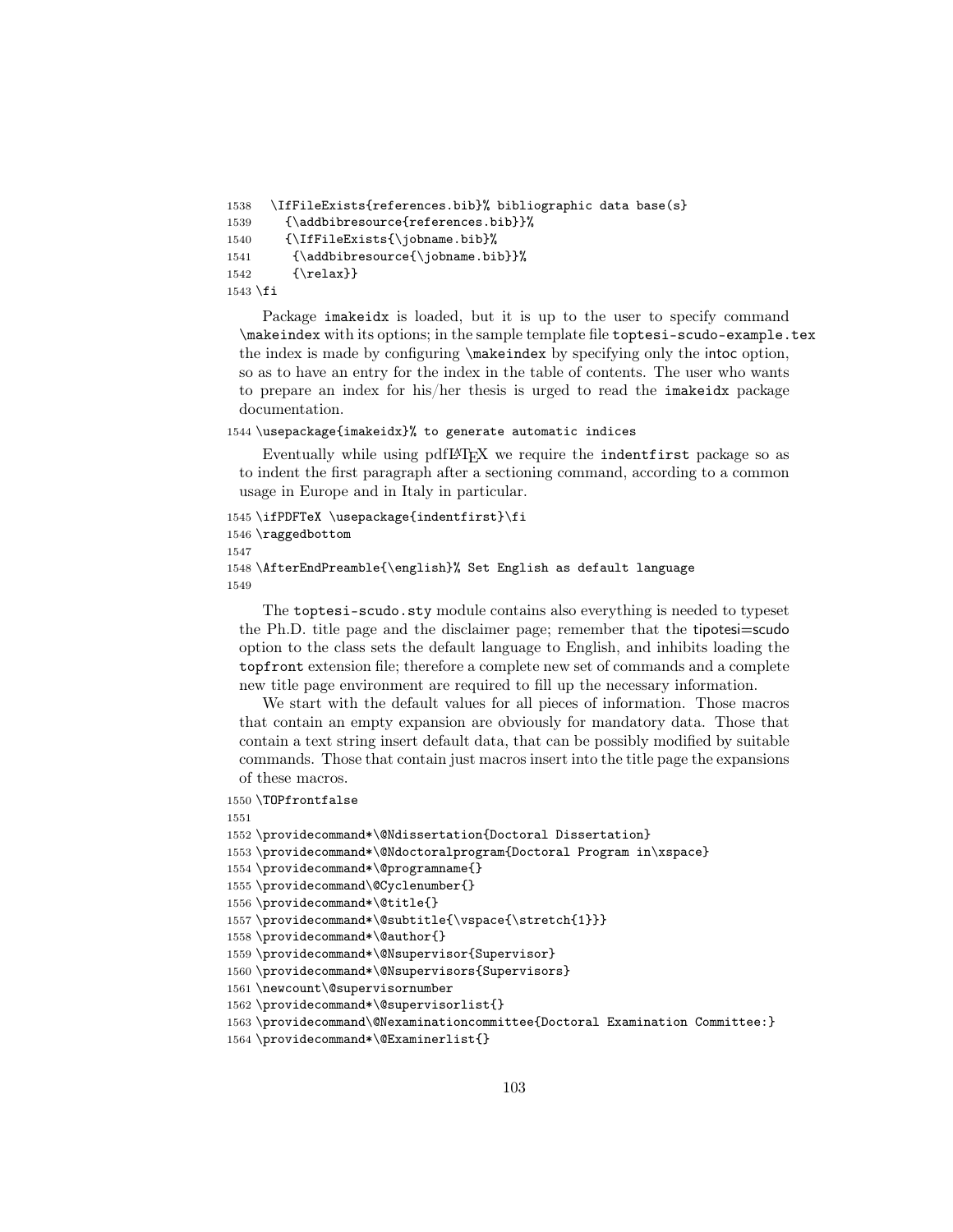```
1538 \IfFileExists{references.bib}% bibliographic data base(s)
1539   {\addbibresource{references.bib}}%
1540   {\IfFileExists{\jobname.bib}%
1541    {\addbibresource{\jobname.bib}}%
1542    {\relax}}
1543 \fi
```

Package `imakeidx` is loaded, but it is up to the user to specify command `\makeindex` with its options; in the sample template file `toptesi-scudo-example.tex` the index is made by configuring `\makeindex` by specifying only the intoc option, so as to have an entry for the index in the table of contents. The user who wants to prepare an index for his/her thesis is urged to read the `imakeidx` package documentation.

```
1544 \usepackage{imakeidx}% to generate automatic indices
```

Eventually while using pdfLaTeX we require the `indentfirst` package so as to indent the first paragraph after a sectioning command, according to a common usage in Europe and in Italy in particular.

```
1545 \ifPDFTeX \usepackage{indentfirst}\fi
1546 \raggedbottom
1547
1548 \AfterEndPreamble{\english}% Set English as default language
1549
```

The `toptesi-scudo.sty` module contains also everything is needed to typeset the Ph.D. title page and the disclaimer page; remember that the tipotesi=scudo option to the class sets the default language to English, and inhibits loading the `topfront` extension file; therefore a complete new set of commands and a complete new title page environment are required to fill up the necessary information.

We start with the default values for all pieces of information. Those macros that contain an empty expansion are obviously for mandatory data. Those that contain a text string insert default data, that can be possibly modified by suitable commands. Those that contain just macros insert into the title page the expansions of these macros.

```
1550 \TOPfrontfalse
1551
1552 \providecommand*\@Ndissertation{Doctoral Dissertation}
1553 \providecommand*\@Ndoctoralprogram{Doctoral Program in\xspace}
1554 \providecommand*\@programname{}
1555 \providecommand\@Cyclenumber{}
1556 \providecommand*\@title{}
1557 \providecommand*\@subtitle{\vspace{\stretch{1}}}
1558 \providecommand*\@author{}
1559 \providecommand*\@Nsupervisor{Supervisor}
1560 \providecommand*\@Nsupervisors{Supervisors}
1561 \newcount\@supervisornumber
1562 \providecommand*\@supervisorlist{}
1563 \providecommand\@Nexaminationcommittee{Doctoral Examination Committee:}
1564 \providecommand*\@Examinerlist{}
```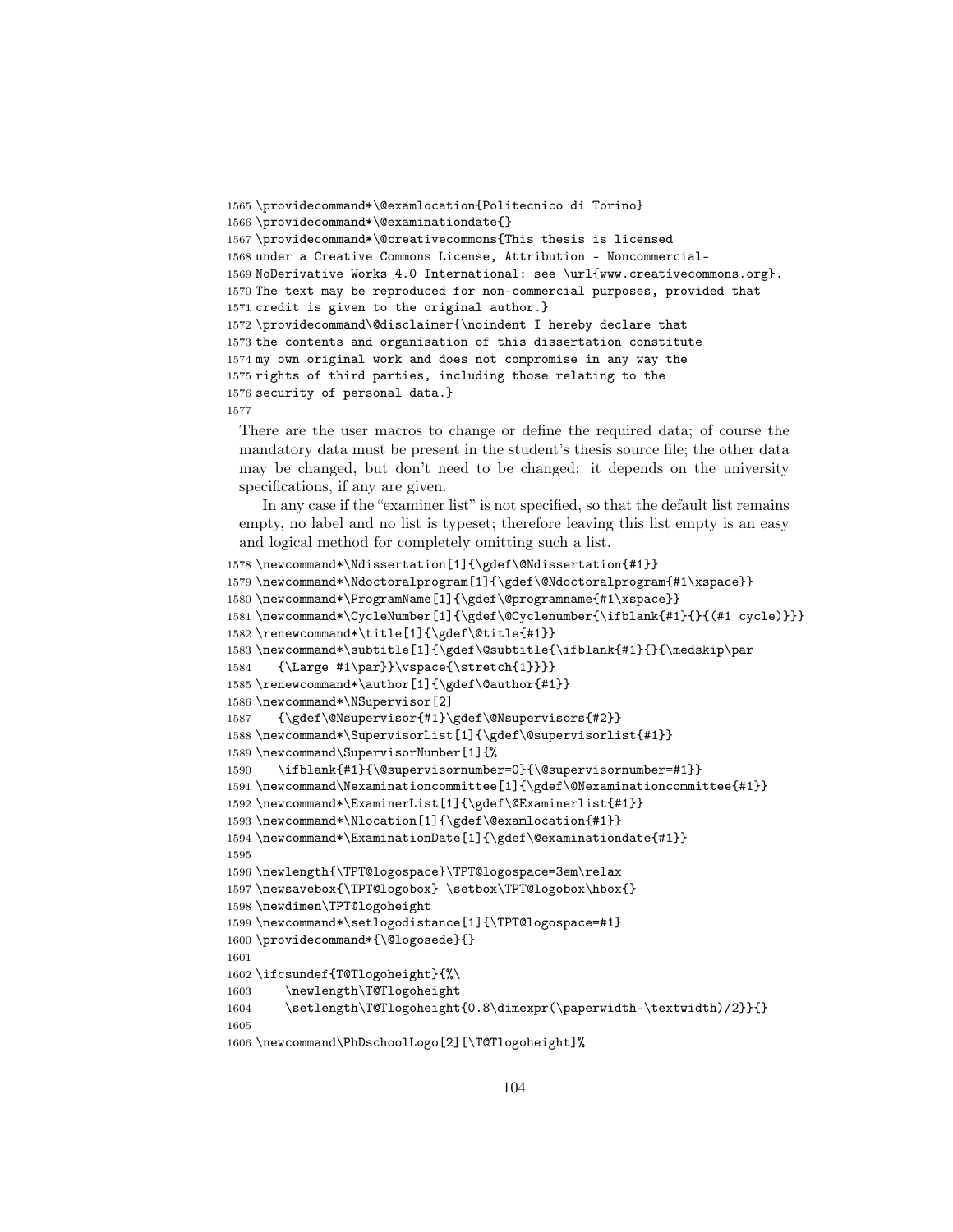```
1565 \providecommand*\@examlocation{Politecnico di Torino}
1566 \providecommand*\@examinationdate{}
1567 \providecommand*\@creativecommons{This thesis is licensed
1568 under a Creative Commons License, Attribution - Noncommercial-
1569 NoDerivative Works 4.0 International: see \url{www.creativecommons.org}.
1570 The text may be reproduced for non-commercial purposes, provided that
1571 credit is given to the original author.}
1572 \providecommand\@disclaimer{\noindent I hereby declare that
1573 the contents and organisation of this dissertation constitute
1574 my own original work and does not compromise in any way the
1575 rights of third parties, including those relating to the
1576 security of personal data.}
1577
```

There are the user macros to change or define the required data; of course the mandatory data must be present in the student's thesis source file; the other data may be changed, but don't need to be changed: it depends on the university specifications, if any are given.

In any case if the "examiner list" is not specified, so that the default list remains empty, no label and no list is typeset; therefore leaving this list empty is an easy and logical method for completely omitting such a list.

```
1578 \newcommand*\Ndissertation[1]{\gdef\@Ndissertation{#1}}
1579 \newcommand*\Ndoctoralprogram[1]{\gdef\@Ndoctoralprogram{#1\xspace}}
1580 \newcommand*\ProgramName[1]{\gdef\@programname{#1\xspace}}
1581 \newcommand*\CycleNumber[1]{\gdef\@Cyclenumber{\ifblank{#1}{}{(#1 cycle)}}}
1582 \renewcommand*\title[1]{\gdef\@title{#1}}
1583 \newcommand*\subtitle[1]{\gdef\@subtitle{\ifblank{#1}{}{\medskip\par
1584    {\Large #1\par}}\vspace{\stretch{1}}}}
1585 \renewcommand*\author[1]{\gdef\@author{#1}}
1586 \newcommand*\NSupervisor[2]
1587    {\gdef\@Nsupervisor{#1}\gdef\@Nsupervisors{#2}}
1588 \newcommand*\SupervisorList[1]{\gdef\@supervisorlist{#1}}
1589 \newcommand\SupervisorNumber[1]{%
1590    \ifblank{#1}{\@supervisornumber=0}{\@supervisornumber=#1}}
1591 \newcommand\Nexaminationcommittee[1]{\gdef\@Nexaminationcommittee{#1}}
1592 \newcommand*\ExaminerList[1]{\gdef\@Examinerlist{#1}}
1593 \newcommand*\Nlocation[1]{\gdef\@examlocation{#1}}
1594 \newcommand*\ExaminationDate[1]{\gdef\@examinationdate{#1}}
1595
1596 \newlength{\TPT@logospace}\TPT@logospace=3em\relax
1597 \newsavebox{\TPT@logobox} \setbox\TPT@logobox\hbox{}
1598 \newdimen\TPT@logoheight
1599 \newcommand*\setlogodistance[1]{\TPT@logospace=#1}
1600 \providecommand*{\@logosede}{}
1601
1602 \ifcsundef{T@Tlogoheight}{%\
1603     \newlength\T@Tlogoheight
1604     \setlength\T@Tlogoheight{0.8\dimexpr(\paperwidth-\textwidth)/2}}{}
1605
1606 \newcommand\PhDschoolLogo[2][\T@Tlogoheight]%
```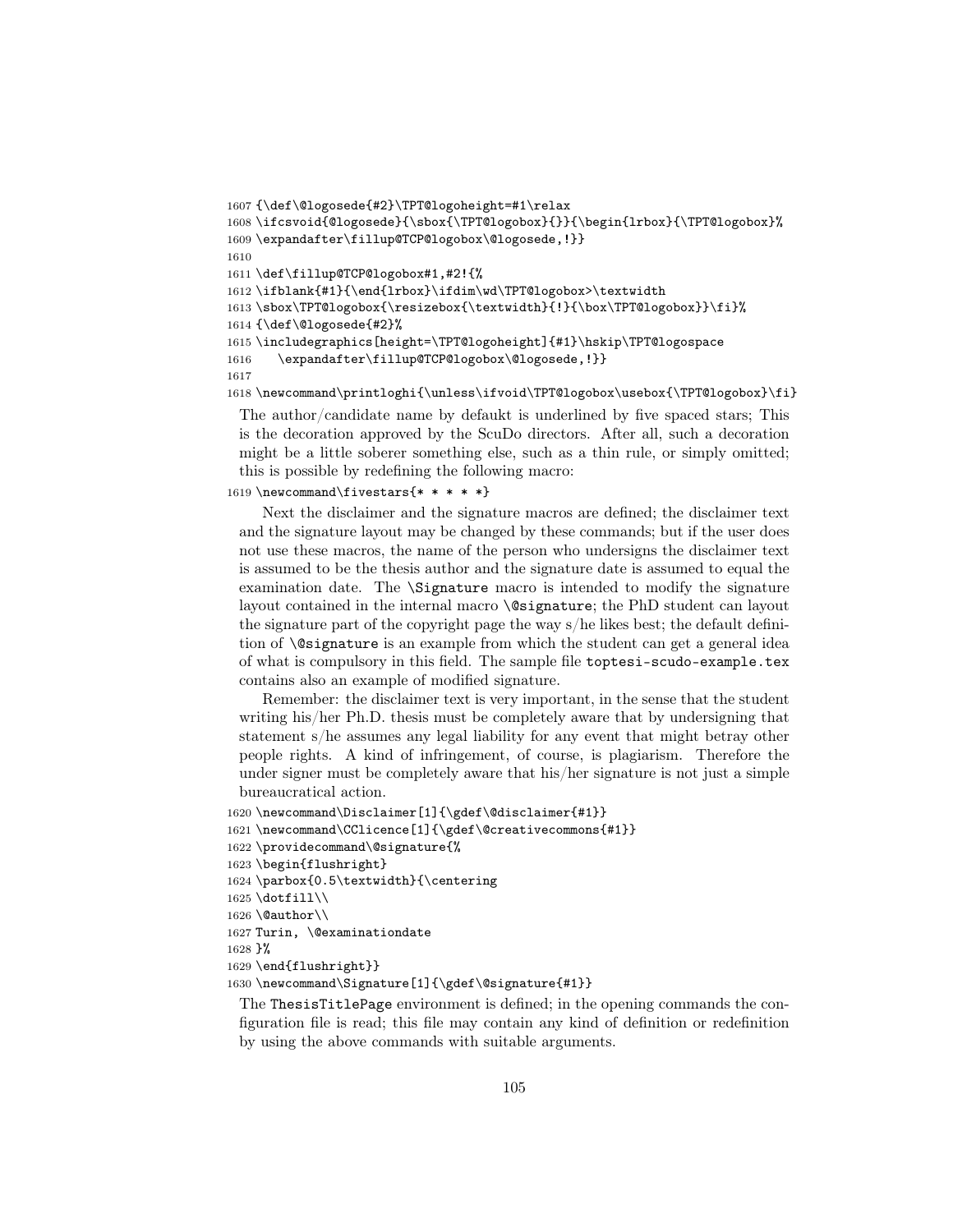```
1607 {\def\@logosede{#2}\TPT@logoheight=#1\relax
1608 \ifcsvoid{@logosede}{\sbox{\TPT@logobox}{}}{\begin{lrbox}{\TPT@logobox}%
1609 \expandafter\fillup@TCP@logobox\@logosede,!}}
1610
1611 \def\fillup@TCP@logobox#1,#2!{%
1612 \ifblank{#1}{\end{lrbox}\ifdim\wd\TPT@logobox>\textwidth
1613 \sbox\TPT@logobox{\resizebox{\textwidth}{!}{\box\TPT@logobox}}\fi}%
1614 {\def\@logosede{#2}%
1615 \includegraphics[height=\TPT@logoheight]{#1}\hskip\TPT@logospace
1616     \expandafter\fillup@TCP@logobox\@logosede,!}}
1617
1618 \newcommand\printloghi{\unless\ifvoid\TPT@logobox\usebox{\TPT@logobox}\fi}
```

The author/candidate name by defaukt is underlined by five spaced stars; This is the decoration approved by the ScuDo directors. After all, such a decoration might be a little soberer something else, such as a thin rule, or simply omitted; this is possible by redefining the following macro:

```
1619 \newcommand\fivestars{* * * * *}
```

Next the disclaimer and the signature macros are defined; the disclaimer text and the signature layout may be changed by these commands; but if the user does not use these macros, the name of the person who undersigns the disclaimer text is assumed to be the thesis author and the signature date is assumed to equal the examination date. The `\Signature` macro is intended to modify the signature layout contained in the internal macro `\@signature`; the PhD student can layout the signature part of the copyright page the way s/he likes best; the default definition of `\@signature` is an example from which the student can get a general idea of what is compulsory in this field. The sample file `toptesi-scudo-example.tex` contains also an example of modified signature.

Remember: the disclaimer text is very important, in the sense that the student writing his/her Ph.D. thesis must be completely aware that by undersigning that statement s/he assumes any legal liability for any event that might betray other people rights. A kind of infringement, of course, is plagiarism. Therefore the under signer must be completely aware that his/her signature is not just a simple bureaucratical action.

```
1620 \newcommand\Disclaimer[1]{\gdef\@disclaimer{#1}}
1621 \newcommand\CClicence[1]{\gdef\@creativecommons{#1}}
1622 \providecommand\@signature{%
1623 \begin{flushright}
1624 \parbox{0.5\textwidth}{\centering
1625 \dotfill\\
1626 \@author\\
1627 Turin, \@examinationdate
1628 }%
1629 \end{flushright}}
1630 \newcommand\Signature[1]{\gdef\@signature{#1}}
```

The `ThesisTitlePage` environment is defined; in the opening commands the configuration file is read; this file may contain any kind of definition or redefinition by using the above commands with suitable arguments.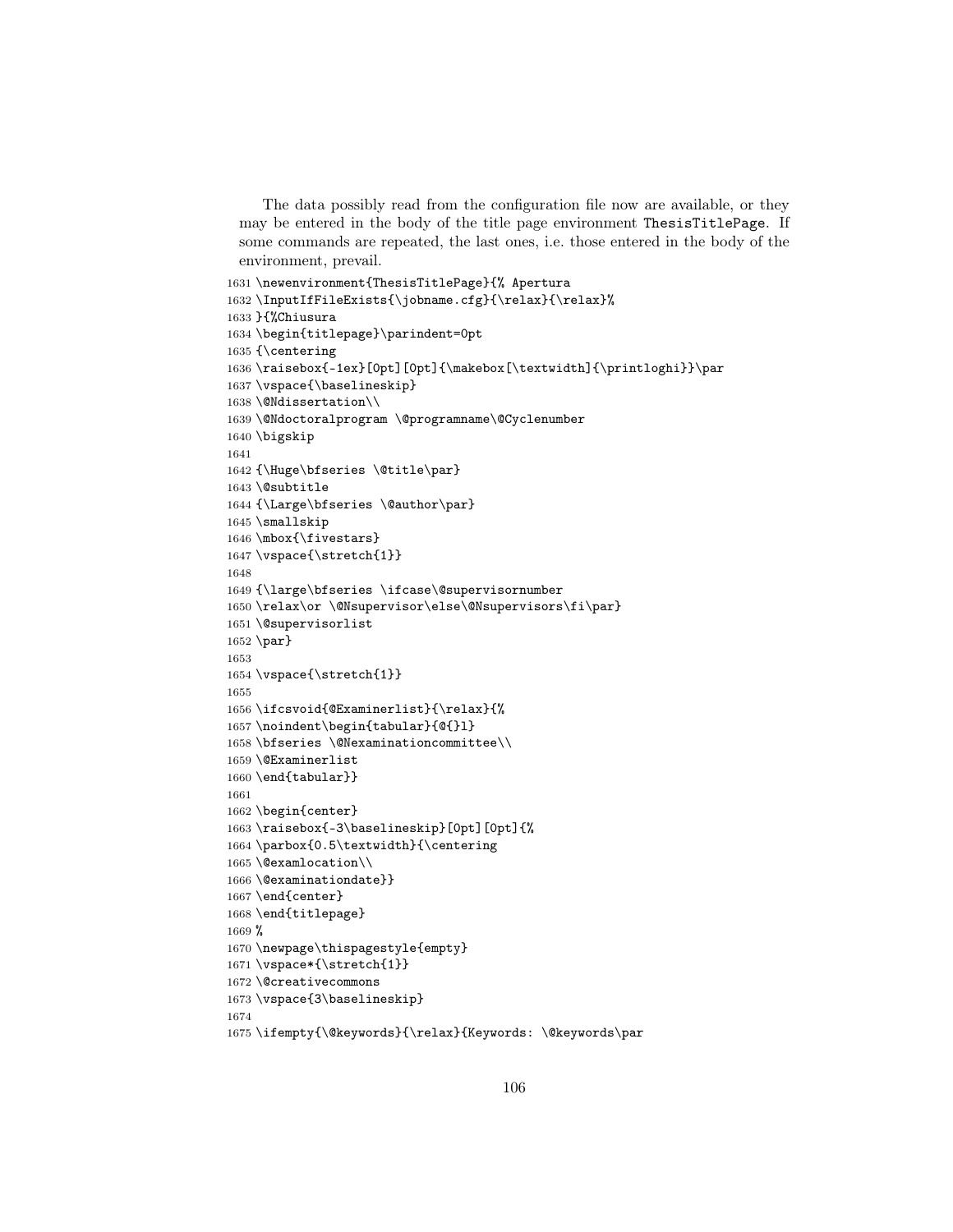The data possibly read from the configuration file now are available, or they may be entered in the body of the title page environment `ThesisTitlePage`. If some commands are repeated, the last ones, i.e. those entered in the body of the environment, prevail.

```
1631 \newenvironment{ThesisTitlePage}{% Apertura
1632 \InputIfFileExists{\jobname.cfg}{\relax}{\relax}%
1633 }{%Chiusura
1634 \begin{titlepage}\parindent=0pt
1635 {\centering
1636 \raisebox{-1ex}[0pt][0pt]{\makebox[\textwidth]{\printloghi}}\par
1637 \vspace{\baselineskip}
1638 \@Ndissertation\\
1639 \@Ndoctoralprogram \@programname\@Cyclenumber
1640 \bigskip
1641
1642 {\Huge\bfseries \@title\par}
1643 \@subtitle
1644 {\Large\bfseries \@author\par}
1645 \smallskip
1646 \mbox{\fivestars}
1647 \vspace{\stretch{1}}
1648
1649 {\large\bfseries \ifcase\@supervisornumber
1650 \relax\or \@Nsupervisor\else\@Nsupervisors\fi\par}
1651 \@supervisorlist
1652 \par}
1653
1654 \vspace{\stretch{1}}
1655
1656 \ifcsvoid{@Examinerlist}{\relax}{%
1657 \noindent\begin{tabular}{@{}l}
1658 \bfseries \@Nexaminationcommittee\\
1659 \@Examinerlist
1660 \end{tabular}}
1661
1662 \begin{center}
1663 \raisebox{-3\baselineskip}[0pt][0pt]{%
1664 \parbox{0.5\textwidth}{\centering
1665 \@examlocation\\
1666 \@examinationdate}}
1667 \end{center}
1668 \end{titlepage}
1669 %
1670 \newpage\thispagestyle{empty}
1671 \vspace*{\stretch{1}}
1672 \@creativecommons
1673 \vspace{3\baselineskip}
1674
1675 \ifempty{\@keywords}{\relax}{Keywords: \@keywords\par
```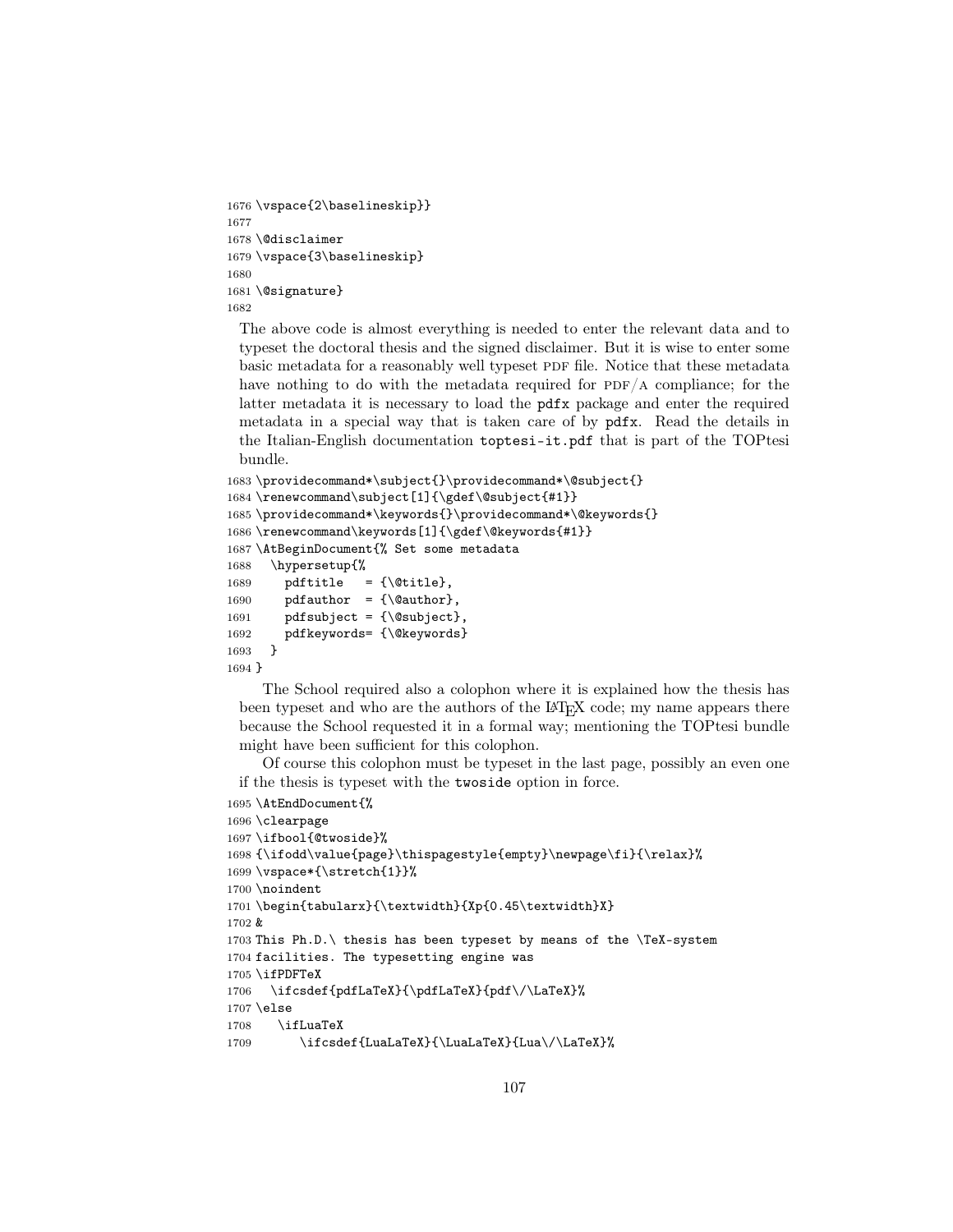```
1676 \vspace{2\baselineskip}}
1677
1678 \@disclaimer
1679 \vspace{3\baselineskip}
1680
1681 \@signature}
1682
```

The above code is almost everything is needed to enter the relevant data and to typeset the doctoral thesis and the signed disclaimer. But it is wise to enter some basic metadata for a reasonably well typeset PDF file. Notice that these metadata have nothing to do with the metadata required for PDF/A compliance; for the latter metadata it is necessary to load the `pdfx` package and enter the required metadata in a special way that is taken care of by `pdfx`. Read the details in the Italian-English documentation `toptesi-it.pdf` that is part of the TOPtesi bundle.

```
1683 \providecommand*\subject{}\providecommand*\@subject{}
1684 \renewcommand\subject[1]{\gdef\@subject{#1}}
1685 \providecommand*\keywords{}\providecommand*\@keywords{}
1686 \renewcommand\keywords[1]{\gdef\@keywords{#1}}
1687 \AtBeginDocument{% Set some metadata
1688   \hypersetup{%
1689     pdftitle   = {\@title},
1690     pdfauthor  = {\@author},
1691     pdfsubject = {\@subject},
1692     pdfkeywords= {\@keywords}
1693   }
1694 }
```

The School required also a colophon where it is explained how the thesis has been typeset and who are the authors of the LaTeX code; my name appears there because the School requested it in a formal way; mentioning the TOPtesi bundle might have been sufficient for this colophon.

Of course this colophon must be typeset in the last page, possibly an even one if the thesis is typeset with the `twoside` option in force.

```
1695 \AtEndDocument{%
1696 \clearpage
1697 \ifbool{@twoside}%
1698 {\ifodd\value{page}\thispagestyle{empty}\newpage\fi}{\relax}%
1699 \vspace*{\stretch{1}}%
1700 \noindent
1701 \begin{tabularx}{\textwidth}{Xp{0.45\textwidth}X}
1702 &
1703 This Ph.D.\ thesis has been typeset by means of the \TeX-system
1704 facilities. The typesetting engine was
1705 \ifPDFTeX
1706   \ifcsdef{pdfLaTeX}{\pdfLaTeX}{pdf\/\LaTeX}%
1707 \else
1708    \ifLuaTeX
1709       \ifcsdef{LuaLaTeX}{\LuaLaTeX}{Lua\/\LaTeX}%
```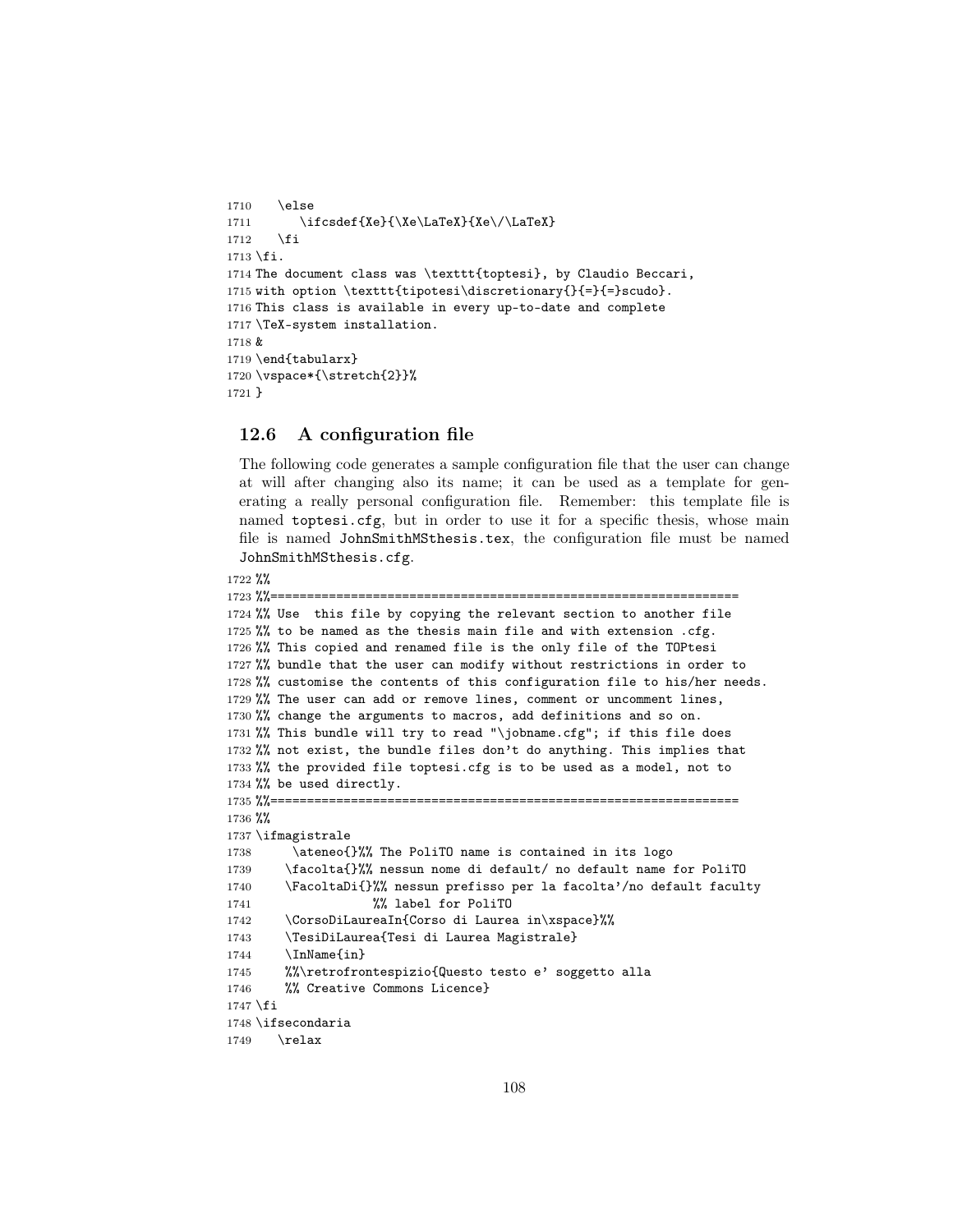```
1710   \else
1711       \ifcsdef{Xe}{\Xe\LaTeX}{Xe\/\LaTeX}
1712   \fi
1713 \fi.
1714 The document class was \texttt{toptesi}, by Claudio Beccari,
1715 with option \texttt{tipotesi\discretionary{}{=}{=}scudo}.
1716 This class is available in every up-to-date and complete
1717 \TeX-system installation.
1718 &
1719 \end{tabularx}
1720 \vspace*{\stretch{2}}%
1721 }
```

## 12.6 A configuration file

The following code generates a sample configuration file that the user can change at will after changing also its name; it can be used as a template for generating a really personal configuration file. Remember: this template file is named `toptesi.cfg`, but in order to use it for a specific thesis, whose main file is named `JohnSmithMSthesis.tex`, the configuration file must be named `JohnSmithMSthesis.cfg`.

```
1722 %%
1723 %%===============================================================
1724 %% Use  this file by copying the relevant section to another file
1725 %% to be named as the thesis main file and with extension .cfg.
1726 %% This copied and renamed file is the only file of the TOPtesi
1727 %% bundle that the user can modify without restrictions in order to
1728 %% customise the contents of this configuration file to his/her needs.
1729 %% The user can add or remove lines, comment or uncomment lines,
1730 %% change the arguments to macros, add definitions and so on.
1731 %% This bundle will try to read "\jobname.cfg"; if this file does
1732 %% not exist, the bundle files don't do anything. This implies that
1733 %% the provided file toptesi.cfg is to be used as a model, not to
1734 %% be used directly.
1735 %%===============================================================
1736 %%
1737 \ifmagistrale
1738     \ateneo{}%% The PoliTO name is contained in its logo
1739     \facolta{}%% nessun nome di default/ no default name for PoliTO
1740     \FacoltaDi{}%% nessun prefisso per la facolta'/no default faculty
1741                 %% label for PoliTO
1742     \CorsoDiLaureaIn{Corso di Laurea in\xspace}%%
1743     \TesiDiLaurea{Tesi di Laurea Magistrale}
1744     \InName{in}
1745     %%\retrofrontespizio{Questo testo e' soggetto alla
1746     %% Creative Commons Licence}
1747 \fi
1748 \ifsecondaria
1749   \relax
```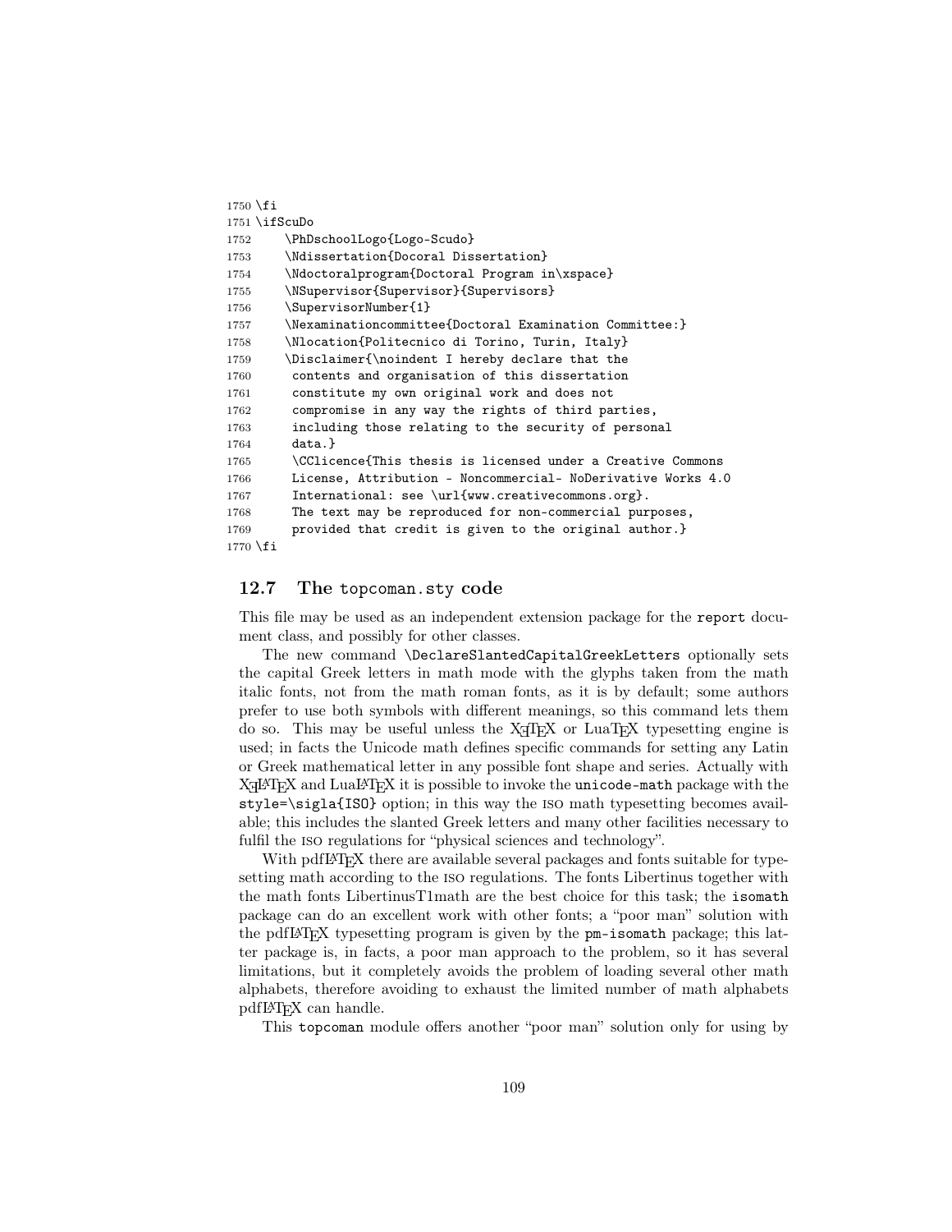```
1750 \fi
1751 \ifScuDo
1752     \PhDschoolLogo{Logo-Scudo}
1753     \Ndissertation{Docoral Dissertation}
1754     \Ndoctoralprogram{Doctoral Program in\xspace}
1755     \NSupervisor{Supervisor}{Supervisors}
1756     \SupervisorNumber{1}
1757     \Nexaminationcommittee{Doctoral Examination Committee:}
1758     \Nlocation{Politecnico di Torino, Turin, Italy}
1759     \Disclaimer{\noindent I hereby declare that the
1760      contents and organisation of this dissertation
1761      constitute my own original work and does not
1762      compromise in any way the rights of third parties,
1763      including those relating to the security of personal
1764      data.}
1765     \CClicence{This thesis is licensed under a Creative Commons
1766      License, Attribution - Noncommercial- NoDerivative Works 4.0
1767      International: see \url{www.creativecommons.org}.
1768      The text may be reproduced for non-commercial purposes,
1769      provided that credit is given to the original author.}
1770 \fi
```

## 12.7 The `topcoman.sty` code

This file may be used as an independent extension package for the `report` document class, and possibly for other classes.

The new command `\DeclareSlantedCapitalGreekLetters` optionally sets the capital Greek letters in math mode with the glyphs taken from the math italic fonts, not from the math roman fonts, as it is by default; some authors prefer to use both symbols with different meanings, so this command lets them do so. This may be useful unless the XƎTEX or LuaTEX typesetting engine is used; in facts the Unicode math defines specific commands for setting any Latin or Greek mathematical letter in any possible font shape and series. Actually with XƎLATEX and LuaLATEX it is possible to invoke the `unicode-math` package with the `style=\sigla{ISO}` option; in this way the ISO math typesetting becomes available; this includes the slanted Greek letters and many other facilities necessary to fulfil the ISO regulations for "physical sciences and technology".

With pdfLATEX there are available several packages and fonts suitable for typesetting math according to the ISO regulations. The fonts Libertinus together with the math fonts LibertinusT1math are the best choice for this task; the `isomath` package can do an excellent work with other fonts; a "poor man" solution with the pdfLATEX typesetting program is given by the `pm-isomath` package; this latter package is, in facts, a poor man approach to the problem, so it has several limitations, but it completely avoids the problem of loading several other math alphabets, therefore avoiding to exhaust the limited number of math alphabets pdfLATEX can handle.

This `topcoman` module offers another "poor man" solution only for using by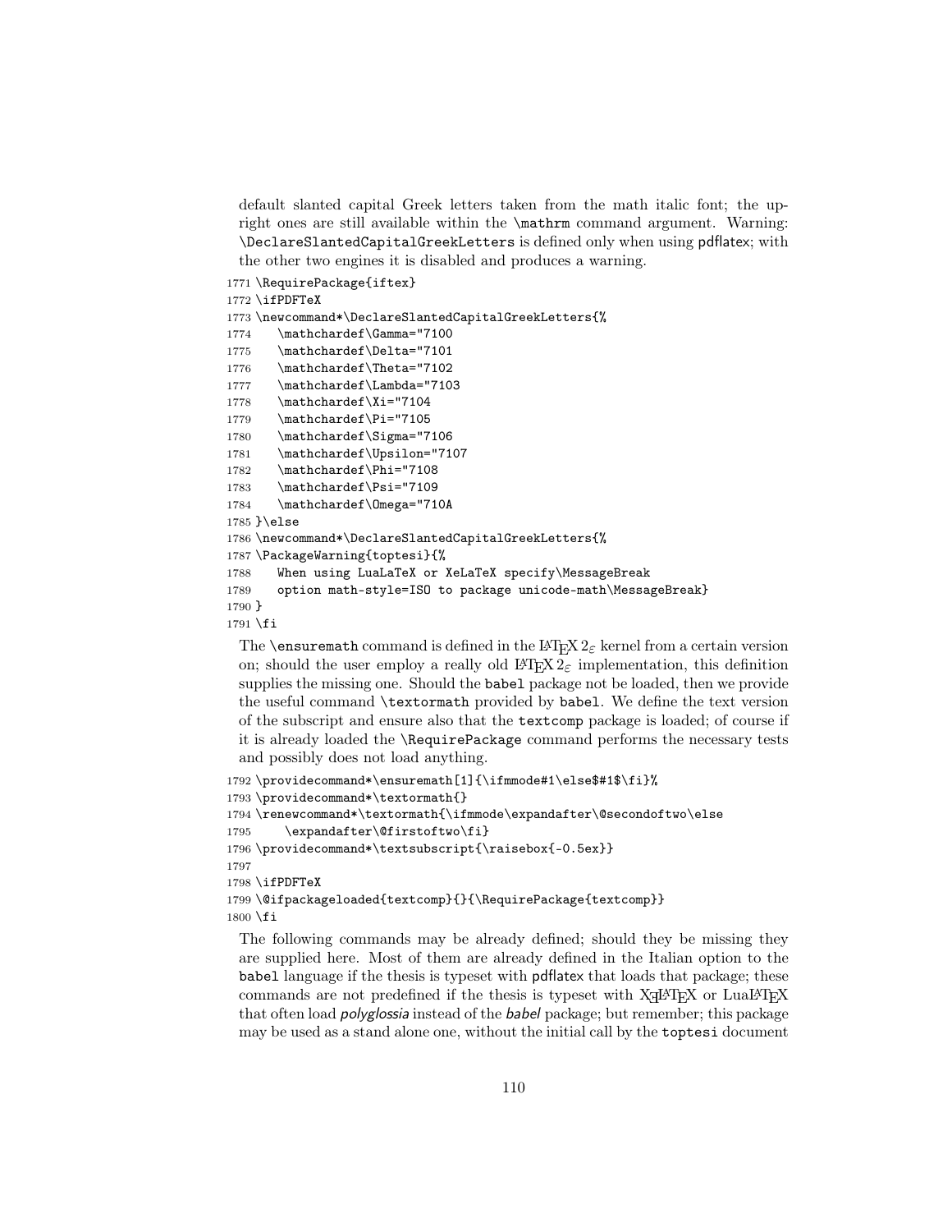default slanted capital Greek letters taken from the math italic font; the upright ones are still available within the `\mathrm` command argument. Warning: `\DeclareSlantedCapitalGreekLetters` is defined only when using pdflatex; with the other two engines it is disabled and produces a warning.

```
1771 \RequirePackage{iftex}
1772 \ifPDFTeX
1773 \newcommand*\DeclareSlantedCapitalGreekLetters{%
1774     \mathchardef\Gamma="7100
1775     \mathchardef\Delta="7101
1776     \mathchardef\Theta="7102
1777     \mathchardef\Lambda="7103
1778     \mathchardef\Xi="7104
1779     \mathchardef\Pi="7105
1780     \mathchardef\Sigma="7106
1781     \mathchardef\Upsilon="7107
1782     \mathchardef\Phi="7108
1783     \mathchardef\Psi="7109
1784     \mathchardef\Omega="710A
1785 }\else
1786 \newcommand*\DeclareSlantedCapitalGreekLetters{%
1787 \PackageWarning{toptesi}{%
1788     When using LuaLaTeX or XeLaTeX specify\MessageBreak
1789     option math-style=ISO to package unicode-math\MessageBreak}
1790 }
1791 \fi
```

The `\ensuremath` command is defined in the LaTeX 2ε kernel from a certain version on; should the user employ a really old LaTeX 2ε implementation, this definition supplies the missing one. Should the babel package not be loaded, then we provide the useful command `\textormath` provided by babel. We define the text version of the subscript and ensure also that the textcomp package is loaded; of course if it is already loaded the `\RequirePackage` command performs the necessary tests and possibly does not load anything.

```
1792 \providecommand*\ensuremath[1]{\ifmmode#1\else$#1$\fi}%
1793 \providecommand*\textormath{}
1794 \renewcommand*\textormath{\ifmmode\expandafter\@secondoftwo\else
1795     \expandafter\@firstoftwo\fi}
1796 \providecommand*\textsubscript{\raisebox{-0.5ex}}
1797
1798 \ifPDFTeX
1799 \@ifpackageloaded{textcomp}{}{\RequirePackage{textcomp}}
1800 \fi
```

The following commands may be already defined; should they be missing they are supplied here. Most of them are already defined in the Italian option to the babel language if the thesis is typeset with pdflatex that loads that package; these commands are not predefined if the thesis is typeset with XƎLaTeX or LuaLaTeX that often load *polyglossia* instead of the *babel* package; but remember; this package may be used as a stand alone one, without the initial call by the toptesi document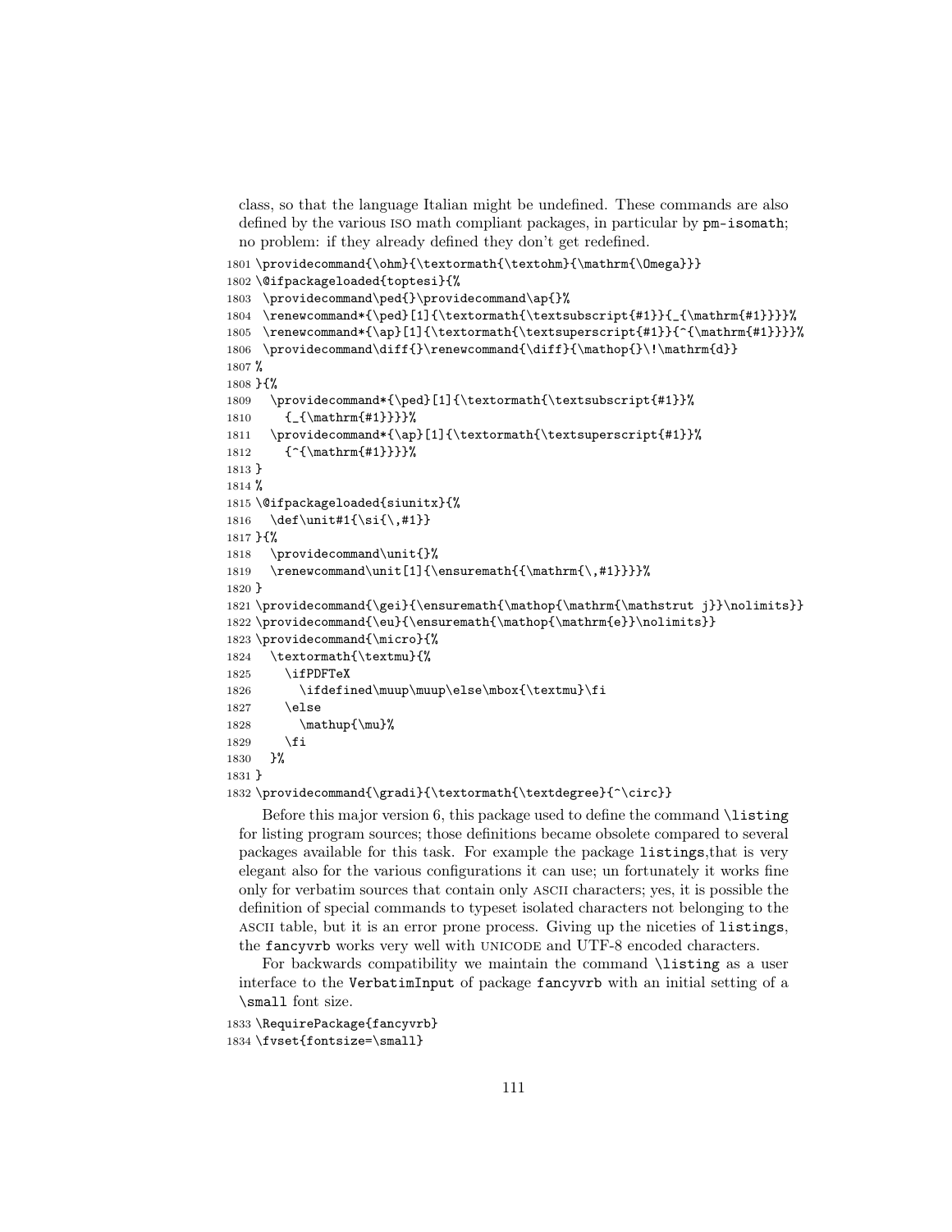class, so that the language Italian might be undefined. These commands are also defined by the various ISO math compliant packages, in particular by `pm-isomath`; no problem: if they already defined they don't get redefined.

```
1801 \providecommand{\ohm}{\textormath{\textohm}{\mathrm{\Omega}}}
1802 \@ifpackageloaded{toptesi}{%
1803  \providecommand\ped{}\providecommand\ap{}%
1804  \renewcommand*{\ped}[1]{\textormath{\textsubscript{#1}}{_{\mathrm{#1}}}}%
1805  \renewcommand*{\ap}[1]{\textormath{\textsuperscript{#1}}{^{\mathrm{#1}}}}%
1806  \providecommand\diff{}\renewcommand{\diff}{\mathop{}\!\mathrm{d}}
1807 %
1808 }{%
1809   \providecommand*{\ped}[1]{\textormath{\textsubscript{#1}}%
1810     {_{\mathrm{#1}}}}%
1811   \providecommand*{\ap}[1]{\textormath{\textsuperscript{#1}}%
1812     {^{\mathrm{#1}}}}%
1813 }
1814 %
1815 \@ifpackageloaded{siunitx}{%
1816   \def\unit#1{\si{\,#1}}
1817 }{%
1818   \providecommand\unit{}%
1819   \renewcommand\unit[1]{\ensuremath{{\mathrm{\,#1}}}}%
1820 }
1821 \providecommand{\gei}{\ensuremath{\mathop{\mathrm{\mathstrut j}}\nolimits}}
1822 \providecommand{\eu}{\ensuremath{\mathop{\mathrm{e}}\nolimits}}
1823 \providecommand{\micro}{%
1824   \textormath{\textmu}{%
1825     \ifPDFTeX
1826       \ifdefined\muup\muup\else\mbox{\textmu}\fi
1827     \else
1828       \mathup{\mu}%
1829     \fi
1830   }%
1831 }
1832 \providecommand{\gradi}{\textormath{\textdegree}{^\circ}}
```

Before this major version 6, this package used to define the command `\listing` for listing program sources; those definitions became obsolete compared to several packages available for this task. For example the package `listings`,that is very elegant also for the various configurations it can use; un fortunately it works fine only for verbatim sources that contain only ASCII characters; yes, it is possible the definition of special commands to typeset isolated characters not belonging to the ASCII table, but it is an error prone process. Giving up the niceties of `listings`, the `fancyvrb` works very well with UNICODE and UTF-8 encoded characters.

For backwards compatibility we maintain the command `\listing` as a user interface to the `VerbatimInput` of package `fancyvrb` with an initial setting of a `\small` font size.

```
1833 \RequirePackage{fancyvrb}
1834 \fvset{fontsize=\small}
```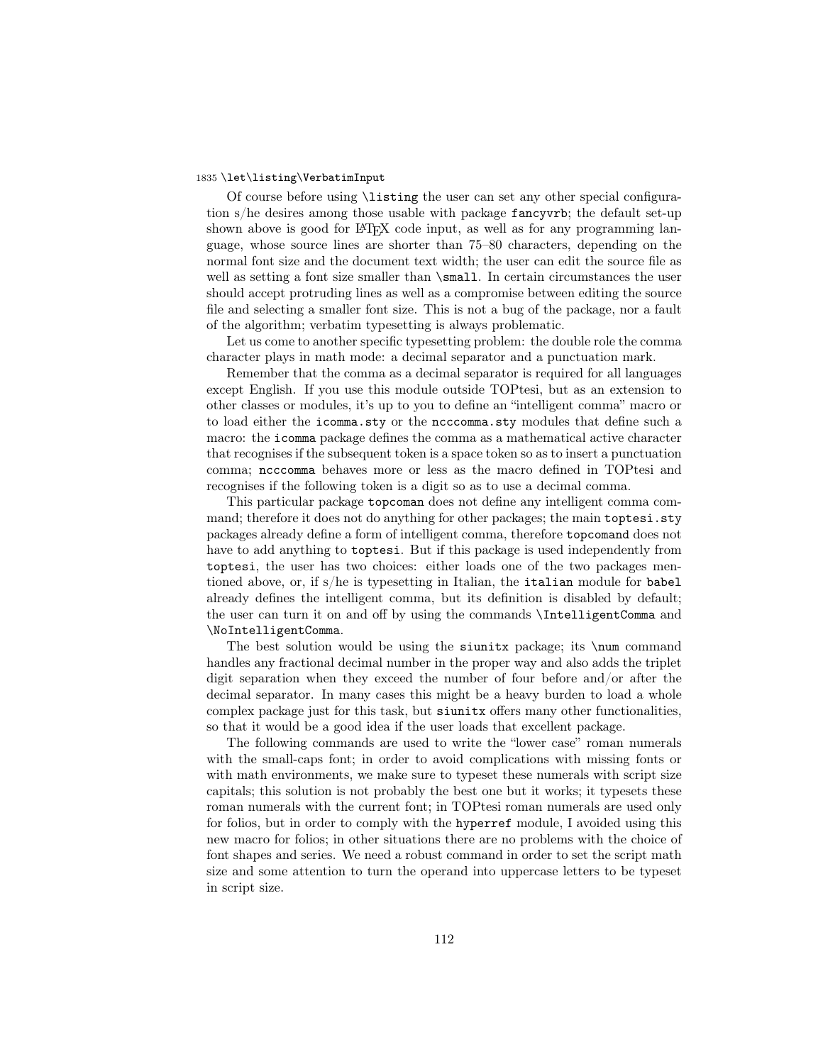```
1835 \let\listing\VerbatimInput
```

Of course before using `\listing` the user can set any other special configuration s/he desires among those usable with package `fancyvrb`; the default set-up shown above is good for LaTeX code input, as well as for any programming language, whose source lines are shorter than 75–80 characters, depending on the normal font size and the document text width; the user can edit the source file as well as setting a font size smaller than `\small`. In certain circumstances the user should accept protruding lines as well as a compromise between editing the source file and selecting a smaller font size. This is not a bug of the package, nor a fault of the algorithm; verbatim typesetting is always problematic.

Let us come to another specific typesetting problem: the double role the comma character plays in math mode: a decimal separator and a punctuation mark.

Remember that the comma as a decimal separator is required for all languages except English. If you use this module outside TOPtesi, but as an extension to other classes or modules, it's up to you to define an "intelligent comma" macro or to load either the `icomma.sty` or the `ncccomma.sty` modules that define such a macro: the `icomma` package defines the comma as a mathematical active character that recognises if the subsequent token is a space token so as to insert a punctuation comma; `ncccomma` behaves more or less as the macro defined in TOPtesi and recognises if the following token is a digit so as to use a decimal comma.

This particular package `topcoman` does not define any intelligent comma command; therefore it does not do anything for other packages; the main `toptesi.sty` packages already define a form of intelligent comma, therefore `topcomand` does not have to add anything to `toptesi`. But if this package is used independently from `toptesi`, the user has two choices: either loads one of the two packages mentioned above, or, if s/he is typesetting in Italian, the `italian` module for `babel` already defines the intelligent comma, but its definition is disabled by default; the user can turn it on and off by using the commands `\IntelligentComma` and `\NoIntelligentComma`.

The best solution would be using the `siunitx` package; its `\num` command handles any fractional decimal number in the proper way and also adds the triplet digit separation when they exceed the number of four before and/or after the decimal separator. In many cases this might be a heavy burden to load a whole complex package just for this task, but `siunitx` offers many other functionalities, so that it would be a good idea if the user loads that excellent package.

The following commands are used to write the "lower case" roman numerals with the small-caps font; in order to avoid complications with missing fonts or with math environments, we make sure to typeset these numerals with script size capitals; this solution is not probably the best one but it works; it typesets these roman numerals with the current font; in TOPtesi roman numerals are used only for folios, but in order to comply with the `hyperref` module, I avoided using this new macro for folios; in other situations there are no problems with the choice of font shapes and series. We need a robust command in order to set the script math size and some attention to turn the operand into uppercase letters to be typeset in script size.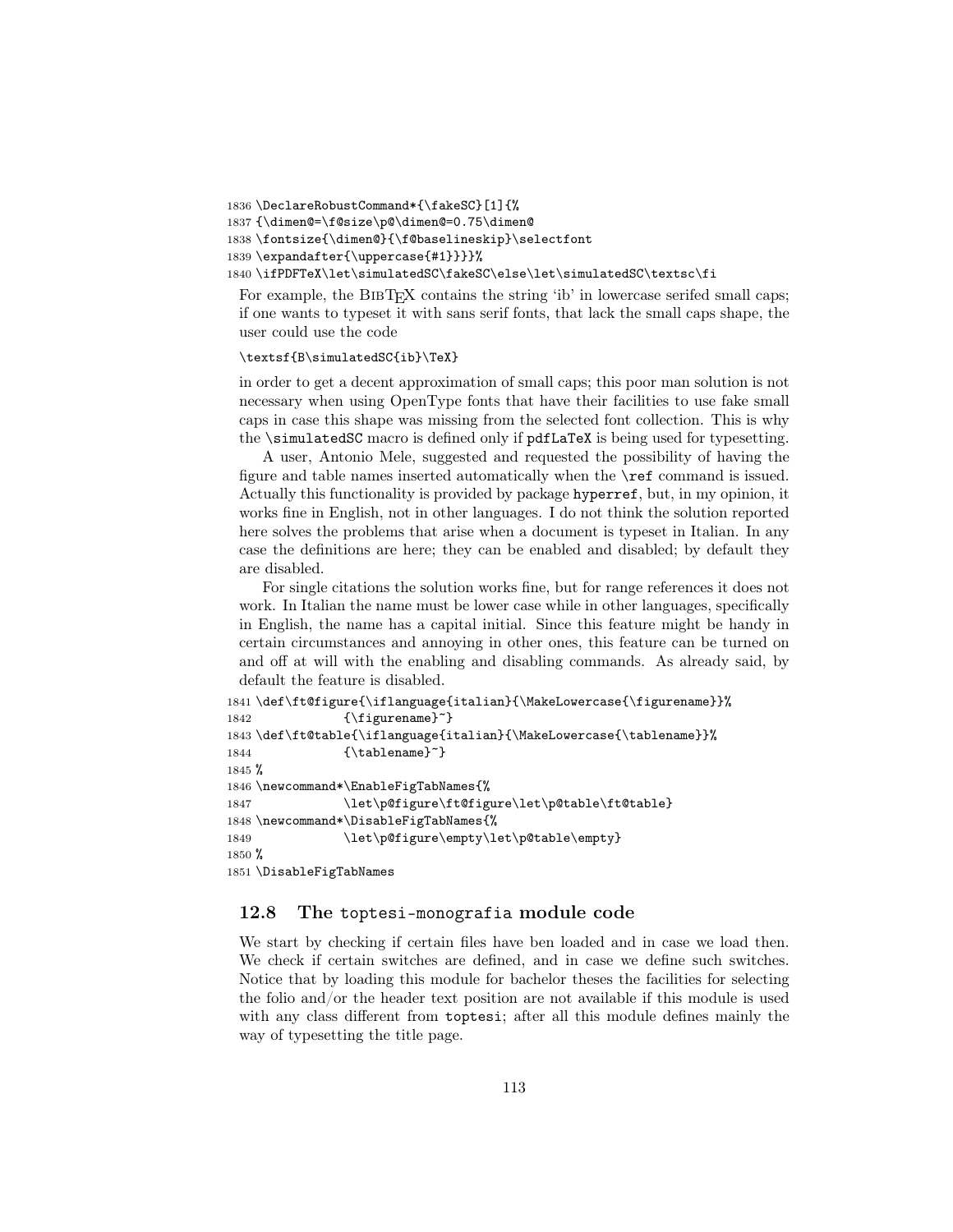```
1836 \DeclareRobustCommand*{\fakeSC}[1]{%
1837 {\dimen@=\f@size\p@\dimen@=0.75\dimen@
1838 \fontsize{\dimen@}{\f@baselineskip}\selectfont
1839 \expandafter{\uppercase{#1}}}}%
1840 \ifPDFTeX\let\simulatedSC\fakeSC\else\let\simulatedSC\textsc\fi
```

For example, the BibTeX contains the string 'ib' in lowercase serifed small caps; if one wants to typeset it with sans serif fonts, that lack the small caps shape, the user could use the code

```
\textsf{B\simulatedSC{ib}\TeX}
```

in order to get a decent approximation of small caps; this poor man solution is not necessary when using OpenType fonts that have their facilities to use fake small caps in case this shape was missing from the selected font collection. This is why the `\simulatedSC` macro is defined only if `pdfLaTeX` is being used for typesetting.

A user, Antonio Mele, suggested and requested the possibility of having the figure and table names inserted automatically when the `\ref` command is issued. Actually this functionality is provided by package `hyperref`, but, in my opinion, it works fine in English, not in other languages. I do not think the solution reported here solves the problems that arise when a document is typeset in Italian. In any case the definitions are here; they can be enabled and disabled; by default they are disabled.

For single citations the solution works fine, but for range references it does not work. In Italian the name must be lower case while in other languages, specifically in English, the name has a capital initial. Since this feature might be handy in certain circumstances and annoying in other ones, this feature can be turned on and off at will with the enabling and disabling commands. As already said, by default the feature is disabled.

```
1841 \def\ft@figure{\iflanguage{italian}{\MakeLowercase{\figurename}}%
1842              {\figurename}~}
1843 \def\ft@table{\iflanguage{italian}{\MakeLowercase{\tablename}}%
1844              {\tablename}~}
1845 %
1846 \newcommand*\EnableFigTabNames{%
1847              \let\p@figure\ft@figure\let\p@table\ft@table}
1848 \newcommand*\DisableFigTabNames{%
1849              \let\p@figure\empty\let\p@table\empty}
1850 %
1851 \DisableFigTabNames
```

## 12.8 The toptesi-monografia module code

We start by checking if certain files have ben loaded and in case we load then. We check if certain switches are defined, and in case we define such switches. Notice that by loading this module for bachelor theses the facilities for selecting the folio and/or the header text position are not available if this module is used with any class different from `toptesi`; after all this module defines mainly the way of typesetting the title page.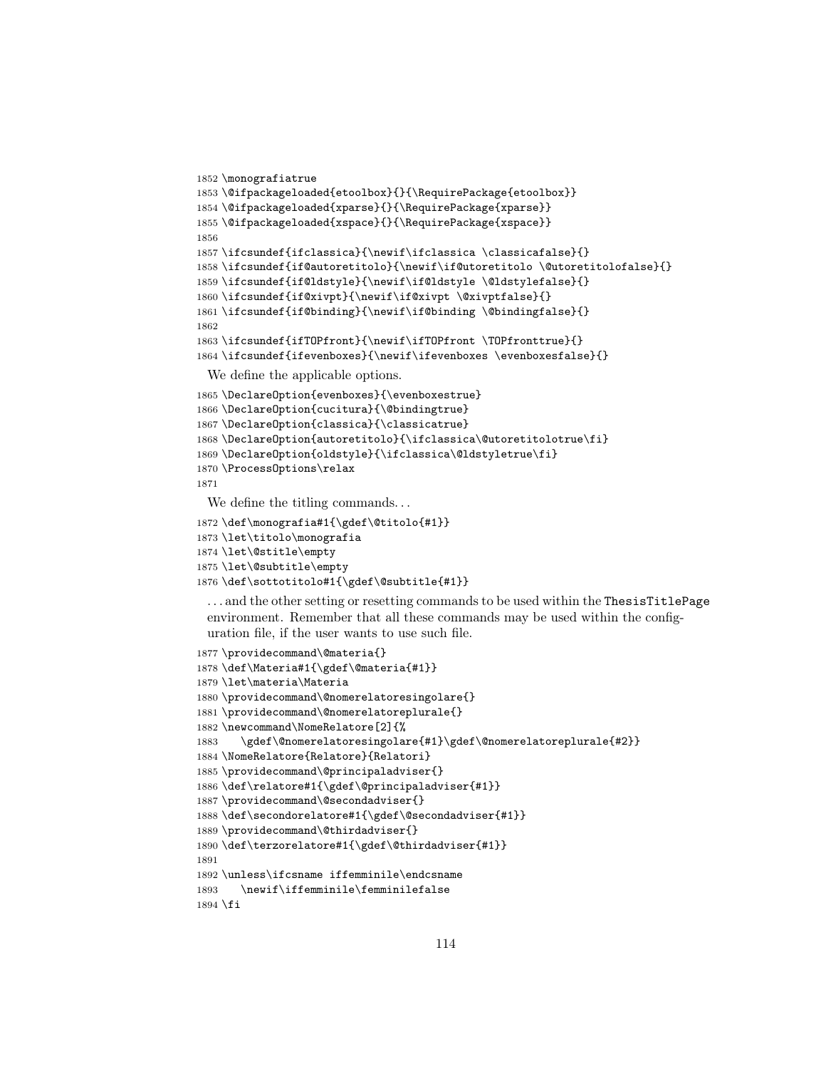```
1852 \monografiatrue
1853 \@ifpackageloaded{etoolbox}{}{\RequirePackage{etoolbox}}
1854 \@ifpackageloaded{xparse}{}{\RequirePackage{xparse}}
1855 \@ifpackageloaded{xspace}{}{\RequirePackage{xspace}}
1856
1857 \ifcsundef{ifclassica}{\newif\ifclassica \classicafalse}{}
1858 \ifcsundef{if@autoretitolo}{\newif\if@utoretitolo \@utoretitolofalse}{}
1859 \ifcsundef{if@ldstyle}{\newif\if@ldstyle \@ldstylefalse}{}
1860 \ifcsundef{if@xivpt}{\newif\if@xivpt \@xivptfalse}{}
1861 \ifcsundef{if@binding}{\newif\if@binding \@bindingfalse}{}
1862
1863 \ifcsundef{ifTOPfront}{\newif\ifTOPfront \TOPfronttrue}{}
1864 \ifcsundef{ifevenboxes}{\newif\ifevenboxes \evenboxesfalse}{}
```

We define the applicable options.

```
1865 \DeclareOption{evenboxes}{\evenboxestrue}
1866 \DeclareOption{cucitura}{\@bindingtrue}
1867 \DeclareOption{classica}{\classicatrue}
1868 \DeclareOption{autoretitolo}{\ifclassica\@utoretitolotrue\fi}
1869 \DeclareOption{oldstyle}{\ifclassica\@ldstyletrue\fi}
1870 \ProcessOptions\relax
1871
```

We define the titling commands…

```
1872 \def\monografia#1{\gdef\@titolo{#1}}
1873 \let\titolo\monografia
1874 \let\@stitle\empty
1875 \let\@subtitle\empty
1876 \def\sottotitolo#1{\gdef\@subtitle{#1}}
```

…and the other setting or resetting commands to be used within the ThesisTitlePage environment. Remember that all these commands may be used within the configuration file, if the user wants to use such file.

```
1877 \providecommand\@materia{}
1878 \def\Materia#1{\gdef\@materia{#1}}
1879 \let\materia\Materia
1880 \providecommand\@nomerelatoresingolare{}
1881 \providecommand\@nomerelatoreplurale{}
1882 \newcommand\NomeRelatore[2]{%
1883    \gdef\@nomerelatoresingolare{#1}\gdef\@nomerelatoreplurale{#2}}
1884 \NomeRelatore{Relatore}{Relatori}
1885 \providecommand\@principaladviser{}
1886 \def\relatore#1{\gdef\@principaladviser{#1}}
1887 \providecommand\@secondadviser{}
1888 \def\secondorelatore#1{\gdef\@secondadviser{#1}}
1889 \providecommand\@thirdadviser{}
1890 \def\terzorelatore#1{\gdef\@thirdadviser{#1}}
1891
1892 \unless\ifcsname iffemminile\endcsname
1893    \newif\iffemminile\femminilefalse
1894 \fi
```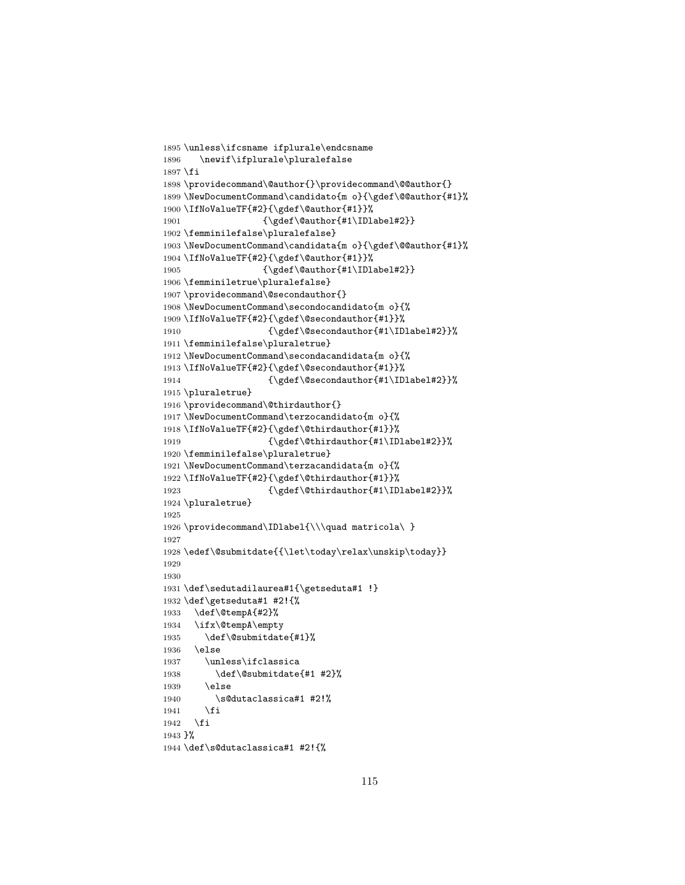```
1895 \unless\ifcsname ifplurale\endcsname
1896    \newif\ifplurale\pluralefalse
1897 \fi
1898 \providecommand\@author{}\providecommand\@@author{}
1899 \NewDocumentCommand\candidato{m o}{\gdef\@@author{#1}%
1900 \IfNoValueTF{#2}{\gdef\@author{#1}}%
1901                {\gdef\@author{#1\IDlabel#2}}
1902 \femminilefalse\pluralefalse}
1903 \NewDocumentCommand\candidata{m o}{\gdef\@@author{#1}%
1904 \IfNoValueTF{#2}{\gdef\@author{#1}}%
1905                {\gdef\@author{#1\IDlabel#2}}
1906 \femminiletrue\pluralefalse}
1907 \providecommand\@secondauthor{}
1908 \NewDocumentCommand\secondocandidato{m o}{%
1909 \IfNoValueTF{#2}{\gdef\@secondauthor{#1}}%
1910                 {\gdef\@secondauthor{#1\IDlabel#2}}%
1911 \femminilefalse\pluraletrue}
1912 \NewDocumentCommand\secondacandidata{m o}{%
1913 \IfNoValueTF{#2}{\gdef\@secondauthor{#1}}%
1914                 {\gdef\@secondauthor{#1\IDlabel#2}}%
1915 \pluraletrue}
1916 \providecommand\@thirdauthor{}
1917 \NewDocumentCommand\terzocandidato{m o}{%
1918 \IfNoValueTF{#2}{\gdef\@thirdauthor{#1}}%
1919                 {\gdef\@thirdauthor{#1\IDlabel#2}}%
1920 \femminilefalse\pluraletrue}
1921 \NewDocumentCommand\terzacandidata{m o}{%
1922 \IfNoValueTF{#2}{\gdef\@thirdauthor{#1}}%
1923                 {\gdef\@thirdauthor{#1\IDlabel#2}}%
1924 \pluraletrue}
1925
1926 \providecommand\IDlabel{\\\quad matricola\ }
1927
1928 \edef\@submitdate{{\let\today\relax\unskip\today}}
1929
1930
1931 \def\sedutadilaurea#1{\getseduta#1 !}
1932 \def\getseduta#1 #2!{%
1933   \def\@tempA{#2}%
1934   \ifx\@tempA\empty
1935     \def\@submitdate{#1}%
1936   \else
1937     \unless\ifclassica
1938       \def\@submitdate{#1 #2}%
1939     \else
1940       \s@dutaclassica#1 #2!%
1941     \fi
1942   \fi
1943 }%
1944 \def\s@dutaclassica#1 #2!{%
```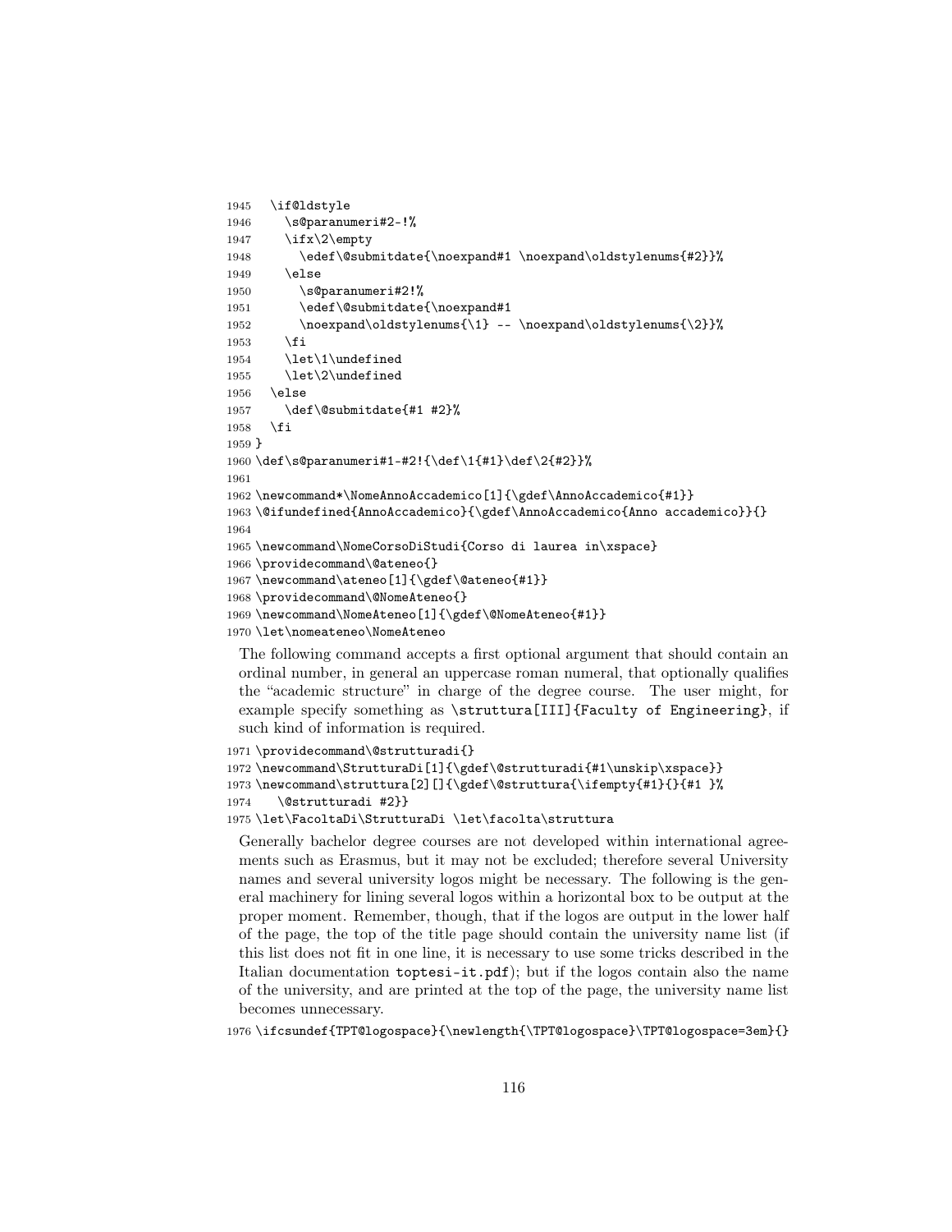```
1945 \if@ldstyle
1946   \s@paranumeri#2-!%
1947   \ifx\2\empty
1948     \edef\@submitdate{\noexpand#1 \noexpand\oldstylenums{#2}}%
1949   \else
1950     \s@paranumeri#2!%
1951     \edef\@submitdate{\noexpand#1
1952     \noexpand\oldstylenums{\1} -- \noexpand\oldstylenums{\2}}%
1953   \fi
1954   \let\1\undefined
1955   \let\2\undefined
1956 \else
1957   \def\@submitdate{#1 #2}%
1958 \fi
1959 }
1960 \def\s@paranumeri#1-#2!{\def\1{#1}\def\2{#2}}%
1961
1962 \newcommand*\NomeAnnoAccademico[1]{\gdef\AnnoAccademico{#1}}
1963 \@ifundefined{AnnoAccademico}{\gdef\AnnoAccademico{Anno accademico}}{}
1964
1965 \newcommand\NomeCorsoDiStudi{Corso di laurea in\xspace}
1966 \providecommand\@ateneo{}
1967 \newcommand\ateneo[1]{\gdef\@ateneo{#1}}
1968 \providecommand\@NomeAteneo{}
1969 \newcommand\NomeAteneo[1]{\gdef\@NomeAteneo{#1}}
1970 \let\nomeateneo\NomeAteneo
```

The following command accepts a first optional argument that should contain an ordinal number, in general an uppercase roman numeral, that optionally qualifies the "academic structure" in charge of the degree course. The user might, for example specify something as `\struttura[III]{Faculty of Engineering}`, if such kind of information is required.

```
1971 \providecommand\@strutturadi{}
1972 \newcommand\StrutturaDi[1]{\gdef\@strutturadi{#1\unskip\xspace}}
1973 \newcommand\struttura[2][]{\gdef\@struttura{\ifempty{#1}{}{#1 }%
1974   \@strutturadi #2}}
1975 \let\FacoltaDi\StrutturaDi \let\facolta\struttura
```

Generally bachelor degree courses are not developed within international agreements such as Erasmus, but it may not be excluded; therefore several University names and several university logos might be necessary. The following is the general machinery for lining several logos within a horizontal box to be output at the proper moment. Remember, though, that if the logos are output in the lower half of the page, the top of the title page should contain the university name list (if this list does not fit in one line, it is necessary to use some tricks described in the Italian documentation `toptesi-it.pdf`); but if the logos contain also the name of the university, and are printed at the top of the page, the university name list becomes unnecessary.

```
1976 \ifcsundef{TPT@logospace}{\newlength{\TPT@logospace}\TPT@logospace=3em}{}
```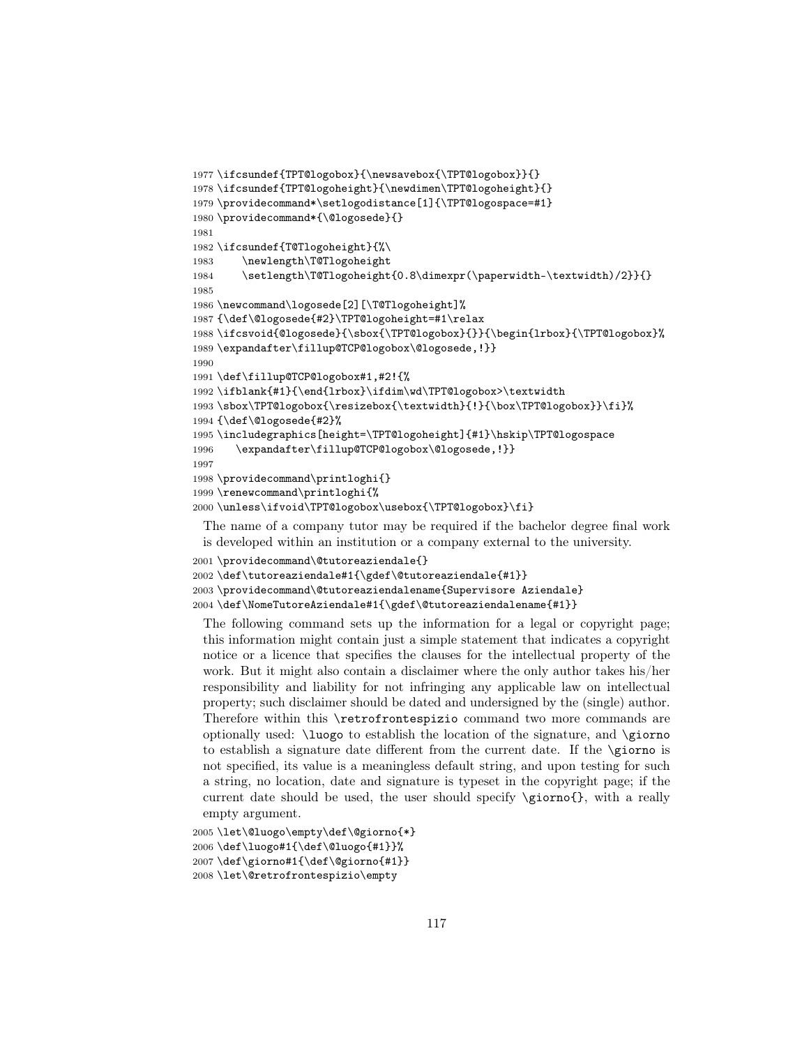```
1977 \ifcsundef{TPT@logobox}{\newsavebox{\TPT@logobox}}{}
1978 \ifcsundef{TPT@logoheight}{\newdimen\TPT@logoheight}{}
1979 \providecommand*\setlogodistance[1]{\TPT@logospace=#1}
1980 \providecommand*{\@logosede}{}
1981
1982 \ifcsundef{T@Tlogoheight}{%\
1983     \newlength\T@Tlogoheight
1984     \setlength\T@Tlogoheight{0.8\dimexpr(\paperwidth-\textwidth)/2}}{}
1985
1986 \newcommand\logosede[2][\T@Tlogoheight]%
1987 {\def\@logosede{#2}\TPT@logoheight=#1\relax
1988 \ifcsvoid{@logosede}{\sbox{\TPT@logobox}{}}{\begin{lrbox}{\TPT@logobox}%
1989 \expandafter\fillup@TCP@logobox\@logosede,!}}
1990
1991 \def\fillup@TCP@logobox#1,#2!{%
1992 \ifblank{#1}{\end{lrbox}\ifdim\wd\TPT@logobox>\textwidth
1993 \sbox\TPT@logobox{\resizebox{\textwidth}{!}{\box\TPT@logobox}}\fi}%
1994 {\def\@logosede{#2}%
1995 \includegraphics[height=\TPT@logoheight]{#1}\hskip\TPT@logospace
1996     \expandafter\fillup@TCP@logobox\@logosede,!}}
1997
1998 \providecommand\printloghi{}
1999 \renewcommand\printloghi{%
2000 \unless\ifvoid\TPT@logobox\usebox{\TPT@logobox}\fi}
```

The name of a company tutor may be required if the bachelor degree final work is developed within an institution or a company external to the university.

```
2001 \providecommand\@tutoreaziendale{}
2002 \def\tutoreaziendale#1{\gdef\@tutoreaziendale{#1}}
2003 \providecommand\@tutoreaziendalename{Supervisore Aziendale}
2004 \def\NomeTutoreAziendale#1{\gdef\@tutoreaziendalename{#1}}
```

The following command sets up the information for a legal or copyright page; this information might contain just a simple statement that indicates a copyright notice or a licence that specifies the clauses for the intellectual property of the work. But it might also contain a disclaimer where the only author takes his/her responsibility and liability for not infringing any applicable law on intellectual property; such disclaimer should be dated and undersigned by the (single) author. Therefore within this `\retrofrontespizio` command two more commands are optionally used: `\luogo` to establish the location of the signature, and `\giorno` to establish a signature date different from the current date. If the `\giorno` is not specified, its value is a meaningless default string, and upon testing for such a string, no location, date and signature is typeset in the copyright page; if the current date should be used, the user should specify `\giorno{}`, with a really empty argument.

```
2005 \let\@luogo\empty\def\@giorno{*}
2006 \def\luogo#1{\def\@luogo{#1}}%
2007 \def\giorno#1{\def\@giorno{#1}}
2008 \let\@retrofrontespizio\empty
```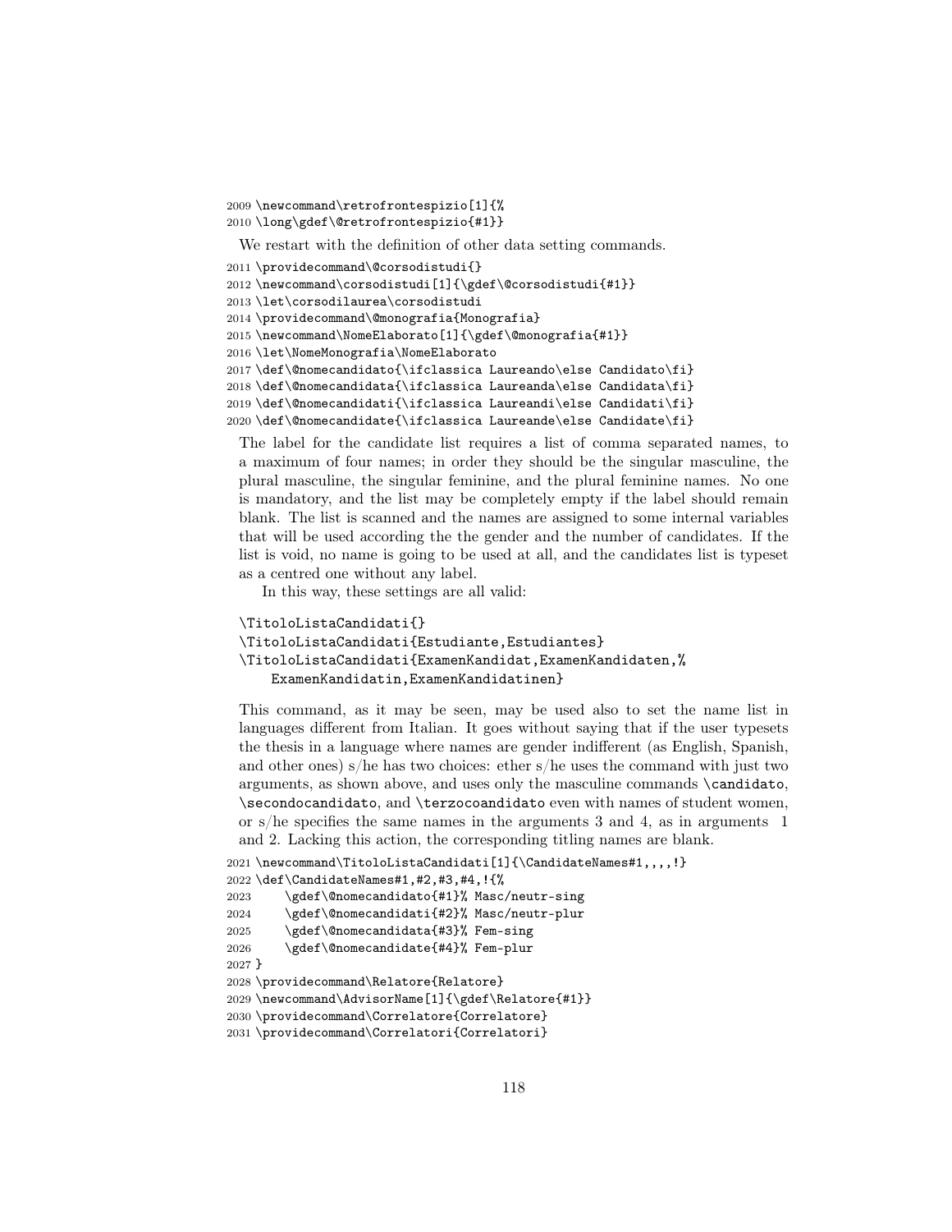```
2009 \newcommand\retrofrontespizio[1]{%
2010 \long\gdef\@retrofrontespizio{#1}}
```

We restart with the definition of other data setting commands.

```
2011 \providecommand\@corsodistudi{}
2012 \newcommand\corsodistudi[1]{\gdef\@corsodistudi{#1}}
2013 \let\corsodilaurea\corsodistudi
2014 \providecommand\@monografia{Monografia}
2015 \newcommand\NomeElaborato[1]{\gdef\@monografia{#1}}
2016 \let\NomeMonografia\NomeElaborato
2017 \def\@nomecandidato{\ifclassica Laureando\else Candidato\fi}
2018 \def\@nomecandidata{\ifclassica Laureanda\else Candidata\fi}
2019 \def\@nomecandidati{\ifclassica Laureandi\else Candidati\fi}
2020 \def\@nomecandidate{\ifclassica Laureande\else Candidate\fi}
```

The label for the candidate list requires a list of comma separated names, to a maximum of four names; in order they should be the singular masculine, the plural masculine, the singular feminine, and the plural feminine names. No one is mandatory, and the list may be completely empty if the label should remain blank. The list is scanned and the names are assigned to some internal variables that will be used according the the gender and the number of candidates. If the list is void, no name is going to be used at all, and the candidates list is typeset as a centred one without any label.

In this way, these settings are all valid:

```
\TitoloListaCandidati{}
\TitoloListaCandidati{Estudiante,Estudiantes}
\TitoloListaCandidati{ExamenKandidat,ExamenKandidaten,%
    ExamenKandidatin,ExamenKandidatinen}
```

This command, as it may be seen, may be used also to set the name list in languages different from Italian. It goes without saying that if the user typesets the thesis in a language where names are gender indifferent (as English, Spanish, and other ones) s/he has two choices: ether s/he uses the command with just two arguments, as shown above, and uses only the masculine commands `\candidato`, `\secondocandidato`, and `\terzocoandidato` even with names of student women, or s/he specifies the same names in the arguments 3 and 4, as in arguments 1 and 2. Lacking this action, the corresponding titling names are blank.

```
2021 \newcommand\TitoloListaCandidati[1]{\CandidateNames#1,,,,!}
2022 \def\CandidateNames#1,#2,#3,#4,!{%
2023     \gdef\@nomecandidato{#1}% Masc/neutr-sing
2024     \gdef\@nomecandidati{#2}% Masc/neutr-plur
2025     \gdef\@nomecandidata{#3}% Fem-sing
2026     \gdef\@nomecandidate{#4}% Fem-plur
2027 }
2028 \providecommand\Relatore{Relatore}
2029 \newcommand\AdvisorName[1]{\gdef\Relatore{#1}}
2030 \providecommand\Correlatore{Correlatore}
2031 \providecommand\Correlatori{Correlatori}
```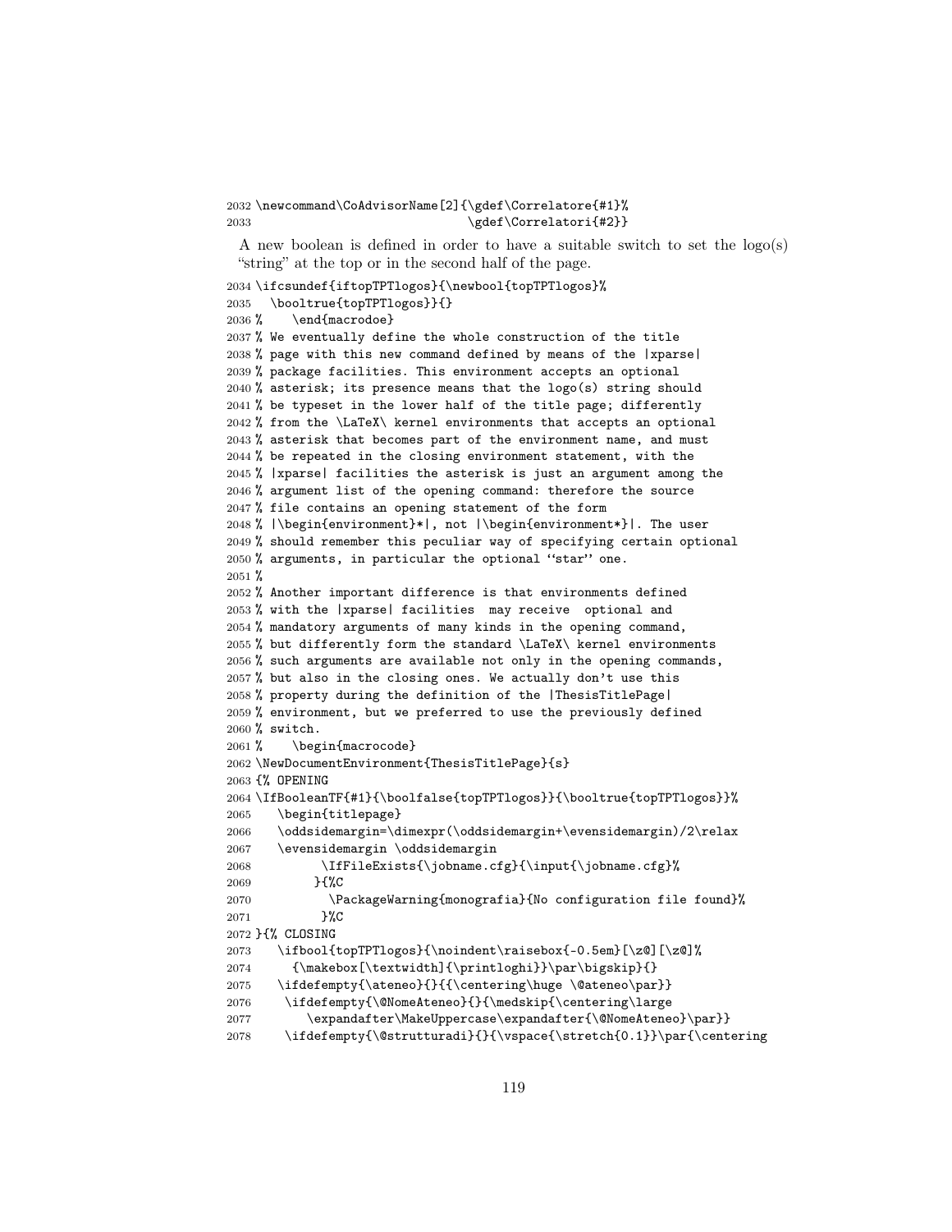```
2032 \newcommand\CoAdvisorName[2]{\gdef\Correlatore{#1}%
2033                              \gdef\Correlatori{#2}}
```

A new boolean is defined in order to have a suitable switch to set the logo(s) "string" at the top or in the second half of the page.

```
2034 \ifcsundef{iftopTPTlogos}{\newbool{topTPTlogos}%
2035   \booltrue{topTPTlogos}}{}
2036 %    \end{macrodoe}
2037 % We eventually define the whole construction of the title
2038 % page with this new command defined by means of the |xparse|
2039 % package facilities. This environment accepts an optional
2040 % asterisk; its presence means that the logo(s) string should
2041 % be typeset in the lower half of the title page; differently
2042 % from the \LaTeX\ kernel environments that accepts an optional
2043 % asterisk that becomes part of the environment name, and must
2044 % be repeated in the closing environment statement, with the
2045 % |xparse| facilities the asterisk is just an argument among the
2046 % argument list of the opening command: therefore the source
2047 % file contains an opening statement of the form
2048 % |\begin{environment}*|, not |\begin{environment*}|. The user
2049 % should remember this peculiar way of specifying certain optional
2050 % arguments, in particular the optional ``star'' one.
2051 %
2052 % Another important difference is that environments defined
2053 % with the |xparse| facilities  may receive  optional and
2054 % mandatory arguments of many kinds in the opening command,
2055 % but differently form the standard \LaTeX\ kernel environments
2056 % such arguments are available not only in the opening commands,
2057 % but also in the closing ones. We actually don't use this
2058 % property during the definition of the |ThesisTitlePage|
2059 % environment, but we preferred to use the previously defined
2060 % switch.
2061 %    \begin{macrocode}
2062 \NewDocumentEnvironment{ThesisTitlePage}{s}
2063 {% OPENING
2064 \IfBooleanTF{#1}{\boolfalse{topTPTlogos}}{\booltrue{topTPTlogos}}%
2065    \begin{titlepage}
2066    \oddsidemargin=\dimexpr(\oddsidemargin+\evensidemargin)/2\relax
2067    \evensidemargin \oddsidemargin
2068          \IfFileExists{\jobname.cfg}{\input{\jobname.cfg}%
2069         }{%C
2070           \PackageWarning{monografia}{No configuration file found}%
2071          }%C
2072 }{% CLOSING
2073    \ifbool{topTPTlogos}{\noindent\raisebox{-0.5em}[\z@][\z@]%
2074      {\makebox[\textwidth]{\printloghi}}\par\bigskip}{}
2075    \ifdefempty{\ateneo}{}{{\centering\huge \@ateneo\par}}
2076     \ifdefempty{\@NomeAteneo}{}{\medskip{\centering\large
2077        \expandafter\MakeUppercase\expandafter{\@NomeAteneo}\par}}
2078    \ifdefempty{\@strutturadi}{}{\vspace{\stretch{0.1}}\par{\centering
```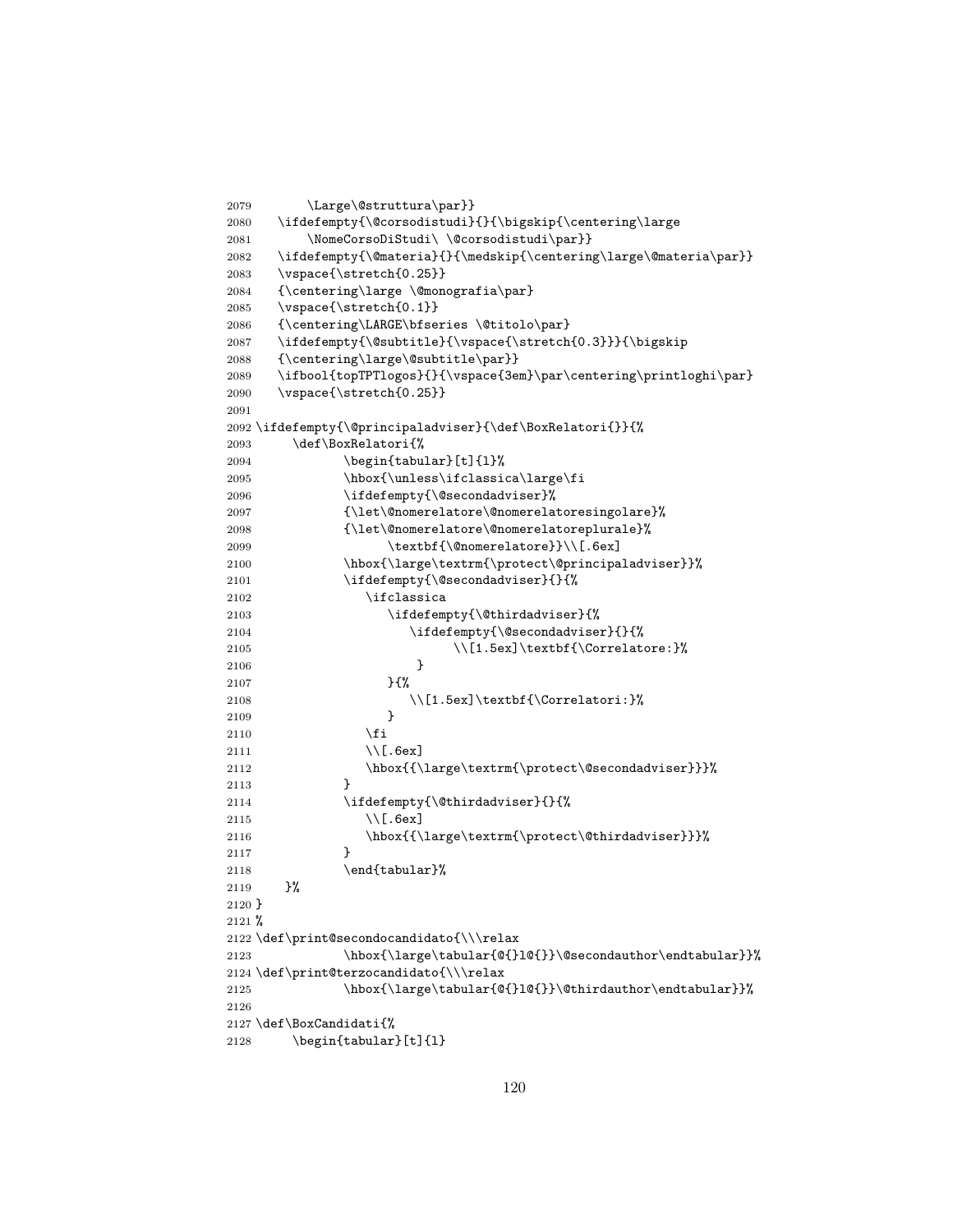```
2079        \Large\@struttura\par}}
2080    \ifdefempty{\@corsodistudi}{}{\bigskip{\centering\large
2081        \NomeCorsoDiStudi\ \@corsodistudi\par}}
2082    \ifdefempty{\@materia}{}{\medskip{\centering\large\@materia\par}}
2083    \vspace{\stretch{0.25}}
2084    {\centering\large \@monografia\par}
2085    \vspace{\stretch{0.1}}
2086    {\centering\LARGE\bfseries \@titolo\par}
2087    \ifdefempty{\@subtitle}{\vspace{\stretch{0.3}}}{\bigskip
2088    {\centering\large\@subtitle\par}}
2089    \ifbool{topTPTlogos}{}{\vspace{3em}\par\centering\printloghi\par}
2090    \vspace{\stretch{0.25}}
2091
2092 \ifdefempty{\@principaladviser}{\def\BoxRelatori{}}{%
2093     \def\BoxRelatori{%
2094            \begin{tabular}[t]{l}%
2095            \hbox{\unless\ifclassica\large\fi
2096            \ifdefempty{\@secondadviser}%
2097            {\let\@nomerelatore\@nomerelatoresingolare}%
2098            {\let\@nomerelatore\@nomerelatoreplurale}%
2099                 \textbf{\@nomerelatore}}\\[.6ex]
2100            \hbox{\large\textrm{\protect\@principaladviser}}%
2101            \ifdefempty{\@secondadviser}{}{%
2102               \ifclassica
2103                  \ifdefempty{\@thirdadviser}{%
2104                     \ifdefempty{\@secondadviser}{}{%
2105                           \\[1.5ex]\textbf{\Correlatore:}%
2106                      }
2107                  }{%
2108                     \\[1.5ex]\textbf{\Correlatori:}%
2109                  }
2110               \fi
2111               \\[.6ex]
2112               \hbox{{\large\textrm{\protect\@secondadviser}}}%
2113            }
2114            \ifdefempty{\@thirdadviser}{}{%
2115               \\[.6ex]
2116               \hbox{{\large\textrm{\protect\@thirdadviser}}}%
2117            }
2118            \end{tabular}%
2119     }%
2120 }
2121 %
2122 \def\print@secondocandidato{\\\relax
2123            \hbox{\large\tabular{@{}l@{}}\@secondauthor\endtabular}}%
2124 \def\print@terzocandidato{\\\relax
2125            \hbox{\large\tabular{@{}l@{}}\@thirdauthor\endtabular}}%
2126
2127 \def\BoxCandidati{%
2128     \begin{tabular}[t]{l}
```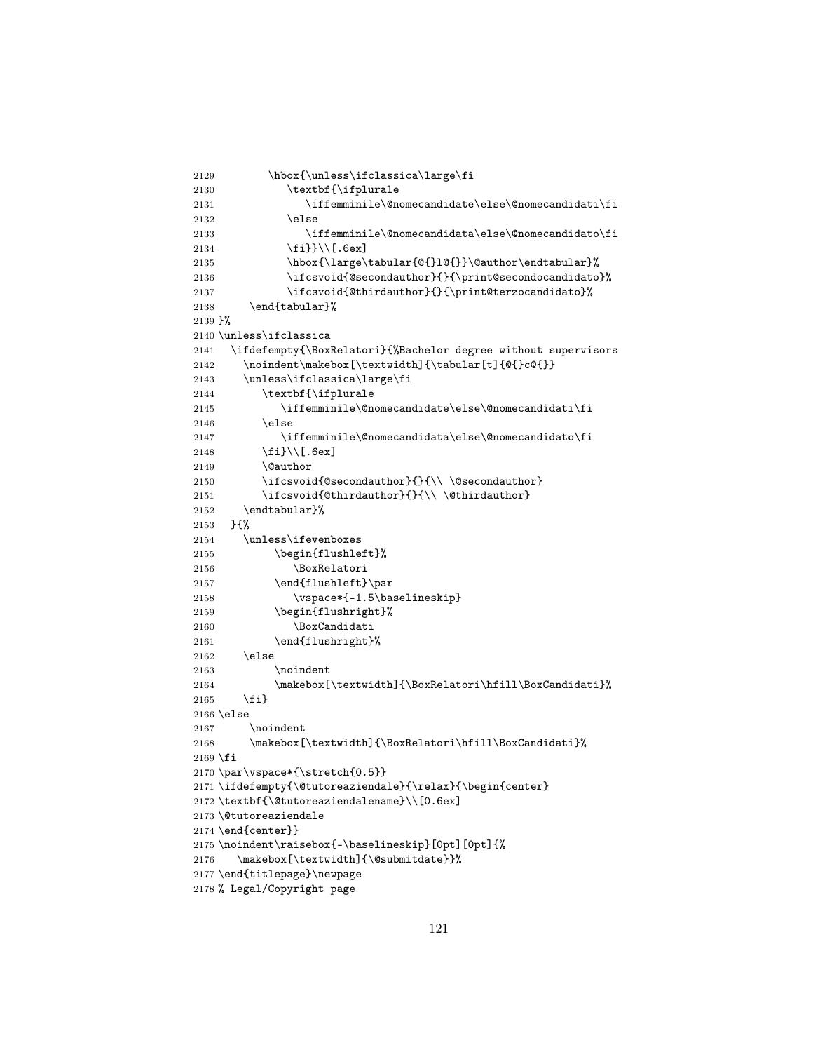```
2129        \hbox{\unless\ifclassica\large\fi
2130          \textbf{\ifplurale
2131             \iffemminile\@nomecandidate\else\@nomecandidati\fi
2132          \else
2133             \iffemminile\@nomecandidata\else\@nomecandidato\fi
2134          \fi}}\\[.6ex]
2135          \hbox{\large\tabular{@{}l@{}}\@author\endtabular}%
2136          \ifcsvoid{@secondauthor}{}{\print@secondocandidato}%
2137          \ifcsvoid{@thirdauthor}{}{\print@terzocandidato}%
2138     \end{tabular}%
2139 }%
2140 \unless\ifclassica
2141   \ifdefempty{\BoxRelatori}{%Bachelor degree without supervisors
2142     \noindent\makebox[\textwidth]{\tabular[t]{@{}c@{}}
2143     \unless\ifclassica\large\fi
2144       \textbf{\ifplurale
2145          \iffemminile\@nomecandidate\else\@nomecandidati\fi
2146       \else
2147          \iffemminile\@nomecandidata\else\@nomecandidato\fi
2148       \fi}\\[.6ex]
2149       \@author
2150       \ifcsvoid{@secondauthor}{}{\\ \@secondauthor}
2151       \ifcsvoid{@thirdauthor}{}{\\ \@thirdauthor}
2152     \endtabular}%
2153   }{%
2154     \unless\ifevenboxes
2155         \begin{flushleft}%
2156            \BoxRelatori
2157         \end{flushleft}\par
2158            \vspace*{-1.5\baselineskip}
2159         \begin{flushright}%
2160            \BoxCandidati
2161         \end{flushright}%
2162     \else
2163         \noindent
2164         \makebox[\textwidth]{\BoxRelatori\hfill\BoxCandidati}%
2165     \fi}
2166 \else
2167      \noindent
2168      \makebox[\textwidth]{\BoxRelatori\hfill\BoxCandidati}%
2169 \fi
2170 \par\vspace*{\stretch{0.5}}
2171 \ifdefempty{\@tutoreaziendale}{\relax}{\begin{center}
2172 \textbf{\@tutoreaziendalename}\\[0.6ex]
2173 \@tutoreaziendale
2174 \end{center}}
2175 \noindent\raisebox{-\baselineskip}[0pt][0pt]{%
2176    \makebox[\textwidth]{\@submitdate}}%
2177 \end{titlepage}\newpage
2178 % Legal/Copyright page
```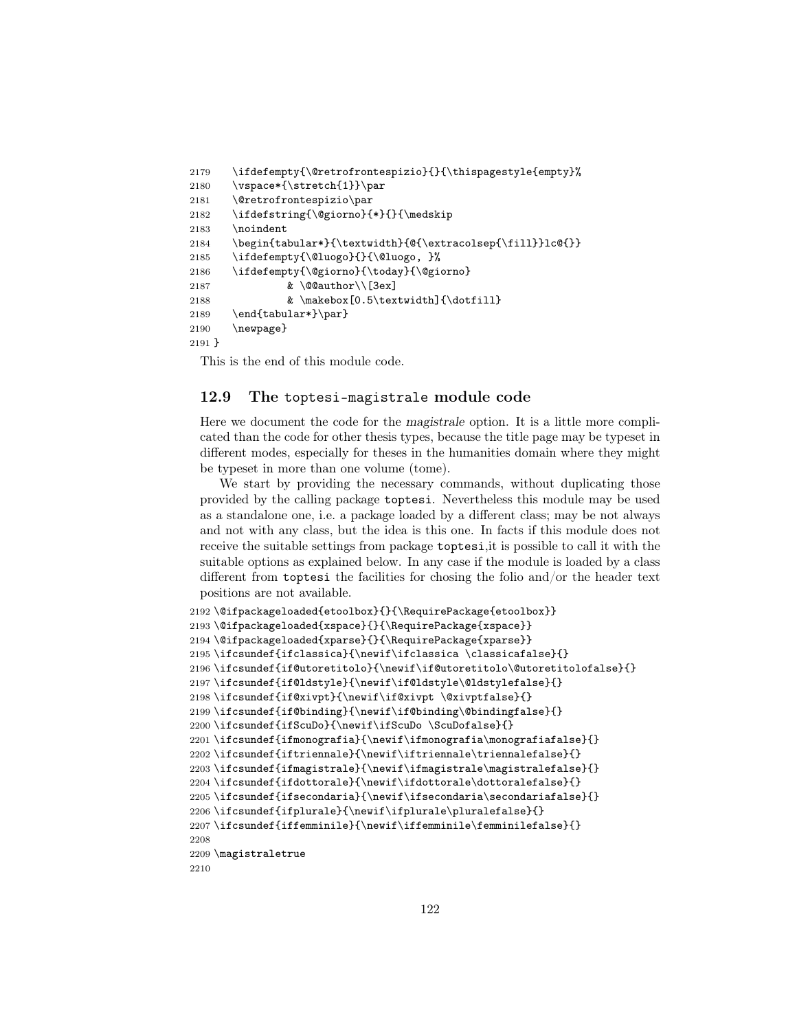```
2179   \ifdefempty{\@retrofrontespizio}{}{\thispagestyle{empty}%
2180   \vspace*{\stretch{1}}\par
2181   \@retrofrontespizio\par
2182   \ifdefstring{\@giorno}{*}{}{\medskip
2183   \noindent
2184   \begin{tabular*}{\textwidth}{@{\extracolsep{\fill}}lc@{}}
2185   \ifdefempty{\@luogo}{}{\@luogo, }%
2186   \ifdefempty{\@giorno}{\today}{\@giorno}
2187           & \@@author\\[3ex]
2188           & \makebox[0.5\textwidth]{\dotfill}
2189   \end{tabular*}\par}
2190   \newpage}
2191 }
```

This is the end of this module code.

## 12.9 The toptesi-magistrale module code

Here we document the code for the *magistrale* option. It is a little more complicated than the code for other thesis types, because the title page may be typeset in different modes, especially for theses in the humanities domain where they might be typeset in more than one volume (tome).

We start by providing the necessary commands, without duplicating those provided by the calling package toptesi. Nevertheless this module may be used as a standalone one, i.e. a package loaded by a different class; may be not always and not with any class, but the idea is this one. In facts if this module does not receive the suitable settings from package toptesi,it is possible to call it with the suitable options as explained below. In any case if the module is loaded by a class different from toptesi the facilities for chosing the folio and/or the header text positions are not available.

```
2192 \@ifpackageloaded{etoolbox}{}{\RequirePackage{etoolbox}}
2193 \@ifpackageloaded{xspace}{}{\RequirePackage{xspace}}
2194 \@ifpackageloaded{xparse}{}{\RequirePackage{xparse}}
2195 \ifcsundef{ifclassica}{\newif\ifclassica \classicafalse}{}
2196 \ifcsundef{if@utoretitolo}{\newif\if@utoretitolo\@utoretitolofalse}{}
2197 \ifcsundef{if@ldstyle}{\newif\if@ldstyle\@ldstylefalse}{}
2198 \ifcsundef{if@xivpt}{\newif\if@xivpt \@xivptfalse}{}
2199 \ifcsundef{if@binding}{\newif\if@binding\@bindingfalse}{}
2200 \ifcsundef{ifScuDo}{\newif\ifScuDo \ScuDofalse}{}
2201 \ifcsundef{ifmonografia}{\newif\ifmonografia\monografiafalse}{}
2202 \ifcsundef{iftriennale}{\newif\iftriennale\triennalefalse}{}
2203 \ifcsundef{ifmagistrale}{\newif\ifmagistrale\magistralefalse}{}
2204 \ifcsundef{ifdottorale}{\newif\ifdottorale\dottoralefalse}{}
2205 \ifcsundef{ifsecondaria}{\newif\ifsecondaria\secondariafalse}{}
2206 \ifcsundef{ifplurale}{\newif\ifplurale\pluralefalse}{}
2207 \ifcsundef{iffemminile}{\newif\iffemminile\femminilefalse}{}
2208
2209 \magistraletrue
2210
```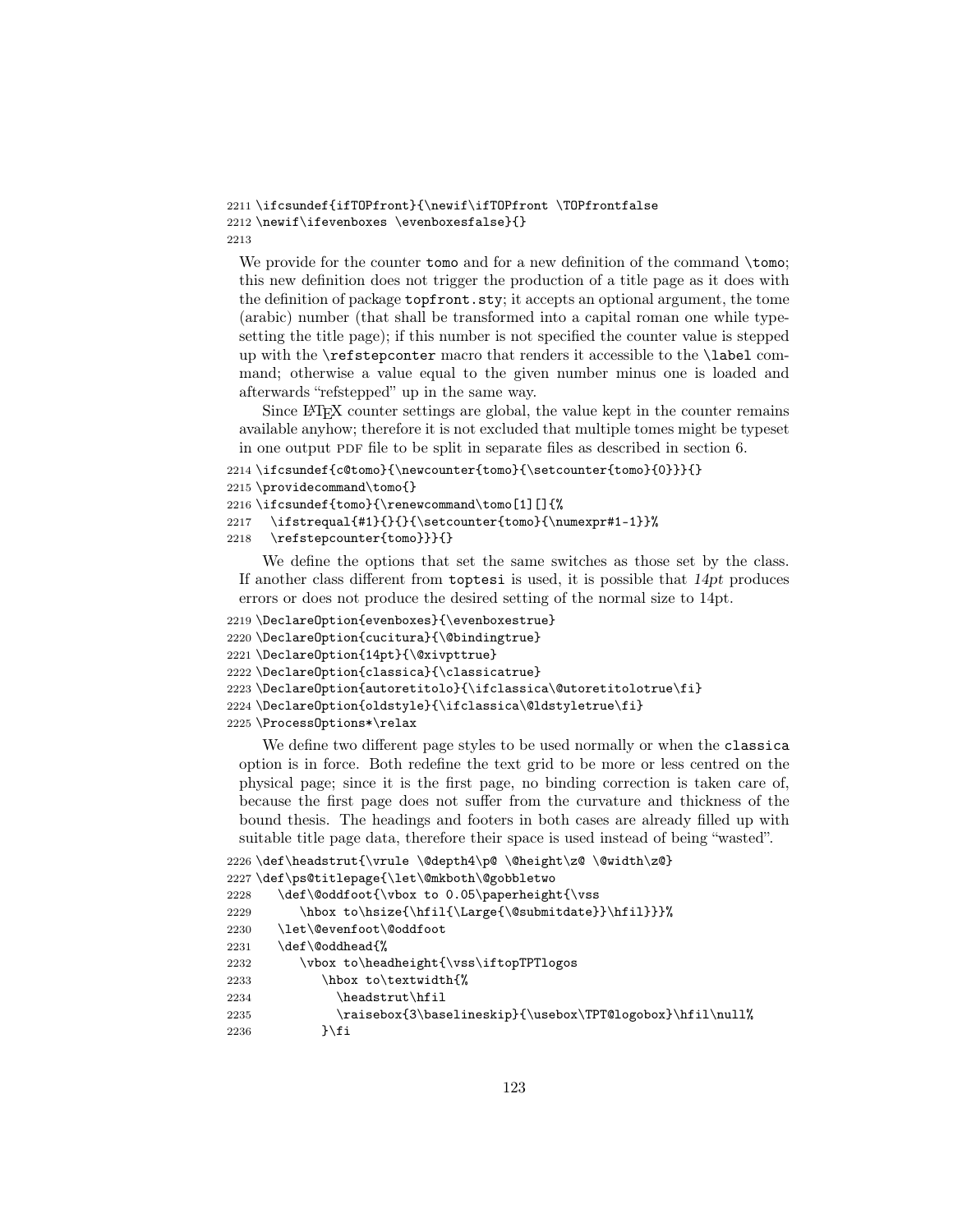```
2211 \ifcsundef{ifTOPfront}{\newif\ifTOPfront \TOPfrontfalse
2212 \newif\ifevenboxes \evenboxesfalse}{}
2213
```

We provide for the counter `tomo` and for a new definition of the command `\tomo`; this new definition does not trigger the production of a title page as it does with the definition of package `topfront.sty`; it accepts an optional argument, the tome (arabic) number (that shall be transformed into a capital roman one while typesetting the title page); if this number is not specified the counter value is stepped up with the `\refstepconter` macro that renders it accessible to the `\label` command; otherwise a value equal to the given number minus one is loaded and afterwards "refstepped" up in the same way.

Since LaTeX counter settings are global, the value kept in the counter remains available anyhow; therefore it is not excluded that multiple tomes might be typeset in one output PDF file to be split in separate files as described in section 6.

```
2214 \ifcsundef{c@tomo}{\newcounter{tomo}{\setcounter{tomo}{0}}}{}
2215 \providecommand\tomo{}
2216 \ifcsundef{tomo}{\renewcommand\tomo[1][]{%
2217   \ifstrequal{#1}{}{}{\setcounter{tomo}{\numexpr#1-1}}%
2218   \refstepcounter{tomo}}}{}
```

We define the options that set the same switches as those set by the class. If another class different from `toptesi` is used, it is possible that *14pt* produces errors or does not produce the desired setting of the normal size to 14pt.

```
2219 \DeclareOption{evenboxes}{\evenboxestrue}
2220 \DeclareOption{cucitura}{\@bindingtrue}
2221 \DeclareOption{14pt}{\@xivpttrue}
2222 \DeclareOption{classica}{\classicatrue}
2223 \DeclareOption{autoretitolo}{\ifclassica\@utoretitolotrue\fi}
2224 \DeclareOption{oldstyle}{\ifclassica\@ldstyletrue\fi}
2225 \ProcessOptions*\relax
```

We define two different page styles to be used normally or when the `classica` option is in force. Both redefine the text grid to be more or less centred on the physical page; since it is the first page, no binding correction is taken care of, because the first page does not suffer from the curvature and thickness of the bound thesis. The headings and footers in both cases are already filled up with suitable title page data, therefore their space is used instead of being "wasted".

```
2226 \def\headstrut{\vrule \@depth4\p@ \@height\z@ \@width\z@}
2227 \def\ps@titlepage{\let\@mkboth\@gobbletwo
2228    \def\@oddfoot{\vbox to 0.05\paperheight{\vss
2229       \hbox to\hsize{\hfil{\Large{\@submitdate}}\hfil}}}%
2230    \let\@evenfoot\@oddfoot
2231    \def\@oddhead{%
2232       \vbox to\headheight{\vss\iftopTPTlogos
2233          \hbox to\textwidth{%
2234             \headstrut\hfil
2235             \raisebox{3\baselineskip}{\usebox\TPT@logobox}\hfil\null%
2236          }\fi
```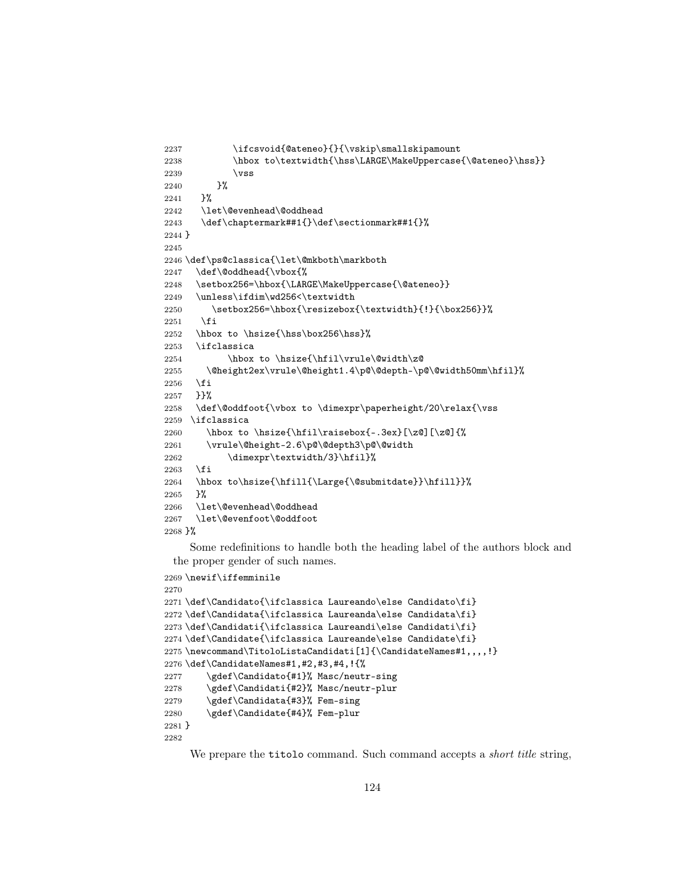```
2237         \ifcsvoid{@ateneo}{}{\vskip\smallskipamount
2238         \hbox to\textwidth{\hss\LARGE\MakeUppercase{\@ateneo}\hss}}
2239         \vss
2240       }%
2241   }%
2242   \let\@evenhead\@oddhead
2243   \def\chaptermark##1{}\def\sectionmark##1{}%
2244 }
2245
2246 \def\ps@classica{\let\@mkboth\markboth
2247   \def\@oddhead{\vbox{%
2248   \setbox256=\hbox{\LARGE\MakeUppercase{\@ateneo}}
2249   \unless\ifdim\wd256<\textwidth
2250      \setbox256=\hbox{\resizebox{\textwidth}{!}{\box256}}%
2251    \fi
2252   \hbox to \hsize{\hss\box256\hss}%
2253   \ifclassica
2254         \hbox to \hsize{\hfil\vrule\@width\z@
2255     \@height2ex\vrule\@height1.4\p@\@depth-\p@\@width50mm\hfil}%
2256   \fi
2257   }}%
2258   \def\@oddfoot{\vbox to \dimexpr\paperheight/20\relax{\vss
2259  \ifclassica
2260     \hbox to \hsize{\hfil\raisebox{-.3ex}[\z@][\z@]{%
2261     \vrule\@height-2.6\p@\@depth3\p@\@width
2262         \dimexpr\textwidth/3}\hfil}%
2263   \fi
2264   \hbox to\hsize{\hfill{\Large{\@submitdate}}\hfill}}%
2265   }%
2266   \let\@evenhead\@oddhead
2267   \let\@evenfoot\@oddfoot
2268 }%
```

Some redefinitions to handle both the heading label of the authors block and the proper gender of such names.

```
2269 \newif\iffemminile
2270
2271 \def\Candidato{\ifclassica Laureando\else Candidato\fi}
2272 \def\Candidata{\ifclassica Laureanda\else Candidata\fi}
2273 \def\Candidati{\ifclassica Laureandi\else Candidati\fi}
2274 \def\Candidate{\ifclassica Laureande\else Candidate\fi}
2275 \newcommand\TitoloListaCandidati[1]{\CandidateNames#1,,,,!}
2276 \def\CandidateNames#1,#2,#3,#4,!{%
2277     \gdef\Candidato{#1}% Masc/neutr-sing
2278     \gdef\Candidati{#2}% Masc/neutr-plur
2279     \gdef\Candidata{#3}% Fem-sing
2280     \gdef\Candidate{#4}% Fem-plur
2281 }
2282
```

We prepare the `titolo` command. Such command accepts a *short title* string,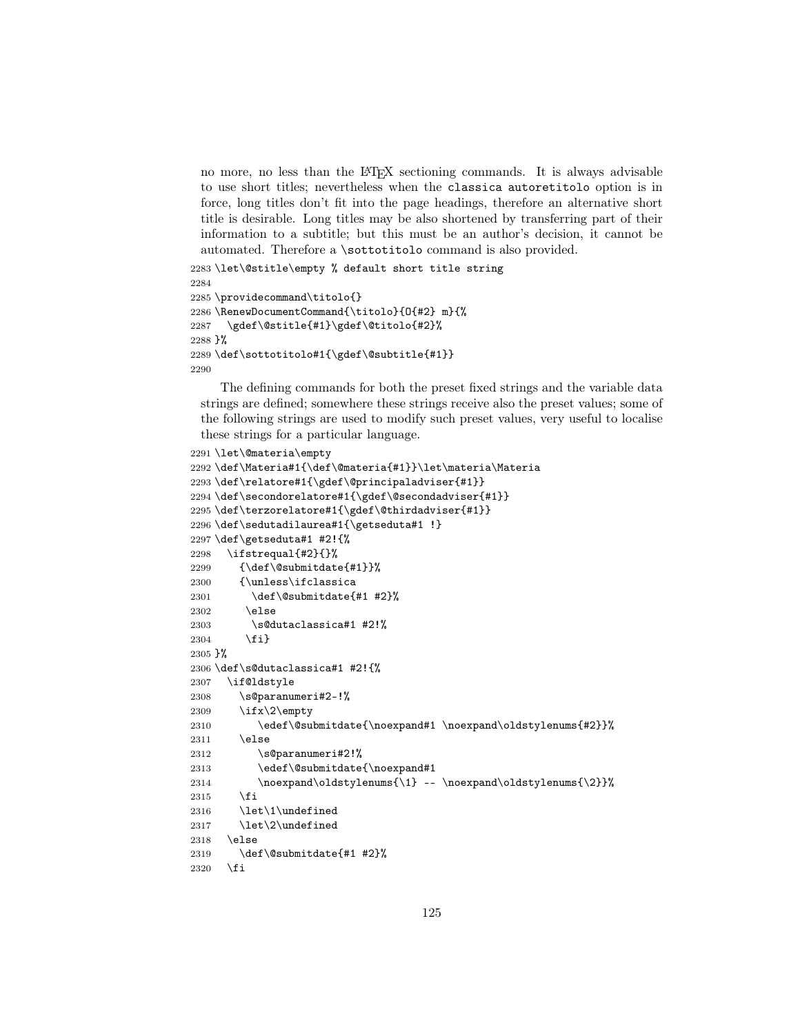no more, no less than the LaTeX sectioning commands. It is always advisable to use short titles; nevertheless when the `classica autoretitolo` option is in force, long titles don't fit into the page headings, therefore an alternative short title is desirable. Long titles may be also shortened by transferring part of their information to a subtitle; but this must be an author's decision, it cannot be automated. Therefore a `\sottotitolo` command is also provided.

```
2283 \let\@stitle\empty % default short title string
2284
2285 \providecommand\titolo{}
2286 \RenewDocumentCommand{\titolo}{O{#2} m}{%
2287   \gdef\@stitle{#1}\gdef\@titolo{#2}%
2288 }%
2289 \def\sottotitolo#1{\gdef\@subtitle{#1}}
2290
```

The defining commands for both the preset fixed strings and the variable data strings are defined; somewhere these strings receive also the preset values; some of the following strings are used to modify such preset values, very useful to localise these strings for a particular language.

```
2291 \let\@materia\empty
2292 \def\Materia#1{\def\@materia{#1}}\let\materia\Materia
2293 \def\relatore#1{\gdef\@principaladviser{#1}}
2294 \def\secondorelatore#1{\gdef\@secondadviser{#1}}
2295 \def\terzorelatore#1{\gdef\@thirdadviser{#1}}
2296 \def\sedutadilaurea#1{\getseduta#1 !}
2297 \def\getseduta#1 #2!{%
2298   \ifstrequal{#2}{}%
2299     {\def\@submitdate{#1}}%
2300     {\unless\ifclassica
2301       \def\@submitdate{#1 #2}%
2302      \else
2303       \s@dutaclassica#1 #2!%
2304      \fi}
2305 }%
2306 \def\s@dutaclassica#1 #2!{%
2307   \if@ldstyle
2308     \s@paranumeri#2-!%
2309     \ifx\2\empty
2310        \edef\@submitdate{\noexpand#1 \noexpand\oldstylenums{#2}}%
2311     \else
2312        \s@paranumeri#2!%
2313        \edef\@submitdate{\noexpand#1
2314        \noexpand\oldstylenums{\1} -- \noexpand\oldstylenums{\2}}%
2315     \fi
2316     \let\1\undefined
2317     \let\2\undefined
2318   \else
2319     \def\@submitdate{#1 #2}%
2320   \fi
```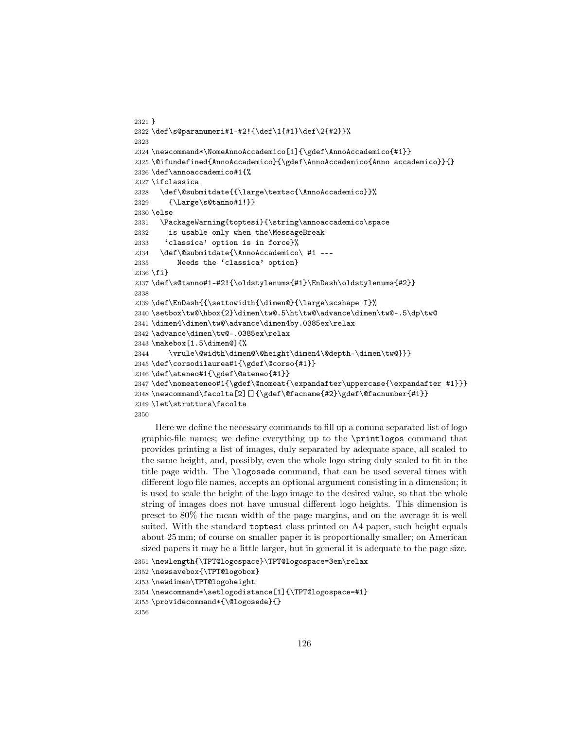```
2321 }
2322 \def\s@paranumeri#1-#2!{\def\1{#1}\def\2{#2}}%
2323
2324 \newcommand*\NomeAnnoAccademico[1]{\gdef\AnnoAccademico{#1}}
2325 \@ifundefined{AnnoAccademico}{\gdef\AnnoAccademico{Anno accademico}}{}
2326 \def\annoaccademico#1{%
2327 \ifclassica
2328   \def\@submitdate{{\large\textsc{\AnnoAccademico}}%
2329     {\Large\s@tanno#1!}}
2330 \else
2331   \PackageWarning{toptesi}{\string\annoaccademico\space
2332     is usable only when the\MessageBreak
2333    `classica' option is in force}%
2334   \def\@submitdate{\AnnoAccademico\ #1 ---
2335       Needs the `classica' option}
2336 \fi}
2337 \def\s@tanno#1-#2!{\oldstylenums{#1}\EnDash\oldstylenums{#2}}
2338
2339 \def\EnDash{{\settowidth{\dimen@}{\large\scshape I}%
2340 \setbox\tw@\hbox{2}\dimen\tw@.5\ht\tw@\advance\dimen\tw@-.5\dp\tw@
2341 \dimen4\dimen\tw@\advance\dimen4by.0385ex\relax
2342 \advance\dimen\tw@-.0385ex\relax
2343 \makebox[1.5\dimen@]{%
2344     \vrule\@width\dimen@\@height\dimen4\@depth-\dimen\tw@}}}
2345 \def\corsodilaurea#1{\gdef\@corso{#1}}
2346 \def\ateneo#1{\gdef\@ateneo{#1}}
2347 \def\nomeateneo#1{\gdef\@nomeat{\expandafter\uppercase{\expandafter #1}}}
2348 \newcommand\facolta[2][]{\gdef\@facname{#2}\gdef\@facnumber{#1}}
2349 \let\struttura\facolta
2350
```

Here we define the necessary commands to fill up a comma separated list of logo graphic-file names; we define everything up to the `\printlogos` command that provides printing a list of images, duly separated by adequate space, all scaled to the same height, and, possibly, even the whole logo string duly scaled to fit in the title page width. The `\logosede` command, that can be used several times with different logo file names, accepts an optional argument consisting in a dimension; it is used to scale the height of the logo image to the desired value, so that the whole string of images does not have unusual different logo heights. This dimension is preset to 80% the mean width of the page margins, and on the average it is well suited. With the standard `toptesi` class printed on A4 paper, such height equals about 25 mm; of course on smaller paper it is proportionally smaller; on American sized papers it may be a little larger, but in general it is adequate to the page size.

```
2351 \newlength{\TPT@logospace}\TPT@logospace=3em\relax
2352 \newsavebox{\TPT@logobox}
2353 \newdimen\TPT@logoheight
2354 \newcommand*\setlogodistance[1]{\TPT@logospace=#1}
2355 \providecommand*{\@logosede}{}
2356
```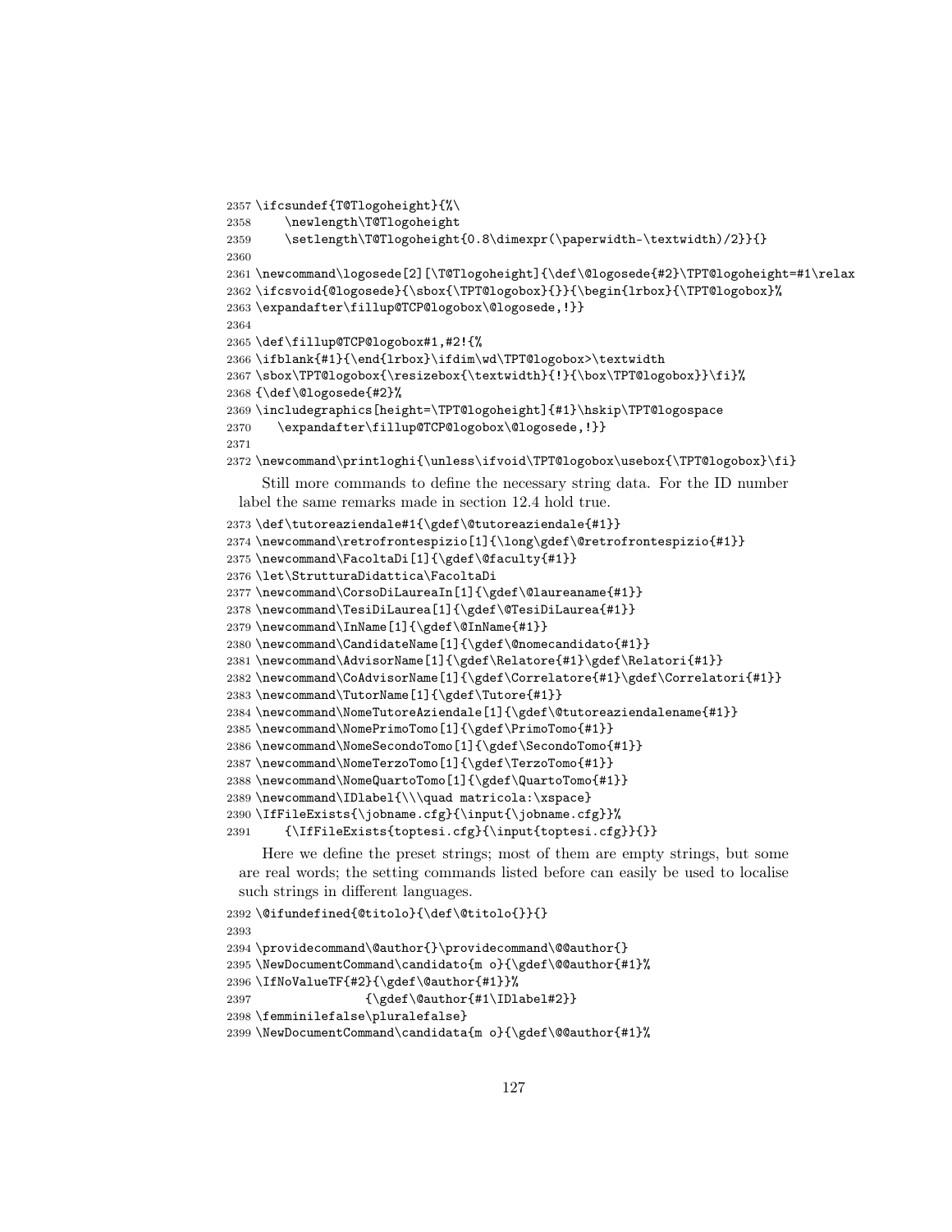```
2357 \ifcsundef{T@Tlogoheight}{%\
2358     \newlength\T@Tlogoheight
2359     \setlength\T@Tlogoheight{0.8\dimexpr(\paperwidth-\textwidth)/2}}{}
2360
2361 \newcommand\logosede[2][\T@Tlogoheight]{\def\@logosede{#2}\TPT@logoheight=#1\relax
2362 \ifcsvoid{@logosede}{\sbox{\TPT@logobox}{}}{\begin{lrbox}{\TPT@logobox}%
2363 \expandafter\fillup@TCP@logobox\@logosede,!}}
2364
2365 \def\fillup@TCP@logobox#1,#2!{%
2366 \ifblank{#1}{\end{lrbox}\ifdim\wd\TPT@logobox>\textwidth
2367 \sbox\TPT@logobox{\resizebox{\textwidth}{!}{\box\TPT@logobox}}\fi}%
2368 {\def\@logosede{#2}%
2369 \includegraphics[height=\TPT@logoheight]{#1}\hskip\TPT@logospace
2370    \expandafter\fillup@TCP@logobox\@logosede,!}}
2371
2372 \newcommand\printloghi{\unless\ifvoid\TPT@logobox\usebox{\TPT@logobox}\fi}
```

Still more commands to define the necessary string data. For the ID number label the same remarks made in section 12.4 hold true.

```
2373 \def\tutoreaziendale#1{\gdef\@tutoreaziendale{#1}}
2374 \newcommand\retrofrontespizio[1]{\long\gdef\@retrofrontespizio{#1}}
2375 \newcommand\FacoltaDi[1]{\gdef\@faculty{#1}}
2376 \let\StrutturaDidattica\FacoltaDi
2377 \newcommand\CorsoDiLaureaIn[1]{\gdef\@laureaname{#1}}
2378 \newcommand\TesiDiLaurea[1]{\gdef\@TesiDiLaurea{#1}}
2379 \newcommand\InName[1]{\gdef\@InName{#1}}
2380 \newcommand\CandidateName[1]{\gdef\@nomecandidato{#1}}
2381 \newcommand\AdvisorName[1]{\gdef\Relatore{#1}\gdef\Relatori{#1}}
2382 \newcommand\CoAdvisorName[1]{\gdef\Correlatore{#1}\gdef\Correlatori{#1}}
2383 \newcommand\TutorName[1]{\gdef\Tutore{#1}}
2384 \newcommand\NomeTutoreAziendale[1]{\gdef\@tutoreaziendalename{#1}}
2385 \newcommand\NomePrimoTomo[1]{\gdef\PrimoTomo{#1}}
2386 \newcommand\NomeSecondoTomo[1]{\gdef\SecondoTomo{#1}}
2387 \newcommand\NomeTerzoTomo[1]{\gdef\TerzoTomo{#1}}
2388 \newcommand\NomeQuartoTomo[1]{\gdef\QuartoTomo{#1}}
2389 \newcommand\IDlabel{\\\quad matricola:\xspace}
2390 \IfFileExists{\jobname.cfg}{\input{\jobname.cfg}}%
2391     {\IfFileExists{toptesi.cfg}{\input{toptesi.cfg}}{}}
```

Here we define the preset strings; most of them are empty strings, but some are real words; the setting commands listed before can easily be used to localise such strings in different languages.

```
2392 \@ifundefined{@titolo}{\def\@titolo{}}{}
2393
2394 \providecommand\@author{}\providecommand\@@author{}
2395 \NewDocumentCommand\candidato{m o}{\gdef\@@author{#1}%
2396 \IfNoValueTF{#2}{\gdef\@author{#1}}%
2397               {\gdef\@author{#1\IDlabel#2}}
2398 \femminilefalse\pluralefalse}
2399 \NewDocumentCommand\candidata{m o}{\gdef\@@author{#1}%
```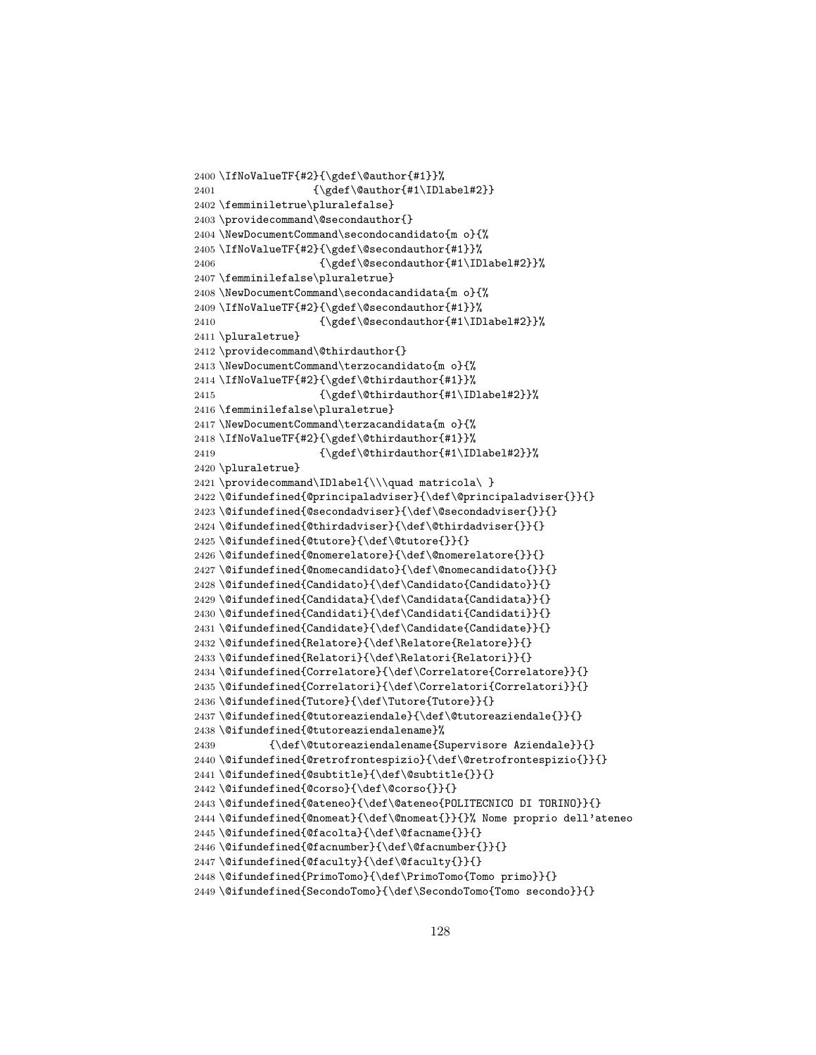```
2400 \IfNoValueTF{#2}{\gdef\@author{#1}}%
2401                 {\gdef\@author{#1\IDlabel#2}}
2402 \femminiletrue\pluralefalse}
2403 \providecommand\@secondauthor{}
2404 \NewDocumentCommand\secondocandidato{m o}{%
2405 \IfNoValueTF{#2}{\gdef\@secondauthor{#1}}%
2406                 {\gdef\@secondauthor{#1\IDlabel#2}}%
2407 \femminilefalse\pluraletrue}
2408 \NewDocumentCommand\secondacandidata{m o}{%
2409 \IfNoValueTF{#2}{\gdef\@secondauthor{#1}}%
2410                 {\gdef\@secondauthor{#1\IDlabel#2}}%
2411 \pluraletrue}
2412 \providecommand\@thirdauthor{}
2413 \NewDocumentCommand\terzocandidato{m o}{%
2414 \IfNoValueTF{#2}{\gdef\@thirdauthor{#1}}%
2415                 {\gdef\@thirdauthor{#1\IDlabel#2}}%
2416 \femminilefalse\pluraletrue}
2417 \NewDocumentCommand\terzacandidata{m o}{%
2418 \IfNoValueTF{#2}{\gdef\@thirdauthor{#1}}%
2419                 {\gdef\@thirdauthor{#1\IDlabel#2}}%
2420 \pluraletrue}
2421 \providecommand\IDlabel{\\\quad matricola\ }
2422 \@ifundefined{@principaladviser}{\def\@principaladviser{}}{}
2423 \@ifundefined{@secondadviser}{\def\@secondadviser{}}{}
2424 \@ifundefined{@thirdadviser}{\def\@thirdadviser{}}{}
2425 \@ifundefined{@tutore}{\def\@tutore{}}{}
2426 \@ifundefined{@nomerelatore}{\def\@nomerelatore{}}{}
2427 \@ifundefined{@nomecandidato}{\def\@nomecandidato{}}{}
2428 \@ifundefined{Candidato}{\def\Candidato{Candidato}}{}
2429 \@ifundefined{Candidata}{\def\Candidata{Candidata}}{}
2430 \@ifundefined{Candidati}{\def\Candidati{Candidati}}{}
2431 \@ifundefined{Candidate}{\def\Candidate{Candidate}}{}
2432 \@ifundefined{Relatore}{\def\Relatore{Relatore}}{}
2433 \@ifundefined{Relatori}{\def\Relatori{Relatori}}{}
2434 \@ifundefined{Correlatore}{\def\Correlatore{Correlatore}}{}
2435 \@ifundefined{Correlatori}{\def\Correlatori{Correlatori}}{}
2436 \@ifundefined{Tutore}{\def\Tutore{Tutore}}{}
2437 \@ifundefined{@tutoreaziendale}{\def\@tutoreaziendale{}}{}
2438 \@ifundefined{@tutoreaziendalename}%
2439         {\def\@tutoreaziendalename{Supervisore Aziendale}}{}
2440 \@ifundefined{@retrofrontespizio}{\def\@retrofrontespizio{}}{}
2441 \@ifundefined{@subtitle}{\def\@subtitle{}}{}
2442 \@ifundefined{@corso}{\def\@corso{}}{}
2443 \@ifundefined{@ateneo}{\def\@ateneo{POLITECNICO DI TORINO}}{}
2444 \@ifundefined{@nomeat}{\def\@nomeat{}}{}% Nome proprio dell'ateneo
2445 \@ifundefined{@facolta}{\def\@facname{}}{}
2446 \@ifundefined{@facnumber}{\def\@facnumber{}}{}
2447 \@ifundefined{@faculty}{\def\@faculty{}}{}
2448 \@ifundefined{PrimoTomo}{\def\PrimoTomo{Tomo primo}}{}
2449 \@ifundefined{SecondoTomo}{\def\SecondoTomo{Tomo secondo}}{}
```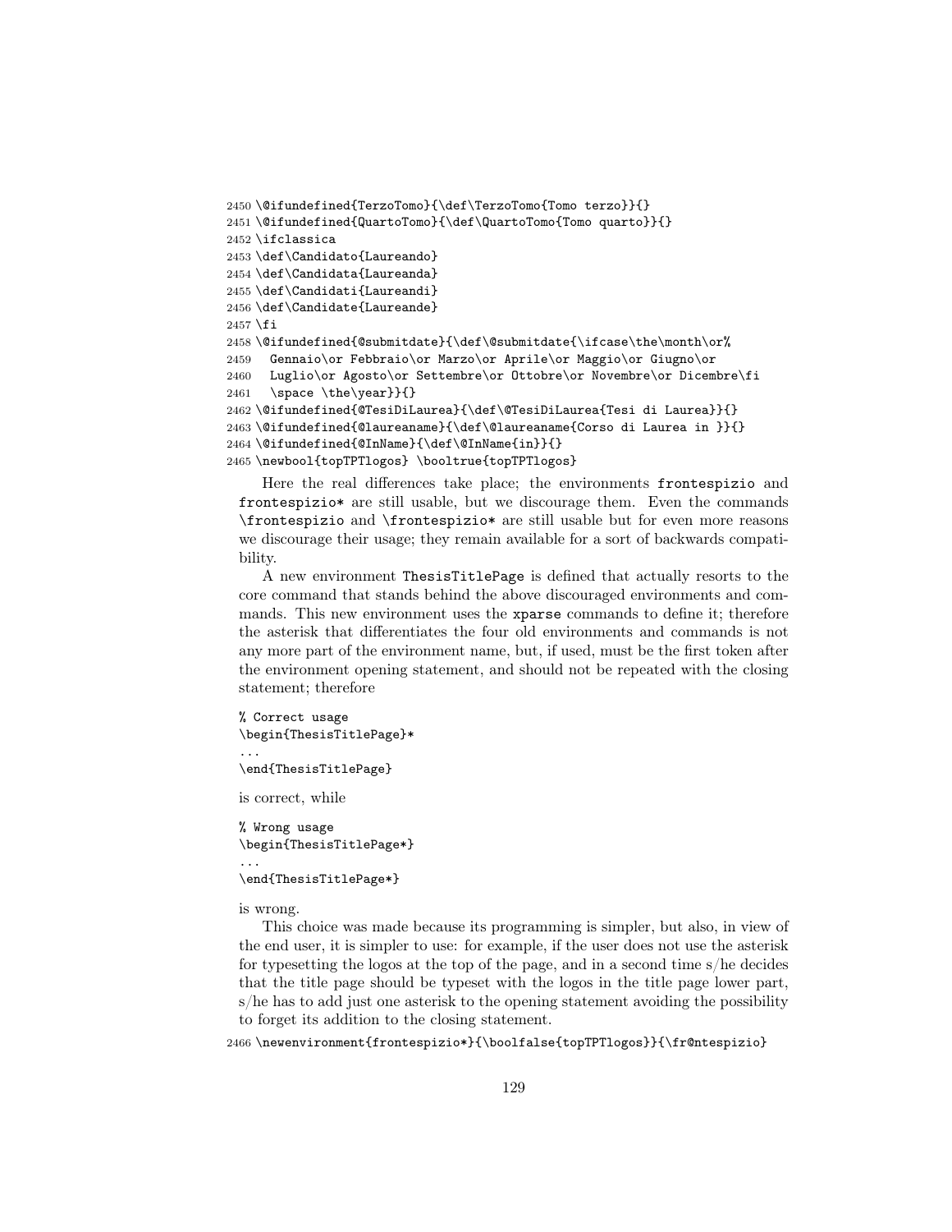```
2450 \@ifundefined{TerzoTomo}{\def\TerzoTomo{Tomo terzo}}{}
2451 \@ifundefined{QuartoTomo}{\def\QuartoTomo{Tomo quarto}}{}
2452 \ifclassica
2453 \def\Candidato{Laureando}
2454 \def\Candidata{Laureanda}
2455 \def\Candidati{Laureandi}
2456 \def\Candidate{Laureande}
2457 \fi
2458 \@ifundefined{@submitdate}{\def\@submitdate{\ifcase\the\month\or%
2459   Gennaio\or Febbraio\or Marzo\or Aprile\or Maggio\or Giugno\or
2460   Luglio\or Agosto\or Settembre\or Ottobre\or Novembre\or Dicembre\fi
2461   \space \the\year}}{}
2462 \@ifundefined{@TesiDiLaurea}{\def\@TesiDiLaurea{Tesi di Laurea}}{}
2463 \@ifundefined{@laureaname}{\def\@laureaname{Corso di Laurea in }}{}
2464 \@ifundefined{@InName}{\def\@InName{in}}{}
2465 \newbool{topTPTlogos} \booltrue{topTPTlogos}
```

Here the real differences take place; the environments `frontespizio` and `frontespizio*` are still usable, but we discourage them. Even the commands `\frontespizio` and `\frontespizio*` are still usable but for even more reasons we discourage their usage; they remain available for a sort of backwards compatibility.

A new environment `ThesisTitlePage` is defined that actually resorts to the core command that stands behind the above discouraged environments and commands. This new environment uses the `xparse` commands to define it; therefore the asterisk that differentiates the four old environments and commands is not any more part of the environment name, but, if used, must be the first token after the environment opening statement, and should not be repeated with the closing statement; therefore

```
% Correct usage
\begin{ThesisTitlePage}*
...
\end{ThesisTitlePage}
```

is correct, while

```
% Wrong usage
\begin{ThesisTitlePage*}
...
\end{ThesisTitlePage*}
```

is wrong.

This choice was made because its programming is simpler, but also, in view of the end user, it is simpler to use: for example, if the user does not use the asterisk for typesetting the logos at the top of the page, and in a second time s/he decides that the title page should be typeset with the logos in the title page lower part, s/he has to add just one asterisk to the opening statement avoiding the possibility to forget its addition to the closing statement.

```
2466 \newenvironment{frontespizio*}{\boolfalse{topTPTlogos}}{\fr@ntespizio}
```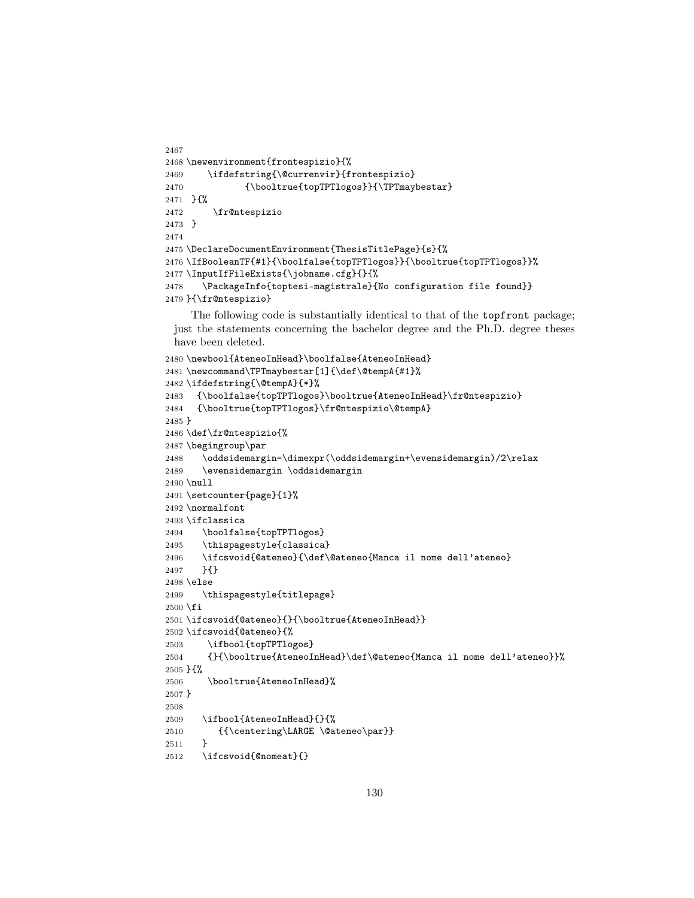```
2467
2468 \newenvironment{frontespizio}{%
2469     \ifdefstring{\@currenvir}{frontespizio}
2470            {\booltrue{topTPTlogos}}{\TPTmaybestar}
2471  }{%
2472      \fr@ntespizio
2473  }
2474
2475 \DeclareDocumentEnvironment{ThesisTitlePage}{s}{%
2476 \IfBooleanTF{#1}{\boolfalse{topTPTlogos}}{\booltrue{topTPTlogos}}%
2477 \InputIfFileExists{\jobname.cfg}{}{%
2478    \PackageInfo{toptesi-magistrale}{No configuration file found}}
2479 }{\fr@ntespizio}
```

The following code is substantially identical to that of the `topfront` package; just the statements concerning the bachelor degree and the Ph.D. degree theses have been deleted.

```
2480 \newbool{AteneoInHead}\boolfalse{AteneoInHead}
2481 \newcommand\TPTmaybestar[1]{\def\@tempA{#1}%
2482 \ifdefstring{\@tempA}{*}%
2483   {\boolfalse{topTPTlogos}\booltrue{AteneoInHead}\fr@ntespizio}
2484   {\booltrue{topTPTlogos}\fr@ntespizio\@tempA}
2485 }
2486 \def\fr@ntespizio{%
2487 \begingroup\par
2488    \oddsidemargin=\dimexpr(\oddsidemargin+\evensidemargin)/2\relax
2489    \evensidemargin \oddsidemargin
2490 \null
2491 \setcounter{page}{1}%
2492 \normalfont
2493 \ifclassica
2494    \boolfalse{topTPTlogos}
2495    \thispagestyle{classica}
2496    \ifcsvoid{@ateneo}{\def\@ateneo{Manca il nome dell'ateneo}
2497    }{}
2498 \else
2499    \thispagestyle{titlepage}
2500 \fi
2501 \ifcsvoid{@ateneo}{}{\booltrue{AteneoInHead}}
2502 \ifcsvoid{@ateneo}{%
2503     \ifbool{topTPTlogos}
2504     {}{\booltrue{AteneoInHead}\def\@ateneo{Manca il nome dell'ateneo}}%
2505 }{%
2506     \booltrue{AteneoInHead}%
2507 }
2508
2509    \ifbool{AteneoInHead}{}{%
2510       {{\centering\LARGE \@ateneo\par}}
2511    }
2512    \ifcsvoid{@nomeat}{}
```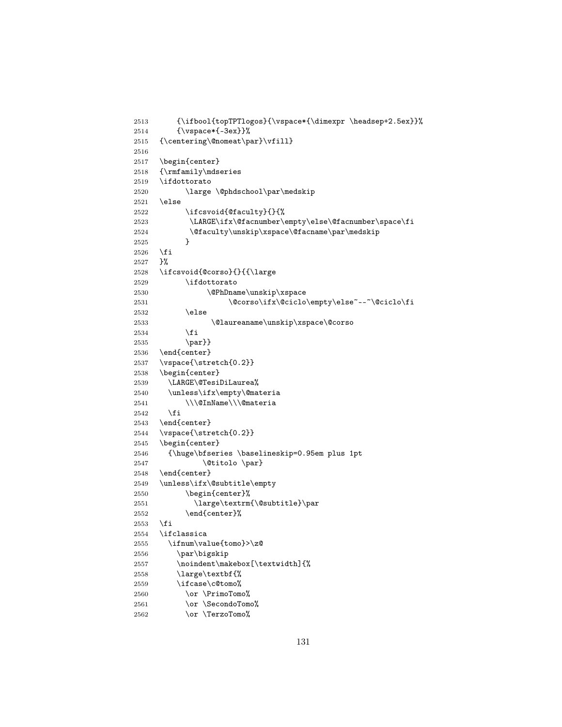```
2513     {\ifbool{topTPTlogos}{\vspace*{\dimexpr \headsep+2.5ex}}%
2514     {\vspace*{-3ex}}%
2515 {\centering\@nomeat\par}\vfill}
2516
2517 \begin{center}
2518 {\rmfamily\mdseries
2519 \ifdottorato
2520       \large \@phdschool\par\medskip
2521 \else
2522       \ifcsvoid{@faculty}{}{%
2523        \LARGE\ifx\@facnumber\empty\else\@facnumber\space\fi
2524        \@faculty\unskip\xspace\@facname\par\medskip
2525       }
2526 \fi
2527 }%
2528 \ifcsvoid{@corso}{}{{\large
2529       \ifdottorato
2530            \@PhDname\unskip\xspace
2531                  \@corso\ifx\@ciclo\empty\else~--~\@ciclo\fi
2532       \else
2533             \@laureaname\unskip\xspace\@corso
2534       \fi
2535       \par}}
2536 \end{center}
2537 \vspace{\stretch{0.2}}
2538 \begin{center}
2539   \LARGE\@TesiDiLaurea%
2540   \unless\ifx\empty\@materia
2541       \\\@InName\\\@materia
2542   \fi
2543 \end{center}
2544 \vspace{\stretch{0.2}}
2545 \begin{center}
2546   {\huge\bfseries \baselineskip=0.95em plus 1pt
2547           \@titolo \par}
2548 \end{center}
2549 \unless\ifx\@subtitle\empty
2550       \begin{center}%
2551         \large\textrm{\@subtitle}\par
2552       \end{center}%
2553 \fi
2554 \ifclassica
2555   \ifnum\value{tomo}>\z@
2556     \par\bigskip
2557     \noindent\makebox[\textwidth]{%
2558     \large\textbf{%
2559     \ifcase\c@tomo%
2560       \or \PrimoTomo%
2561       \or \SecondoTomo%
2562       \or \TerzoTomo%
```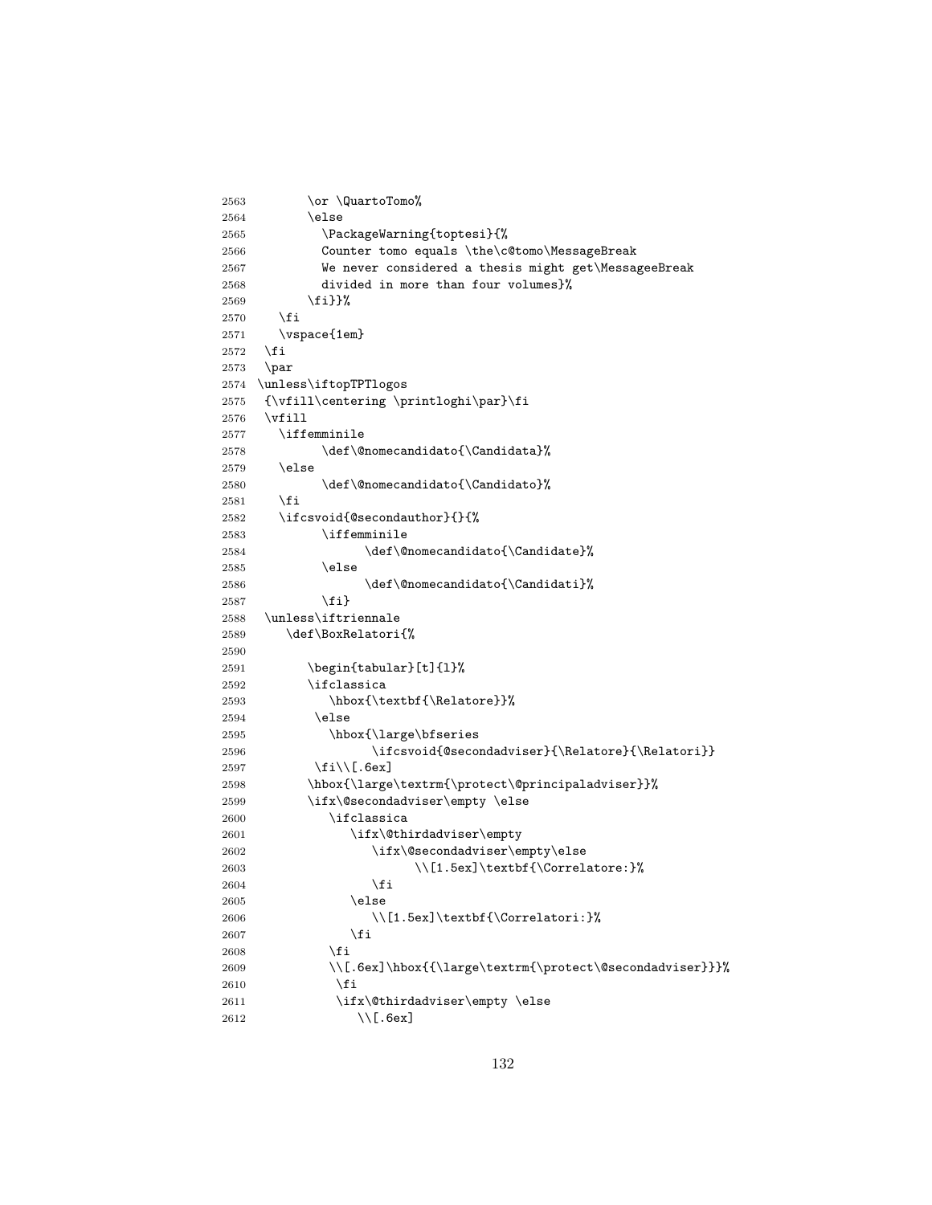```
2563        \or \QuartoTomo%
2564        \else
2565          \PackageWarning{toptesi}{%
2566          Counter tomo equals \the\c@tomo\MessageBreak
2567          We never considered a thesis might get\MessageeBreak
2568          divided in more than four volumes}%
2569        \fi}}%
2570    \fi
2571    \vspace{1em}
2572  \fi
2573  \par
2574 \unless\iftopTPTlogos
2575  {\vfill\centering \printloghi\par}\fi
2576  \vfill
2577    \iffemminile
2578          \def\@nomecandidato{\Candidata}%
2579    \else
2580          \def\@nomecandidato{\Candidato}%
2581    \fi
2582    \ifcsvoid{@secondauthor}{}{%
2583          \iffemminile
2584                \def\@nomecandidato{\Candidate}%
2585          \else
2586                \def\@nomecandidato{\Candidati}%
2587          \fi}
2588  \unless\iftriennale
2589     \def\BoxRelatori{%
2590
2591        \begin{tabular}[t]{l}%
2592        \ifclassica
2593           \hbox{\textbf{\Relatore}}%
2594         \else
2595           \hbox{\large\bfseries
2596                 \ifcsvoid{@secondadviser}{\Relatore}{\Relatori}}
2597         \fi\\[.6ex]
2598        \hbox{\large\textrm{\protect\@principaladviser}}%
2599        \ifx\@secondadviser\empty \else
2600           \ifclassica
2601              \ifx\@thirdadviser\empty
2602                 \ifx\@secondadviser\empty\else
2603                       \\[1.5ex]\textbf{\Correlatore:}%
2604                 \fi
2605              \else
2606                 \\[1.5ex]\textbf{\Correlatori:}%
2607              \fi
2608           \fi
2609           \\[.6ex]\hbox{{\large\textrm{\protect\@secondadviser}}}%
2610            \fi
2611            \ifx\@thirdadviser\empty \else
2612               \\[.6ex]
```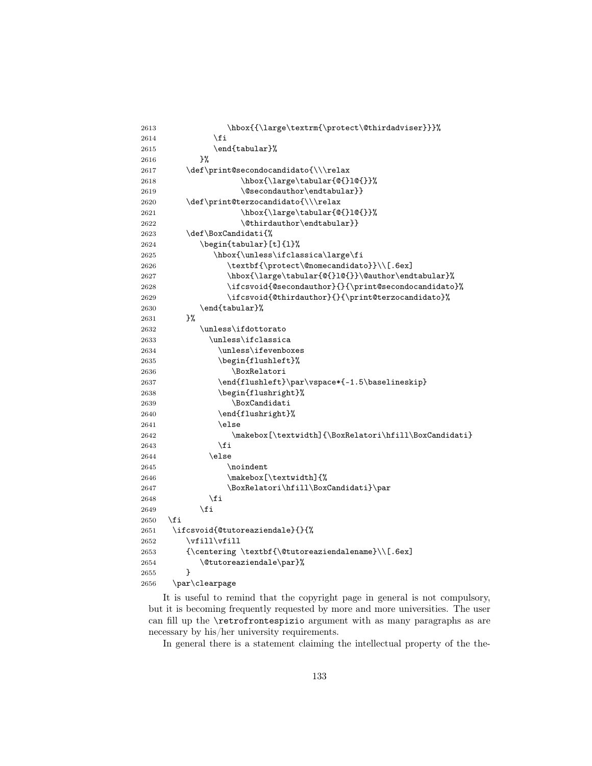```
2613                \hbox{{\large\textrm{\protect\@thirdadviser}}}%
2614            \fi
2615            \end{tabular}%
2616         }%
2617      \def\print@secondocandidato{\\\relax
2618                 \hbox{\large\tabular{@{}l@{}}%
2619                 \@secondauthor\endtabular}}
2620      \def\print@terzocandidato{\\\relax
2621                 \hbox{\large\tabular{@{}l@{}}%
2622                 \@thirdauthor\endtabular}}
2623      \def\BoxCandidati{%
2624         \begin{tabular}[t]{l}%
2625            \hbox{\unless\ifclassica\large\fi
2626               \textbf{\protect\@nomecandidato}}\\[.6ex]
2627               \hbox{\large\tabular{@{}l@{}}\@author\endtabular}%
2628               \ifcsvoid{@secondauthor}{}{\print@secondocandidato}%
2629               \ifcsvoid{@thirdauthor}{}{\print@terzocandidato}%
2630         \end{tabular}%
2631      }%
2632         \unless\ifdottorato
2633           \unless\ifclassica
2634             \unless\ifevenboxes
2635             \begin{flushleft}%
2636                \BoxRelatori
2637             \end{flushleft}\par\vspace*{-1.5\baselineskip}
2638             \begin{flushright}%
2639                \BoxCandidati
2640             \end{flushright}%
2641             \else
2642                \makebox[\textwidth]{\BoxRelatori\hfill\BoxCandidati}
2643             \fi
2644           \else
2645               \noindent
2646               \makebox[\textwidth]{%
2647               \BoxRelatori\hfill\BoxCandidati}\par
2648           \fi
2649         \fi
2650   \fi
2651    \ifcsvoid{@tutoreaziendale}{}{%
2652       \vfill\vfill
2653       {\centering \textbf{\@tutoreaziendalename}\\[.6ex]
2654          \@tutoreaziendale\par}%
2655       }
2656    \par\clearpage
```

It is useful to remind that the copyright page in general is not compulsory, but it is becoming frequently requested by more and more universities. The user can fill up the `\retrofrontespizio` argument with as many paragraphs as are necessary by his/her university requirements.

In general there is a statement claiming the intellectual property of the the-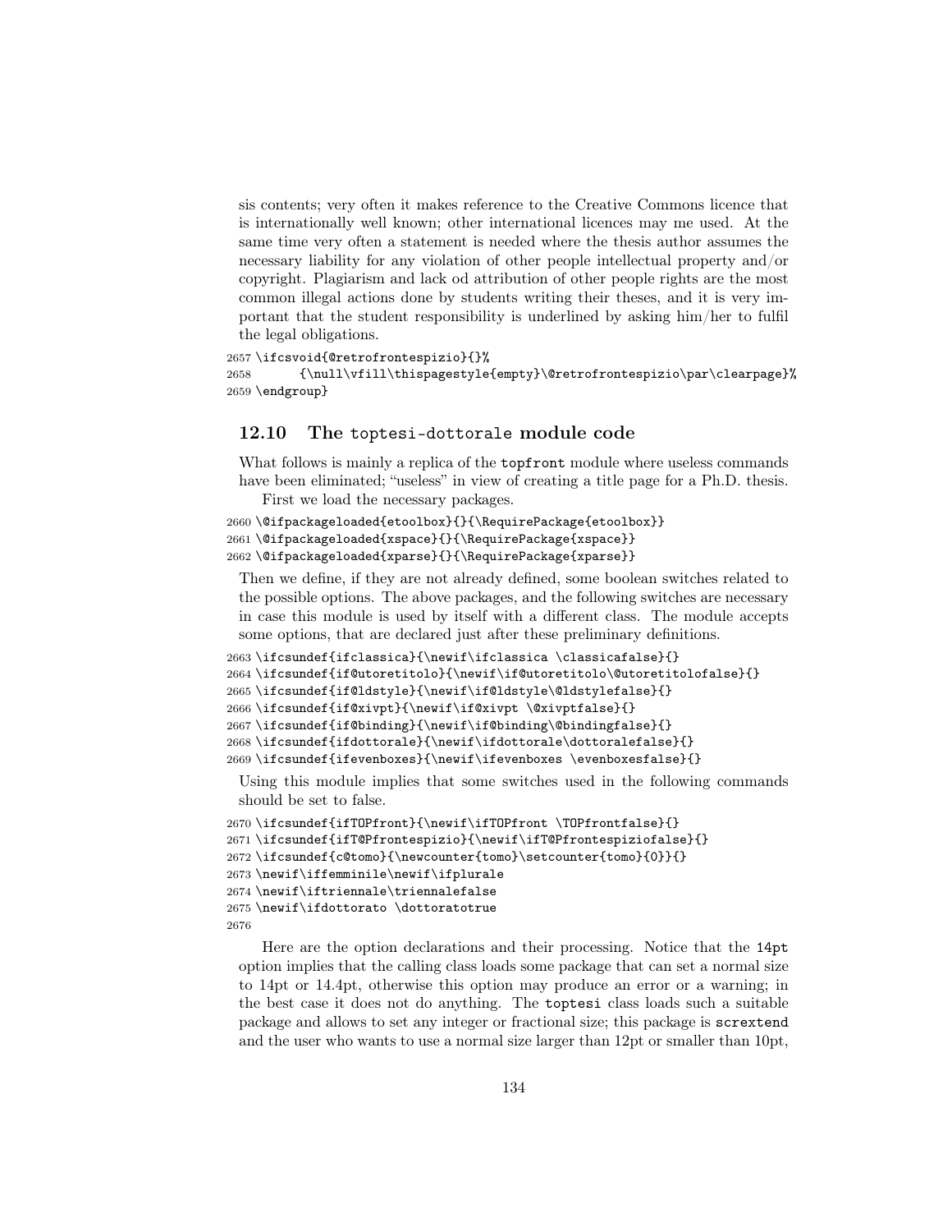sis contents; very often it makes reference to the Creative Commons licence that is internationally well known; other international licences may me used. At the same time very often a statement is needed where the thesis author assumes the necessary liability for any violation of other people intellectual property and/or copyright. Plagiarism and lack od attribution of other people rights are the most common illegal actions done by students writing their theses, and it is very important that the student responsibility is underlined by asking him/her to fulfil the legal obligations.

```
2657 \ifcsvoid{@retrofrontespizio}{}%
2658       {\null\vfill\thispagestyle{empty}\@retrofrontespizio\par\clearpage}%
2659 \endgroup}
```

## 12.10 The `toptesi-dottorale` module code

What follows is mainly a replica of the `topfront` module where useless commands have been eliminated; "useless" in view of creating a title page for a Ph.D. thesis.

First we load the necessary packages.

```
2660 \@ifpackageloaded{etoolbox}{}{\RequirePackage{etoolbox}}
2661 \@ifpackageloaded{xspace}{}{\RequirePackage{xspace}}
2662 \@ifpackageloaded{xparse}{}{\RequirePackage{xparse}}
```

Then we define, if they are not already defined, some boolean switches related to the possible options. The above packages, and the following switches are necessary in case this module is used by itself with a different class. The module accepts some options, that are declared just after these preliminary definitions.

```
2663 \ifcsundef{ifclassica}{\newif\ifclassica \classicafalse}{}
2664 \ifcsundef{if@utoretitolo}{\newif\if@utoretitolo\@utoretitolofalse}{}
2665 \ifcsundef{if@ldstyle}{\newif\if@ldstyle\@ldstylefalse}{}
2666 \ifcsundef{if@xivpt}{\newif\if@xivpt \@xivptfalse}{}
2667 \ifcsundef{if@binding}{\newif\if@binding\@bindingfalse}{}
2668 \ifcsundef{ifdottorale}{\newif\ifdottorale\dottoralefalse}{}
2669 \ifcsundef{ifevenboxes}{\newif\ifevenboxes \evenboxesfalse}{}
```

Using this module implies that some switches used in the following commands should be set to false.

```
2670 \ifcsundef{ifTOPfront}{\newif\ifTOPfront \TOPfrontfalse}{}
2671 \ifcsundef{ifT@Pfrontespizio}{\newif\ifT@Pfrontespiziofalse}{}
2672 \ifcsundef{c@tomo}{\newcounter{tomo}\setcounter{tomo}{0}}{}
2673 \newif\iffemminile\newif\ifplurale
2674 \newif\iftriennale\triennalefalse
2675 \newif\ifdottorato \dottoratotrue
2676
```

Here are the option declarations and their processing. Notice that the `14pt` option implies that the calling class loads some package that can set a normal size to 14pt or 14.4pt, otherwise this option may produce an error or a warning; in the best case it does not do anything. The `toptesi` class loads such a suitable package and allows to set any integer or fractional size; this package is `scrextend` and the user who wants to use a normal size larger than 12pt or smaller than 10pt,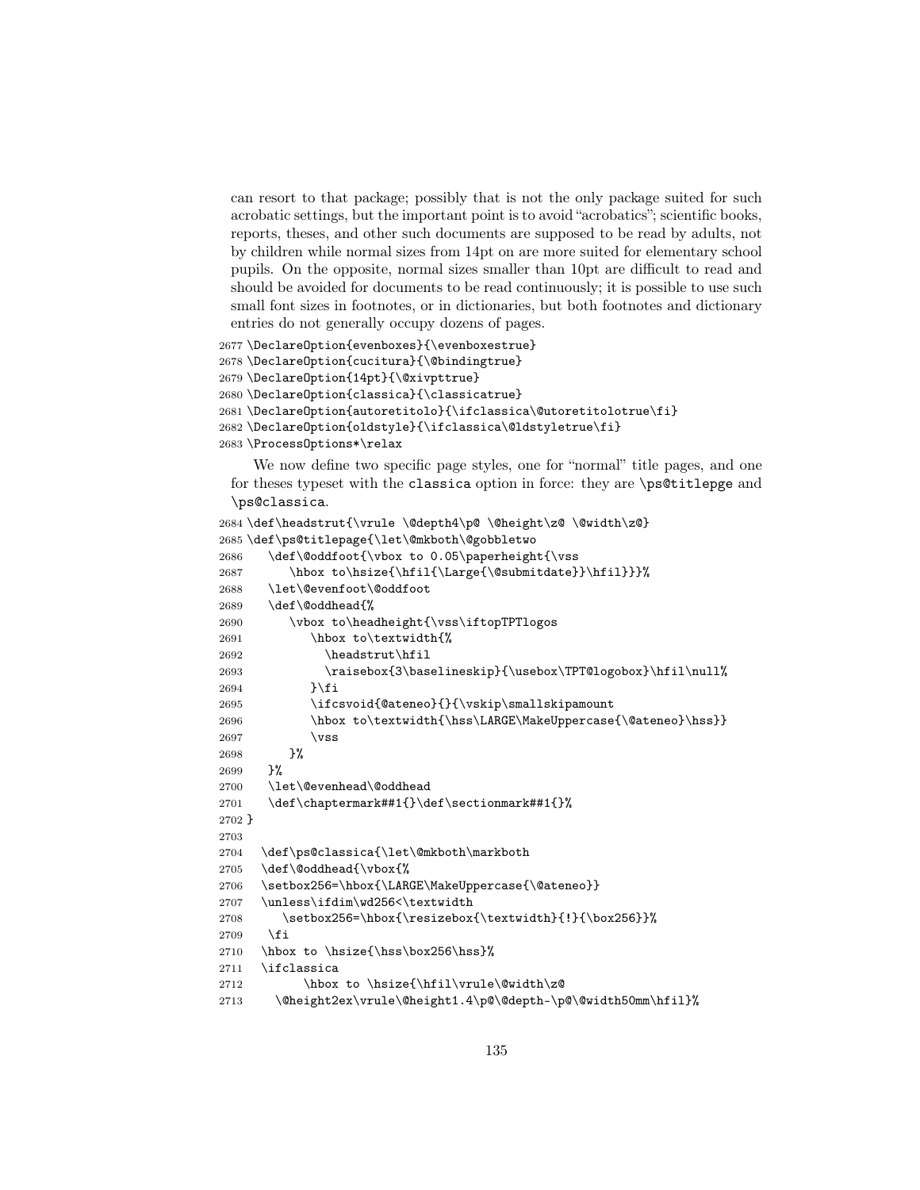can resort to that package; possibly that is not the only package suited for such acrobatic settings, but the important point is to avoid "acrobatics"; scientific books, reports, theses, and other such documents are supposed to be read by adults, not by children while normal sizes from 14pt on are more suited for elementary school pupils. On the opposite, normal sizes smaller than 10pt are difficult to read and should be avoided for documents to be read continuously; it is possible to use such small font sizes in footnotes, or in dictionaries, but both footnotes and dictionary entries do not generally occupy dozens of pages.

```
2677 \DeclareOption{evenboxes}{\evenboxestrue}
2678 \DeclareOption{cucitura}{\@bindingtrue}
2679 \DeclareOption{14pt}{\@xivpttrue}
2680 \DeclareOption{classica}{\classicatrue}
2681 \DeclareOption{autoretitolo}{\ifclassica\@utoretitolotrue\fi}
2682 \DeclareOption{oldstyle}{\ifclassica\@ldstyletrue\fi}
2683 \ProcessOptions*\relax
```

We now define two specific page styles, one for "normal" title pages, and one for theses typeset with the `classica` option in force: they are `\ps@titlepge` and `\ps@classica`.

```
2684 \def\headstrut{\vrule \@depth4\p@ \@height\z@ \@width\z@}
2685 \def\ps@titlepage{\let\@mkboth\@gobbletwo
2686    \def\@oddfoot{\vbox to 0.05\paperheight{\vss
2687       \hbox to\hsize{\hfil{\Large{\@submitdate}}\hfil}}}%
2688    \let\@evenfoot\@oddfoot
2689    \def\@oddhead{%
2690       \vbox to\headheight{\vss\iftopTPTlogos
2691          \hbox to\textwidth{%
2692            \headstrut\hfil
2693            \raisebox{3\baselineskip}{\usebox\TPT@logobox}\hfil\null%
2694          }\fi
2695          \ifcsvoid{@ateneo}{}{\vskip\smallskipamount
2696          \hbox to\textwidth{\hss\LARGE\MakeUppercase{\@ateneo}\hss}}
2697          \vss
2698       }%
2699    }%
2700    \let\@evenhead\@oddhead
2701    \def\chaptermark##1{}\def\sectionmark##1{}%
2702 }
2703
2704   \def\ps@classica{\let\@mkboth\markboth
2705   \def\@oddhead{\vbox{%
2706   \setbox256=\hbox{\LARGE\MakeUppercase{\@ateneo}}
2707   \unless\ifdim\wd256<\textwidth
2708      \setbox256=\hbox{\resizebox{\textwidth}{!}{\box256}}%
2709    \fi
2710   \hbox to \hsize{\hss\box256\hss}%
2711   \ifclassica
2712         \hbox to \hsize{\hfil\vrule\@width\z@
2713     \@height2ex\vrule\@height1.4\p@\@depth-\p@\@width50mm\hfil}%
```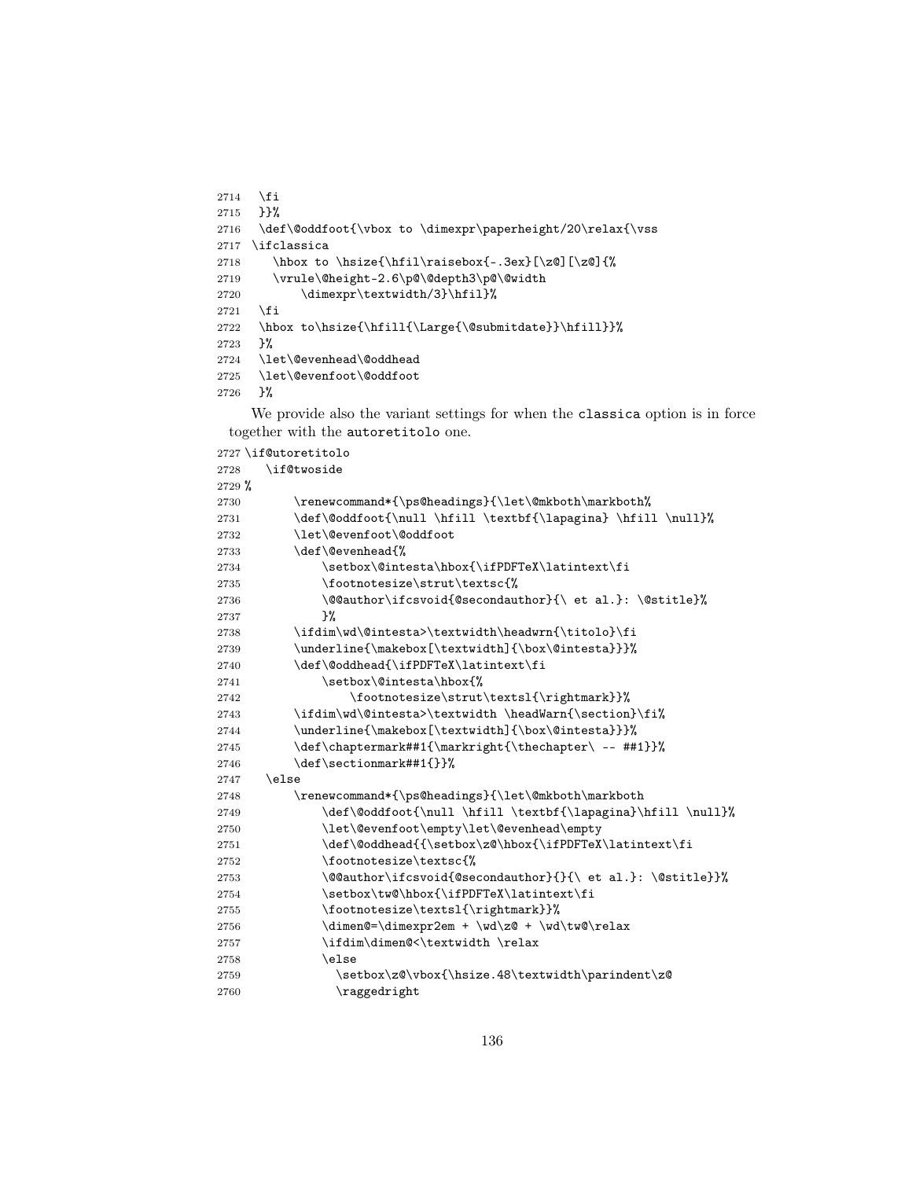```
2714   \fi
2715   }}%
2716   \def\@oddfoot{\vbox to \dimexpr\paperheight/20\relax{\vss
2717  \ifclassica
2718     \hbox to \hsize{\hfil\raisebox{-.3ex}[\z@][\z@]{%
2719     \vrule\@height-2.6\p@\@depth3\p@\@width
2720         \dimexpr\textwidth/3}\hfil}%
2721   \fi
2722   \hbox to\hsize{\hfill{\Large{\@submitdate}}\hfill}}%
2723   }%
2724   \let\@evenhead\@oddhead
2725   \let\@evenfoot\@oddfoot
2726   }%
```

We provide also the variant settings for when the classica option is in force together with the autoretitolo one.

```
2727 \if@utoretitolo
2728    \if@twoside
2729 %
2730        \renewcommand*{\ps@headings}{\let\@mkboth\markboth%
2731        \def\@oddfoot{\null \hfill \textbf{\lapagina} \hfill \null}%
2732        \let\@evenfoot\@oddfoot
2733        \def\@evenhead{%
2734            \setbox\@intesta\hbox{\ifPDFTeX\latintext\fi
2735            \footnotesize\strut\textsc{%
2736            \@@author\ifcsvoid{@secondauthor}{\ et al.}: \@stitle}%
2737            }%
2738        \ifdim\wd\@intesta>\textwidth\headwrn{\titolo}\fi
2739        \underline{\makebox[\textwidth]{\box\@intesta}}}%
2740        \def\@oddhead{\ifPDFTeX\latintext\fi
2741            \setbox\@intesta\hbox{%
2742                \footnotesize\strut\textsl{\rightmark}}%
2743        \ifdim\wd\@intesta>\textwidth \headWarn{\section}\fi%
2744        \underline{\makebox[\textwidth]{\box\@intesta}}}%
2745        \def\chaptermark##1{\markright{\thechapter\ -- ##1}}%
2746        \def\sectionmark##1{}}%
2747    \else
2748        \renewcommand*{\ps@headings}{\let\@mkboth\markboth
2749            \def\@oddfoot{\null \hfill \textbf{\lapagina}\hfill \null}%
2750            \let\@evenfoot\empty\let\@evenhead\empty
2751            \def\@oddhead{{\setbox\z@\hbox{\ifPDFTeX\latintext\fi
2752            \footnotesize\textsc{%
2753            \@@author\ifcsvoid{@secondauthor}{}{\ et al.}: \@stitle}}%
2754            \setbox\tw@\hbox{\ifPDFTeX\latintext\fi
2755            \footnotesize\textsl{\rightmark}}%
2756            \dimen@=\dimexpr2em + \wd\z@ + \wd\tw@\relax
2757            \ifdim\dimen@<\textwidth \relax
2758            \else
2759              \setbox\z@\vbox{\hsize.48\textwidth\parindent\z@
2760              \raggedright
```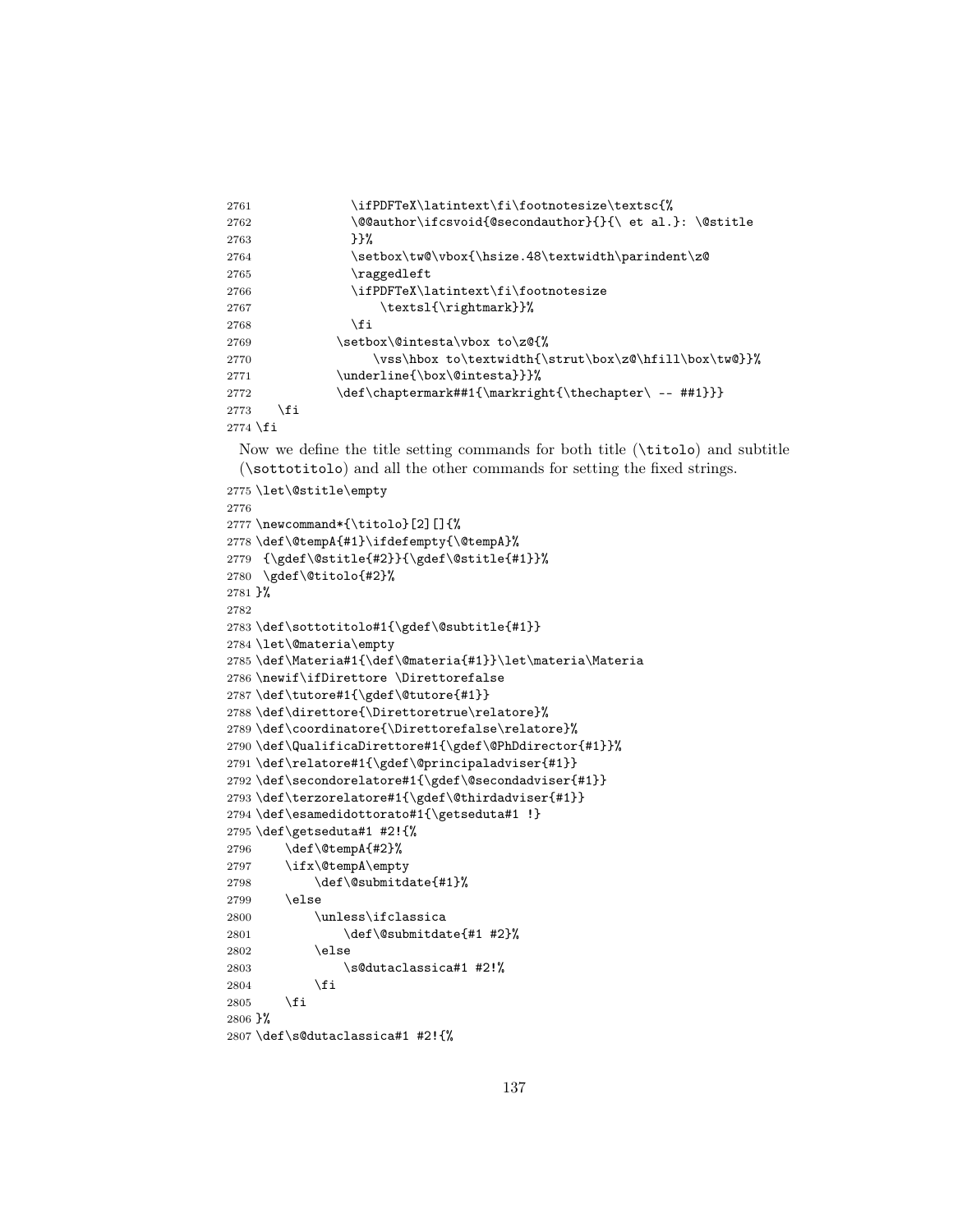```
2761            \ifPDFTeX\latintext\fi\footnotesize\textsc{%
2762            \@@author\ifcsvoid{@secondauthor}{}{\ et al.}: \@stitle
2763            }}%
2764            \setbox\tw@\vbox{\hsize.48\textwidth\parindent\z@
2765            \raggedleft
2766            \ifPDFTeX\latintext\fi\footnotesize
2767                \textsl{\rightmark}}%
2768            \fi
2769          \setbox\@intesta\vbox to\z@{%
2770              \vss\hbox to\textwidth{\strut\box\z@\hfill\box\tw@}}%
2771          \underline{\box\@intesta}}}%
2772          \def\chaptermark##1{\markright{\thechapter\ -- ##1}}}
2773    \fi
2774 \fi
```

Now we define the title setting commands for both title (`\titolo`) and subtitle (`\sottotitolo`) and all the other commands for setting the fixed strings.

```
2775 \let\@stitle\empty
2776
2777 \newcommand*{\titolo}[2][]{%
2778 \def\@tempA{#1}\ifdefempty{\@tempA}%
2779  {\gdef\@stitle{#2}}{\gdef\@stitle{#1}}%
2780  \gdef\@titolo{#2}%
2781 }%
2782
2783 \def\sottotitolo#1{\gdef\@subtitle{#1}}
2784 \let\@materia\empty
2785 \def\Materia#1{\def\@materia{#1}}\let\materia\Materia
2786 \newif\ifDirettore \Direttorefalse
2787 \def\tutore#1{\gdef\@tutore{#1}}
2788 \def\direttore{\Direttoretrue\relatore}%
2789 \def\coordinatore{\Direttorefalse\relatore}%
2790 \def\QualificaDirettore#1{\gdef\@PhDdirector{#1}}%
2791 \def\relatore#1{\gdef\@principaladviser{#1}}
2792 \def\secondorelatore#1{\gdef\@secondadviser{#1}}
2793 \def\terzorelatore#1{\gdef\@thirdadviser{#1}}
2794 \def\esamedidottorato#1{\getseduta#1 !}
2795 \def\getseduta#1 #2!{%
2796     \def\@tempA{#2}%
2797     \ifx\@tempA\empty
2798         \def\@submitdate{#1}%
2799     \else
2800         \unless\ifclassica
2801             \def\@submitdate{#1 #2}%
2802         \else
2803             \s@dutaclassica#1 #2!%
2804         \fi
2805     \fi
2806 }%
2807 \def\s@dutaclassica#1 #2!{%
```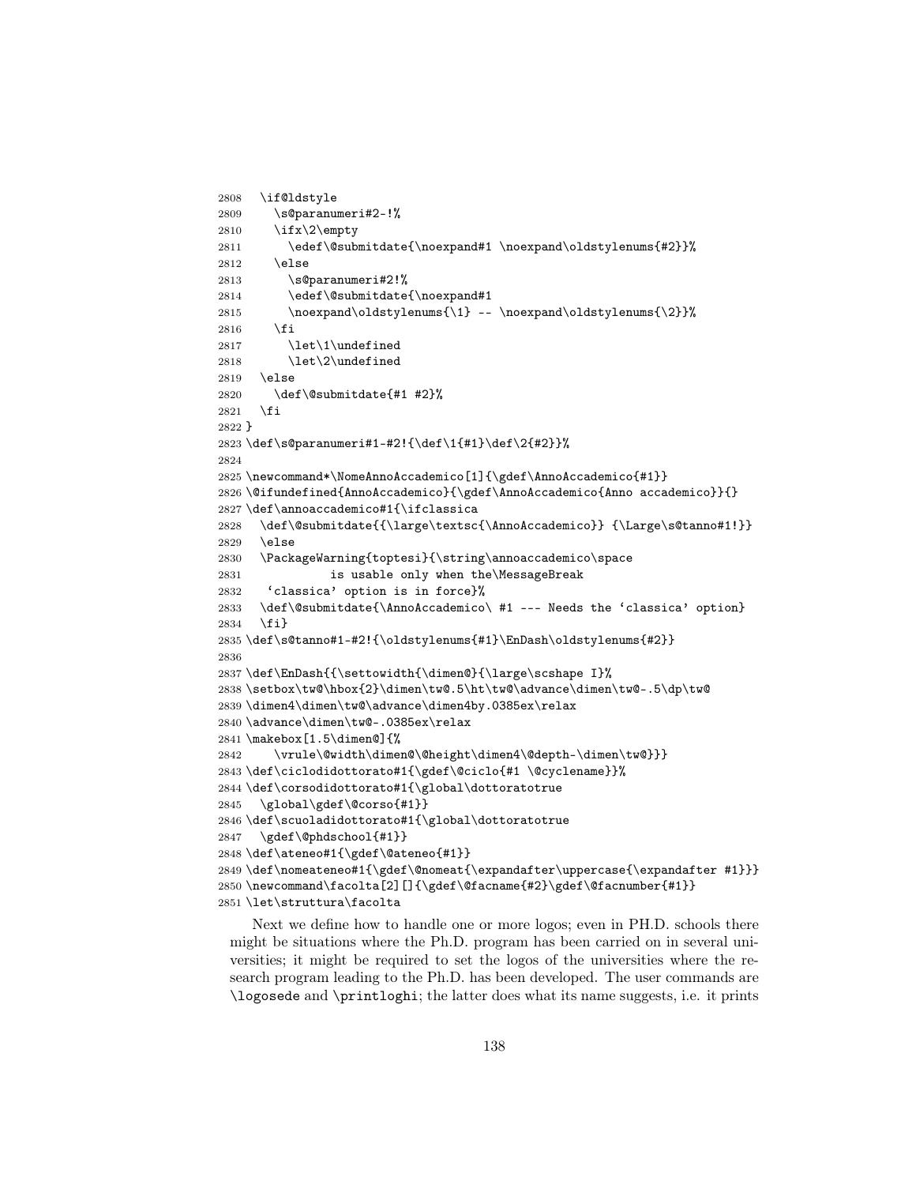```
2808  \if@ldstyle
2809    \s@paranumeri#2-!%
2810    \ifx\2\empty
2811      \edef\@submitdate{\noexpand#1 \noexpand\oldstylenums{#2}}%
2812    \else
2813      \s@paranumeri#2!%
2814      \edef\@submitdate{\noexpand#1
2815      \noexpand\oldstylenums{\1} -- \noexpand\oldstylenums{\2}}%
2816    \fi
2817      \let\1\undefined
2818      \let\2\undefined
2819  \else
2820    \def\@submitdate{#1 #2}%
2821  \fi
2822 }
2823 \def\s@paranumeri#1-#2!{\def\1{#1}\def\2{#2}}%
2824
2825 \newcommand*\NomeAnnoAccademico[1]{\gdef\AnnoAccademico{#1}}
2826 \@ifundefined{AnnoAccademico}{\gdef\AnnoAccademico{Anno accademico}}{}
2827 \def\annoaccademico#1{\ifclassica
2828   \def\@submitdate{{\large\textsc{\AnnoAccademico}} {\Large\s@tanno#1!}}
2829   \else
2830   \PackageWarning{toptesi}{\string\annoaccademico\space
2831             is usable only when the\MessageBreak
2832    `classica' option is in force}%
2833   \def\@submitdate{\AnnoAccademico\ #1 --- Needs the `classica' option}
2834   \fi}
2835 \def\s@tanno#1-#2!{\oldstylenums{#1}\EnDash\oldstylenums{#2}}
2836
2837 \def\EnDash{{\settowidth{\dimen@}{\large\scshape I}%
2838 \setbox\tw@\hbox{2}\dimen\tw@.5\ht\tw@\advance\dimen\tw@-.5\dp\tw@
2839 \dimen4\dimen\tw@\advance\dimen4by.0385ex\relax
2840 \advance\dimen\tw@-.0385ex\relax
2841 \makebox[1.5\dimen@]{%
2842     \vrule\@width\dimen@\@height\dimen4\@depth-\dimen\tw@}}}
2843 \def\ciclodidottorato#1{\gdef\@ciclo{#1 \@cyclename}}%
2844 \def\corsodidottorato#1{\global\dottoratotrue
2845   \global\gdef\@corso{#1}}
2846 \def\scuoladidottorato#1{\global\dottoratotrue
2847   \gdef\@phdschool{#1}}
2848 \def\ateneo#1{\gdef\@ateneo{#1}}
2849 \def\nomeateneo#1{\gdef\@nomeat{\expandafter\uppercase{\expandafter #1}}}
2850 \newcommand\facolta[2][]{\gdef\@facname{#2}\gdef\@facnumber{#1}}
2851 \let\struttura\facolta
```

Next we define how to handle one or more logos; even in PH.D. schools there might be situations where the Ph.D. program has been carried on in several universities; it might be required to set the logos of the universities where the research program leading to the Ph.D. has been developed. The user commands are `\logosede` and `\printloghi`; the latter does what its name suggests, i.e. it prints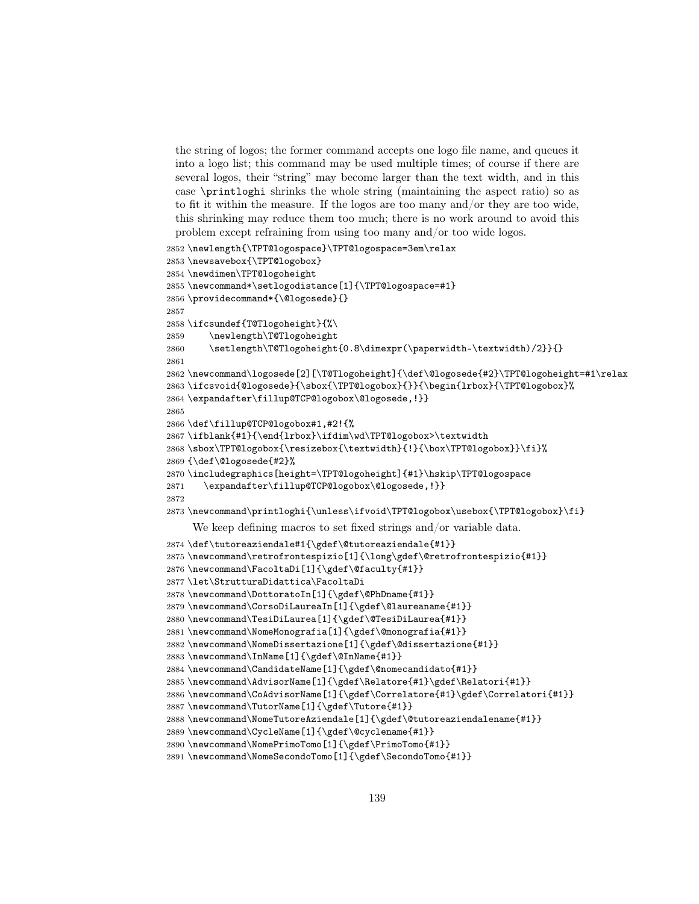the string of logos; the former command accepts one logo file name, and queues it into a logo list; this command may be used multiple times; of course if there are several logos, their "string" may become larger than the text width, and in this case \printloghi shrinks the whole string (maintaining the aspect ratio) so as to fit it within the measure. If the logos are too many and/or they are too wide, this shrinking may reduce them too much; there is no work around to avoid this problem except refraining from using too many and/or too wide logos.

```
2852 \newlength{\TPT@logospace}\TPT@logospace=3em\relax
2853 \newsavebox{\TPT@logobox}
2854 \newdimen\TPT@logoheight
2855 \newcommand*\setlogodistance[1]{\TPT@logospace=#1}
2856 \providecommand*{\@logosede}{}
2857
2858 \ifcsundef{T@Tlogoheight}{%\
2859     \newlength\T@Tlogoheight
2860     \setlength\T@Tlogoheight{0.8\dimexpr(\paperwidth-\textwidth)/2}}{}
2861
2862 \newcommand\logosede[2][\T@Tlogoheight]{\def\@logosede{#2}\TPT@logoheight=#1\relax
2863 \ifcsvoid{@logosede}{\sbox{\TPT@logobox}{}}{\begin{lrbox}{\TPT@logobox}%
2864 \expandafter\fillup@TCP@logobox\@logosede,!}}
2865
2866 \def\fillup@TCP@logobox#1,#2!{%
2867 \ifblank{#1}{\end{lrbox}\ifdim\wd\TPT@logobox>\textwidth
2868 \sbox\TPT@logobox{\resizebox{\textwidth}{!}{\box\TPT@logobox}}\fi}%
2869 {\def\@logosede{#2}%
2870 \includegraphics[height=\TPT@logoheight]{#1}\hskip\TPT@logospace
2871     \expandafter\fillup@TCP@logobox\@logosede,!}}
2872
2873 \newcommand\printloghi{\unless\ifvoid\TPT@logobox\usebox{\TPT@logobox}\fi}
```

We keep defining macros to set fixed strings and/or variable data.

```
2874 \def\tutoreaziendale#1{\gdef\@tutoreaziendale{#1}}
2875 \newcommand\retrofrontespizio[1]{\long\gdef\@retrofrontespizio{#1}}
2876 \newcommand\FacoltaDi[1]{\gdef\@faculty{#1}}
2877 \let\StrutturaDidattica\FacoltaDi
2878 \newcommand\DottoratoIn[1]{\gdef\@PhDname{#1}}
2879 \newcommand\CorsoDiLaureaIn[1]{\gdef\@laureaname{#1}}
2880 \newcommand\TesiDiLaurea[1]{\gdef\@TesiDiLaurea{#1}}
2881 \newcommand\NomeMonografia[1]{\gdef\@monografia{#1}}
2882 \newcommand\NomeDissertazione[1]{\gdef\@dissertazione{#1}}
2883 \newcommand\InName[1]{\gdef\@InName{#1}}
2884 \newcommand\CandidateName[1]{\gdef\@nomecandidato{#1}}
2885 \newcommand\AdvisorName[1]{\gdef\Relatore{#1}\gdef\Relatori{#1}}
2886 \newcommand\CoAdvisorName[1]{\gdef\Correlatore{#1}\gdef\Correlatori{#1}}
2887 \newcommand\TutorName[1]{\gdef\Tutore{#1}}
2888 \newcommand\NomeTutoreAziendale[1]{\gdef\@tutoreaziendalename{#1}}
2889 \newcommand\CycleName[1]{\gdef\@cyclename{#1}}
2890 \newcommand\NomePrimoTomo[1]{\gdef\PrimoTomo{#1}}
2891 \newcommand\NomeSecondoTomo[1]{\gdef\SecondoTomo{#1}}
```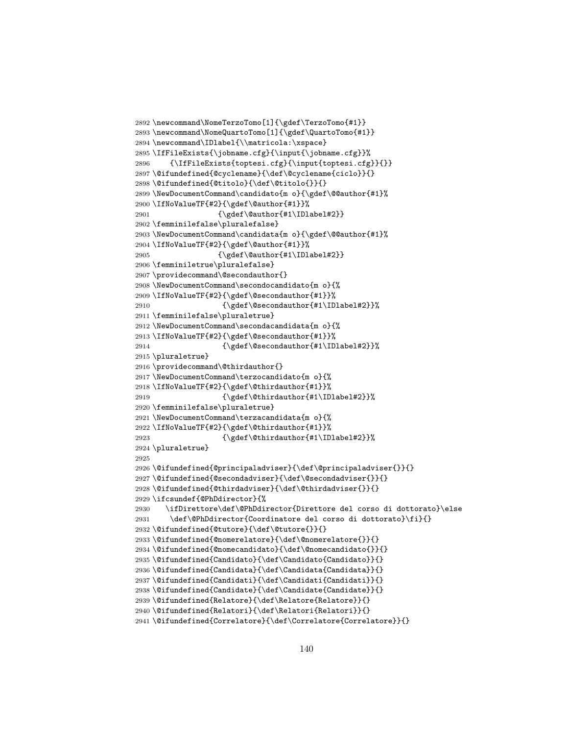```
2892 \newcommand\NomeTerzoTomo[1]{\gdef\TerzoTomo{#1}}
2893 \newcommand\NomeQuartoTomo[1]{\gdef\QuartoTomo{#1}}
2894 \newcommand\IDlabel{\\matricola:\xspace}
2895 \IfFileExists{\jobname.cfg}{\input{\jobname.cfg}}%
2896     {\IfFileExists{toptesi.cfg}{\input{toptesi.cfg}}{}}
2897 \@ifundefined{@cyclename}{\def\@cyclename{ciclo}}{}
2898 \@ifundefined{@titolo}{\def\@titolo{}}{}
2899 \NewDocumentCommand\candidato{m o}{\gdef\@@author{#1}%
2900 \IfNoValueTF{#2}{\gdef\@author{#1}}%
2901                 {\gdef\@author{#1\IDlabel#2}}
2902 \femminilefalse\pluralefalse}
2903 \NewDocumentCommand\candidata{m o}{\gdef\@@author{#1}%
2904 \IfNoValueTF{#2}{\gdef\@author{#1}}%
2905                 {\gdef\@author{#1\IDlabel#2}}
2906 \femminiletrue\pluralefalse}
2907 \providecommand\@secondauthor{}
2908 \NewDocumentCommand\secondocandidato{m o}{%
2909 \IfNoValueTF{#2}{\gdef\@secondauthor{#1}}%
2910                  {\gdef\@secondauthor{#1\IDlabel#2}}%
2911 \femminilefalse\pluraletrue}
2912 \NewDocumentCommand\secondacandidata{m o}{%
2913 \IfNoValueTF{#2}{\gdef\@secondauthor{#1}}%
2914                  {\gdef\@secondauthor{#1\IDlabel#2}}%
2915 \pluraletrue}
2916 \providecommand\@thirdauthor{}
2917 \NewDocumentCommand\terzocandidato{m o}{%
2918 \IfNoValueTF{#2}{\gdef\@thirdauthor{#1}}%
2919                  {\gdef\@thirdauthor{#1\IDlabel#2}}%
2920 \femminilefalse\pluraletrue}
2921 \NewDocumentCommand\terzacandidata{m o}{%
2922 \IfNoValueTF{#2}{\gdef\@thirdauthor{#1}}%
2923                  {\gdef\@thirdauthor{#1\IDlabel#2}}%
2924 \pluraletrue}
2925
2926 \@ifundefined{@principaladviser}{\def\@principaladviser{}}{}
2927 \@ifundefined{@secondadviser}{\def\@secondadviser{}}{}
2928 \@ifundefined{@thirdadviser}{\def\@thirdadviser{}}{}
2929 \ifcsundef{@PhDdirector}{%
2930    \ifDirettore\def\@PhDdirector{Direttore del corso di dottorato}\else
2931     \def\@PhDdirector{Coordinatore del corso di dottorato}\fi}{}
2932 \@ifundefined{@tutore}{\def\@tutore{}}{}
2933 \@ifundefined{@nomerelatore}{\def\@nomerelatore{}}{}
2934 \@ifundefined{@nomecandidato}{\def\@nomecandidato{}}{}
2935 \@ifundefined{Candidato}{\def\Candidato{Candidato}}{}
2936 \@ifundefined{Candidata}{\def\Candidata{Candidata}}{}
2937 \@ifundefined{Candidati}{\def\Candidati{Candidati}}{}
2938 \@ifundefined{Candidate}{\def\Candidate{Candidate}}{}
2939 \@ifundefined{Relatore}{\def\Relatore{Relatore}}{}
2940 \@ifundefined{Relatori}{\def\Relatori{Relatori}}{}
2941 \@ifundefined{Correlatore}{\def\Correlatore{Correlatore}}{}
```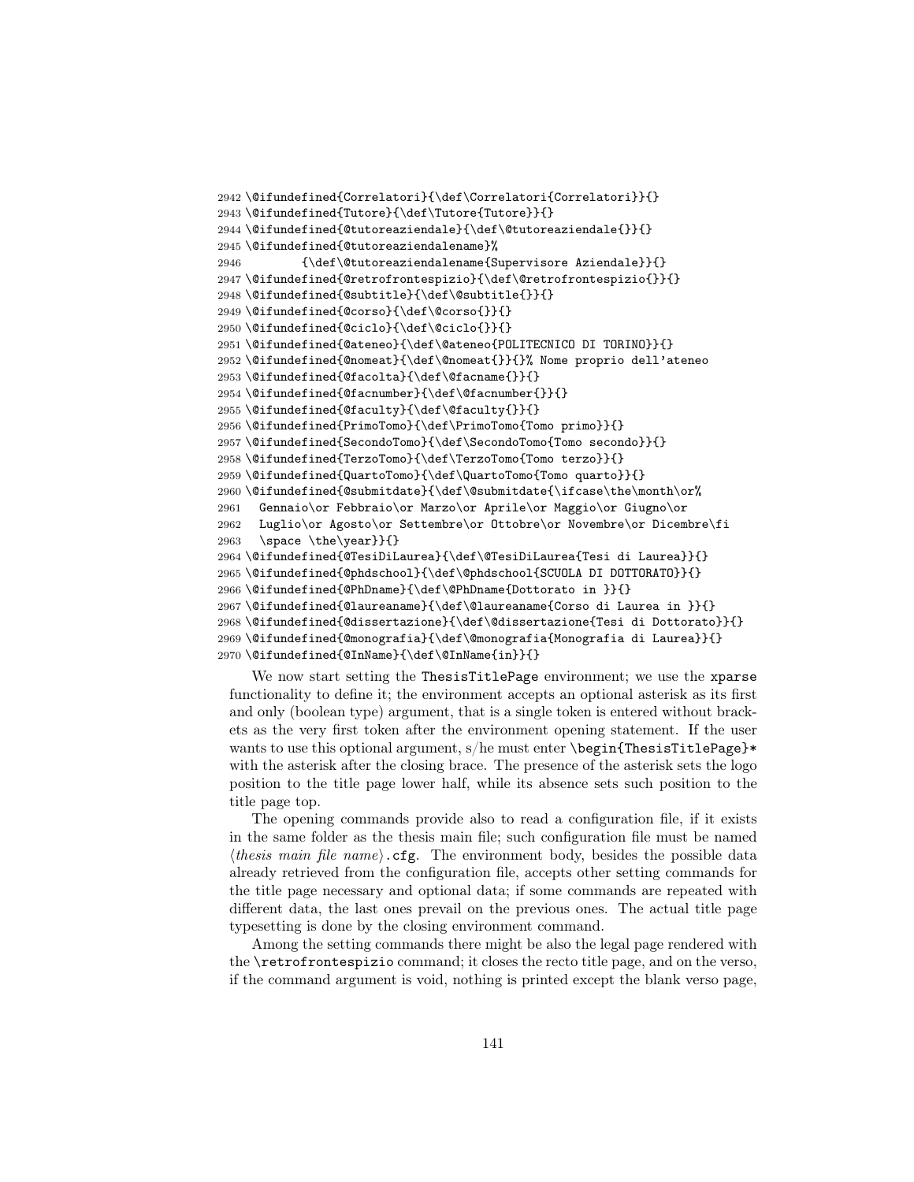```
2942 \@ifundefined{Correlatori}{\def\Correlatori{Correlatori}}{}
2943 \@ifundefined{Tutore}{\def\Tutore{Tutore}}{}
2944 \@ifundefined{@tutoreaziendale}{\def\@tutoreaziendale{}}{}
2945 \@ifundefined{@tutoreaziendalename}%
2946         {\def\@tutoreaziendalename{Supervisore Aziendale}}{}
2947 \@ifundefined{@retrofrontespizio}{\def\@retrofrontespizio{}}{}
2948 \@ifundefined{@subtitle}{\def\@subtitle{}}{}
2949 \@ifundefined{@corso}{\def\@corso{}}{}
2950 \@ifundefined{@ciclo}{\def\@ciclo{}}{}
2951 \@ifundefined{@ateneo}{\def\@ateneo{POLITECNICO DI TORINO}}{}
2952 \@ifundefined{@nomeat}{\def\@nomeat{}}{}% Nome proprio dell'ateneo
2953 \@ifundefined{@facolta}{\def\@facname{}}{}
2954 \@ifundefined{@facnumber}{\def\@facnumber{}}{}
2955 \@ifundefined{@faculty}{\def\@faculty{}}{}
2956 \@ifundefined{PrimoTomo}{\def\PrimoTomo{Tomo primo}}{}
2957 \@ifundefined{SecondoTomo}{\def\SecondoTomo{Tomo secondo}}{}
2958 \@ifundefined{TerzoTomo}{\def\TerzoTomo{Tomo terzo}}{}
2959 \@ifundefined{QuartoTomo}{\def\QuartoTomo{Tomo quarto}}{}
2960 \@ifundefined{@submitdate}{\def\@submitdate{\ifcase\the\month\or%
2961   Gennaio\or Febbraio\or Marzo\or Aprile\or Maggio\or Giugno\or
2962   Luglio\or Agosto\or Settembre\or Ottobre\or Novembre\or Dicembre\fi
2963   \space \the\year}}{}
2964 \@ifundefined{@TesiDiLaurea}{\def\@TesiDiLaurea{Tesi di Laurea}}{}
2965 \@ifundefined{@phdschool}{\def\@phdschool{SCUOLA DI DOTTORATO}}{}
2966 \@ifundefined{@PhDname}{\def\@PhDname{Dottorato in }}{}
2967 \@ifundefined{@laureaname}{\def\@laureaname{Corso di Laurea in }}{}
2968 \@ifundefined{@dissertazione}{\def\@dissertazione{Tesi di Dottorato}}{}
2969 \@ifundefined{@monografia}{\def\@monografia{Monografia di Laurea}}{}
2970 \@ifundefined{@InName}{\def\@InName{in}}{}
```

We now start setting the `ThesisTitlePage` environment; we use the `xparse` functionality to define it; the environment accepts an optional asterisk as its first and only (boolean type) argument, that is a single token is entered without brackets as the very first token after the environment opening statement. If the user wants to use this optional argument, s/he must enter `\begin{ThesisTitlePage}*` with the asterisk after the closing brace. The presence of the asterisk sets the logo position to the title page lower half, while its absence sets such position to the title page top.

The opening commands provide also to read a configuration file, if it exists in the same folder as the thesis main file; such configuration file must be named ⟨*thesis main file name*⟩`.cfg`. The environment body, besides the possible data already retrieved from the configuration file, accepts other setting commands for the title page necessary and optional data; if some commands are repeated with different data, the last ones prevail on the previous ones. The actual title page typesetting is done by the closing environment command.

Among the setting commands there might be also the legal page rendered with the `\retrofrontespizio` command; it closes the recto title page, and on the verso, if the command argument is void, nothing is printed except the blank verso page,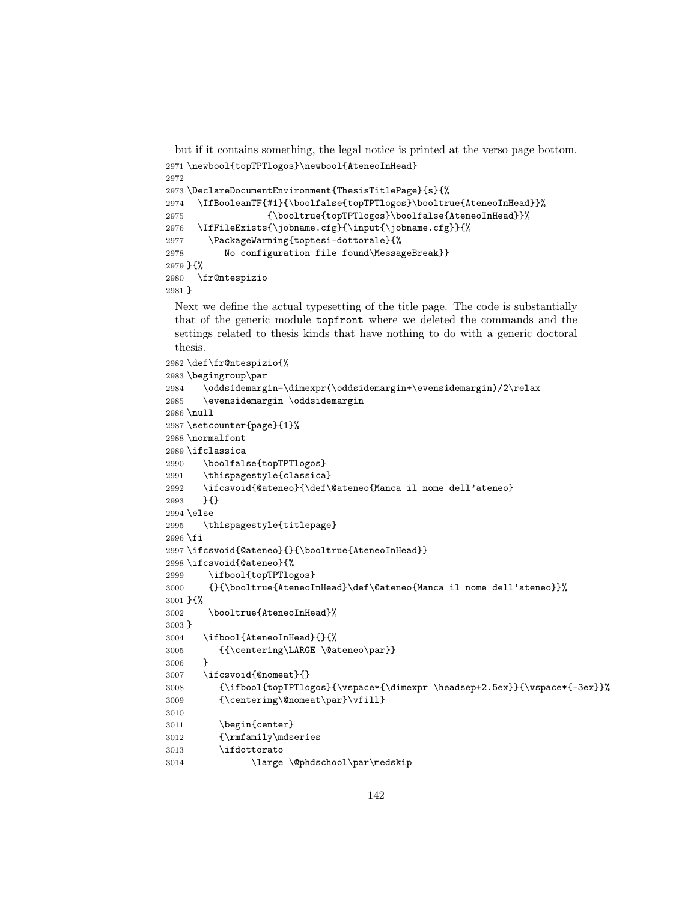but if it contains something, the legal notice is printed at the verso page bottom.

```
2971 \newbool{topTPTlogos}\newbool{AteneoInHead}
2972
2973 \DeclareDocumentEnvironment{ThesisTitlePage}{s}{%
2974   \IfBooleanTF{#1}{\boolfalse{topTPTlogos}\booltrue{AteneoInHead}}%
2975                {\booltrue{topTPTlogos}\boolfalse{AteneoInHead}}%
2976   \IfFileExists{\jobname.cfg}{\input{\jobname.cfg}}{%
2977     \PackageWarning{toptesi-dottorale}{%
2978        No configuration file found\MessageBreak}}
2979 }{%
2980   \fr@ntespizio
2981 }
```

Next we define the actual typesetting of the title page. The code is substantially that of the generic module topfront where we deleted the commands and the settings related to thesis kinds that have nothing to do with a generic doctoral thesis.

```
2982 \def\fr@ntespizio{%
2983 \begingroup\par
2984    \oddsidemargin=\dimexpr(\oddsidemargin+\evensidemargin)/2\relax
2985    \evensidemargin \oddsidemargin
2986 \null
2987 \setcounter{page}{1}%
2988 \normalfont
2989 \ifclassica
2990    \boolfalse{topTPTlogos}
2991    \thispagestyle{classica}
2992    \ifcsvoid{@ateneo}{\def\@ateneo{Manca il nome dell'ateneo}
2993    }{}
2994 \else
2995    \thispagestyle{titlepage}
2996 \fi
2997 \ifcsvoid{@ateneo}{}{\booltrue{AteneoInHead}}
2998 \ifcsvoid{@ateneo}{%
2999     \ifbool{topTPTlogos}
3000     {}{\booltrue{AteneoInHead}\def\@ateneo{Manca il nome dell'ateneo}}%
3001 }{%
3002     \booltrue{AteneoInHead}%
3003 }
3004    \ifbool{AteneoInHead}{}{%
3005       {{\centering\LARGE \@ateneo\par}}
3006    }
3007    \ifcsvoid{@nomeat}{}
3008       {\ifbool{topTPTlogos}{\vspace*{\dimexpr \headsep+2.5ex}}{\vspace*{-3ex}}%
3009       {\centering\@nomeat\par}\vfill}
3010
3011       \begin{center}
3012       {\rmfamily\mdseries
3013       \ifdottorato
3014             \large \@phdschool\par\medskip
```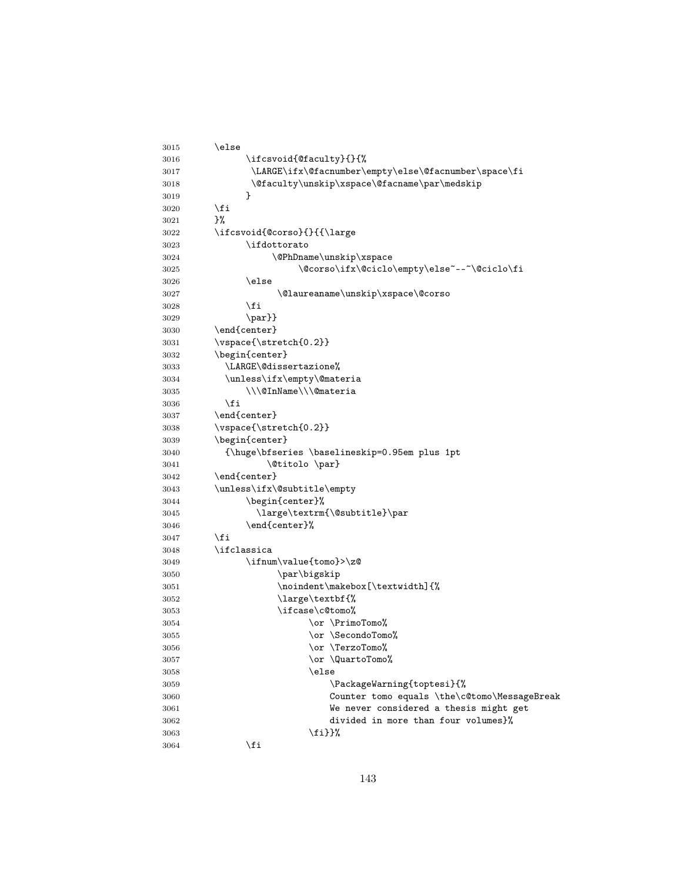```
3015     \else
3016          \ifcsvoid{@faculty}{}{%
3017           \LARGE\ifx\@facnumber\empty\else\@facnumber\space\fi
3018           \@faculty\unskip\xspace\@facname\par\medskip
3019          }
3020     \fi
3021     }%
3022     \ifcsvoid{@corso}{}{{\large
3023          \ifdottorato
3024               \@PhDname\unskip\xspace
3025                    \@corso\ifx\@ciclo\empty\else~--~\@ciclo\fi
3026          \else
3027               \@laureaname\unskip\xspace\@corso
3028          \fi
3029          \par}}
3030     \end{center}
3031     \vspace{\stretch{0.2}}
3032     \begin{center}
3033       \LARGE\@dissertazione%
3034       \unless\ifx\empty\@materia
3035          \\\@InName\\\@materia
3036       \fi
3037     \end{center}
3038     \vspace{\stretch{0.2}}
3039     \begin{center}
3040       {\huge\bfseries \baselineskip=0.95em plus 1pt
3041             \@titolo \par}
3042     \end{center}
3043     \unless\ifx\@subtitle\empty
3044          \begin{center}%
3045            \large\textrm{\@subtitle}\par
3046          \end{center}%
3047     \fi
3048     \ifclassica
3049          \ifnum\value{tomo}>\z@
3050               \par\bigskip
3051               \noindent\makebox[\textwidth]{%
3052               \large\textbf{%
3053               \ifcase\c@tomo%
3054                    \or \PrimoTomo%
3055                    \or \SecondoTomo%
3056                    \or \TerzoTomo%
3057                    \or \QuartoTomo%
3058                    \else
3059                        \PackageWarning{toptesi}{%
3060                        Counter tomo equals \the\c@tomo\MessageBreak
3061                        We never considered a thesis might get
3062                        divided in more than four volumes}%
3063                    \fi}}%
3064          \fi
```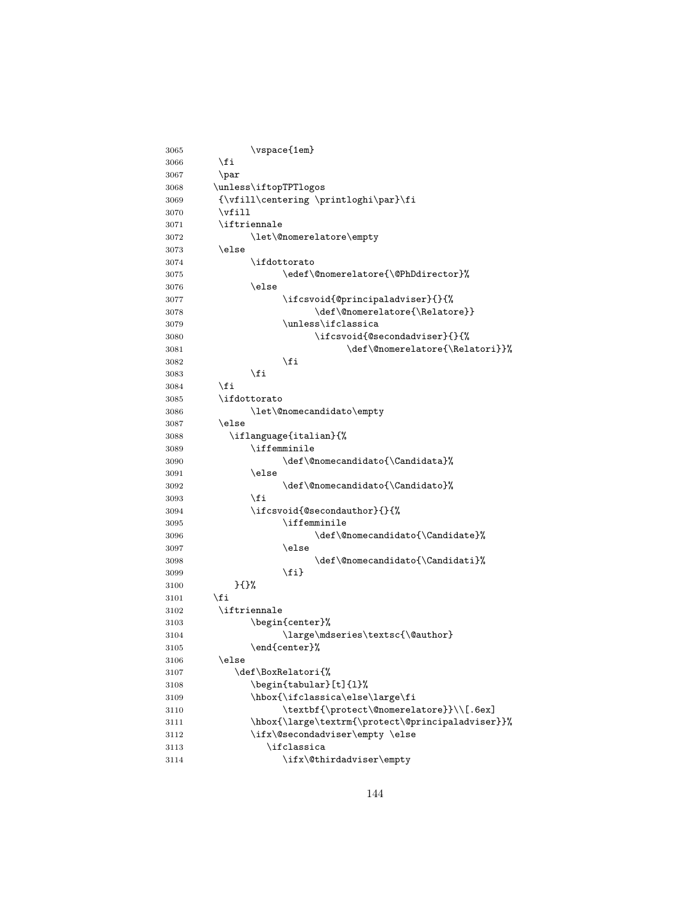```
3065            \vspace{1em}
3066     \fi
3067     \par
3068    \unless\iftopTPTlogos
3069     {\vfill\centering \printloghi\par}\fi
3070     \vfill
3071     \iftriennale
3072           \let\@nomerelatore\empty
3073     \else
3074           \ifdottorato
3075                 \edef\@nomerelatore{\@PhDdirector}%
3076           \else
3077                 \ifcsvoid{@principaladviser}{}{%
3078                       \def\@nomerelatore{\Relatore}}
3079                 \unless\ifclassica
3080                       \ifcsvoid{@secondadviser}{}{%
3081                             \def\@nomerelatore{\Relatori}}%
3082                 \fi
3083           \fi
3084     \fi
3085     \ifdottorato
3086           \let\@nomecandidato\empty
3087     \else
3088       \iflanguage{italian}{%
3089           \iffemminile
3090                 \def\@nomecandidato{\Candidata}%
3091           \else
3092                 \def\@nomecandidato{\Candidato}%
3093           \fi
3094           \ifcsvoid{@secondauthor}{}{%
3095                 \iffemminile
3096                       \def\@nomecandidato{\Candidate}%
3097                 \else
3098                       \def\@nomecandidato{\Candidati}%
3099                 \fi}
3100         }{}%
3101    \fi
3102     \iftriennale
3103           \begin{center}%
3104                 \large\mdseries\textsc{\@author}
3105           \end{center}%
3106     \else
3107        \def\BoxRelatori{%
3108           \begin{tabular}[t]{l}%
3109           \hbox{\ifclassica\else\large\fi
3110                 \textbf{\protect\@nomerelatore}}\\[.6ex]
3111           \hbox{\large\textrm{\protect\@principaladviser}}%
3112           \ifx\@secondadviser\empty \else
3113              \ifclassica
3114                 \ifx\@thirdadviser\empty
```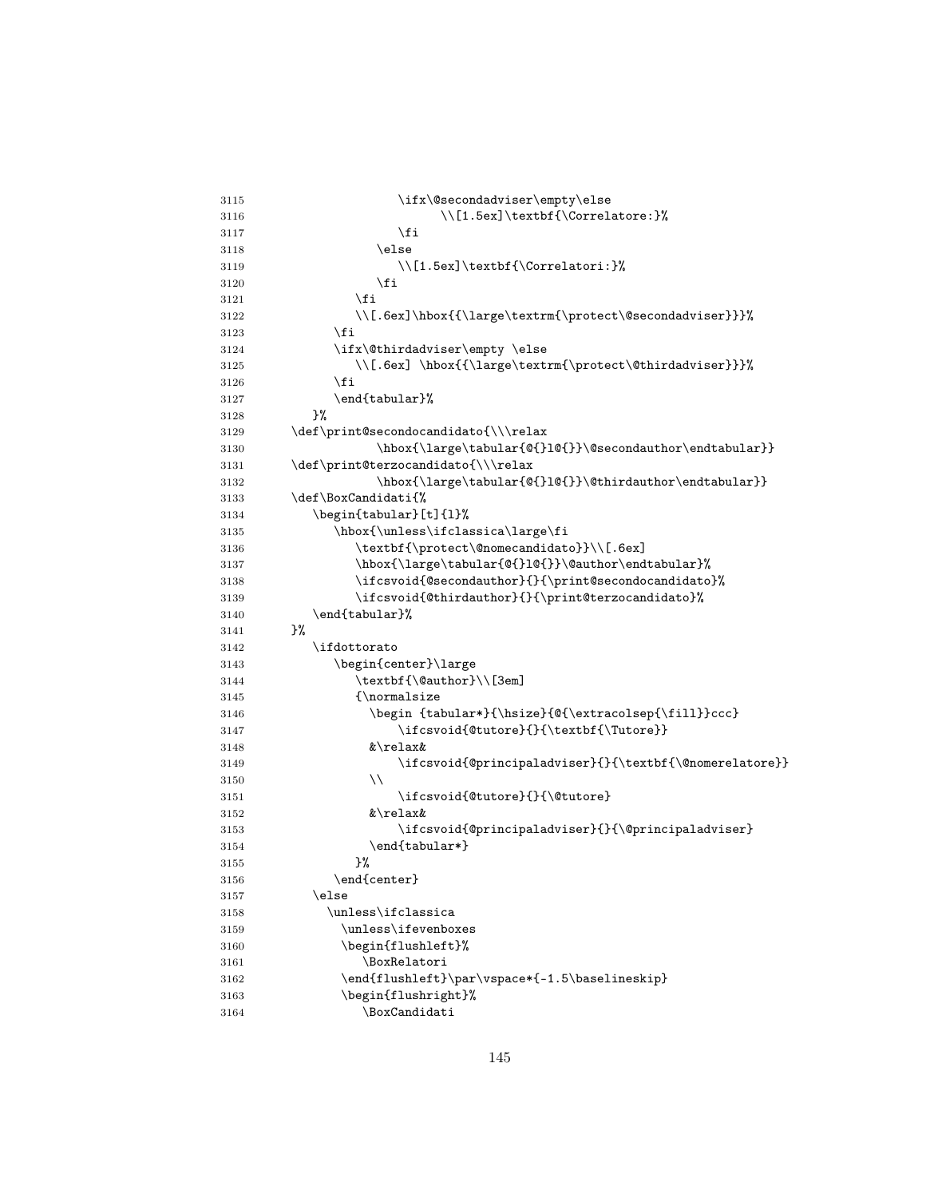```
3115                    \ifx\@secondadviser\empty\else
3116                          \\[1.5ex]\textbf{\Correlatore:}%
3117                    \fi
3118                 \else
3119                    \\[1.5ex]\textbf{\Correlatori:}%
3120                 \fi
3121              \fi
3122              \\[.6ex]\hbox{{\large\textrm{\protect\@secondadviser}}}%
3123           \fi
3124           \ifx\@thirdadviser\empty \else
3125              \\[.6ex] \hbox{{\large\textrm{\protect\@thirdadviser}}}%
3126           \fi
3127           \end{tabular}%
3128        }%
3129     \def\print@secondocandidato{\\\relax
3130              \hbox{\large\tabular{@{}l@{}}\@secondauthor\endtabular}}
3131     \def\print@terzocandidato{\\\relax
3132              \hbox{\large\tabular{@{}l@{}}\@thirdauthor\endtabular}}
3133     \def\BoxCandidati{%
3134        \begin{tabular}[t]{l}%
3135           \hbox{\unless\ifclassica\large\fi
3136              \textbf{\protect\@nomecandidato}}\\[.6ex]
3137              \hbox{\large\tabular{@{}l@{}}\@author\endtabular}%
3138              \ifcsvoid{@secondauthor}{}{\print@secondocandidato}%
3139              \ifcsvoid{@thirdauthor}{}{\print@terzocandidato}%
3140        \end{tabular}%
3141     }%
3142        \ifdottorato
3143           \begin{center}\large
3144              \textbf{\@author}\\[3em]
3145              {\normalsize
3146                \begin {tabular*}{\hsize}{@{\extracolsep{\fill}}ccc}
3147                    \ifcsvoid{@tutore}{}{\textbf{\Tutore}}
3148                &\relax&
3149                    \ifcsvoid{@principaladviser}{}{\textbf{\@nomerelatore}}
3150                \\
3151                    \ifcsvoid{@tutore}{}{\@tutore}
3152                &\relax&
3153                    \ifcsvoid{@principaladviser}{}{\@principaladviser}
3154                \end{tabular*}
3155              }%
3156           \end{center}
3157        \else
3158          \unless\ifclassica
3159            \unless\ifevenboxes
3160            \begin{flushleft}%
3161               \BoxRelatori
3162            \end{flushleft}\par\vspace*{-1.5\baselineskip}
3163            \begin{flushright}%
3164               \BoxCandidati
```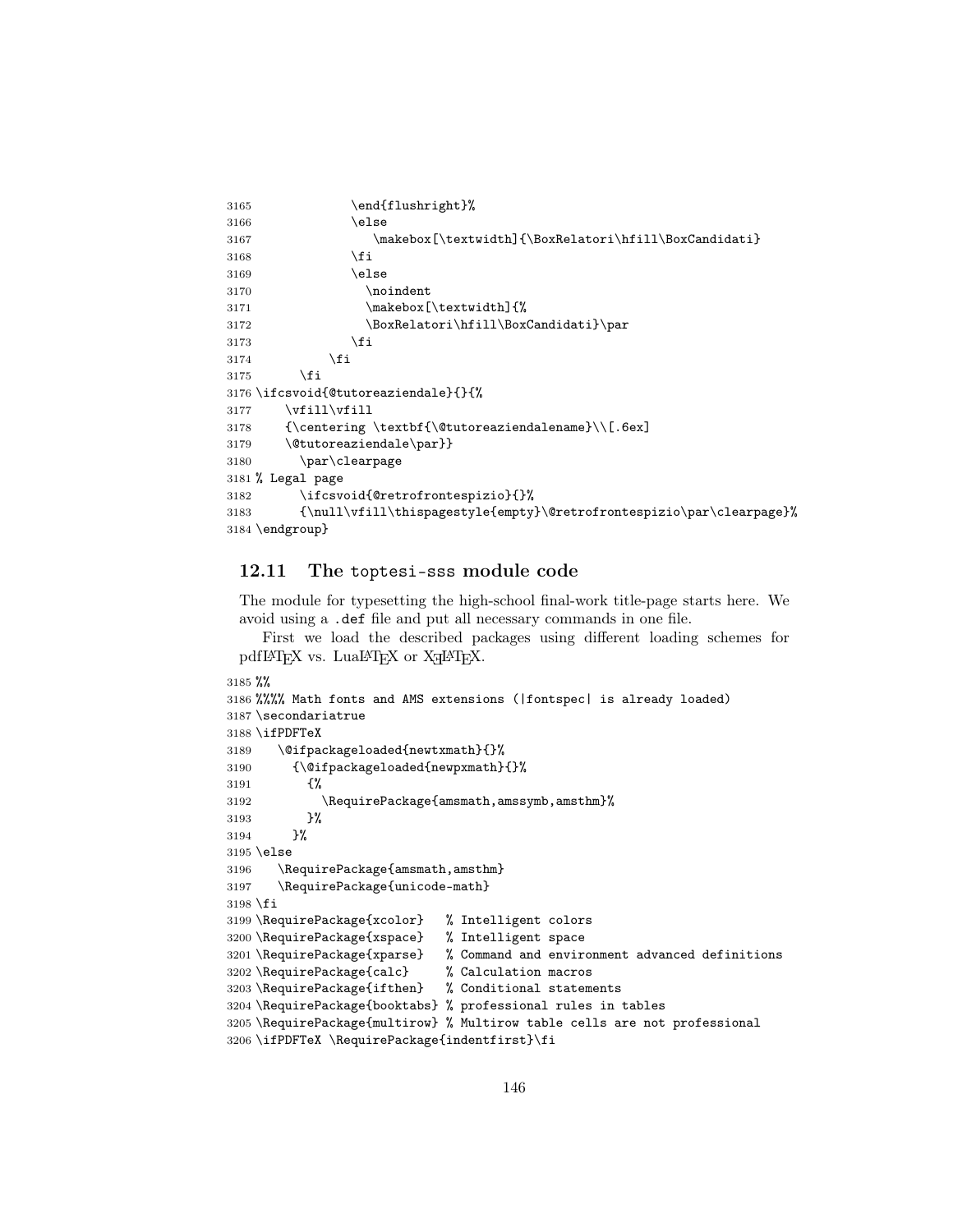```
3165            \end{flushright}%
3166            \else
3167               \makebox[\textwidth]{\BoxRelatori\hfill\BoxCandidati}
3168            \fi
3169            \else
3170              \noindent
3171              \makebox[\textwidth]{%
3172              \BoxRelatori\hfill\BoxCandidati}\par
3173            \fi
3174         \fi
3175     \fi
3176 \ifcsvoid{@tutoreaziendale}{}{%
3177    \vfill\vfill
3178    {\centering \textbf{\@tutoreaziendalename}\\[.6ex]
3179    \@tutoreaziendale\par}}
3180      \par\clearpage
3181 % Legal page
3182      \ifcsvoid{@retrofrontespizio}{}%
3183      {\null\vfill\thispagestyle{empty}\@retrofrontespizio\par\clearpage}%
3184 \endgroup}
```

## 12.11 The toptesi-sss module code

The module for typesetting the high-school final-work title-page starts here. We avoid using a .def file and put all necessary commands in one file.

First we load the described packages using different loading schemes for pdfLaTeX vs. LuaLaTeX or XeLaTeX.

```
3185 %%
3186 %%%% Math fonts and AMS extensions (|fontspec| is already loaded)
3187 \secondariatrue
3188 \ifPDFTeX
3189   \@ifpackageloaded{newtxmath}{}%
3190     {\@ifpackageloaded{newpxmath}{}%
3191       {%
3192         \RequirePackage{amsmath,amssymb,amsthm}%
3193       }%
3194     }%
3195 \else
3196   \RequirePackage{amsmath,amsthm}
3197   \RequirePackage{unicode-math}
3198 \fi
3199 \RequirePackage{xcolor}   % Intelligent colors
3200 \RequirePackage{xspace}   % Intelligent space
3201 \RequirePackage{xparse}   % Command and environment advanced definitions
3202 \RequirePackage{calc}     % Calculation macros
3203 \RequirePackage{ifthen}   % Conditional statements
3204 \RequirePackage{booktabs} % professional rules in tables
3205 \RequirePackage{multirow} % Multirow table cells are not professional
3206 \ifPDFTeX \RequirePackage{indentfirst}\fi
```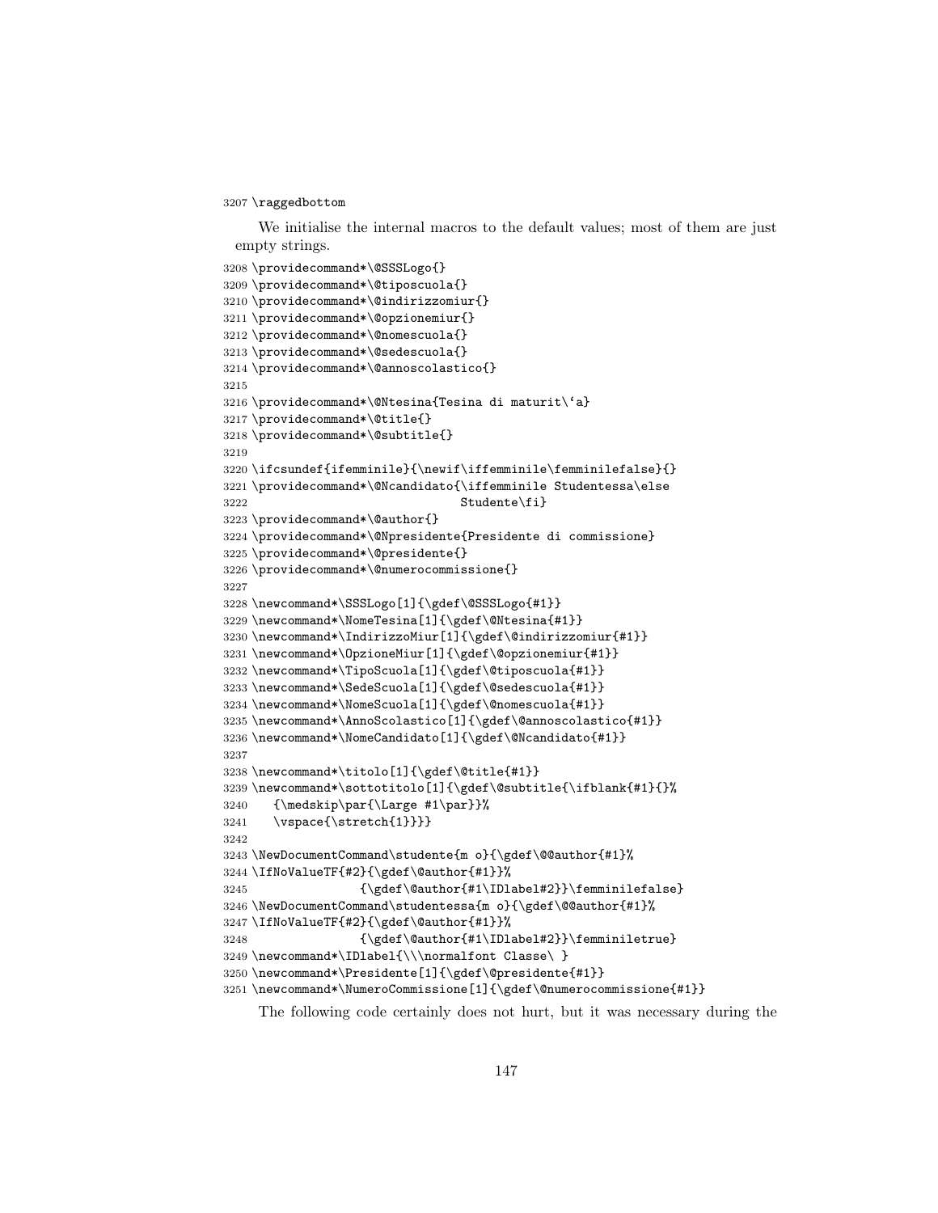```
3207 \raggedbottom
```

We initialise the internal macros to the default values; most of them are just empty strings.

```
3208 \providecommand*\@SSSLogo{}
3209 \providecommand*\@tiposcuola{}
3210 \providecommand*\@indirizzomiur{}
3211 \providecommand*\@opzionemiur{}
3212 \providecommand*\@nomescuola{}
3213 \providecommand*\@sedescuola{}
3214 \providecommand*\@annoscolastico{}
3215
3216 \providecommand*\@Ntesina{Tesina di maturit\`a}
3217 \providecommand*\@title{}
3218 \providecommand*\@subtitle{}
3219
3220 \ifcsundef{ifemminile}{\newif\iffemminile\femminilefalse}{}
3221 \providecommand*\@Ncandidato{\iffemminile Studentessa\else
3222                              Studente\fi}
3223 \providecommand*\@author{}
3224 \providecommand*\@Npresidente{Presidente di commissione}
3225 \providecommand*\@presidente{}
3226 \providecommand*\@numerocommissione{}
3227
3228 \newcommand*\SSSLogo[1]{\gdef\@SSSLogo{#1}}
3229 \newcommand*\NomeTesina[1]{\gdef\@Ntesina{#1}}
3230 \newcommand*\IndirizzoMiur[1]{\gdef\@indirizzomiur{#1}}
3231 \newcommand*\OpzioneMiur[1]{\gdef\@opzionemiur{#1}}
3232 \newcommand*\TipoScuola[1]{\gdef\@tiposcuola{#1}}
3233 \newcommand*\SedeScuola[1]{\gdef\@sedescuola{#1}}
3234 \newcommand*\NomeScuola[1]{\gdef\@nomescuola{#1}}
3235 \newcommand*\AnnoScolastico[1]{\gdef\@annoscolastico{#1}}
3236 \newcommand*\NomeCandidato[1]{\gdef\@Ncandidato{#1}}
3237
3238 \newcommand*\titolo[1]{\gdef\@title{#1}}
3239 \newcommand*\sottotitolo[1]{\gdef\@subtitle{\ifblank{#1}{}%
3240    {\medskip\par{\Large #1\par}}%
3241    \vspace{\stretch{1}}}}
3242
3243 \NewDocumentCommand\studente{m o}{\gdef\@@author{#1}%
3244 \IfNoValueTF{#2}{\gdef\@author{#1}}%
3245               {\gdef\@author{#1\IDlabel#2}}\femminilefalse}
3246 \NewDocumentCommand\studentessa{m o}{\gdef\@@author{#1}%
3247 \IfNoValueTF{#2}{\gdef\@author{#1}}%
3248               {\gdef\@author{#1\IDlabel#2}}\femminiletrue}
3249 \newcommand*\IDlabel{\\\normalfont Classe\ }
3250 \newcommand*\Presidente[1]{\gdef\@presidente{#1}}
3251 \newcommand*\NumeroCommissione[1]{\gdef\@numerocommissione{#1}}
```

The following code certainly does not hurt, but it was necessary during the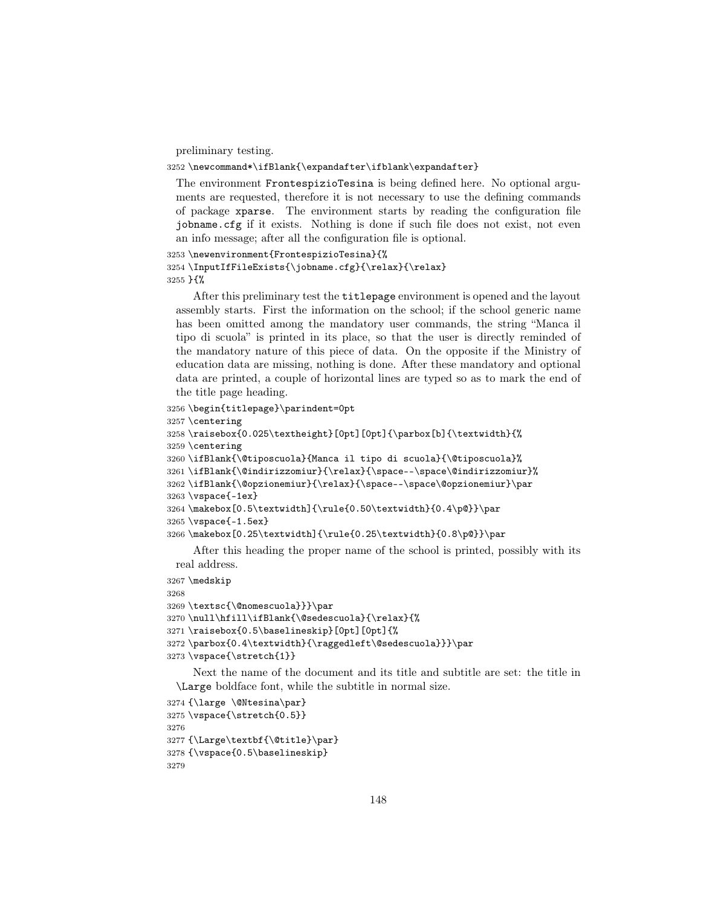preliminary testing.

```
3252 \newcommand*\ifBlank{\expandafter\ifblank\expandafter}
```

The environment FrontespizioTesina is being defined here. No optional arguments are requested, therefore it is not necessary to use the defining commands of package xparse. The environment starts by reading the configuration file jobname.cfg if it exists. Nothing is done if such file does not exist, not even an info message; after all the configuration file is optional.

```
3253 \newenvironment{FrontespizioTesina}{%
3254 \InputIfFileExists{\jobname.cfg}{\relax}{\relax}
3255 }{%
```

After this preliminary test the titlepage environment is opened and the layout assembly starts. First the information on the school; if the school generic name has been omitted among the mandatory user commands, the string "Manca il tipo di scuola" is printed in its place, so that the user is directly reminded of the mandatory nature of this piece of data. On the opposite if the Ministry of education data are missing, nothing is done. After these mandatory and optional data are printed, a couple of horizontal lines are typed so as to mark the end of the title page heading.

```
3256 \begin{titlepage}\parindent=0pt
3257 \centering
3258 \raisebox{0.025\textheight}[0pt][0pt]{\parbox[b]{\textwidth}{%
3259 \centering
3260 \ifBlank{\@tiposcuola}{Manca il tipo di scuola}{\@tiposcuola}%
3261 \ifBlank{\@indirizzomiur}{\relax}{\space--\space\@indirizzomiur}%
3262 \ifBlank{\@opzionemiur}{\relax}{\space--\space\@opzionemiur}\par
3263 \vspace{-1ex}
3264 \makebox[0.5\textwidth]{\rule{0.50\textwidth}{0.4\p@}}\par
3265 \vspace{-1.5ex}
3266 \makebox[0.25\textwidth]{\rule{0.25\textwidth}{0.8\p@}}\par
```

After this heading the proper name of the school is printed, possibly with its real address.

```
3267 \medskip
3268
3269 \textsc{\@nomescuola}}}\par
3270 \null\hfill\ifBlank{\@sedescuola}{\relax}{%
3271 \raisebox{0.5\baselineskip}[0pt][0pt]{%
3272 \parbox{0.4\textwidth}{\raggedleft\@sedescuola}}}\par
3273 \vspace{\stretch{1}}
```

Next the name of the document and its title and subtitle are set: the title in \Large boldface font, while the subtitle in normal size.

```
3274 {\large \@Ntesina\par}
3275 \vspace{\stretch{0.5}}
3276
3277 {\Large\textbf{\@title}\par}
3278 {\vspace{0.5\baselineskip}
3279
```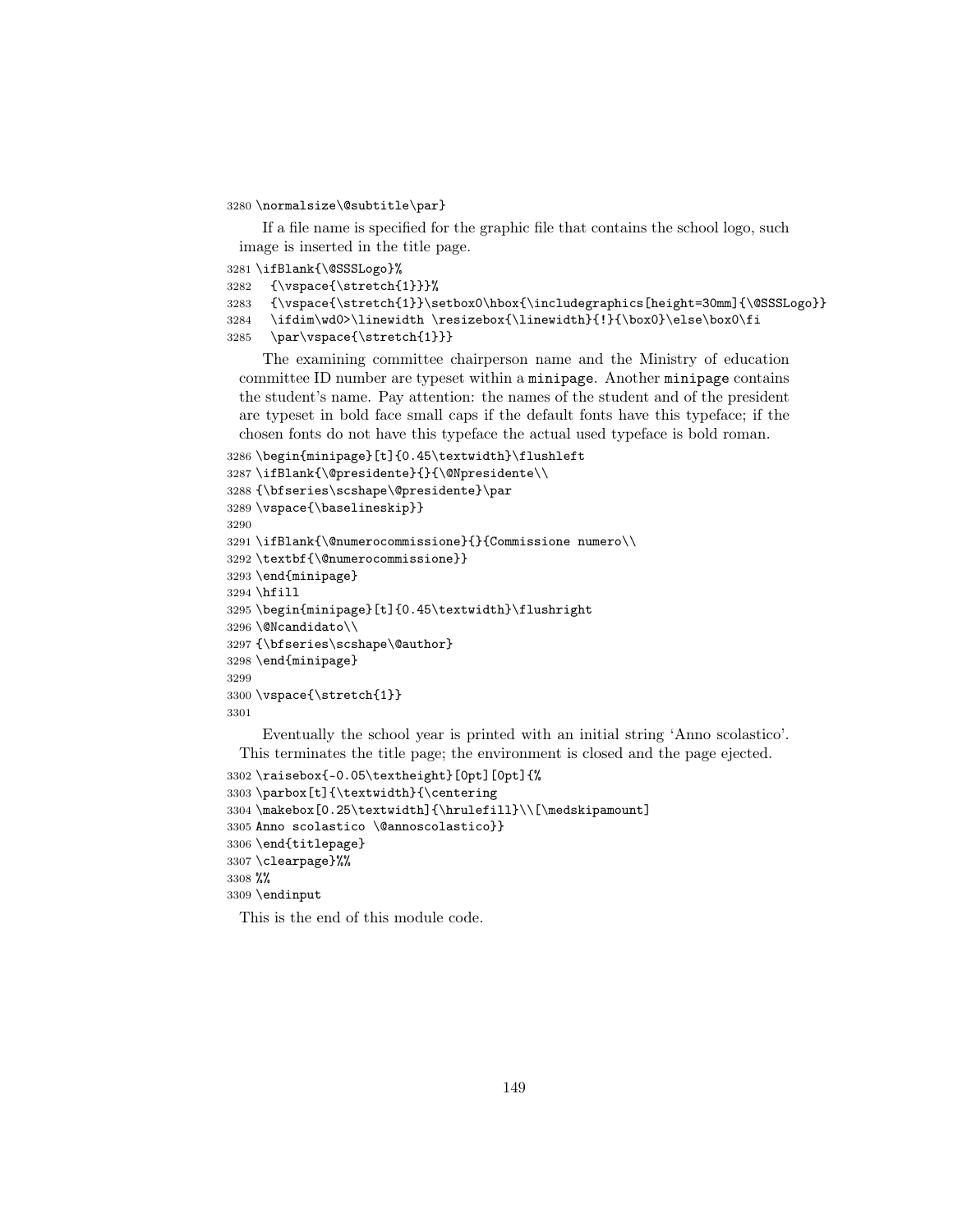```
3280 \normalsize\@subtitle\par}
```

If a file name is specified for the graphic file that contains the school logo, such image is inserted in the title page.

```
3281 \ifBlank{\@SSSLogo}%
3282   {\vspace{\stretch{1}}}%
3283   {\vspace{\stretch{1}}\setbox0\hbox{\includegraphics[height=30mm]{\@SSSLogo}}
3284   \ifdim\wd0>\linewidth \resizebox{\linewidth}{!}{\box0}\else\box0\fi
3285   \par\vspace{\stretch{1}}}
```

The examining committee chairperson name and the Ministry of education committee ID number are typeset within a `minipage`. Another `minipage` contains the student's name. Pay attention: the names of the student and of the president are typeset in bold face small caps if the default fonts have this typeface; if the chosen fonts do not have this typeface the actual used typeface is bold roman.

```
3286 \begin{minipage}[t]{0.45\textwidth}\flushleft
3287 \ifBlank{\@presidente}{}{\@Npresidente\\
3288 {\bfseries\scshape\@presidente}\par
3289 \vspace{\baselineskip}}
3290
3291 \ifBlank{\@numerocommissione}{}{Commissione numero\\
3292 \textbf{\@numerocommissione}}
3293 \end{minipage}
3294 \hfill
3295 \begin{minipage}[t]{0.45\textwidth}\flushright
3296 \@Ncandidato\\
3297 {\bfseries\scshape\@author}
3298 \end{minipage}
3299
3300 \vspace{\stretch{1}}
3301
```

Eventually the school year is printed with an initial string 'Anno scolastico'. This terminates the title page; the environment is closed and the page ejected.

```
3302 \raisebox{-0.05\textheight}[0pt][0pt]{%
3303 \parbox[t]{\textwidth}{\centering
3304 \makebox[0.25\textwidth]{\hrulefill}\\[\medskipamount]
3305 Anno scolastico \@annoscolastico}}
3306 \end{titlepage}
3307 \clearpage}%%
3308 %%
3309 \endinput
```

This is the end of this module code.